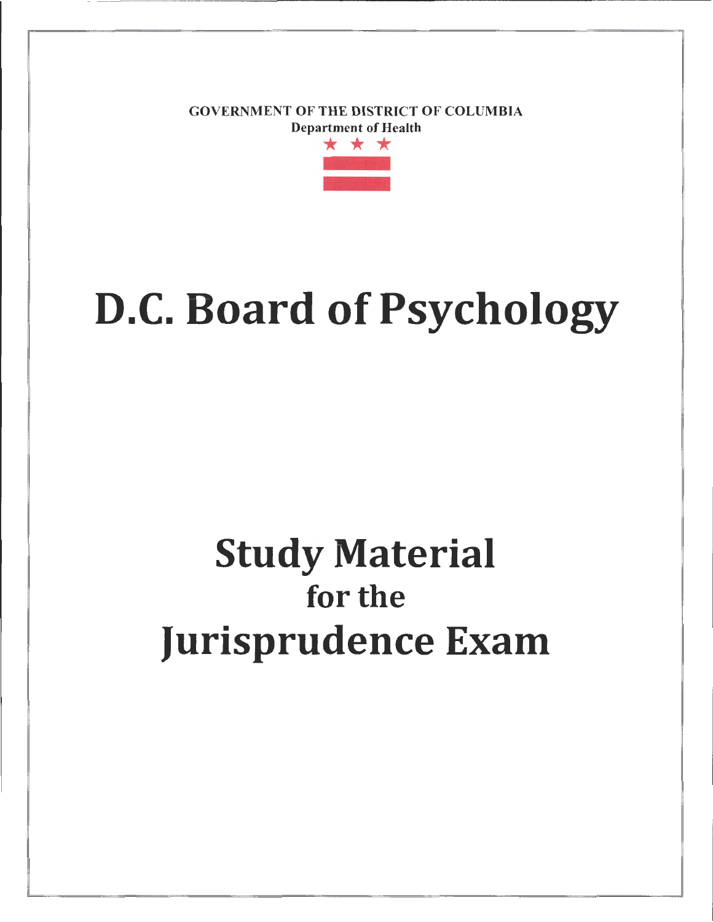GOVERNMENT OF THE DISTRICT OF COLUMBIA

Department of Health

# D.C. Board of Psychology

# Study Material
## for the
# Jurisprudence Exam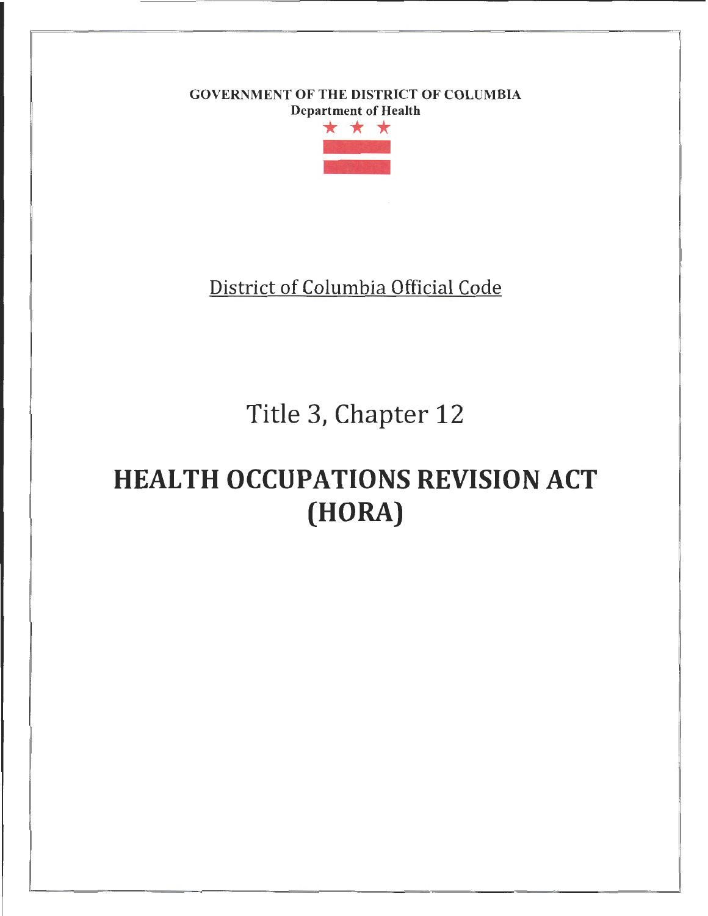**GOVERNMENT OF THE DISTRICT OF COLUMBIA**
**Department of Health**

District of Columbia Official Code

# Title 3, Chapter 12

# HEALTH OCCUPATIONS REVISION ACT (HORA)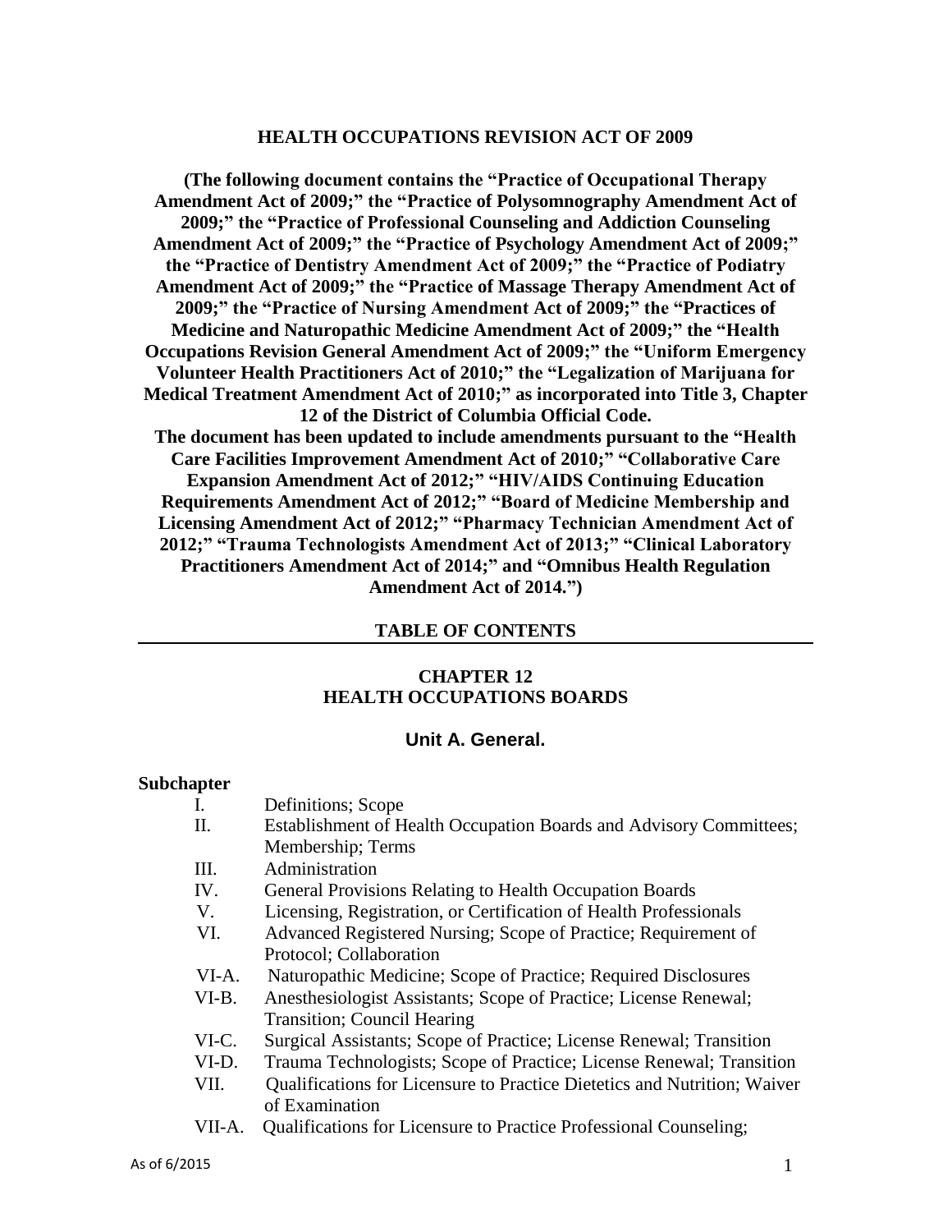# HEALTH OCCUPATIONS REVISION ACT OF 2009

**(The following document contains the "Practice of Occupational Therapy Amendment Act of 2009;" the "Practice of Polysomnography Amendment Act of 2009;" the "Practice of Professional Counseling and Addiction Counseling Amendment Act of 2009;" the "Practice of Psychology Amendment Act of 2009;" the "Practice of Dentistry Amendment Act of 2009;" the "Practice of Podiatry Amendment Act of 2009;" the "Practice of Massage Therapy Amendment Act of 2009;" the "Practice of Nursing Amendment Act of 2009;" the "Practices of Medicine and Naturopathic Medicine Amendment Act of 2009;" the "Health Occupations Revision General Amendment Act of 2009;" the "Uniform Emergency Volunteer Health Practitioners Act of 2010;" the "Legalization of Marijuana for Medical Treatment Amendment Act of 2010;" as incorporated into Title 3, Chapter 12 of the District of Columbia Official Code.**
**The document has been updated to include amendments pursuant to the "Health Care Facilities Improvement Amendment Act of 2010;" "Collaborative Care Expansion Amendment Act of 2012;" "HIV/AIDS Continuing Education Requirements Amendment Act of 2012;" "Board of Medicine Membership and Licensing Amendment Act of 2012;" "Pharmacy Technician Amendment Act of 2012;" "Trauma Technologists Amendment Act of 2013;" "Clinical Laboratory Practitioners Amendment Act of 2014;" and "Omnibus Health Regulation Amendment Act of 2014.")**

## TABLE OF CONTENTS

## CHAPTER 12
## HEALTH OCCUPATIONS BOARDS

### Unit A. General.

**Subchapter**

- I. Definitions; Scope
- II. Establishment of Health Occupation Boards and Advisory Committees; Membership; Terms
- III. Administration
- IV. General Provisions Relating to Health Occupation Boards
- V. Licensing, Registration, or Certification of Health Professionals
- VI. Advanced Registered Nursing; Scope of Practice; Requirement of Protocol; Collaboration
- VI-A. Naturopathic Medicine; Scope of Practice; Required Disclosures
- VI-B. Anesthesiologist Assistants; Scope of Practice; License Renewal; Transition; Council Hearing
- VI-C. Surgical Assistants; Scope of Practice; License Renewal; Transition
- VI-D. Trauma Technologists; Scope of Practice; License Renewal; Transition
- VII. Qualifications for Licensure to Practice Dietetics and Nutrition; Waiver of Examination
- VII-A. Qualifications for Licensure to Practice Professional Counseling;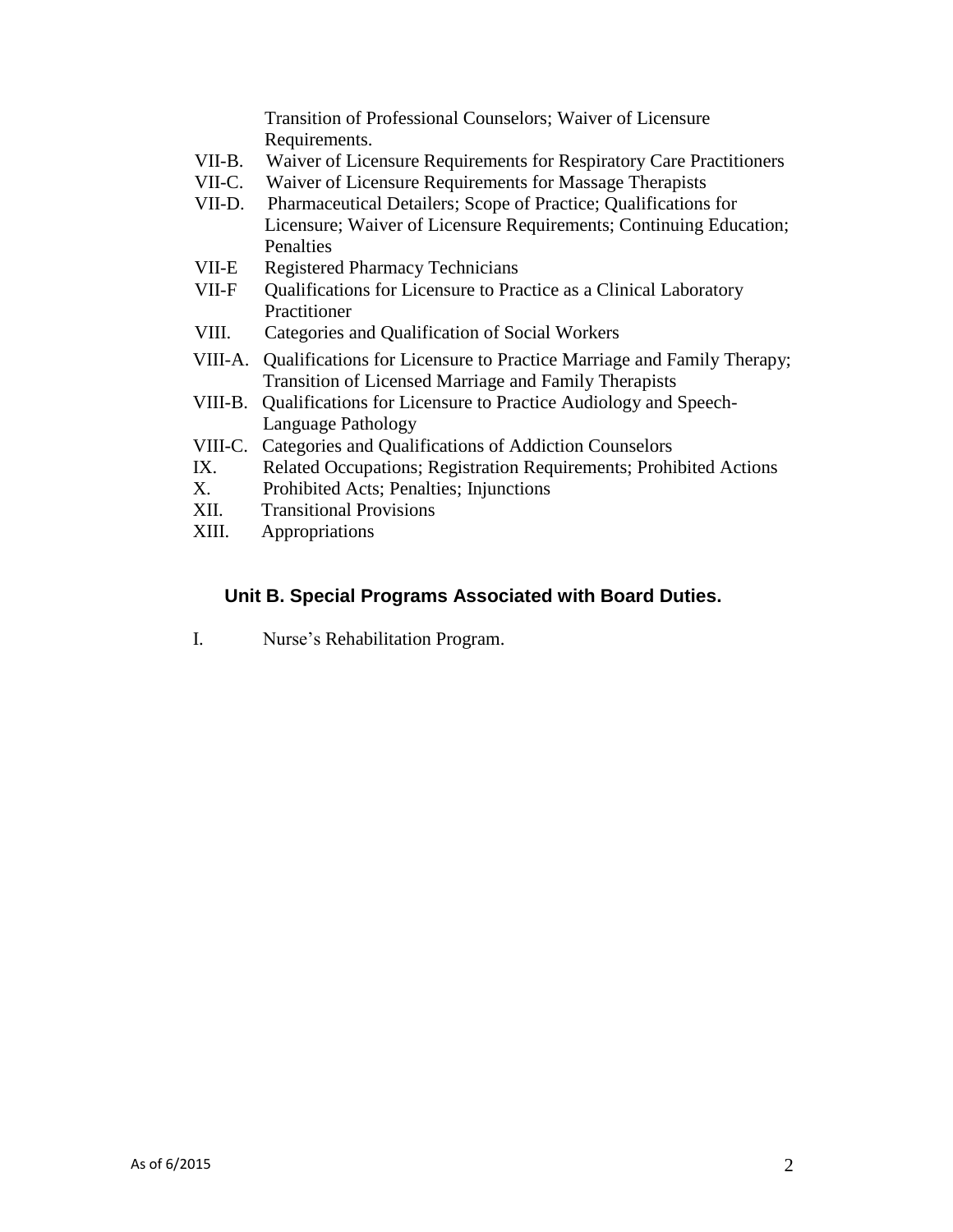Transition of Professional Counselors; Waiver of Licensure Requirements.

VII-B. Waiver of Licensure Requirements for Respiratory Care Practitioners

VII-C. Waiver of Licensure Requirements for Massage Therapists

VII-D. Pharmaceutical Detailers; Scope of Practice; Qualifications for Licensure; Waiver of Licensure Requirements; Continuing Education; Penalties

VII-E Registered Pharmacy Technicians

VII-F Qualifications for Licensure to Practice as a Clinical Laboratory Practitioner

VIII. Categories and Qualification of Social Workers

VIII-A. Qualifications for Licensure to Practice Marriage and Family Therapy; Transition of Licensed Marriage and Family Therapists

VIII-B. Qualifications for Licensure to Practice Audiology and Speech-Language Pathology

VIII-C. Categories and Qualifications of Addiction Counselors

IX. Related Occupations; Registration Requirements; Prohibited Actions

X. Prohibited Acts; Penalties; Injunctions

XII. Transitional Provisions

XIII. Appropriations

## Unit B. Special Programs Associated with Board Duties.

I. Nurse's Rehabilitation Program.

As of 6/2015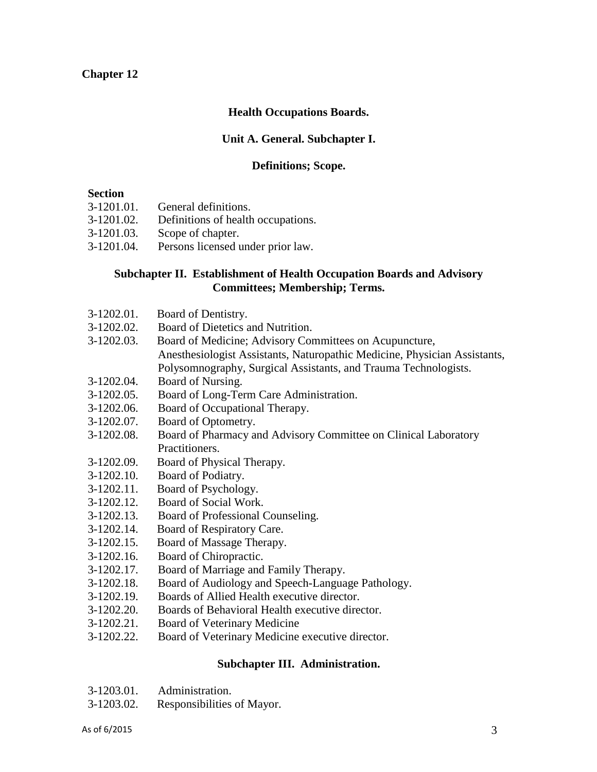**Chapter 12**

## Health Occupations Boards.

### Unit A. General. Subchapter I.

### Definitions; Scope.

**Section**

3-1201.01. General definitions.
3-1201.02. Definitions of health occupations.
3-1201.03. Scope of chapter.
3-1201.04. Persons licensed under prior law.

### Subchapter II. Establishment of Health Occupation Boards and Advisory Committees; Membership; Terms.

3-1202.01. Board of Dentistry.
3-1202.02. Board of Dietetics and Nutrition.
3-1202.03. Board of Medicine; Advisory Committees on Acupuncture, Anesthesiologist Assistants, Naturopathic Medicine, Physician Assistants, Polysomnography, Surgical Assistants, and Trauma Technologists.
3-1202.04. Board of Nursing.
3-1202.05. Board of Long-Term Care Administration.
3-1202.06. Board of Occupational Therapy.
3-1202.07. Board of Optometry.
3-1202.08. Board of Pharmacy and Advisory Committee on Clinical Laboratory Practitioners.
3-1202.09. Board of Physical Therapy.
3-1202.10. Board of Podiatry.
3-1202.11. Board of Psychology.
3-1202.12. Board of Social Work.
3-1202.13. Board of Professional Counseling.
3-1202.14. Board of Respiratory Care.
3-1202.15. Board of Massage Therapy.
3-1202.16. Board of Chiropractic.
3-1202.17. Board of Marriage and Family Therapy.
3-1202.18. Board of Audiology and Speech-Language Pathology.
3-1202.19. Boards of Allied Health executive director.
3-1202.20. Boards of Behavioral Health executive director.
3-1202.21. Board of Veterinary Medicine
3-1202.22. Board of Veterinary Medicine executive director.

### Subchapter III. Administration.

3-1203.01. Administration.
3-1203.02. Responsibilities of Mayor.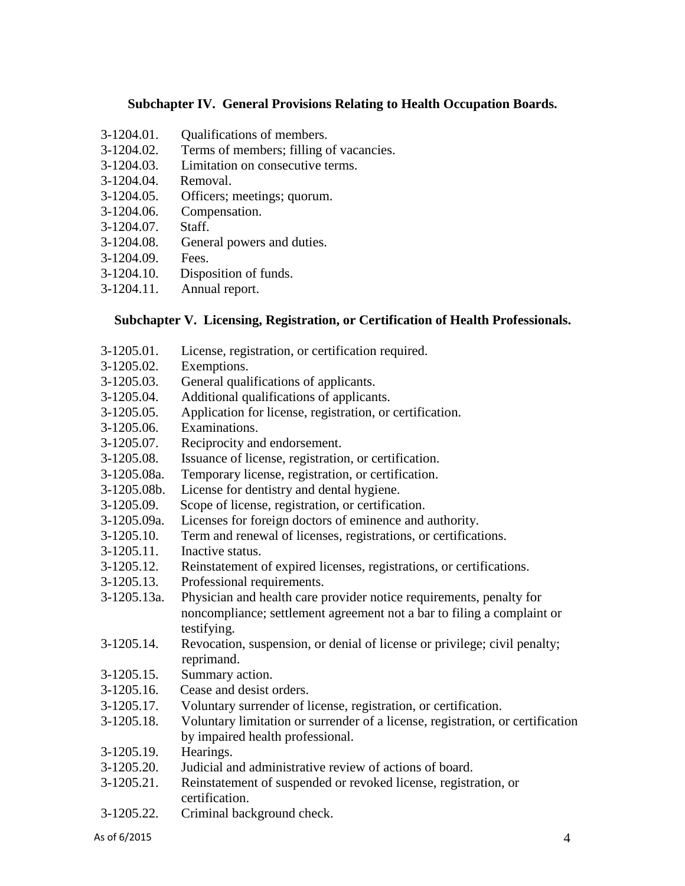### Subchapter IV. General Provisions Relating to Health Occupation Boards.

3-1204.01. Qualifications of members.
3-1204.02. Terms of members; filling of vacancies.
3-1204.03. Limitation on consecutive terms.
3-1204.04. Removal.
3-1204.05. Officers; meetings; quorum.
3-1204.06. Compensation.
3-1204.07. Staff.
3-1204.08. General powers and duties.
3-1204.09. Fees.
3-1204.10. Disposition of funds.
3-1204.11. Annual report.

### Subchapter V. Licensing, Registration, or Certification of Health Professionals.

3-1205.01. License, registration, or certification required.
3-1205.02. Exemptions.
3-1205.03. General qualifications of applicants.
3-1205.04. Additional qualifications of applicants.
3-1205.05. Application for license, registration, or certification.
3-1205.06. Examinations.
3-1205.07. Reciprocity and endorsement.
3-1205.08. Issuance of license, registration, or certification.
3-1205.08a. Temporary license, registration, or certification.
3-1205.08b. License for dentistry and dental hygiene.
3-1205.09. Scope of license, registration, or certification.
3-1205.09a. Licenses for foreign doctors of eminence and authority.
3-1205.10. Term and renewal of licenses, registrations, or certifications.
3-1205.11. Inactive status.
3-1205.12. Reinstatement of expired licenses, registrations, or certifications.
3-1205.13. Professional requirements.
3-1205.13a. Physician and health care provider notice requirements, penalty for noncompliance; settlement agreement not a bar to filing a complaint or testifying.
3-1205.14. Revocation, suspension, or denial of license or privilege; civil penalty; reprimand.
3-1205.15. Summary action.
3-1205.16. Cease and desist orders.
3-1205.17. Voluntary surrender of license, registration, or certification.
3-1205.18. Voluntary limitation or surrender of a license, registration, or certification by impaired health professional.
3-1205.19. Hearings.
3-1205.20. Judicial and administrative review of actions of board.
3-1205.21. Reinstatement of suspended or revoked license, registration, or certification.
3-1205.22. Criminal background check.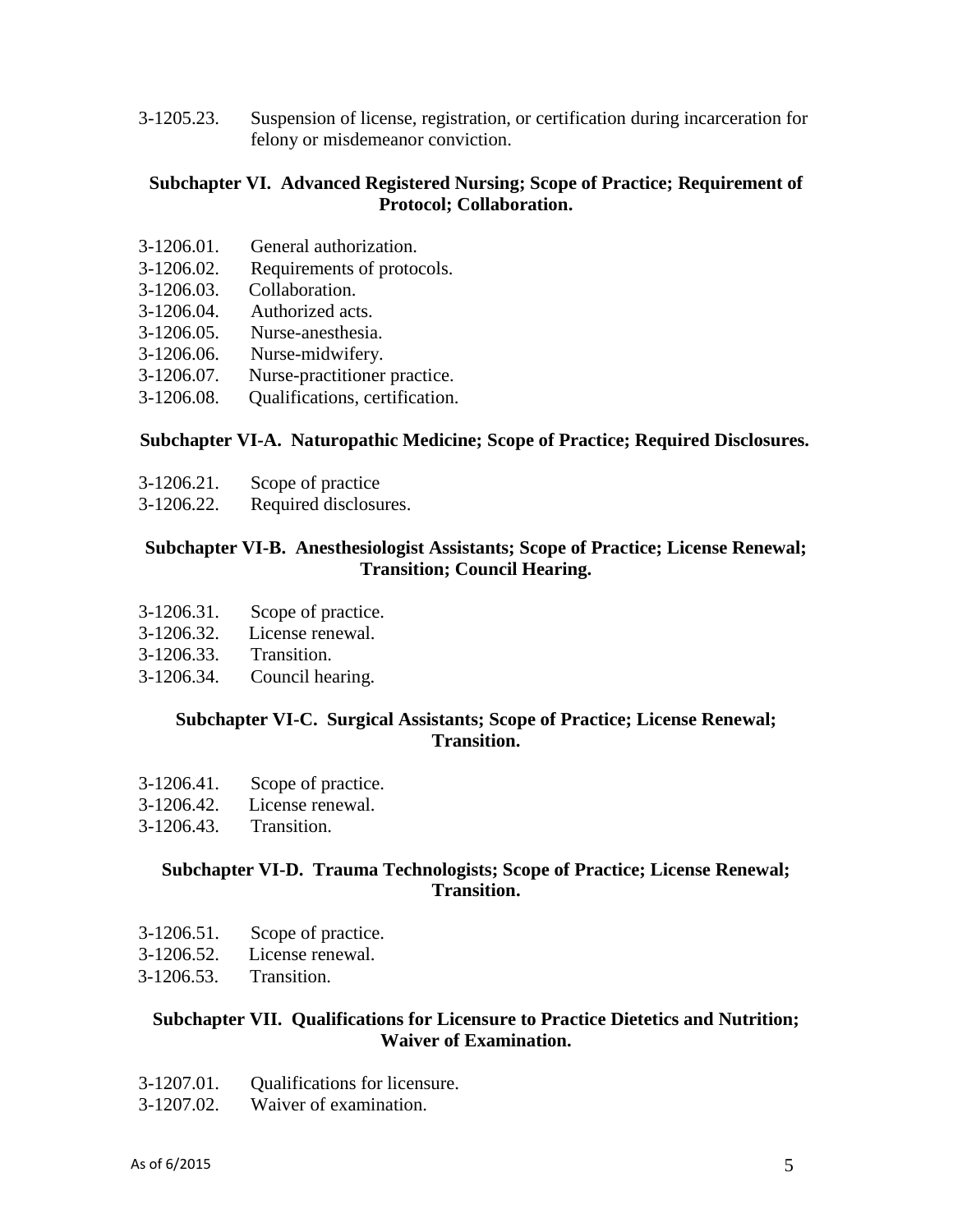3-1205.23. Suspension of license, registration, or certification during incarceration for felony or misdemeanor conviction.

**Subchapter VI. Advanced Registered Nursing; Scope of Practice; Requirement of Protocol; Collaboration.**

3-1206.01. General authorization.
3-1206.02. Requirements of protocols.
3-1206.03. Collaboration.
3-1206.04. Authorized acts.
3-1206.05. Nurse-anesthesia.
3-1206.06. Nurse-midwifery.
3-1206.07. Nurse-practitioner practice.
3-1206.08. Qualifications, certification.

**Subchapter VI-A. Naturopathic Medicine; Scope of Practice; Required Disclosures.**

3-1206.21. Scope of practice
3-1206.22. Required disclosures.

**Subchapter VI-B. Anesthesiologist Assistants; Scope of Practice; License Renewal; Transition; Council Hearing.**

3-1206.31. Scope of practice.
3-1206.32. License renewal.
3-1206.33. Transition.
3-1206.34. Council hearing.

**Subchapter VI-C. Surgical Assistants; Scope of Practice; License Renewal; Transition.**

3-1206.41. Scope of practice.
3-1206.42. License renewal.
3-1206.43. Transition.

**Subchapter VI-D. Trauma Technologists; Scope of Practice; License Renewal; Transition.**

3-1206.51. Scope of practice.
3-1206.52. License renewal.
3-1206.53. Transition.

**Subchapter VII. Qualifications for Licensure to Practice Dietetics and Nutrition; Waiver of Examination.**

3-1207.01. Qualifications for licensure.
3-1207.02. Waiver of examination.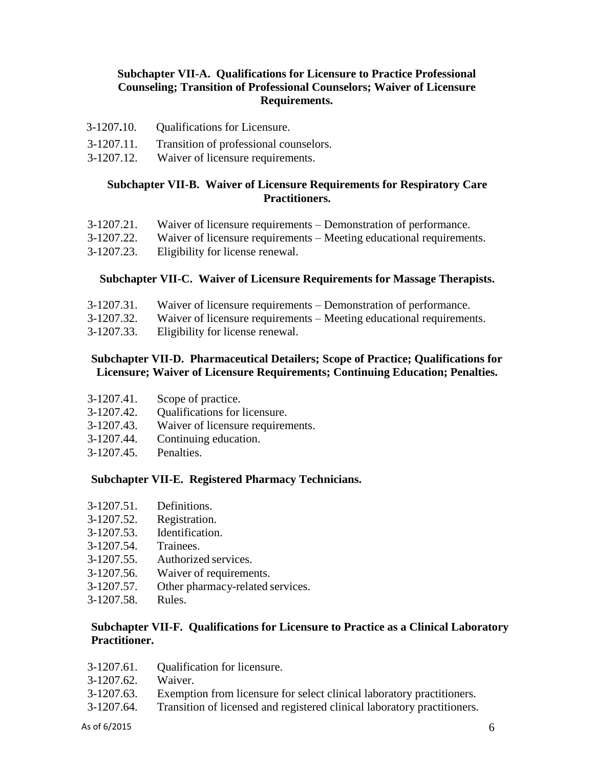### Subchapter VII-A. Qualifications for Licensure to Practice Professional Counseling; Transition of Professional Counselors; Waiver of Licensure Requirements.

3-1207.10. Qualifications for Licensure.
3-1207.11. Transition of professional counselors.
3-1207.12. Waiver of licensure requirements.

### Subchapter VII-B. Waiver of Licensure Requirements for Respiratory Care Practitioners.

3-1207.21. Waiver of licensure requirements – Demonstration of performance.
3-1207.22. Waiver of licensure requirements – Meeting educational requirements.
3-1207.23. Eligibility for license renewal.

### Subchapter VII-C. Waiver of Licensure Requirements for Massage Therapists.

3-1207.31. Waiver of licensure requirements – Demonstration of performance.
3-1207.32. Waiver of licensure requirements – Meeting educational requirements.
3-1207.33. Eligibility for license renewal.

### Subchapter VII-D. Pharmaceutical Detailers; Scope of Practice; Qualifications for Licensure; Waiver of Licensure Requirements; Continuing Education; Penalties.

3-1207.41. Scope of practice.
3-1207.42. Qualifications for licensure.
3-1207.43. Waiver of licensure requirements.
3-1207.44. Continuing education.
3-1207.45. Penalties.

### Subchapter VII-E. Registered Pharmacy Technicians.

3-1207.51. Definitions.
3-1207.52. Registration.
3-1207.53. Identification.
3-1207.54. Trainees.
3-1207.55. Authorized services.
3-1207.56. Waiver of requirements.
3-1207.57. Other pharmacy-related services.
3-1207.58. Rules.

### Subchapter VII-F. Qualifications for Licensure to Practice as a Clinical Laboratory Practitioner.

3-1207.61. Qualification for licensure.
3-1207.62. Waiver.
3-1207.63. Exemption from licensure for select clinical laboratory practitioners.
3-1207.64. Transition of licensed and registered clinical laboratory practitioners.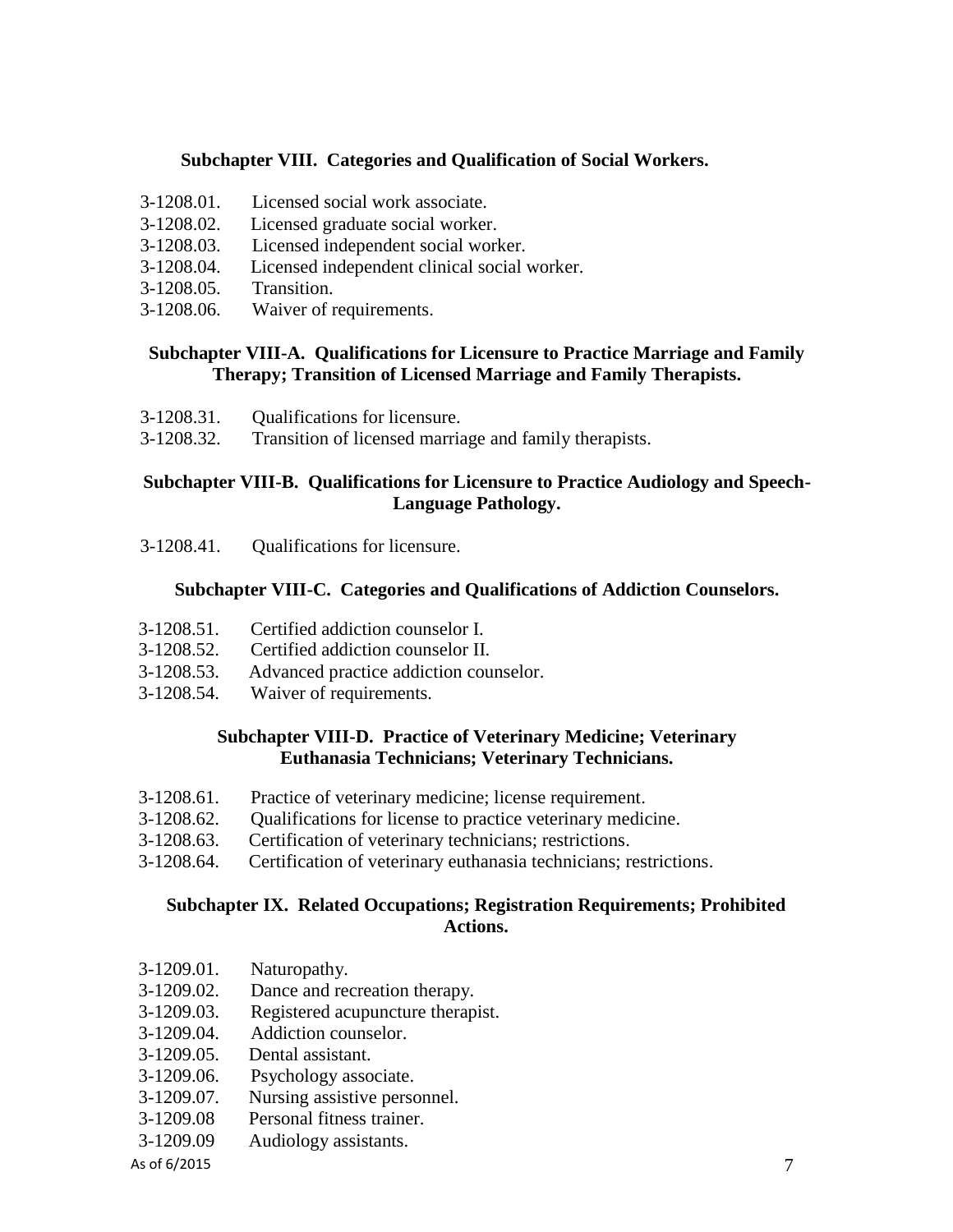**Subchapter VIII. Categories and Qualification of Social Workers.**

3-1208.01. Licensed social work associate.
3-1208.02. Licensed graduate social worker.
3-1208.03. Licensed independent social worker.
3-1208.04. Licensed independent clinical social worker.
3-1208.05. Transition.
3-1208.06. Waiver of requirements.

**Subchapter VIII-A. Qualifications for Licensure to Practice Marriage and Family Therapy; Transition of Licensed Marriage and Family Therapists.**

3-1208.31. Qualifications for licensure.
3-1208.32. Transition of licensed marriage and family therapists.

**Subchapter VIII-B. Qualifications for Licensure to Practice Audiology and Speech-Language Pathology.**

3-1208.41. Qualifications for licensure.

**Subchapter VIII-C. Categories and Qualifications of Addiction Counselors.**

3-1208.51. Certified addiction counselor I.
3-1208.52. Certified addiction counselor II.
3-1208.53. Advanced practice addiction counselor.
3-1208.54. Waiver of requirements.

**Subchapter VIII-D. Practice of Veterinary Medicine; Veterinary Euthanasia Technicians; Veterinary Technicians.**

3-1208.61. Practice of veterinary medicine; license requirement.
3-1208.62. Qualifications for license to practice veterinary medicine.
3-1208.63. Certification of veterinary technicians; restrictions.
3-1208.64. Certification of veterinary euthanasia technicians; restrictions.

**Subchapter IX. Related Occupations; Registration Requirements; Prohibited Actions.**

3-1209.01. Naturopathy.
3-1209.02. Dance and recreation therapy.
3-1209.03. Registered acupuncture therapist.
3-1209.04. Addiction counselor.
3-1209.05. Dental assistant.
3-1209.06. Psychology associate.
3-1209.07. Nursing assistive personnel.
3-1209.08 Personal fitness trainer.
3-1209.09 Audiology assistants.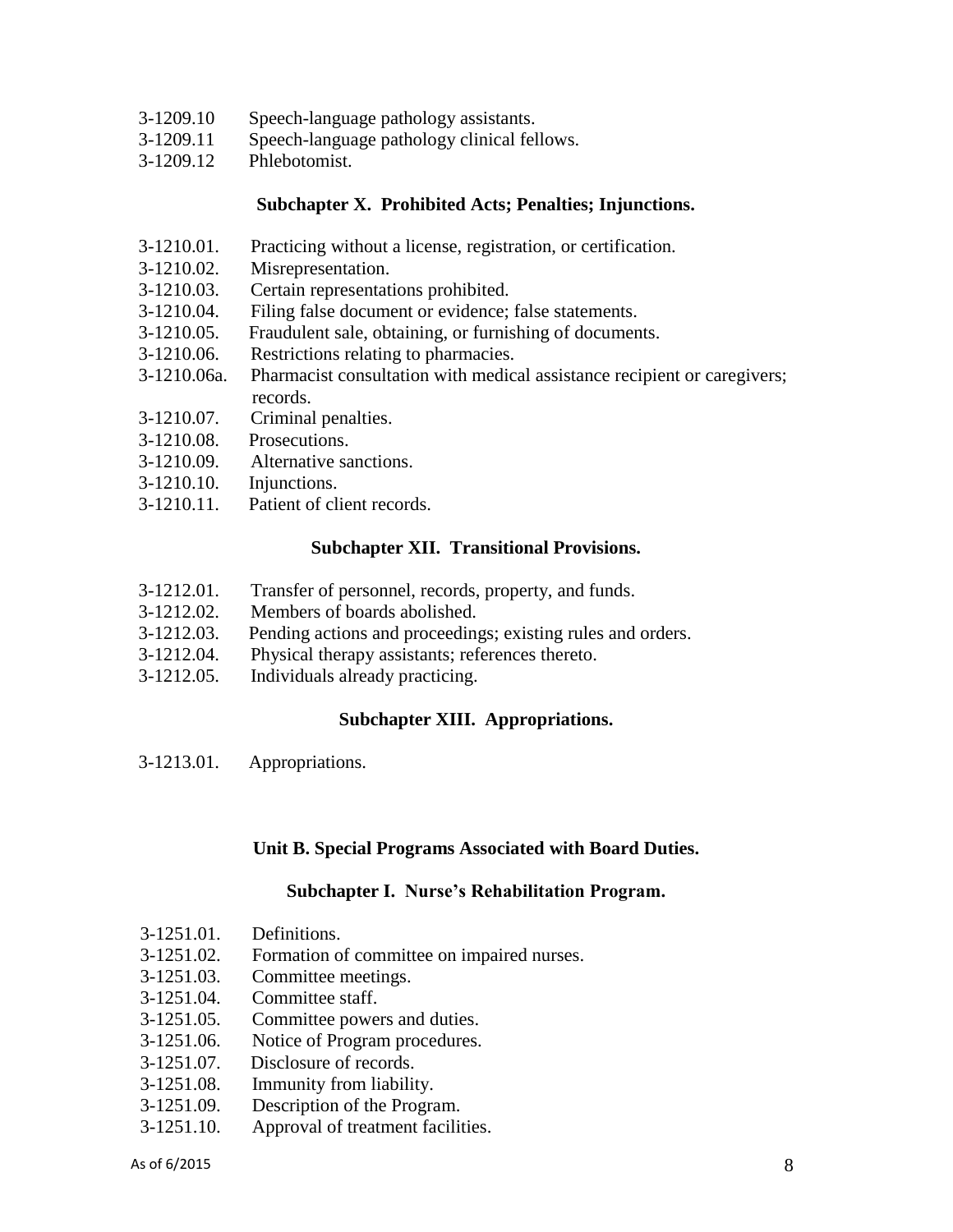3-1209.10 Speech-language pathology assistants.
3-1209.11 Speech-language pathology clinical fellows.
3-1209.12 Phlebotomist.

### Subchapter X. Prohibited Acts; Penalties; Injunctions.

3-1210.01. Practicing without a license, registration, or certification.
3-1210.02. Misrepresentation.
3-1210.03. Certain representations prohibited.
3-1210.04. Filing false document or evidence; false statements.
3-1210.05. Fraudulent sale, obtaining, or furnishing of documents.
3-1210.06. Restrictions relating to pharmacies.
3-1210.06a. Pharmacist consultation with medical assistance recipient or caregivers; records.
3-1210.07. Criminal penalties.
3-1210.08. Prosecutions.
3-1210.09. Alternative sanctions.
3-1210.10. Injunctions.
3-1210.11. Patient of client records.

### Subchapter XII. Transitional Provisions.

3-1212.01. Transfer of personnel, records, property, and funds.
3-1212.02. Members of boards abolished.
3-1212.03. Pending actions and proceedings; existing rules and orders.
3-1212.04. Physical therapy assistants; references thereto.
3-1212.05. Individuals already practicing.

### Subchapter XIII. Appropriations.

3-1213.01. Appropriations.

## Unit B. Special Programs Associated with Board Duties.

### Subchapter I. Nurse's Rehabilitation Program.

3-1251.01. Definitions.
3-1251.02. Formation of committee on impaired nurses.
3-1251.03. Committee meetings.
3-1251.04. Committee staff.
3-1251.05. Committee powers and duties.
3-1251.06. Notice of Program procedures.
3-1251.07. Disclosure of records.
3-1251.08. Immunity from liability.
3-1251.09. Description of the Program.
3-1251.10. Approval of treatment facilities.

As of 6/2015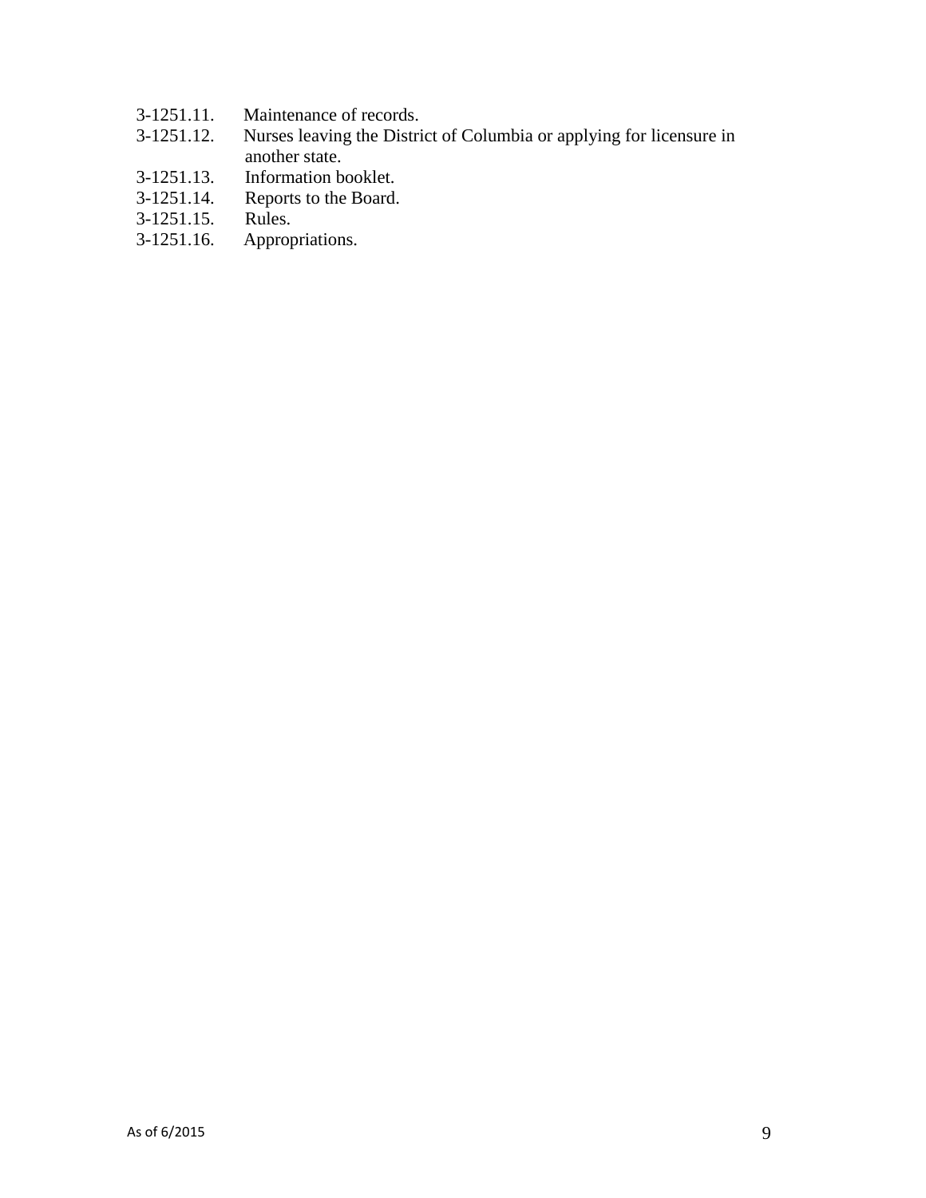3-1251.11. Maintenance of records.
3-1251.12. Nurses leaving the District of Columbia or applying for licensure in another state.
3-1251.13. Information booklet.
3-1251.14. Reports to the Board.
3-1251.15. Rules.
3-1251.16. Appropriations.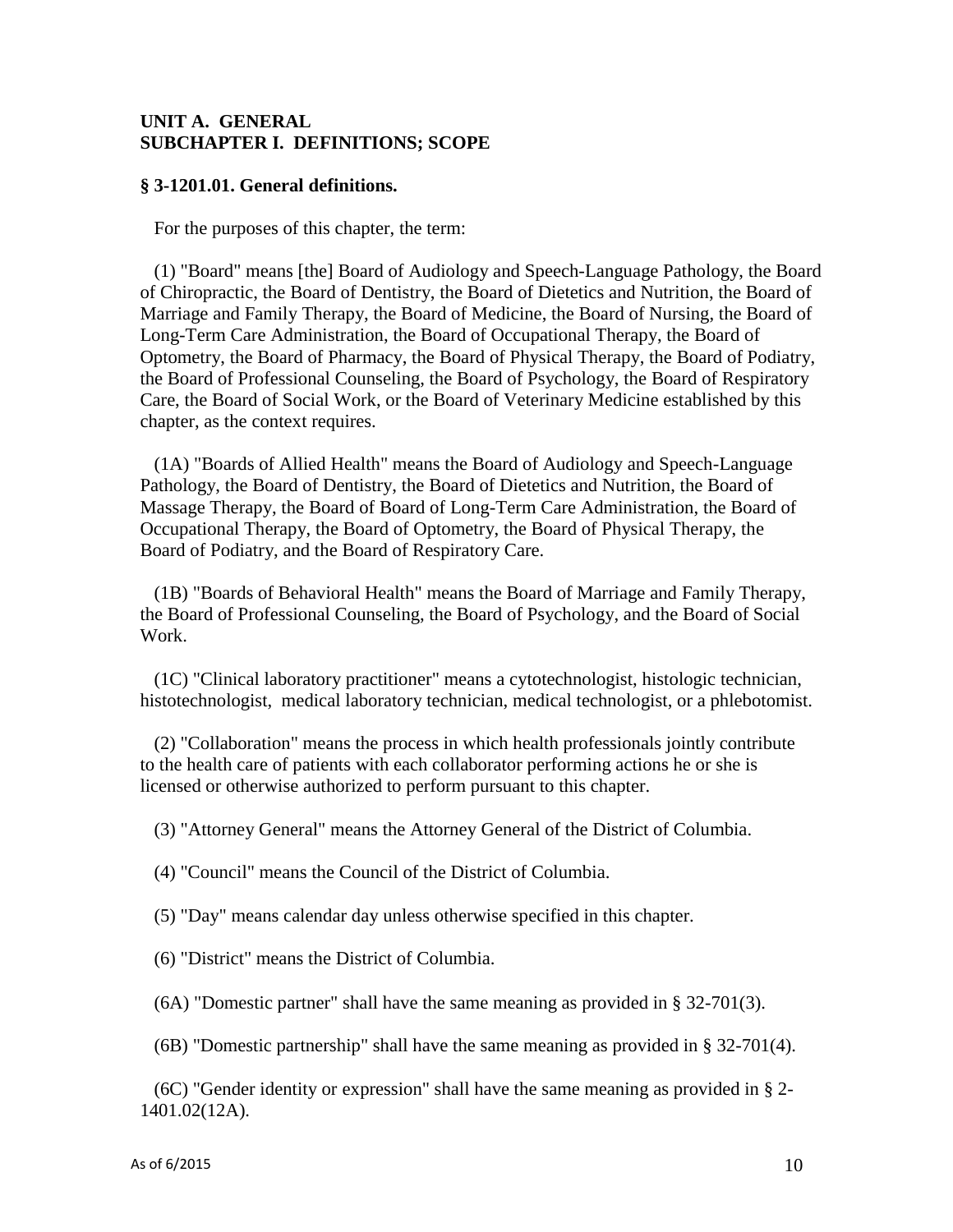## UNIT A. GENERAL
## SUBCHAPTER I. DEFINITIONS; SCOPE

### § 3-1201.01. General definitions.

For the purposes of this chapter, the term:

(1) "Board" means [the] Board of Audiology and Speech-Language Pathology, the Board of Chiropractic, the Board of Dentistry, the Board of Dietetics and Nutrition, the Board of Marriage and Family Therapy, the Board of Medicine, the Board of Nursing, the Board of Long-Term Care Administration, the Board of Occupational Therapy, the Board of Optometry, the Board of Pharmacy, the Board of Physical Therapy, the Board of Podiatry, the Board of Professional Counseling, the Board of Psychology, the Board of Respiratory Care, the Board of Social Work, or the Board of Veterinary Medicine established by this chapter, as the context requires.

(1A) "Boards of Allied Health" means the Board of Audiology and Speech-Language Pathology, the Board of Dentistry, the Board of Dietetics and Nutrition, the Board of Massage Therapy, the Board of Board of Long-Term Care Administration, the Board of Occupational Therapy, the Board of Optometry, the Board of Physical Therapy, the Board of Podiatry, and the Board of Respiratory Care.

(1B) "Boards of Behavioral Health" means the Board of Marriage and Family Therapy, the Board of Professional Counseling, the Board of Psychology, and the Board of Social Work.

(1C) "Clinical laboratory practitioner" means a cytotechnologist, histologic technician, histotechnologist, medical laboratory technician, medical technologist, or a phlebotomist.

(2) "Collaboration" means the process in which health professionals jointly contribute to the health care of patients with each collaborator performing actions he or she is licensed or otherwise authorized to perform pursuant to this chapter.

(3) "Attorney General" means the Attorney General of the District of Columbia.

(4) "Council" means the Council of the District of Columbia.

(5) "Day" means calendar day unless otherwise specified in this chapter.

(6) "District" means the District of Columbia.

(6A) "Domestic partner" shall have the same meaning as provided in § 32-701(3).

(6B) "Domestic partnership" shall have the same meaning as provided in § 32-701(4).

(6C) "Gender identity or expression" shall have the same meaning as provided in § 2-1401.02(12A).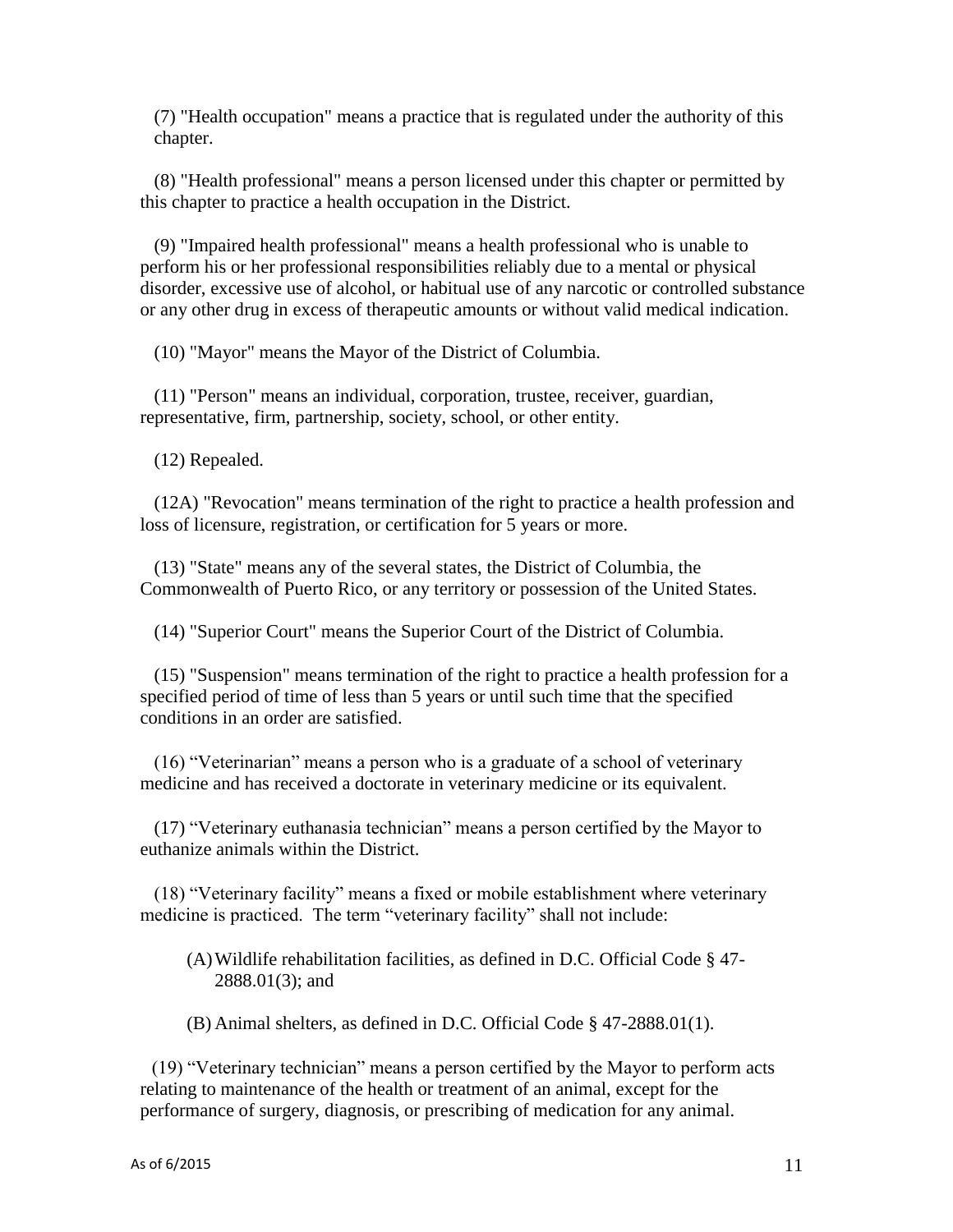(7) "Health occupation" means a practice that is regulated under the authority of this chapter.

(8) "Health professional" means a person licensed under this chapter or permitted by this chapter to practice a health occupation in the District.

(9) "Impaired health professional" means a health professional who is unable to perform his or her professional responsibilities reliably due to a mental or physical disorder, excessive use of alcohol, or habitual use of any narcotic or controlled substance or any other drug in excess of therapeutic amounts or without valid medical indication.

(10) "Mayor" means the Mayor of the District of Columbia.

(11) "Person" means an individual, corporation, trustee, receiver, guardian, representative, firm, partnership, society, school, or other entity.

(12) Repealed.

(12A) "Revocation" means termination of the right to practice a health profession and loss of licensure, registration, or certification for 5 years or more.

(13) "State" means any of the several states, the District of Columbia, the Commonwealth of Puerto Rico, or any territory or possession of the United States.

(14) "Superior Court" means the Superior Court of the District of Columbia.

(15) "Suspension" means termination of the right to practice a health profession for a specified period of time of less than 5 years or until such time that the specified conditions in an order are satisfied.

(16) “Veterinarian” means a person who is a graduate of a school of veterinary medicine and has received a doctorate in veterinary medicine or its equivalent.

(17) “Veterinary euthanasia technician” means a person certified by the Mayor to euthanize animals within the District.

(18) “Veterinary facility” means a fixed or mobile establishment where veterinary medicine is practiced. The term “veterinary facility” shall not include:

(A) Wildlife rehabilitation facilities, as defined in D.C. Official Code § 47-2888.01(3); and

(B) Animal shelters, as defined in D.C. Official Code § 47-2888.01(1).

(19) “Veterinary technician” means a person certified by the Mayor to perform acts relating to maintenance of the health or treatment of an animal, except for the performance of surgery, diagnosis, or prescribing of medication for any animal.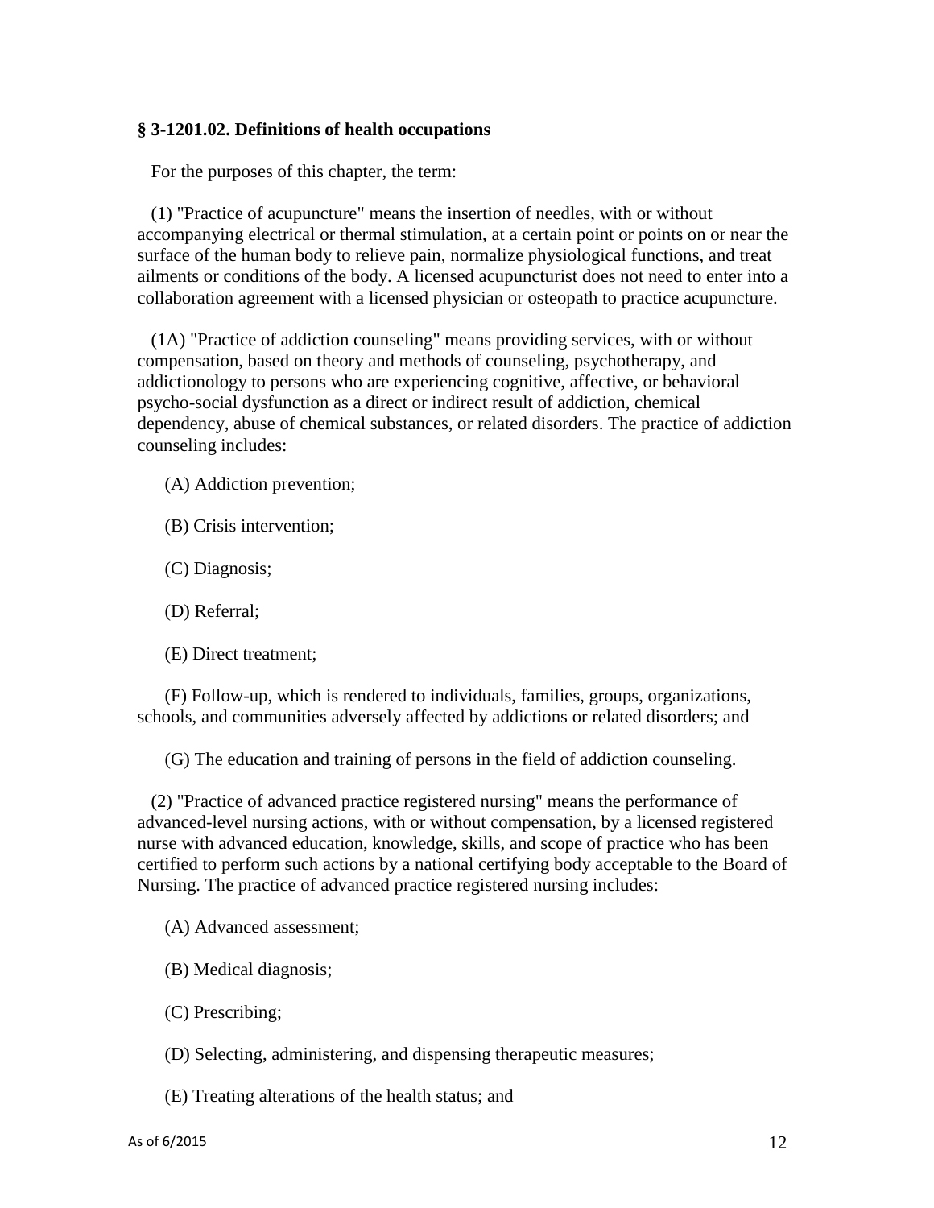**§ 3-1201.02. Definitions of health occupations**

For the purposes of this chapter, the term:

(1) "Practice of acupuncture" means the insertion of needles, with or without accompanying electrical or thermal stimulation, at a certain point or points on or near the surface of the human body to relieve pain, normalize physiological functions, and treat ailments or conditions of the body. A licensed acupuncturist does not need to enter into a collaboration agreement with a licensed physician or osteopath to practice acupuncture.

(1A) "Practice of addiction counseling" means providing services, with or without compensation, based on theory and methods of counseling, psychotherapy, and addictionology to persons who are experiencing cognitive, affective, or behavioral psycho-social dysfunction as a direct or indirect result of addiction, chemical dependency, abuse of chemical substances, or related disorders. The practice of addiction counseling includes:

(A) Addiction prevention;

(B) Crisis intervention;

(C) Diagnosis;

(D) Referral;

(E) Direct treatment;

(F) Follow-up, which is rendered to individuals, families, groups, organizations, schools, and communities adversely affected by addictions or related disorders; and

(G) The education and training of persons in the field of addiction counseling.

(2) "Practice of advanced practice registered nursing" means the performance of advanced-level nursing actions, with or without compensation, by a licensed registered nurse with advanced education, knowledge, skills, and scope of practice who has been certified to perform such actions by a national certifying body acceptable to the Board of Nursing. The practice of advanced practice registered nursing includes:

(A) Advanced assessment;

(B) Medical diagnosis;

(C) Prescribing;

(D) Selecting, administering, and dispensing therapeutic measures;

(E) Treating alterations of the health status; and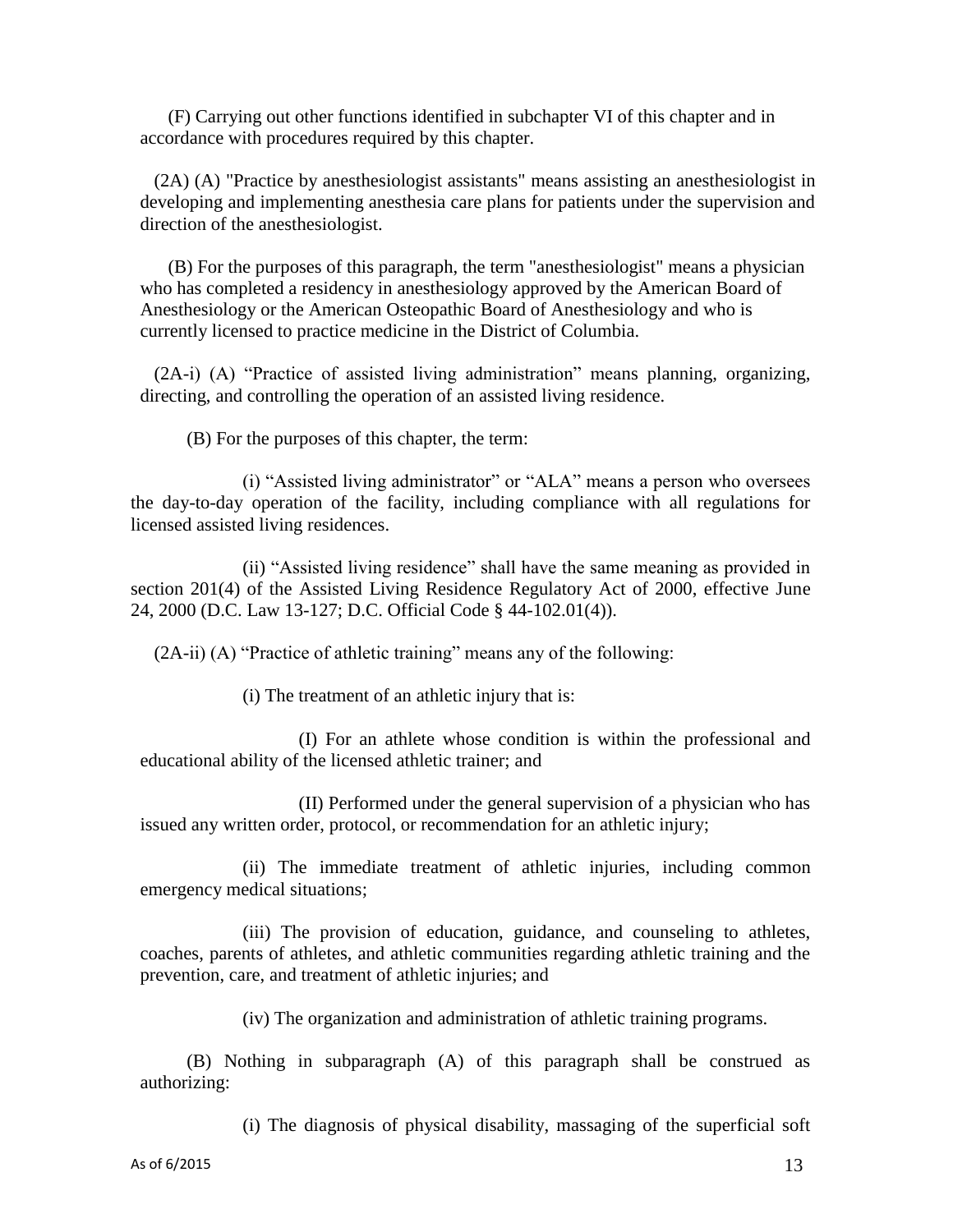(F) Carrying out other functions identified in subchapter VI of this chapter and in accordance with procedures required by this chapter.

(2A) (A) "Practice by anesthesiologist assistants" means assisting an anesthesiologist in developing and implementing anesthesia care plans for patients under the supervision and direction of the anesthesiologist.

(B) For the purposes of this paragraph, the term "anesthesiologist" means a physician who has completed a residency in anesthesiology approved by the American Board of Anesthesiology or the American Osteopathic Board of Anesthesiology and who is currently licensed to practice medicine in the District of Columbia.

(2A-i) (A) "Practice of assisted living administration" means planning, organizing, directing, and controlling the operation of an assisted living residence.

(B) For the purposes of this chapter, the term:

(i) "Assisted living administrator" or "ALA" means a person who oversees the day-to-day operation of the facility, including compliance with all regulations for licensed assisted living residences.

(ii) "Assisted living residence" shall have the same meaning as provided in section 201(4) of the Assisted Living Residence Regulatory Act of 2000, effective June 24, 2000 (D.C. Law 13-127; D.C. Official Code § 44-102.01(4)).

(2A-ii) (A) "Practice of athletic training" means any of the following:

(i) The treatment of an athletic injury that is:

(I) For an athlete whose condition is within the professional and educational ability of the licensed athletic trainer; and

(II) Performed under the general supervision of a physician who has issued any written order, protocol, or recommendation for an athletic injury;

(ii) The immediate treatment of athletic injuries, including common emergency medical situations;

(iii) The provision of education, guidance, and counseling to athletes, coaches, parents of athletes, and athletic communities regarding athletic training and the prevention, care, and treatment of athletic injuries; and

(iv) The organization and administration of athletic training programs.

(B) Nothing in subparagraph (A) of this paragraph shall be construed as authorizing:

(i) The diagnosis of physical disability, massaging of the superficial soft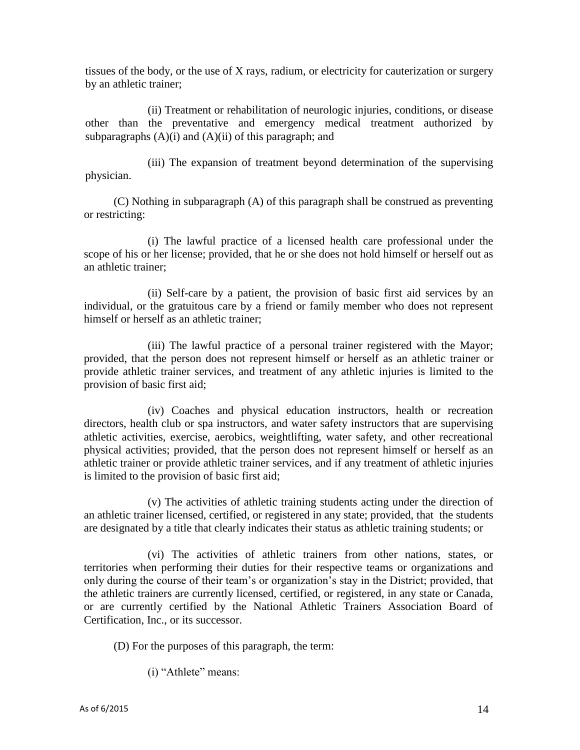tissues of the body, or the use of X rays, radium, or electricity for cauterization or surgery by an athletic trainer;

(ii) Treatment or rehabilitation of neurologic injuries, conditions, or disease other than the preventative and emergency medical treatment authorized by subparagraphs (A)(i) and (A)(ii) of this paragraph; and

(iii) The expansion of treatment beyond determination of the supervising physician.

(C) Nothing in subparagraph (A) of this paragraph shall be construed as preventing or restricting:

(i) The lawful practice of a licensed health care professional under the scope of his or her license; provided, that he or she does not hold himself or herself out as an athletic trainer;

(ii) Self-care by a patient, the provision of basic first aid services by an individual, or the gratuitous care by a friend or family member who does not represent himself or herself as an athletic trainer;

(iii) The lawful practice of a personal trainer registered with the Mayor; provided, that the person does not represent himself or herself as an athletic trainer or provide athletic trainer services, and treatment of any athletic injuries is limited to the provision of basic first aid;

(iv) Coaches and physical education instructors, health or recreation directors, health club or spa instructors, and water safety instructors that are supervising athletic activities, exercise, aerobics, weightlifting, water safety, and other recreational physical activities; provided, that the person does not represent himself or herself as an athletic trainer or provide athletic trainer services, and if any treatment of athletic injuries is limited to the provision of basic first aid;

(v) The activities of athletic training students acting under the direction of an athletic trainer licensed, certified, or registered in any state; provided, that the students are designated by a title that clearly indicates their status as athletic training students; or

(vi) The activities of athletic trainers from other nations, states, or territories when performing their duties for their respective teams or organizations and only during the course of their team's or organization's stay in the District; provided, that the athletic trainers are currently licensed, certified, or registered, in any state or Canada, or are currently certified by the National Athletic Trainers Association Board of Certification, Inc., or its successor.

(D) For the purposes of this paragraph, the term:

(i) "Athlete" means: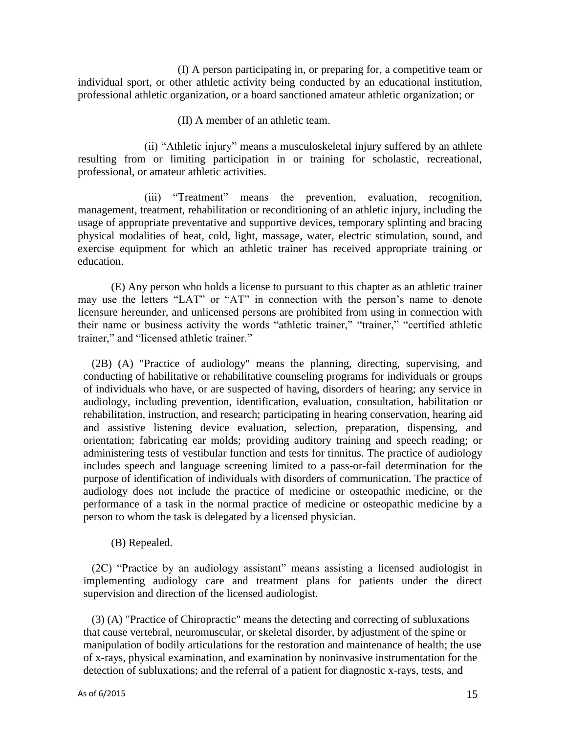(I) A person participating in, or preparing for, a competitive team or individual sport, or other athletic activity being conducted by an educational institution, professional athletic organization, or a board sanctioned amateur athletic organization; or

(II) A member of an athletic team.

(ii) "Athletic injury" means a musculoskeletal injury suffered by an athlete resulting from or limiting participation in or training for scholastic, recreational, professional, or amateur athletic activities.

(iii) "Treatment" means the prevention, evaluation, recognition, management, treatment, rehabilitation or reconditioning of an athletic injury, including the usage of appropriate preventative and supportive devices, temporary splinting and bracing physical modalities of heat, cold, light, massage, water, electric stimulation, sound, and exercise equipment for which an athletic trainer has received appropriate training or education.

(E) Any person who holds a license to pursuant to this chapter as an athletic trainer may use the letters "LAT" or "AT" in connection with the person's name to denote licensure hereunder, and unlicensed persons are prohibited from using in connection with their name or business activity the words "athletic trainer," "trainer," "certified athletic trainer," and "licensed athletic trainer."

(2B) (A) "Practice of audiology" means the planning, directing, supervising, and conducting of habilitative or rehabilitative counseling programs for individuals or groups of individuals who have, or are suspected of having, disorders of hearing; any service in audiology, including prevention, identification, evaluation, consultation, habilitation or rehabilitation, instruction, and research; participating in hearing conservation, hearing aid and assistive listening device evaluation, selection, preparation, dispensing, and orientation; fabricating ear molds; providing auditory training and speech reading; or administering tests of vestibular function and tests for tinnitus. The practice of audiology includes speech and language screening limited to a pass-or-fail determination for the purpose of identification of individuals with disorders of communication. The practice of audiology does not include the practice of medicine or osteopathic medicine, or the performance of a task in the normal practice of medicine or osteopathic medicine by a person to whom the task is delegated by a licensed physician.

(B) Repealed.

(2C) "Practice by an audiology assistant" means assisting a licensed audiologist in implementing audiology care and treatment plans for patients under the direct supervision and direction of the licensed audiologist.

(3) (A) "Practice of Chiropractic" means the detecting and correcting of subluxations that cause vertebral, neuromuscular, or skeletal disorder, by adjustment of the spine or manipulation of bodily articulations for the restoration and maintenance of health; the use of x-rays, physical examination, and examination by noninvasive instrumentation for the detection of subluxations; and the referral of a patient for diagnostic x-rays, tests, and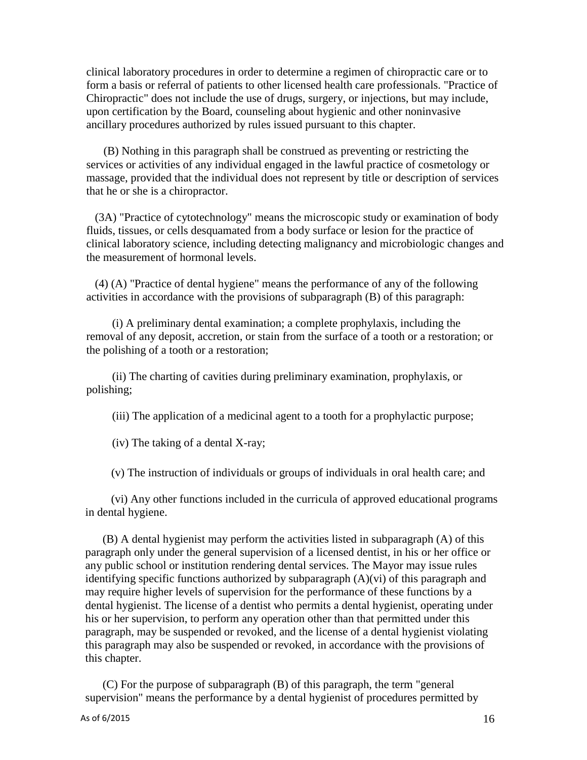clinical laboratory procedures in order to determine a regimen of chiropractic care or to form a basis or referral of patients to other licensed health care professionals. "Practice of Chiropractic" does not include the use of drugs, surgery, or injections, but may include, upon certification by the Board, counseling about hygienic and other noninvasive ancillary procedures authorized by rules issued pursuant to this chapter.

(B) Nothing in this paragraph shall be construed as preventing or restricting the services or activities of any individual engaged in the lawful practice of cosmetology or massage, provided that the individual does not represent by title or description of services that he or she is a chiropractor.

(3A) "Practice of cytotechnology" means the microscopic study or examination of body fluids, tissues, or cells desquamated from a body surface or lesion for the practice of clinical laboratory science, including detecting malignancy and microbiologic changes and the measurement of hormonal levels.

(4) (A) "Practice of dental hygiene" means the performance of any of the following activities in accordance with the provisions of subparagraph (B) of this paragraph:

(i) A preliminary dental examination; a complete prophylaxis, including the removal of any deposit, accretion, or stain from the surface of a tooth or a restoration; or the polishing of a tooth or a restoration;

(ii) The charting of cavities during preliminary examination, prophylaxis, or polishing;

(iii) The application of a medicinal agent to a tooth for a prophylactic purpose;

(iv) The taking of a dental X-ray;

(v) The instruction of individuals or groups of individuals in oral health care; and

(vi) Any other functions included in the curricula of approved educational programs in dental hygiene.

(B) A dental hygienist may perform the activities listed in subparagraph (A) of this paragraph only under the general supervision of a licensed dentist, in his or her office or any public school or institution rendering dental services. The Mayor may issue rules identifying specific functions authorized by subparagraph (A)(vi) of this paragraph and may require higher levels of supervision for the performance of these functions by a dental hygienist. The license of a dentist who permits a dental hygienist, operating under his or her supervision, to perform any operation other than that permitted under this paragraph, may be suspended or revoked, and the license of a dental hygienist violating this paragraph may also be suspended or revoked, in accordance with the provisions of this chapter.

(C) For the purpose of subparagraph (B) of this paragraph, the term "general supervision" means the performance by a dental hygienist of procedures permitted by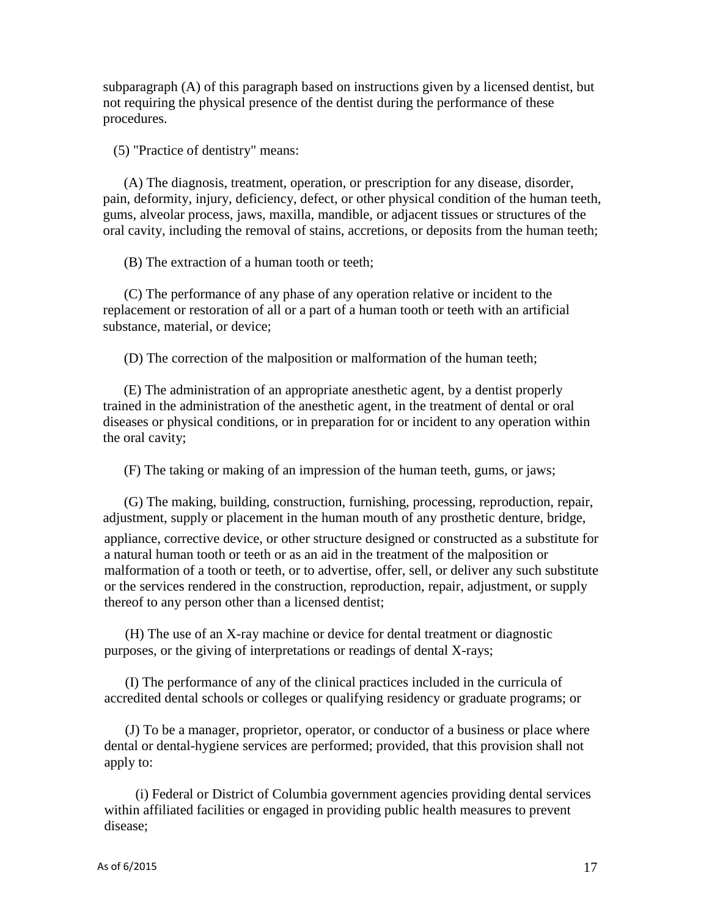subparagraph (A) of this paragraph based on instructions given by a licensed dentist, but not requiring the physical presence of the dentist during the performance of these procedures.

(5) "Practice of dentistry" means:

(A) The diagnosis, treatment, operation, or prescription for any disease, disorder, pain, deformity, injury, deficiency, defect, or other physical condition of the human teeth, gums, alveolar process, jaws, maxilla, mandible, or adjacent tissues or structures of the oral cavity, including the removal of stains, accretions, or deposits from the human teeth;

(B) The extraction of a human tooth or teeth;

(C) The performance of any phase of any operation relative or incident to the replacement or restoration of all or a part of a human tooth or teeth with an artificial substance, material, or device;

(D) The correction of the malposition or malformation of the human teeth;

(E) The administration of an appropriate anesthetic agent, by a dentist properly trained in the administration of the anesthetic agent, in the treatment of dental or oral diseases or physical conditions, or in preparation for or incident to any operation within the oral cavity;

(F) The taking or making of an impression of the human teeth, gums, or jaws;

(G) The making, building, construction, furnishing, processing, reproduction, repair, adjustment, supply or placement in the human mouth of any prosthetic denture, bridge, appliance, corrective device, or other structure designed or constructed as a substitute for a natural human tooth or teeth or as an aid in the treatment of the malposition or malformation of a tooth or teeth, or to advertise, offer, sell, or deliver any such substitute or the services rendered in the construction, reproduction, repair, adjustment, or supply thereof to any person other than a licensed dentist;

(H) The use of an X-ray machine or device for dental treatment or diagnostic purposes, or the giving of interpretations or readings of dental X-rays;

(I) The performance of any of the clinical practices included in the curricula of accredited dental schools or colleges or qualifying residency or graduate programs; or

(J) To be a manager, proprietor, operator, or conductor of a business or place where dental or dental-hygiene services are performed; provided, that this provision shall not apply to:

(i) Federal or District of Columbia government agencies providing dental services within affiliated facilities or engaged in providing public health measures to prevent disease;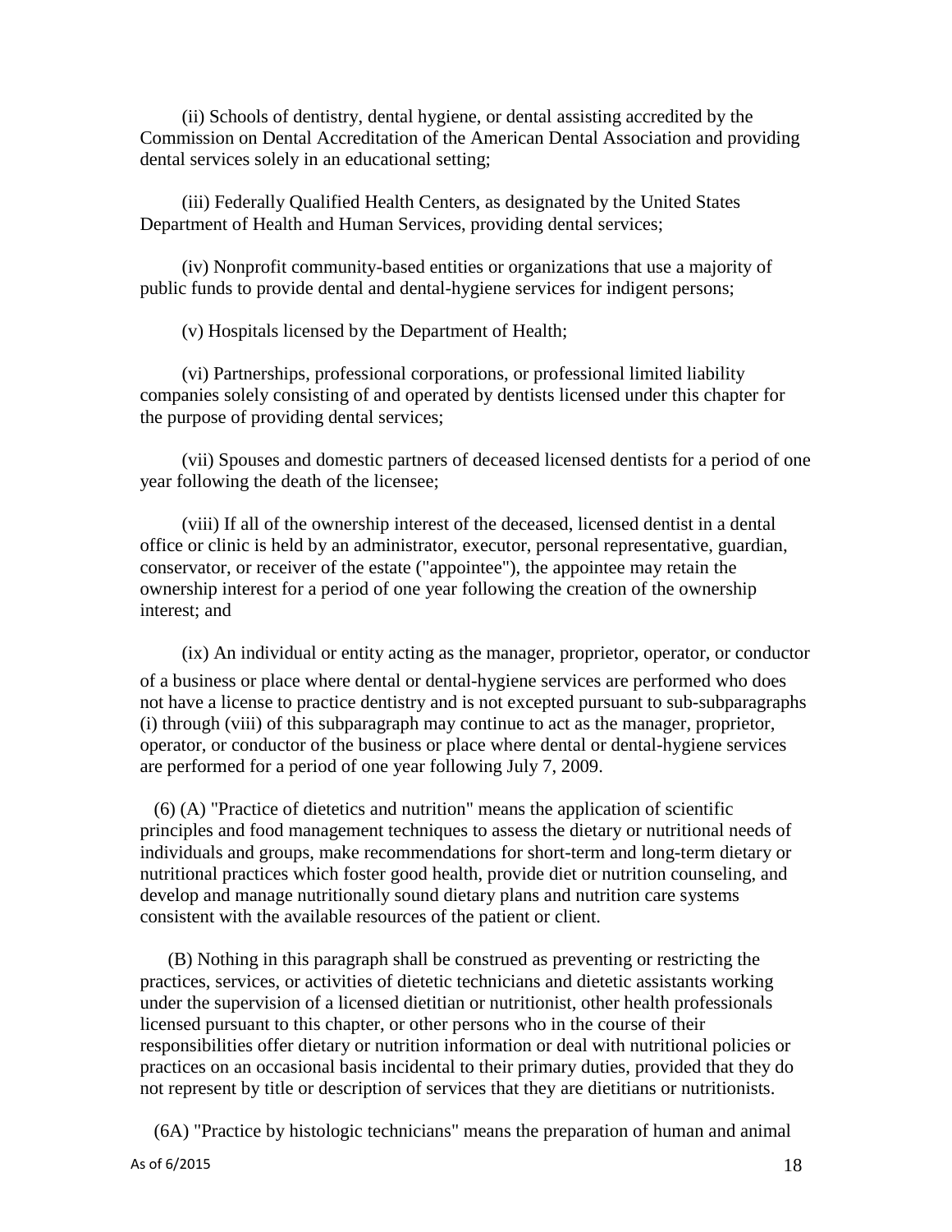(ii) Schools of dentistry, dental hygiene, or dental assisting accredited by the Commission on Dental Accreditation of the American Dental Association and providing dental services solely in an educational setting;

(iii) Federally Qualified Health Centers, as designated by the United States Department of Health and Human Services, providing dental services;

(iv) Nonprofit community-based entities or organizations that use a majority of public funds to provide dental and dental-hygiene services for indigent persons;

(v) Hospitals licensed by the Department of Health;

(vi) Partnerships, professional corporations, or professional limited liability companies solely consisting of and operated by dentists licensed under this chapter for the purpose of providing dental services;

(vii) Spouses and domestic partners of deceased licensed dentists for a period of one year following the death of the licensee;

(viii) If all of the ownership interest of the deceased, licensed dentist in a dental office or clinic is held by an administrator, executor, personal representative, guardian, conservator, or receiver of the estate ("appointee"), the appointee may retain the ownership interest for a period of one year following the creation of the ownership interest; and

(ix) An individual or entity acting as the manager, proprietor, operator, or conductor of a business or place where dental or dental-hygiene services are performed who does not have a license to practice dentistry and is not excepted pursuant to sub-subparagraphs (i) through (viii) of this subparagraph may continue to act as the manager, proprietor, operator, or conductor of the business or place where dental or dental-hygiene services are performed for a period of one year following July 7, 2009.

(6) (A) "Practice of dietetics and nutrition" means the application of scientific principles and food management techniques to assess the dietary or nutritional needs of individuals and groups, make recommendations for short-term and long-term dietary or nutritional practices which foster good health, provide diet or nutrition counseling, and develop and manage nutritionally sound dietary plans and nutrition care systems consistent with the available resources of the patient or client.

(B) Nothing in this paragraph shall be construed as preventing or restricting the practices, services, or activities of dietetic technicians and dietetic assistants working under the supervision of a licensed dietitian or nutritionist, other health professionals licensed pursuant to this chapter, or other persons who in the course of their responsibilities offer dietary or nutrition information or deal with nutritional policies or practices on an occasional basis incidental to their primary duties, provided that they do not represent by title or description of services that they are dietitians or nutritionists.

(6A) "Practice by histologic technicians" means the preparation of human and animal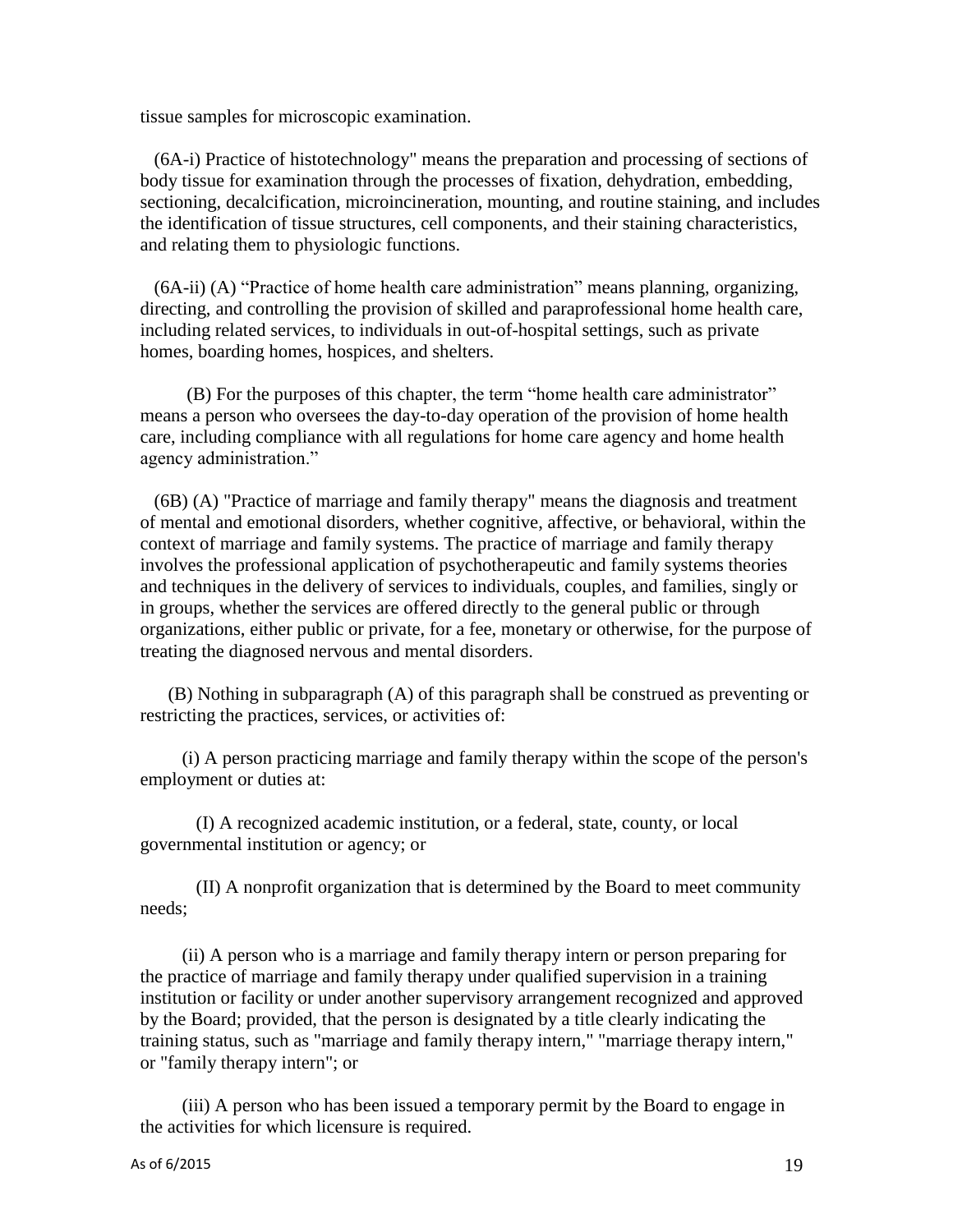tissue samples for microscopic examination.

(6A-i) Practice of histotechnology" means the preparation and processing of sections of body tissue for examination through the processes of fixation, dehydration, embedding, sectioning, decalcification, microincineration, mounting, and routine staining, and includes the identification of tissue structures, cell components, and their staining characteristics, and relating them to physiologic functions.

(6A-ii) (A) "Practice of home health care administration" means planning, organizing, directing, and controlling the provision of skilled and paraprofessional home health care, including related services, to individuals in out-of-hospital settings, such as private homes, boarding homes, hospices, and shelters.

(B) For the purposes of this chapter, the term "home health care administrator" means a person who oversees the day-to-day operation of the provision of home health care, including compliance with all regulations for home care agency and home health agency administration."

(6B) (A) "Practice of marriage and family therapy" means the diagnosis and treatment of mental and emotional disorders, whether cognitive, affective, or behavioral, within the context of marriage and family systems. The practice of marriage and family therapy involves the professional application of psychotherapeutic and family systems theories and techniques in the delivery of services to individuals, couples, and families, singly or in groups, whether the services are offered directly to the general public or through organizations, either public or private, for a fee, monetary or otherwise, for the purpose of treating the diagnosed nervous and mental disorders.

(B) Nothing in subparagraph (A) of this paragraph shall be construed as preventing or restricting the practices, services, or activities of:

(i) A person practicing marriage and family therapy within the scope of the person's employment or duties at:

(I) A recognized academic institution, or a federal, state, county, or local governmental institution or agency; or

(II) A nonprofit organization that is determined by the Board to meet community needs;

(ii) A person who is a marriage and family therapy intern or person preparing for the practice of marriage and family therapy under qualified supervision in a training institution or facility or under another supervisory arrangement recognized and approved by the Board; provided, that the person is designated by a title clearly indicating the training status, such as "marriage and family therapy intern," "marriage therapy intern," or "family therapy intern"; or

(iii) A person who has been issued a temporary permit by the Board to engage in the activities for which licensure is required.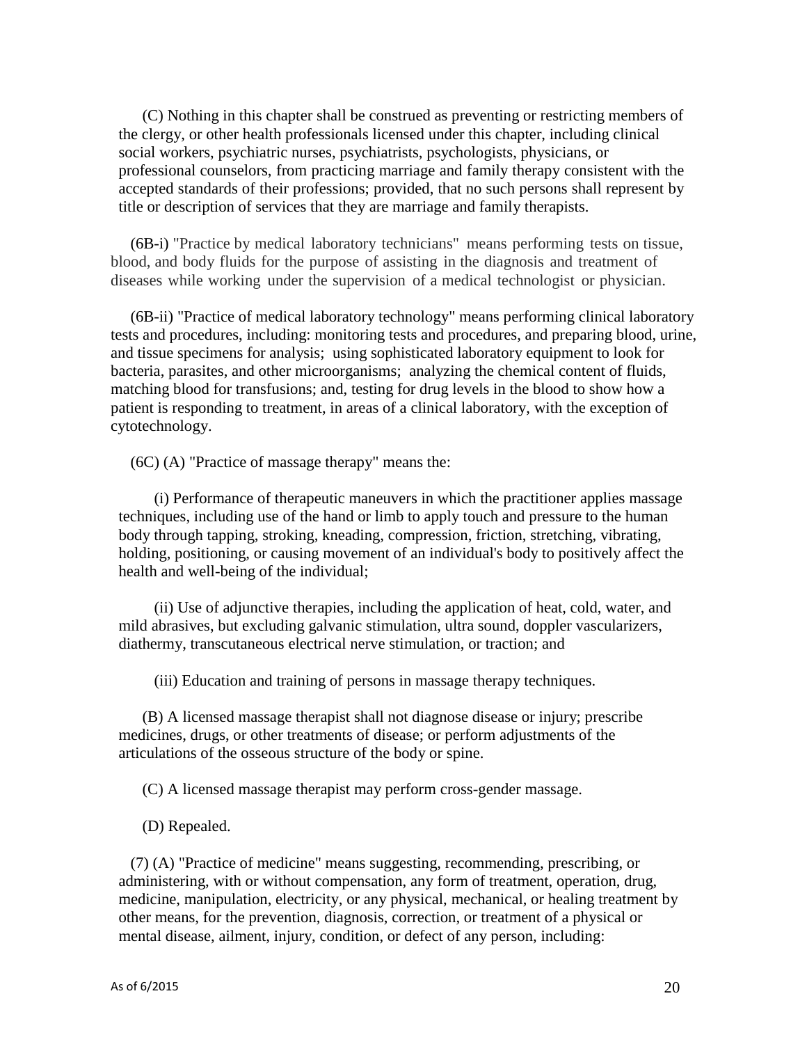(C) Nothing in this chapter shall be construed as preventing or restricting members of the clergy, or other health professionals licensed under this chapter, including clinical social workers, psychiatric nurses, psychiatrists, psychologists, physicians, or professional counselors, from practicing marriage and family therapy consistent with the accepted standards of their professions; provided, that no such persons shall represent by title or description of services that they are marriage and family therapists.

(6B-i) "Practice by medical laboratory technicians" means performing tests on tissue, blood, and body fluids for the purpose of assisting in the diagnosis and treatment of diseases while working under the supervision of a medical technologist or physician.

(6B-ii) "Practice of medical laboratory technology" means performing clinical laboratory tests and procedures, including: monitoring tests and procedures, and preparing blood, urine, and tissue specimens for analysis; using sophisticated laboratory equipment to look for bacteria, parasites, and other microorganisms; analyzing the chemical content of fluids, matching blood for transfusions; and, testing for drug levels in the blood to show how a patient is responding to treatment, in areas of a clinical laboratory, with the exception of cytotechnology.

(6C) (A) "Practice of massage therapy" means the:

(i) Performance of therapeutic maneuvers in which the practitioner applies massage techniques, including use of the hand or limb to apply touch and pressure to the human body through tapping, stroking, kneading, compression, friction, stretching, vibrating, holding, positioning, or causing movement of an individual's body to positively affect the health and well-being of the individual;

(ii) Use of adjunctive therapies, including the application of heat, cold, water, and mild abrasives, but excluding galvanic stimulation, ultra sound, doppler vascularizers, diathermy, transcutaneous electrical nerve stimulation, or traction; and

(iii) Education and training of persons in massage therapy techniques.

(B) A licensed massage therapist shall not diagnose disease or injury; prescribe medicines, drugs, or other treatments of disease; or perform adjustments of the articulations of the osseous structure of the body or spine.

(C) A licensed massage therapist may perform cross-gender massage.

(D) Repealed.

(7) (A) "Practice of medicine" means suggesting, recommending, prescribing, or administering, with or without compensation, any form of treatment, operation, drug, medicine, manipulation, electricity, or any physical, mechanical, or healing treatment by other means, for the prevention, diagnosis, correction, or treatment of a physical or mental disease, ailment, injury, condition, or defect of any person, including: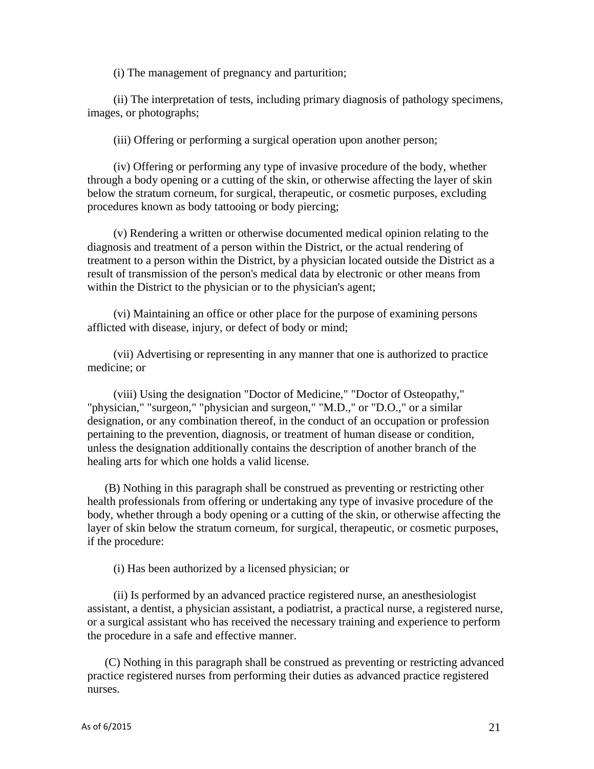(i) The management of pregnancy and parturition;

(ii) The interpretation of tests, including primary diagnosis of pathology specimens, images, or photographs;

(iii) Offering or performing a surgical operation upon another person;

(iv) Offering or performing any type of invasive procedure of the body, whether through a body opening or a cutting of the skin, or otherwise affecting the layer of skin below the stratum corneum, for surgical, therapeutic, or cosmetic purposes, excluding procedures known as body tattooing or body piercing;

(v) Rendering a written or otherwise documented medical opinion relating to the diagnosis and treatment of a person within the District, or the actual rendering of treatment to a person within the District, by a physician located outside the District as a result of transmission of the person's medical data by electronic or other means from within the District to the physician or to the physician's agent;

(vi) Maintaining an office or other place for the purpose of examining persons afflicted with disease, injury, or defect of body or mind;

(vii) Advertising or representing in any manner that one is authorized to practice medicine; or

(viii) Using the designation "Doctor of Medicine," "Doctor of Osteopathy," "physician," "surgeon," "physician and surgeon," "M.D.," or "D.O.," or a similar designation, or any combination thereof, in the conduct of an occupation or profession pertaining to the prevention, diagnosis, or treatment of human disease or condition, unless the designation additionally contains the description of another branch of the healing arts for which one holds a valid license.

(B) Nothing in this paragraph shall be construed as preventing or restricting other health professionals from offering or undertaking any type of invasive procedure of the body, whether through a body opening or a cutting of the skin, or otherwise affecting the layer of skin below the stratum corneum, for surgical, therapeutic, or cosmetic purposes, if the procedure:

(i) Has been authorized by a licensed physician; or

(ii) Is performed by an advanced practice registered nurse, an anesthesiologist assistant, a dentist, a physician assistant, a podiatrist, a practical nurse, a registered nurse, or a surgical assistant who has received the necessary training and experience to perform the procedure in a safe and effective manner.

(C) Nothing in this paragraph shall be construed as preventing or restricting advanced practice registered nurses from performing their duties as advanced practice registered nurses.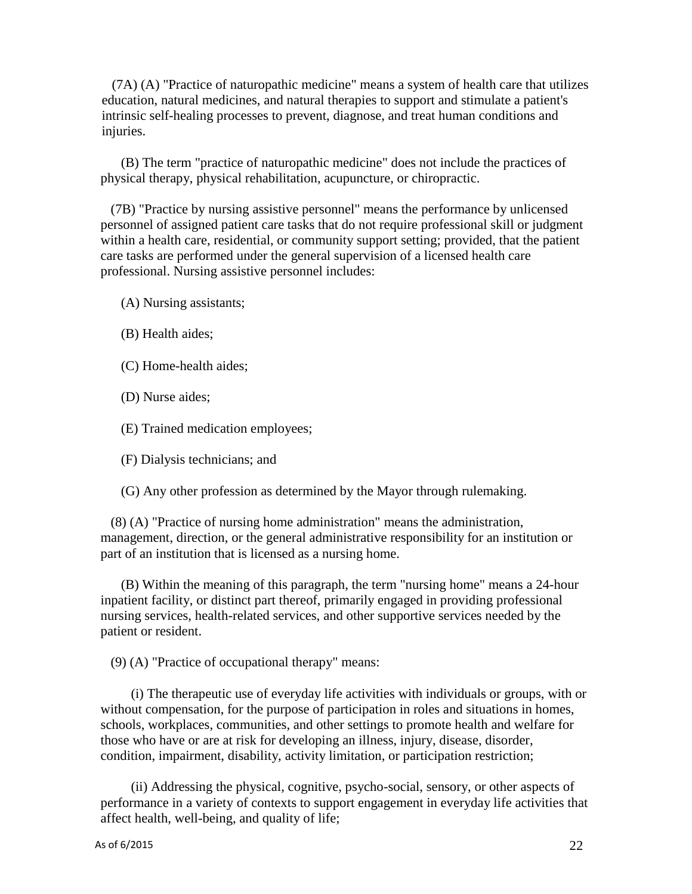(7A) (A) "Practice of naturopathic medicine" means a system of health care that utilizes education, natural medicines, and natural therapies to support and stimulate a patient's intrinsic self-healing processes to prevent, diagnose, and treat human conditions and injuries.

(B) The term "practice of naturopathic medicine" does not include the practices of physical therapy, physical rehabilitation, acupuncture, or chiropractic.

(7B) "Practice by nursing assistive personnel" means the performance by unlicensed personnel of assigned patient care tasks that do not require professional skill or judgment within a health care, residential, or community support setting; provided, that the patient care tasks are performed under the general supervision of a licensed health care professional. Nursing assistive personnel includes:

(A) Nursing assistants;

(B) Health aides;

(C) Home-health aides;

(D) Nurse aides;

(E) Trained medication employees;

(F) Dialysis technicians; and

(G) Any other profession as determined by the Mayor through rulemaking.

(8) (A) "Practice of nursing home administration" means the administration, management, direction, or the general administrative responsibility for an institution or part of an institution that is licensed as a nursing home.

(B) Within the meaning of this paragraph, the term "nursing home" means a 24-hour inpatient facility, or distinct part thereof, primarily engaged in providing professional nursing services, health-related services, and other supportive services needed by the patient or resident.

(9) (A) "Practice of occupational therapy" means:

(i) The therapeutic use of everyday life activities with individuals or groups, with or without compensation, for the purpose of participation in roles and situations in homes, schools, workplaces, communities, and other settings to promote health and welfare for those who have or are at risk for developing an illness, injury, disease, disorder, condition, impairment, disability, activity limitation, or participation restriction;

(ii) Addressing the physical, cognitive, psycho-social, sensory, or other aspects of performance in a variety of contexts to support engagement in everyday life activities that affect health, well-being, and quality of life;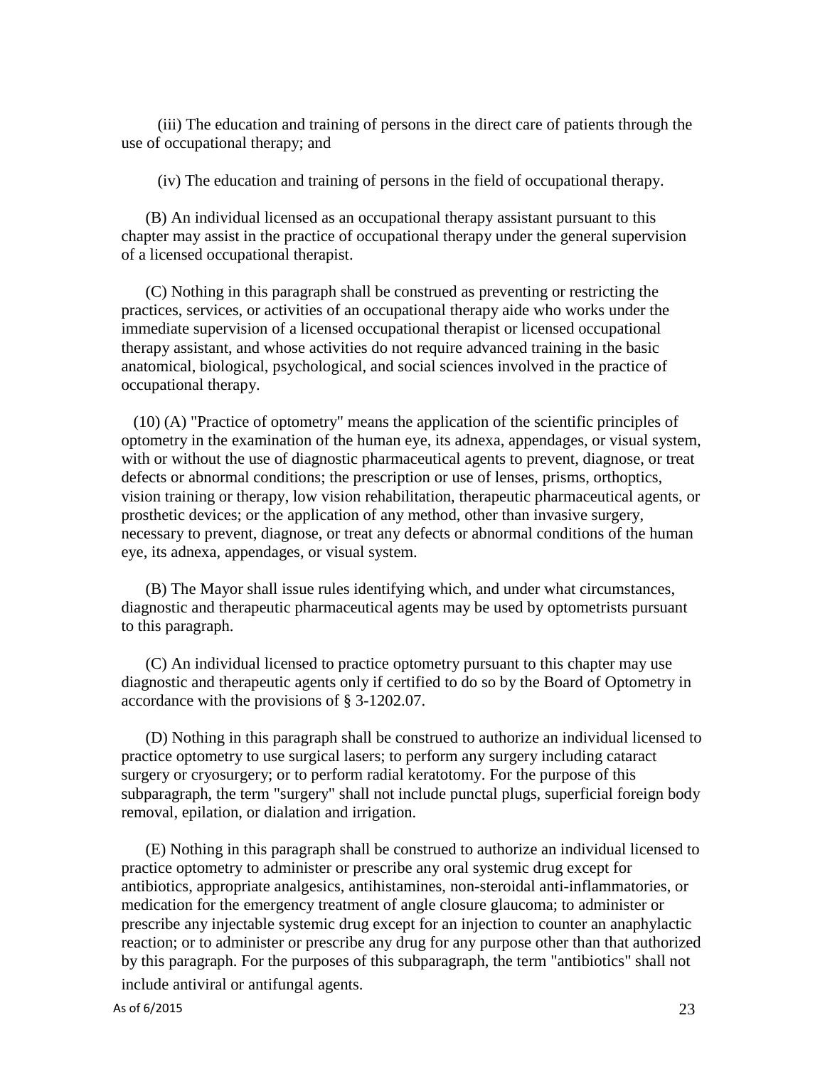(iii) The education and training of persons in the direct care of patients through the use of occupational therapy; and

(iv) The education and training of persons in the field of occupational therapy.

(B) An individual licensed as an occupational therapy assistant pursuant to this chapter may assist in the practice of occupational therapy under the general supervision of a licensed occupational therapist.

(C) Nothing in this paragraph shall be construed as preventing or restricting the practices, services, or activities of an occupational therapy aide who works under the immediate supervision of a licensed occupational therapist or licensed occupational therapy assistant, and whose activities do not require advanced training in the basic anatomical, biological, psychological, and social sciences involved in the practice of occupational therapy.

(10) (A) "Practice of optometry" means the application of the scientific principles of optometry in the examination of the human eye, its adnexa, appendages, or visual system, with or without the use of diagnostic pharmaceutical agents to prevent, diagnose, or treat defects or abnormal conditions; the prescription or use of lenses, prisms, orthoptics, vision training or therapy, low vision rehabilitation, therapeutic pharmaceutical agents, or prosthetic devices; or the application of any method, other than invasive surgery, necessary to prevent, diagnose, or treat any defects or abnormal conditions of the human eye, its adnexa, appendages, or visual system.

(B) The Mayor shall issue rules identifying which, and under what circumstances, diagnostic and therapeutic pharmaceutical agents may be used by optometrists pursuant to this paragraph.

(C) An individual licensed to practice optometry pursuant to this chapter may use diagnostic and therapeutic agents only if certified to do so by the Board of Optometry in accordance with the provisions of § 3-1202.07.

(D) Nothing in this paragraph shall be construed to authorize an individual licensed to practice optometry to use surgical lasers; to perform any surgery including cataract surgery or cryosurgery; or to perform radial keratotomy. For the purpose of this subparagraph, the term "surgery" shall not include punctal plugs, superficial foreign body removal, epilation, or dialation and irrigation.

(E) Nothing in this paragraph shall be construed to authorize an individual licensed to practice optometry to administer or prescribe any oral systemic drug except for antibiotics, appropriate analgesics, antihistamines, non-steroidal anti-inflammatories, or medication for the emergency treatment of angle closure glaucoma; to administer or prescribe any injectable systemic drug except for an injection to counter an anaphylactic reaction; or to administer or prescribe any drug for any purpose other than that authorized by this paragraph. For the purposes of this subparagraph, the term "antibiotics" shall not include antiviral or antifungal agents.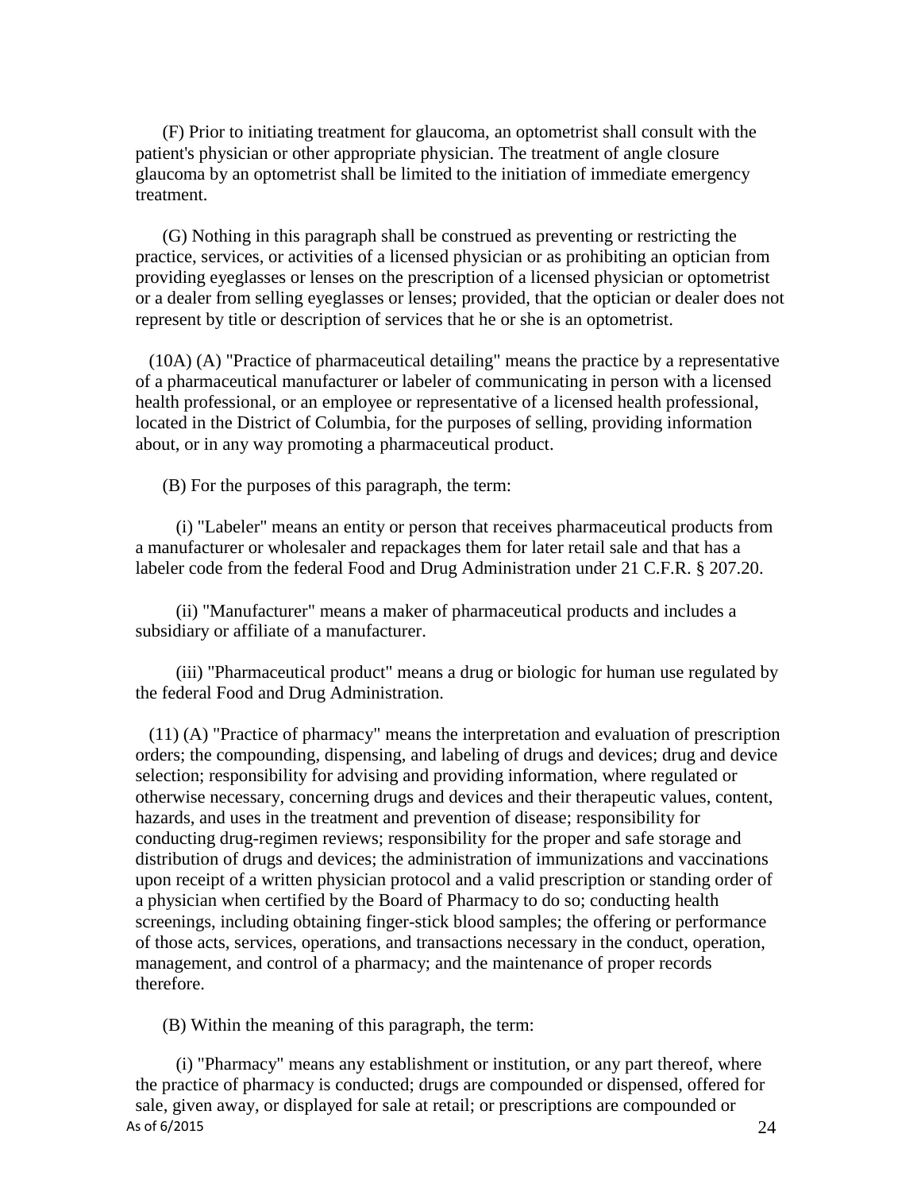(F) Prior to initiating treatment for glaucoma, an optometrist shall consult with the patient's physician or other appropriate physician. The treatment of angle closure glaucoma by an optometrist shall be limited to the initiation of immediate emergency treatment.

(G) Nothing in this paragraph shall be construed as preventing or restricting the practice, services, or activities of a licensed physician or as prohibiting an optician from providing eyeglasses or lenses on the prescription of a licensed physician or optometrist or a dealer from selling eyeglasses or lenses; provided, that the optician or dealer does not represent by title or description of services that he or she is an optometrist.

(10A) (A) "Practice of pharmaceutical detailing" means the practice by a representative of a pharmaceutical manufacturer or labeler of communicating in person with a licensed health professional, or an employee or representative of a licensed health professional, located in the District of Columbia, for the purposes of selling, providing information about, or in any way promoting a pharmaceutical product.

(B) For the purposes of this paragraph, the term:

(i) "Labeler" means an entity or person that receives pharmaceutical products from a manufacturer or wholesaler and repackages them for later retail sale and that has a labeler code from the federal Food and Drug Administration under 21 C.F.R. § 207.20.

(ii) "Manufacturer" means a maker of pharmaceutical products and includes a subsidiary or affiliate of a manufacturer.

(iii) "Pharmaceutical product" means a drug or biologic for human use regulated by the federal Food and Drug Administration.

(11) (A) "Practice of pharmacy" means the interpretation and evaluation of prescription orders; the compounding, dispensing, and labeling of drugs and devices; drug and device selection; responsibility for advising and providing information, where regulated or otherwise necessary, concerning drugs and devices and their therapeutic values, content, hazards, and uses in the treatment and prevention of disease; responsibility for conducting drug-regimen reviews; responsibility for the proper and safe storage and distribution of drugs and devices; the administration of immunizations and vaccinations upon receipt of a written physician protocol and a valid prescription or standing order of a physician when certified by the Board of Pharmacy to do so; conducting health screenings, including obtaining finger-stick blood samples; the offering or performance of those acts, services, operations, and transactions necessary in the conduct, operation, management, and control of a pharmacy; and the maintenance of proper records therefore.

(B) Within the meaning of this paragraph, the term:

(i) "Pharmacy" means any establishment or institution, or any part thereof, where the practice of pharmacy is conducted; drugs are compounded or dispensed, offered for sale, given away, or displayed for sale at retail; or prescriptions are compounded or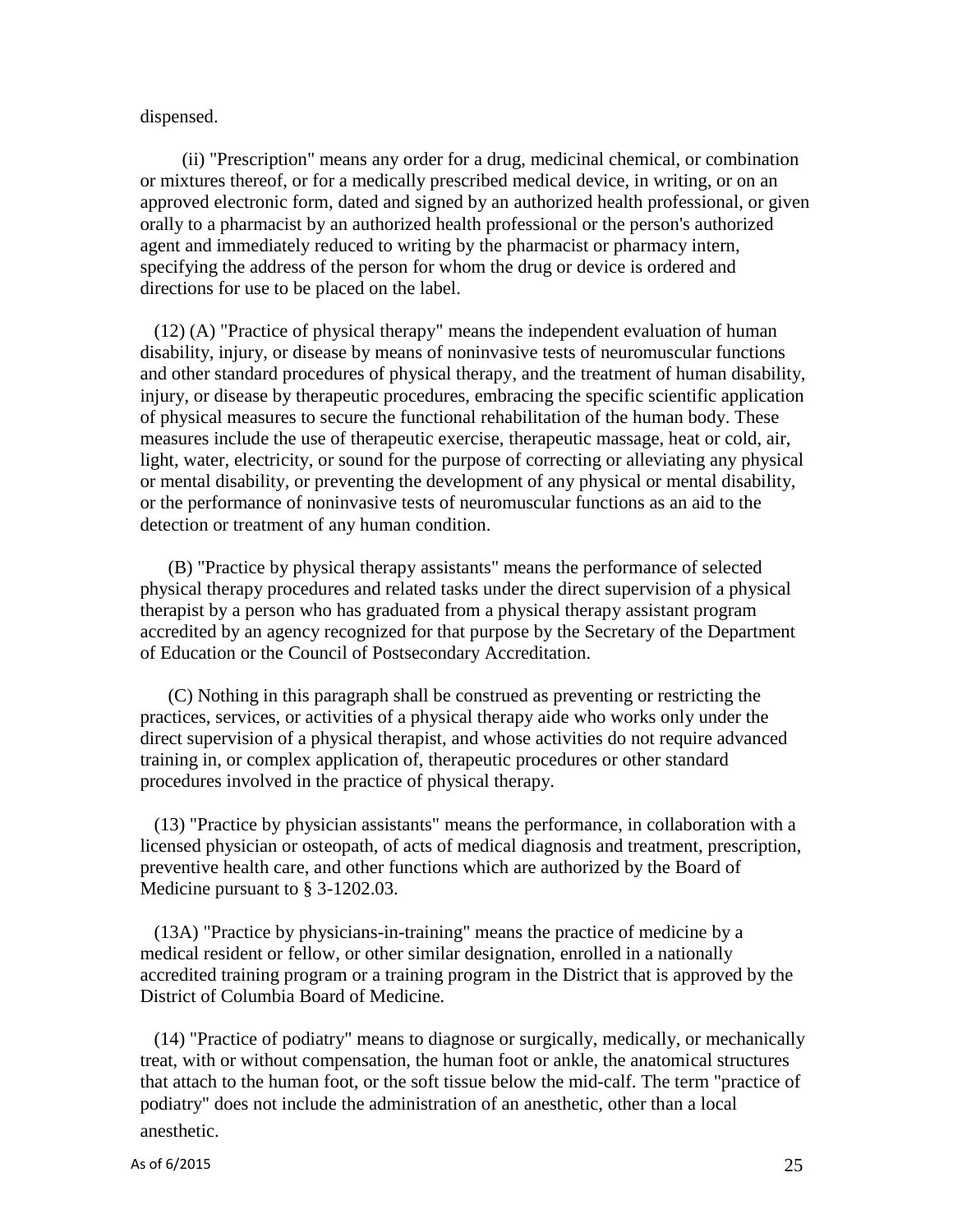dispensed.

(ii) "Prescription" means any order for a drug, medicinal chemical, or combination or mixtures thereof, or for a medically prescribed medical device, in writing, or on an approved electronic form, dated and signed by an authorized health professional, or given orally to a pharmacist by an authorized health professional or the person's authorized agent and immediately reduced to writing by the pharmacist or pharmacy intern, specifying the address of the person for whom the drug or device is ordered and directions for use to be placed on the label.

(12) (A) "Practice of physical therapy" means the independent evaluation of human disability, injury, or disease by means of noninvasive tests of neuromuscular functions and other standard procedures of physical therapy, and the treatment of human disability, injury, or disease by therapeutic procedures, embracing the specific scientific application of physical measures to secure the functional rehabilitation of the human body. These measures include the use of therapeutic exercise, therapeutic massage, heat or cold, air, light, water, electricity, or sound for the purpose of correcting or alleviating any physical or mental disability, or preventing the development of any physical or mental disability, or the performance of noninvasive tests of neuromuscular functions as an aid to the detection or treatment of any human condition.

(B) "Practice by physical therapy assistants" means the performance of selected physical therapy procedures and related tasks under the direct supervision of a physical therapist by a person who has graduated from a physical therapy assistant program accredited by an agency recognized for that purpose by the Secretary of the Department of Education or the Council of Postsecondary Accreditation.

(C) Nothing in this paragraph shall be construed as preventing or restricting the practices, services, or activities of a physical therapy aide who works only under the direct supervision of a physical therapist, and whose activities do not require advanced training in, or complex application of, therapeutic procedures or other standard procedures involved in the practice of physical therapy.

(13) "Practice by physician assistants" means the performance, in collaboration with a licensed physician or osteopath, of acts of medical diagnosis and treatment, prescription, preventive health care, and other functions which are authorized by the Board of Medicine pursuant to § 3-1202.03.

(13A) "Practice by physicians-in-training" means the practice of medicine by a medical resident or fellow, or other similar designation, enrolled in a nationally accredited training program or a training program in the District that is approved by the District of Columbia Board of Medicine.

(14) "Practice of podiatry" means to diagnose or surgically, medically, or mechanically treat, with or without compensation, the human foot or ankle, the anatomical structures that attach to the human foot, or the soft tissue below the mid-calf. The term "practice of podiatry" does not include the administration of an anesthetic, other than a local anesthetic.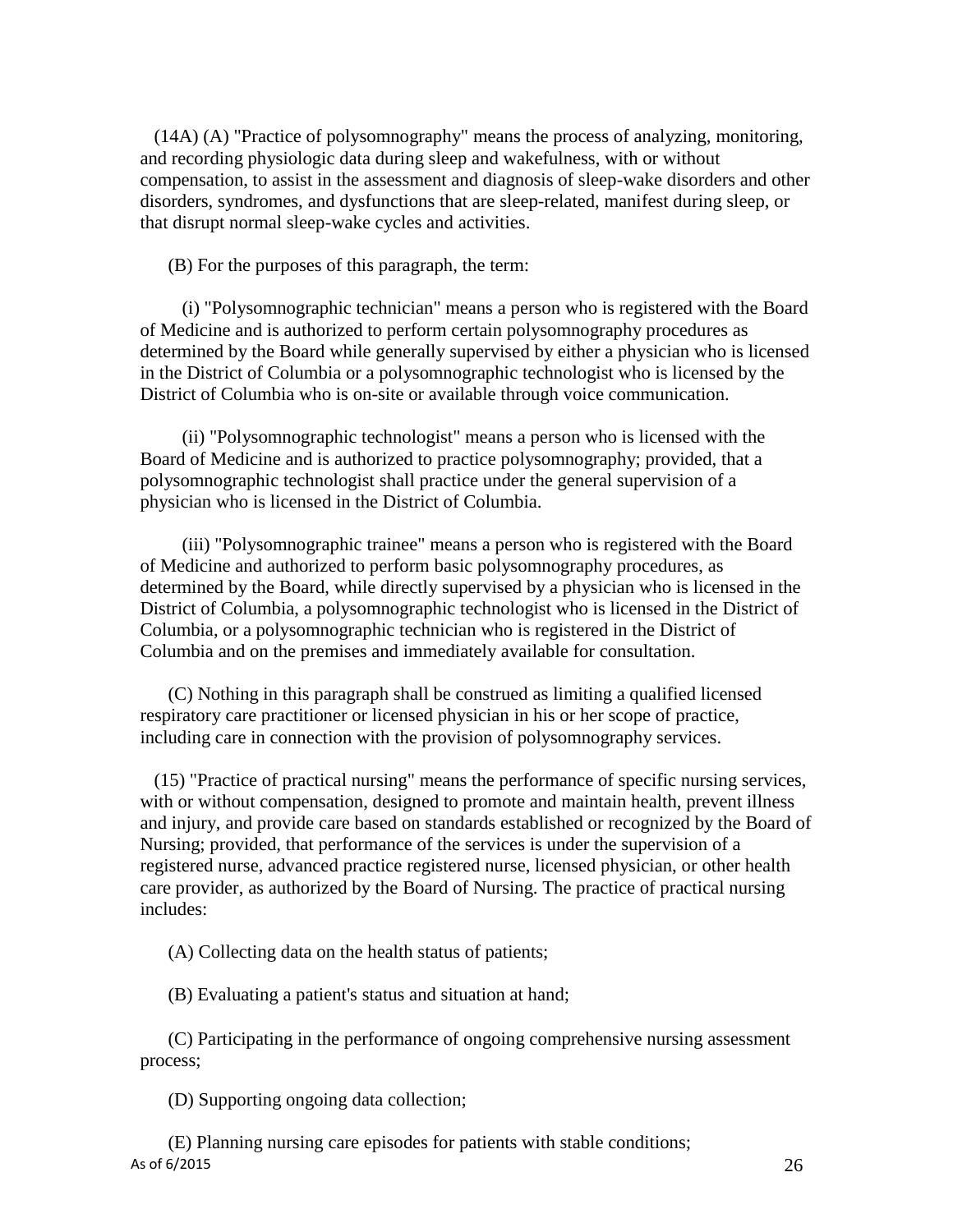(14A) (A) "Practice of polysomnography" means the process of analyzing, monitoring, and recording physiologic data during sleep and wakefulness, with or without compensation, to assist in the assessment and diagnosis of sleep-wake disorders and other disorders, syndromes, and dysfunctions that are sleep-related, manifest during sleep, or that disrupt normal sleep-wake cycles and activities.

(B) For the purposes of this paragraph, the term:

(i) "Polysomnographic technician" means a person who is registered with the Board of Medicine and is authorized to perform certain polysomnography procedures as determined by the Board while generally supervised by either a physician who is licensed in the District of Columbia or a polysomnographic technologist who is licensed by the District of Columbia who is on-site or available through voice communication.

(ii) "Polysomnographic technologist" means a person who is licensed with the Board of Medicine and is authorized to practice polysomnography; provided, that a polysomnographic technologist shall practice under the general supervision of a physician who is licensed in the District of Columbia.

(iii) "Polysomnographic trainee" means a person who is registered with the Board of Medicine and authorized to perform basic polysomnography procedures, as determined by the Board, while directly supervised by a physician who is licensed in the District of Columbia, a polysomnographic technologist who is licensed in the District of Columbia, or a polysomnographic technician who is registered in the District of Columbia and on the premises and immediately available for consultation.

(C) Nothing in this paragraph shall be construed as limiting a qualified licensed respiratory care practitioner or licensed physician in his or her scope of practice, including care in connection with the provision of polysomnography services.

(15) "Practice of practical nursing" means the performance of specific nursing services, with or without compensation, designed to promote and maintain health, prevent illness and injury, and provide care based on standards established or recognized by the Board of Nursing; provided, that performance of the services is under the supervision of a registered nurse, advanced practice registered nurse, licensed physician, or other health care provider, as authorized by the Board of Nursing. The practice of practical nursing includes:

(A) Collecting data on the health status of patients;

(B) Evaluating a patient's status and situation at hand;

(C) Participating in the performance of ongoing comprehensive nursing assessment process;

(D) Supporting ongoing data collection;

(E) Planning nursing care episodes for patients with stable conditions;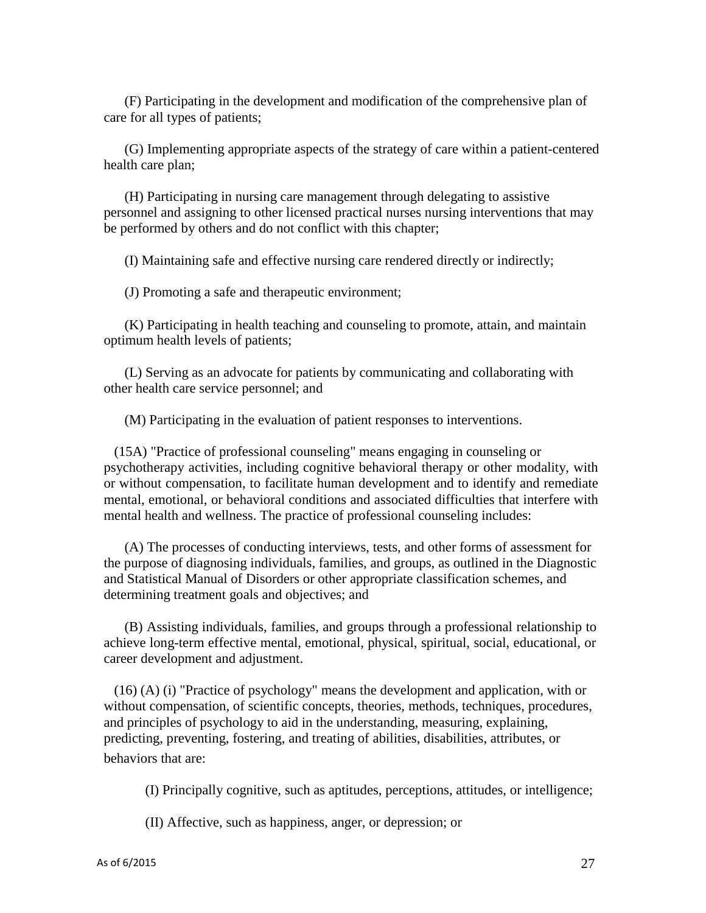(F) Participating in the development and modification of the comprehensive plan of care for all types of patients;

(G) Implementing appropriate aspects of the strategy of care within a patient-centered health care plan;

(H) Participating in nursing care management through delegating to assistive personnel and assigning to other licensed practical nurses nursing interventions that may be performed by others and do not conflict with this chapter;

(I) Maintaining safe and effective nursing care rendered directly or indirectly;

(J) Promoting a safe and therapeutic environment;

(K) Participating in health teaching and counseling to promote, attain, and maintain optimum health levels of patients;

(L) Serving as an advocate for patients by communicating and collaborating with other health care service personnel; and

(M) Participating in the evaluation of patient responses to interventions.

(15A) "Practice of professional counseling" means engaging in counseling or psychotherapy activities, including cognitive behavioral therapy or other modality, with or without compensation, to facilitate human development and to identify and remediate mental, emotional, or behavioral conditions and associated difficulties that interfere with mental health and wellness. The practice of professional counseling includes:

(A) The processes of conducting interviews, tests, and other forms of assessment for the purpose of diagnosing individuals, families, and groups, as outlined in the Diagnostic and Statistical Manual of Disorders or other appropriate classification schemes, and determining treatment goals and objectives; and

(B) Assisting individuals, families, and groups through a professional relationship to achieve long-term effective mental, emotional, physical, spiritual, social, educational, or career development and adjustment.

(16) (A) (i) "Practice of psychology" means the development and application, with or without compensation, of scientific concepts, theories, methods, techniques, procedures, and principles of psychology to aid in the understanding, measuring, explaining, predicting, preventing, fostering, and treating of abilities, disabilities, attributes, or behaviors that are:

(I) Principally cognitive, such as aptitudes, perceptions, attitudes, or intelligence;

(II) Affective, such as happiness, anger, or depression; or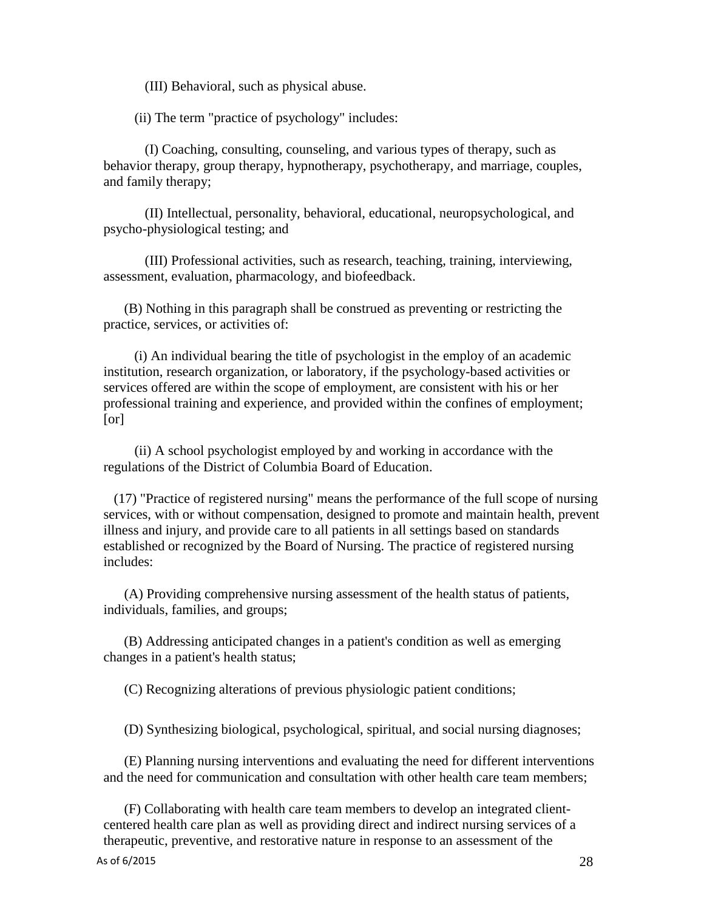(III) Behavioral, such as physical abuse.

(ii) The term "practice of psychology" includes:

(I) Coaching, consulting, counseling, and various types of therapy, such as behavior therapy, group therapy, hypnotherapy, psychotherapy, and marriage, couples, and family therapy;

(II) Intellectual, personality, behavioral, educational, neuropsychological, and psycho-physiological testing; and

(III) Professional activities, such as research, teaching, training, interviewing, assessment, evaluation, pharmacology, and biofeedback.

(B) Nothing in this paragraph shall be construed as preventing or restricting the practice, services, or activities of:

(i) An individual bearing the title of psychologist in the employ of an academic institution, research organization, or laboratory, if the psychology-based activities or services offered are within the scope of employment, are consistent with his or her professional training and experience, and provided within the confines of employment; [or]

(ii) A school psychologist employed by and working in accordance with the regulations of the District of Columbia Board of Education.

(17) "Practice of registered nursing" means the performance of the full scope of nursing services, with or without compensation, designed to promote and maintain health, prevent illness and injury, and provide care to all patients in all settings based on standards established or recognized by the Board of Nursing. The practice of registered nursing includes:

(A) Providing comprehensive nursing assessment of the health status of patients, individuals, families, and groups;

(B) Addressing anticipated changes in a patient's condition as well as emerging changes in a patient's health status;

(C) Recognizing alterations of previous physiologic patient conditions;

(D) Synthesizing biological, psychological, spiritual, and social nursing diagnoses;

(E) Planning nursing interventions and evaluating the need for different interventions and the need for communication and consultation with other health care team members;

(F) Collaborating with health care team members to develop an integrated client-centered health care plan as well as providing direct and indirect nursing services of a therapeutic, preventive, and restorative nature in response to an assessment of the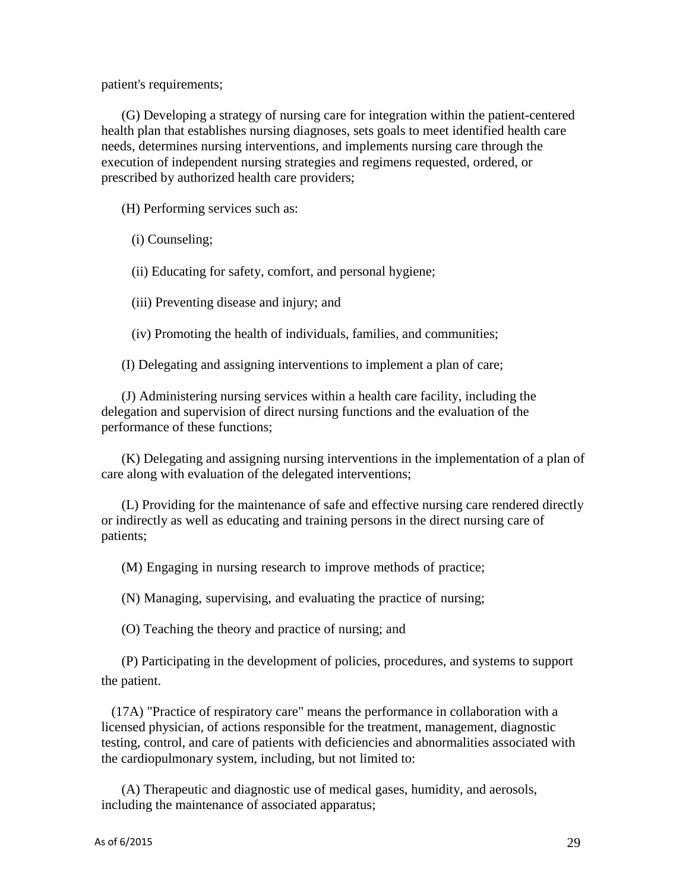patient's requirements;

(G) Developing a strategy of nursing care for integration within the patient-centered health plan that establishes nursing diagnoses, sets goals to meet identified health care needs, determines nursing interventions, and implements nursing care through the execution of independent nursing strategies and regimens requested, ordered, or prescribed by authorized health care providers;

(H) Performing services such as:

(i) Counseling;

(ii) Educating for safety, comfort, and personal hygiene;

(iii) Preventing disease and injury; and

(iv) Promoting the health of individuals, families, and communities;

(I) Delegating and assigning interventions to implement a plan of care;

(J) Administering nursing services within a health care facility, including the delegation and supervision of direct nursing functions and the evaluation of the performance of these functions;

(K) Delegating and assigning nursing interventions in the implementation of a plan of care along with evaluation of the delegated interventions;

(L) Providing for the maintenance of safe and effective nursing care rendered directly or indirectly as well as educating and training persons in the direct nursing care of patients;

(M) Engaging in nursing research to improve methods of practice;

(N) Managing, supervising, and evaluating the practice of nursing;

(O) Teaching the theory and practice of nursing; and

(P) Participating in the development of policies, procedures, and systems to support the patient.

(17A) "Practice of respiratory care" means the performance in collaboration with a licensed physician, of actions responsible for the treatment, management, diagnostic testing, control, and care of patients with deficiencies and abnormalities associated with the cardiopulmonary system, including, but not limited to:

(A) Therapeutic and diagnostic use of medical gases, humidity, and aerosols, including the maintenance of associated apparatus;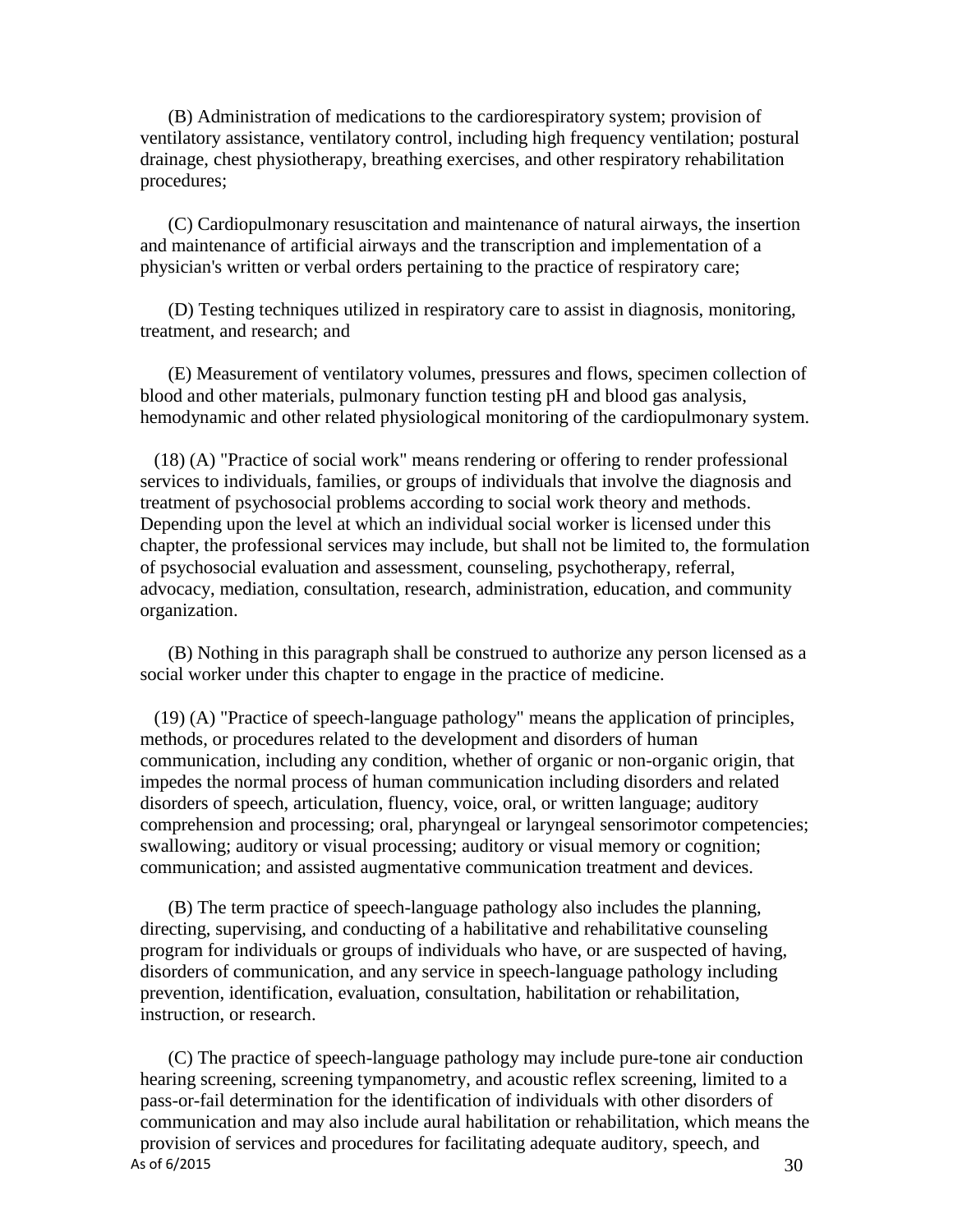(B) Administration of medications to the cardiorespiratory system; provision of ventilatory assistance, ventilatory control, including high frequency ventilation; postural drainage, chest physiotherapy, breathing exercises, and other respiratory rehabilitation procedures;

(C) Cardiopulmonary resuscitation and maintenance of natural airways, the insertion and maintenance of artificial airways and the transcription and implementation of a physician's written or verbal orders pertaining to the practice of respiratory care;

(D) Testing techniques utilized in respiratory care to assist in diagnosis, monitoring, treatment, and research; and

(E) Measurement of ventilatory volumes, pressures and flows, specimen collection of blood and other materials, pulmonary function testing pH and blood gas analysis, hemodynamic and other related physiological monitoring of the cardiopulmonary system.

(18) (A) "Practice of social work" means rendering or offering to render professional services to individuals, families, or groups of individuals that involve the diagnosis and treatment of psychosocial problems according to social work theory and methods. Depending upon the level at which an individual social worker is licensed under this chapter, the professional services may include, but shall not be limited to, the formulation of psychosocial evaluation and assessment, counseling, psychotherapy, referral, advocacy, mediation, consultation, research, administration, education, and community organization.

(B) Nothing in this paragraph shall be construed to authorize any person licensed as a social worker under this chapter to engage in the practice of medicine.

(19) (A) "Practice of speech-language pathology" means the application of principles, methods, or procedures related to the development and disorders of human communication, including any condition, whether of organic or non-organic origin, that impedes the normal process of human communication including disorders and related disorders of speech, articulation, fluency, voice, oral, or written language; auditory comprehension and processing; oral, pharyngeal or laryngeal sensorimotor competencies; swallowing; auditory or visual processing; auditory or visual memory or cognition; communication; and assisted augmentative communication treatment and devices.

(B) The term practice of speech-language pathology also includes the planning, directing, supervising, and conducting of a habilitative and rehabilitative counseling program for individuals or groups of individuals who have, or are suspected of having, disorders of communication, and any service in speech-language pathology including prevention, identification, evaluation, consultation, habilitation or rehabilitation, instruction, or research.

(C) The practice of speech-language pathology may include pure-tone air conduction hearing screening, screening tympanometry, and acoustic reflex screening, limited to a pass-or-fail determination for the identification of individuals with other disorders of communication and may also include aural habilitation or rehabilitation, which means the provision of services and procedures for facilitating adequate auditory, speech, and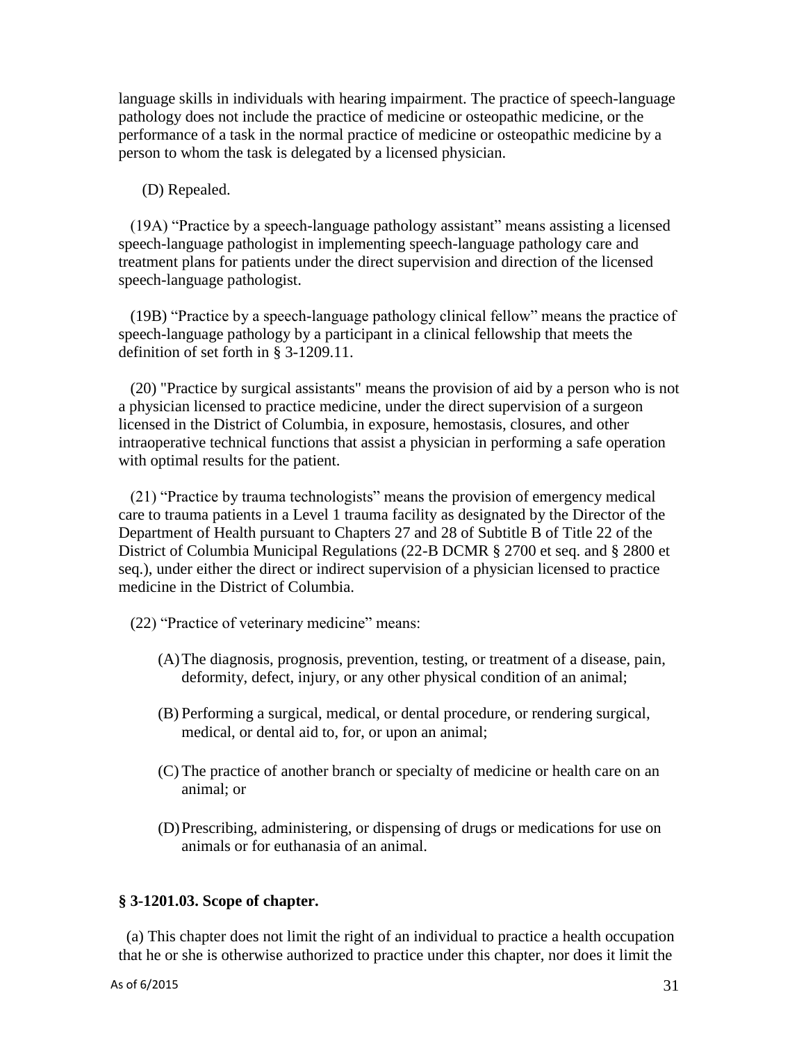language skills in individuals with hearing impairment. The practice of speech-language pathology does not include the practice of medicine or osteopathic medicine, or the performance of a task in the normal practice of medicine or osteopathic medicine by a person to whom the task is delegated by a licensed physician.

(D) Repealed.

(19A) "Practice by a speech-language pathology assistant" means assisting a licensed speech-language pathologist in implementing speech-language pathology care and treatment plans for patients under the direct supervision and direction of the licensed speech-language pathologist.

(19B) "Practice by a speech-language pathology clinical fellow" means the practice of speech-language pathology by a participant in a clinical fellowship that meets the definition of set forth in § 3-1209.11.

(20) "Practice by surgical assistants" means the provision of aid by a person who is not a physician licensed to practice medicine, under the direct supervision of a surgeon licensed in the District of Columbia, in exposure, hemostasis, closures, and other intraoperative technical functions that assist a physician in performing a safe operation with optimal results for the patient.

(21) "Practice by trauma technologists" means the provision of emergency medical care to trauma patients in a Level 1 trauma facility as designated by the Director of the Department of Health pursuant to Chapters 27 and 28 of Subtitle B of Title 22 of the District of Columbia Municipal Regulations (22-B DCMR § 2700 et seq. and § 2800 et seq.), under either the direct or indirect supervision of a physician licensed to practice medicine in the District of Columbia.

(22) "Practice of veterinary medicine" means:

(A) The diagnosis, prognosis, prevention, testing, or treatment of a disease, pain, deformity, defect, injury, or any other physical condition of an animal;

(B) Performing a surgical, medical, or dental procedure, or rendering surgical, medical, or dental aid to, for, or upon an animal;

(C) The practice of another branch or specialty of medicine or health care on an animal; or

(D) Prescribing, administering, or dispensing of drugs or medications for use on animals or for euthanasia of an animal.

**§ 3-1201.03. Scope of chapter.**

(a) This chapter does not limit the right of an individual to practice a health occupation that he or she is otherwise authorized to practice under this chapter, nor does it limit the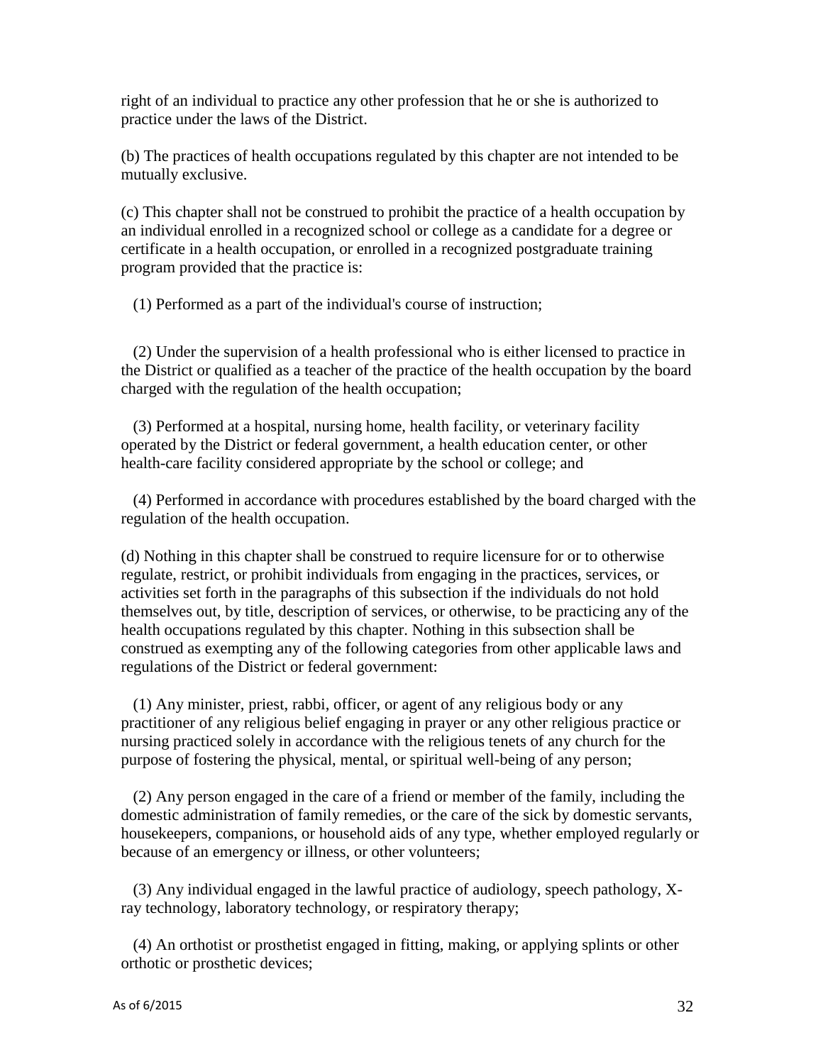right of an individual to practice any other profession that he or she is authorized to practice under the laws of the District.

(b) The practices of health occupations regulated by this chapter are not intended to be mutually exclusive.

(c) This chapter shall not be construed to prohibit the practice of a health occupation by an individual enrolled in a recognized school or college as a candidate for a degree or certificate in a health occupation, or enrolled in a recognized postgraduate training program provided that the practice is:

(1) Performed as a part of the individual's course of instruction;

(2) Under the supervision of a health professional who is either licensed to practice in the District or qualified as a teacher of the practice of the health occupation by the board charged with the regulation of the health occupation;

(3) Performed at a hospital, nursing home, health facility, or veterinary facility operated by the District or federal government, a health education center, or other health-care facility considered appropriate by the school or college; and

(4) Performed in accordance with procedures established by the board charged with the regulation of the health occupation.

(d) Nothing in this chapter shall be construed to require licensure for or to otherwise regulate, restrict, or prohibit individuals from engaging in the practices, services, or activities set forth in the paragraphs of this subsection if the individuals do not hold themselves out, by title, description of services, or otherwise, to be practicing any of the health occupations regulated by this chapter. Nothing in this subsection shall be construed as exempting any of the following categories from other applicable laws and regulations of the District or federal government:

(1) Any minister, priest, rabbi, officer, or agent of any religious body or any practitioner of any religious belief engaging in prayer or any other religious practice or nursing practiced solely in accordance with the religious tenets of any church for the purpose of fostering the physical, mental, or spiritual well-being of any person;

(2) Any person engaged in the care of a friend or member of the family, including the domestic administration of family remedies, or the care of the sick by domestic servants, housekeepers, companions, or household aids of any type, whether employed regularly or because of an emergency or illness, or other volunteers;

(3) Any individual engaged in the lawful practice of audiology, speech pathology, X-ray technology, laboratory technology, or respiratory therapy;

(4) An orthotist or prosthetist engaged in fitting, making, or applying splints or other orthotic or prosthetic devices;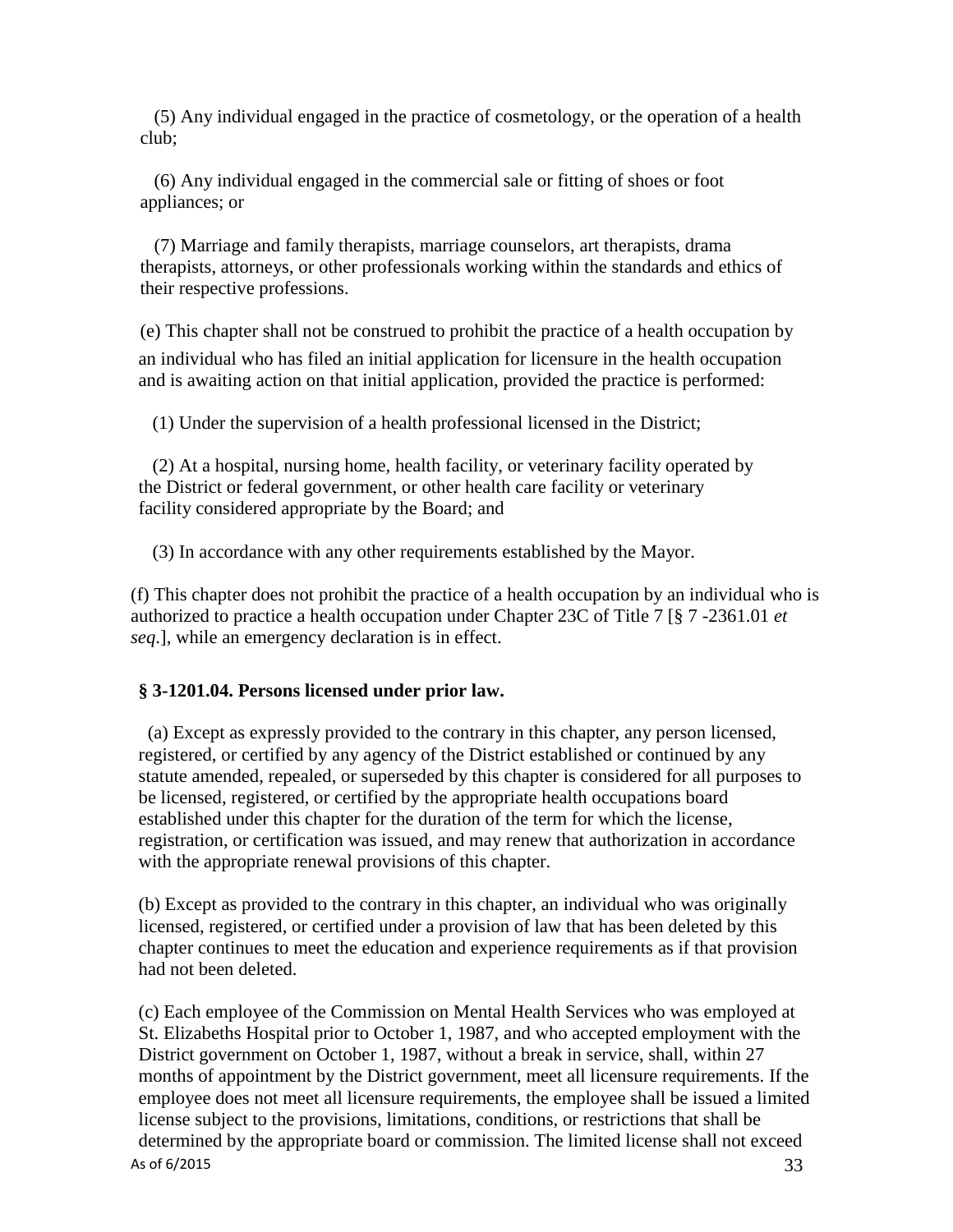(5) Any individual engaged in the practice of cosmetology, or the operation of a health club;

(6) Any individual engaged in the commercial sale or fitting of shoes or foot appliances; or

(7) Marriage and family therapists, marriage counselors, art therapists, drama therapists, attorneys, or other professionals working within the standards and ethics of their respective professions.

(e) This chapter shall not be construed to prohibit the practice of a health occupation by an individual who has filed an initial application for licensure in the health occupation and is awaiting action on that initial application, provided the practice is performed:

(1) Under the supervision of a health professional licensed in the District;

(2) At a hospital, nursing home, health facility, or veterinary facility operated by the District or federal government, or other health care facility or veterinary facility considered appropriate by the Board; and

(3) In accordance with any other requirements established by the Mayor.

(f) This chapter does not prohibit the practice of a health occupation by an individual who is authorized to practice a health occupation under Chapter 23C of Title 7 [§ 7 -2361.01 *et seq*.], while an emergency declaration is in effect.

**§ 3-1201.04. Persons licensed under prior law.**

(a) Except as expressly provided to the contrary in this chapter, any person licensed, registered, or certified by any agency of the District established or continued by any statute amended, repealed, or superseded by this chapter is considered for all purposes to be licensed, registered, or certified by the appropriate health occupations board established under this chapter for the duration of the term for which the license, registration, or certification was issued, and may renew that authorization in accordance with the appropriate renewal provisions of this chapter.

(b) Except as provided to the contrary in this chapter, an individual who was originally licensed, registered, or certified under a provision of law that has been deleted by this chapter continues to meet the education and experience requirements as if that provision had not been deleted.

(c) Each employee of the Commission on Mental Health Services who was employed at St. Elizabeths Hospital prior to October 1, 1987, and who accepted employment with the District government on October 1, 1987, without a break in service, shall, within 27 months of appointment by the District government, meet all licensure requirements. If the employee does not meet all licensure requirements, the employee shall be issued a limited license subject to the provisions, limitations, conditions, or restrictions that shall be determined by the appropriate board or commission. The limited license shall not exceed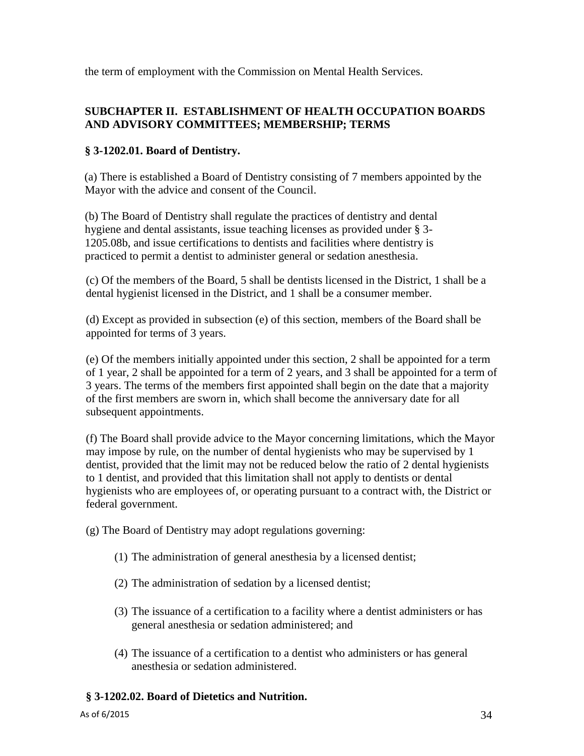the term of employment with the Commission on Mental Health Services.

## SUBCHAPTER II. ESTABLISHMENT OF HEALTH OCCUPATION BOARDS AND ADVISORY COMMITTEES; MEMBERSHIP; TERMS

### § 3-1202.01. Board of Dentistry.

(a) There is established a Board of Dentistry consisting of 7 members appointed by the Mayor with the advice and consent of the Council.

(b) The Board of Dentistry shall regulate the practices of dentistry and dental hygiene and dental assistants, issue teaching licenses as provided under § 3-1205.08b, and issue certifications to dentists and facilities where dentistry is practiced to permit a dentist to administer general or sedation anesthesia.

(c) Of the members of the Board, 5 shall be dentists licensed in the District, 1 shall be a dental hygienist licensed in the District, and 1 shall be a consumer member.

(d) Except as provided in subsection (e) of this section, members of the Board shall be appointed for terms of 3 years.

(e) Of the members initially appointed under this section, 2 shall be appointed for a term of 1 year, 2 shall be appointed for a term of 2 years, and 3 shall be appointed for a term of 3 years. The terms of the members first appointed shall begin on the date that a majority of the first members are sworn in, which shall become the anniversary date for all subsequent appointments.

(f) The Board shall provide advice to the Mayor concerning limitations, which the Mayor may impose by rule, on the number of dental hygienists who may be supervised by 1 dentist, provided that the limit may not be reduced below the ratio of 2 dental hygienists to 1 dentist, and provided that this limitation shall not apply to dentists or dental hygienists who are employees of, or operating pursuant to a contract with, the District or federal government.

(g) The Board of Dentistry may adopt regulations governing:

(1) The administration of general anesthesia by a licensed dentist;

(2) The administration of sedation by a licensed dentist;

(3) The issuance of a certification to a facility where a dentist administers or has general anesthesia or sedation administered; and

(4) The issuance of a certification to a dentist who administers or has general anesthesia or sedation administered.

### § 3-1202.02. Board of Dietetics and Nutrition.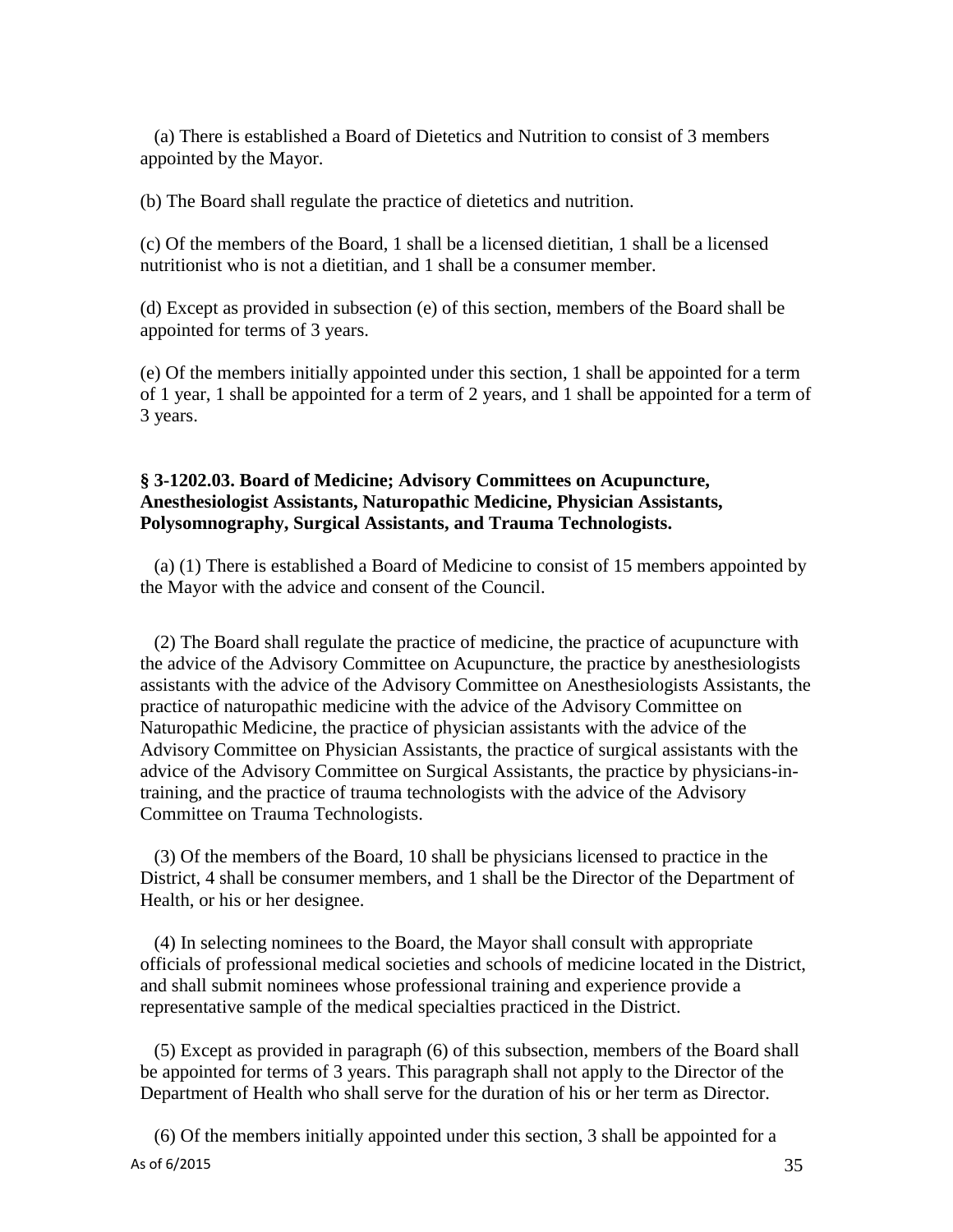(a) There is established a Board of Dietetics and Nutrition to consist of 3 members appointed by the Mayor.

(b) The Board shall regulate the practice of dietetics and nutrition.

(c) Of the members of the Board, 1 shall be a licensed dietitian, 1 shall be a licensed nutritionist who is not a dietitian, and 1 shall be a consumer member.

(d) Except as provided in subsection (e) of this section, members of the Board shall be appointed for terms of 3 years.

(e) Of the members initially appointed under this section, 1 shall be appointed for a term of 1 year, 1 shall be appointed for a term of 2 years, and 1 shall be appointed for a term of 3 years.

**§ 3-1202.03. Board of Medicine; Advisory Committees on Acupuncture, Anesthesiologist Assistants, Naturopathic Medicine, Physician Assistants, Polysomnography, Surgical Assistants, and Trauma Technologists.**

(a) (1) There is established a Board of Medicine to consist of 15 members appointed by the Mayor with the advice and consent of the Council.

(2) The Board shall regulate the practice of medicine, the practice of acupuncture with the advice of the Advisory Committee on Acupuncture, the practice by anesthesiologists assistants with the advice of the Advisory Committee on Anesthesiologists Assistants, the practice of naturopathic medicine with the advice of the Advisory Committee on Naturopathic Medicine, the practice of physician assistants with the advice of the Advisory Committee on Physician Assistants, the practice of surgical assistants with the advice of the Advisory Committee on Surgical Assistants, the practice by physicians-in-training, and the practice of trauma technologists with the advice of the Advisory Committee on Trauma Technologists.

(3) Of the members of the Board, 10 shall be physicians licensed to practice in the District, 4 shall be consumer members, and 1 shall be the Director of the Department of Health, or his or her designee.

(4) In selecting nominees to the Board, the Mayor shall consult with appropriate officials of professional medical societies and schools of medicine located in the District, and shall submit nominees whose professional training and experience provide a representative sample of the medical specialties practiced in the District.

(5) Except as provided in paragraph (6) of this subsection, members of the Board shall be appointed for terms of 3 years. This paragraph shall not apply to the Director of the Department of Health who shall serve for the duration of his or her term as Director.

(6) Of the members initially appointed under this section, 3 shall be appointed for a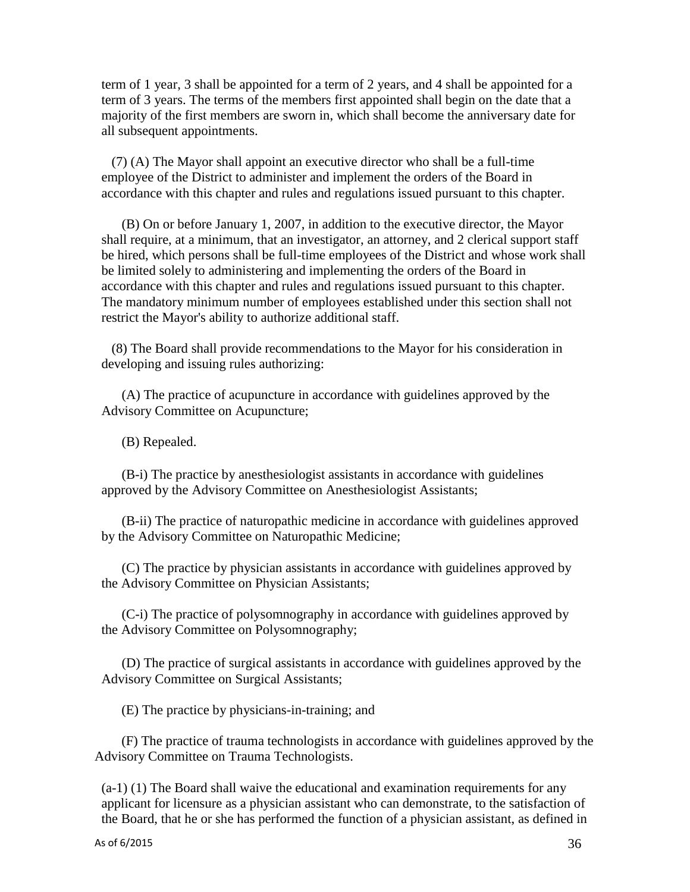term of 1 year, 3 shall be appointed for a term of 2 years, and 4 shall be appointed for a term of 3 years. The terms of the members first appointed shall begin on the date that a majority of the first members are sworn in, which shall become the anniversary date for all subsequent appointments.

(7) (A) The Mayor shall appoint an executive director who shall be a full-time employee of the District to administer and implement the orders of the Board in accordance with this chapter and rules and regulations issued pursuant to this chapter.

(B) On or before January 1, 2007, in addition to the executive director, the Mayor shall require, at a minimum, that an investigator, an attorney, and 2 clerical support staff be hired, which persons shall be full-time employees of the District and whose work shall be limited solely to administering and implementing the orders of the Board in accordance with this chapter and rules and regulations issued pursuant to this chapter. The mandatory minimum number of employees established under this section shall not restrict the Mayor's ability to authorize additional staff.

(8) The Board shall provide recommendations to the Mayor for his consideration in developing and issuing rules authorizing:

(A) The practice of acupuncture in accordance with guidelines approved by the Advisory Committee on Acupuncture;

(B) Repealed.

(B-i) The practice by anesthesiologist assistants in accordance with guidelines approved by the Advisory Committee on Anesthesiologist Assistants;

(B-ii) The practice of naturopathic medicine in accordance with guidelines approved by the Advisory Committee on Naturopathic Medicine;

(C) The practice by physician assistants in accordance with guidelines approved by the Advisory Committee on Physician Assistants;

(C-i) The practice of polysomnography in accordance with guidelines approved by the Advisory Committee on Polysomnography;

(D) The practice of surgical assistants in accordance with guidelines approved by the Advisory Committee on Surgical Assistants;

(E) The practice by physicians-in-training; and

(F) The practice of trauma technologists in accordance with guidelines approved by the Advisory Committee on Trauma Technologists.

(a-1) (1) The Board shall waive the educational and examination requirements for any applicant for licensure as a physician assistant who can demonstrate, to the satisfaction of the Board, that he or she has performed the function of a physician assistant, as defined in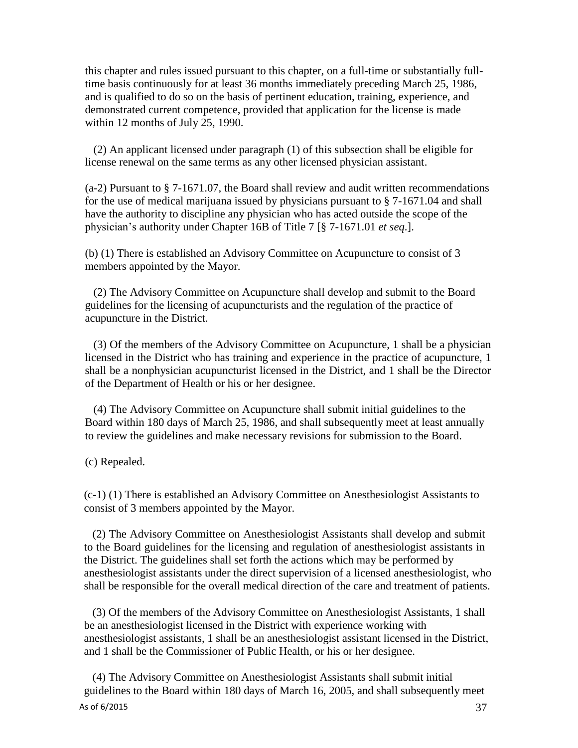this chapter and rules issued pursuant to this chapter, on a full-time or substantially full-time basis continuously for at least 36 months immediately preceding March 25, 1986, and is qualified to do so on the basis of pertinent education, training, experience, and demonstrated current competence, provided that application for the license is made within 12 months of July 25, 1990.

(2) An applicant licensed under paragraph (1) of this subsection shall be eligible for license renewal on the same terms as any other licensed physician assistant.

(a-2) Pursuant to § 7-1671.07, the Board shall review and audit written recommendations for the use of medical marijuana issued by physicians pursuant to § 7-1671.04 and shall have the authority to discipline any physician who has acted outside the scope of the physician's authority under Chapter 16B of Title 7 [§ 7-1671.01 *et seq*.].

(b) (1) There is established an Advisory Committee on Acupuncture to consist of 3 members appointed by the Mayor.

(2) The Advisory Committee on Acupuncture shall develop and submit to the Board guidelines for the licensing of acupuncturists and the regulation of the practice of acupuncture in the District.

(3) Of the members of the Advisory Committee on Acupuncture, 1 shall be a physician licensed in the District who has training and experience in the practice of acupuncture, 1 shall be a nonphysician acupuncturist licensed in the District, and 1 shall be the Director of the Department of Health or his or her designee.

(4) The Advisory Committee on Acupuncture shall submit initial guidelines to the Board within 180 days of March 25, 1986, and shall subsequently meet at least annually to review the guidelines and make necessary revisions for submission to the Board.

(c) Repealed.

(c-1) (1) There is established an Advisory Committee on Anesthesiologist Assistants to consist of 3 members appointed by the Mayor.

(2) The Advisory Committee on Anesthesiologist Assistants shall develop and submit to the Board guidelines for the licensing and regulation of anesthesiologist assistants in the District. The guidelines shall set forth the actions which may be performed by anesthesiologist assistants under the direct supervision of a licensed anesthesiologist, who shall be responsible for the overall medical direction of the care and treatment of patients.

(3) Of the members of the Advisory Committee on Anesthesiologist Assistants, 1 shall be an anesthesiologist licensed in the District with experience working with anesthesiologist assistants, 1 shall be an anesthesiologist assistant licensed in the District, and 1 shall be the Commissioner of Public Health, or his or her designee.

(4) The Advisory Committee on Anesthesiologist Assistants shall submit initial guidelines to the Board within 180 days of March 16, 2005, and shall subsequently meet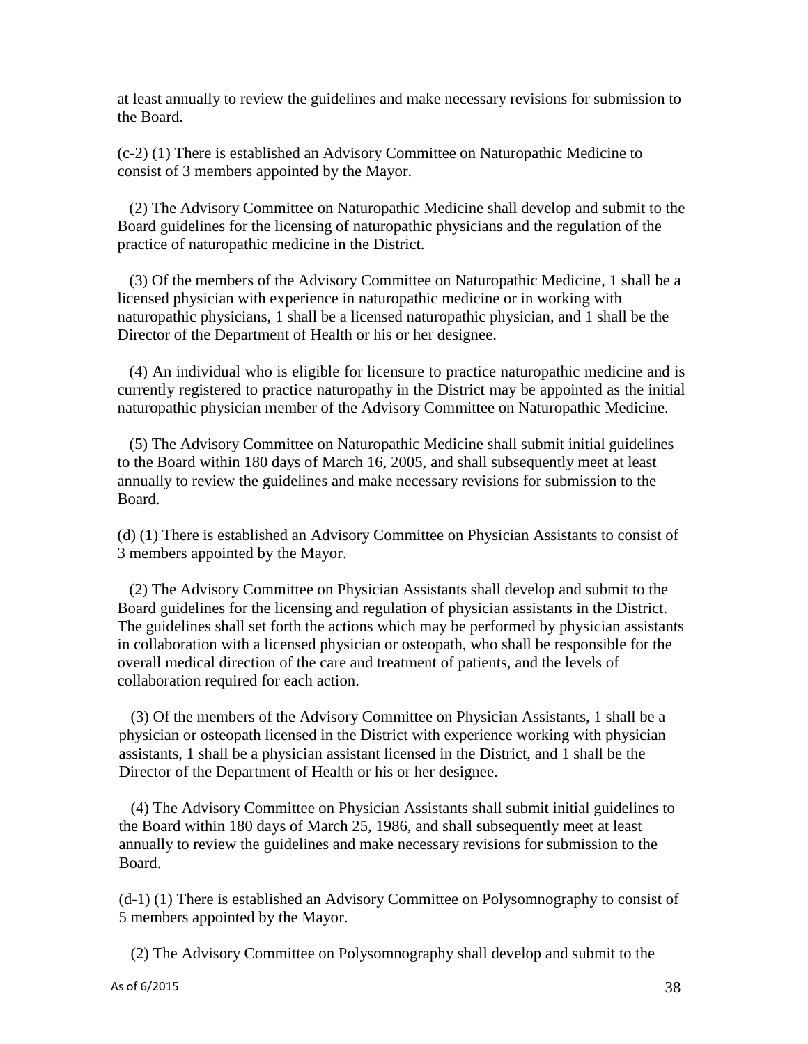at least annually to review the guidelines and make necessary revisions for submission to the Board.

(c-2) (1) There is established an Advisory Committee on Naturopathic Medicine to consist of 3 members appointed by the Mayor.

(2) The Advisory Committee on Naturopathic Medicine shall develop and submit to the Board guidelines for the licensing of naturopathic physicians and the regulation of the practice of naturopathic medicine in the District.

(3) Of the members of the Advisory Committee on Naturopathic Medicine, 1 shall be a licensed physician with experience in naturopathic medicine or in working with naturopathic physicians, 1 shall be a licensed naturopathic physician, and 1 shall be the Director of the Department of Health or his or her designee.

(4) An individual who is eligible for licensure to practice naturopathic medicine and is currently registered to practice naturopathy in the District may be appointed as the initial naturopathic physician member of the Advisory Committee on Naturopathic Medicine.

(5) The Advisory Committee on Naturopathic Medicine shall submit initial guidelines to the Board within 180 days of March 16, 2005, and shall subsequently meet at least annually to review the guidelines and make necessary revisions for submission to the Board.

(d) (1) There is established an Advisory Committee on Physician Assistants to consist of 3 members appointed by the Mayor.

(2) The Advisory Committee on Physician Assistants shall develop and submit to the Board guidelines for the licensing and regulation of physician assistants in the District. The guidelines shall set forth the actions which may be performed by physician assistants in collaboration with a licensed physician or osteopath, who shall be responsible for the overall medical direction of the care and treatment of patients, and the levels of collaboration required for each action.

(3) Of the members of the Advisory Committee on Physician Assistants, 1 shall be a physician or osteopath licensed in the District with experience working with physician assistants, 1 shall be a physician assistant licensed in the District, and 1 shall be the Director of the Department of Health or his or her designee.

(4) The Advisory Committee on Physician Assistants shall submit initial guidelines to the Board within 180 days of March 25, 1986, and shall subsequently meet at least annually to review the guidelines and make necessary revisions for submission to the Board.

(d-1) (1) There is established an Advisory Committee on Polysomnography to consist of 5 members appointed by the Mayor.

(2) The Advisory Committee on Polysomnography shall develop and submit to the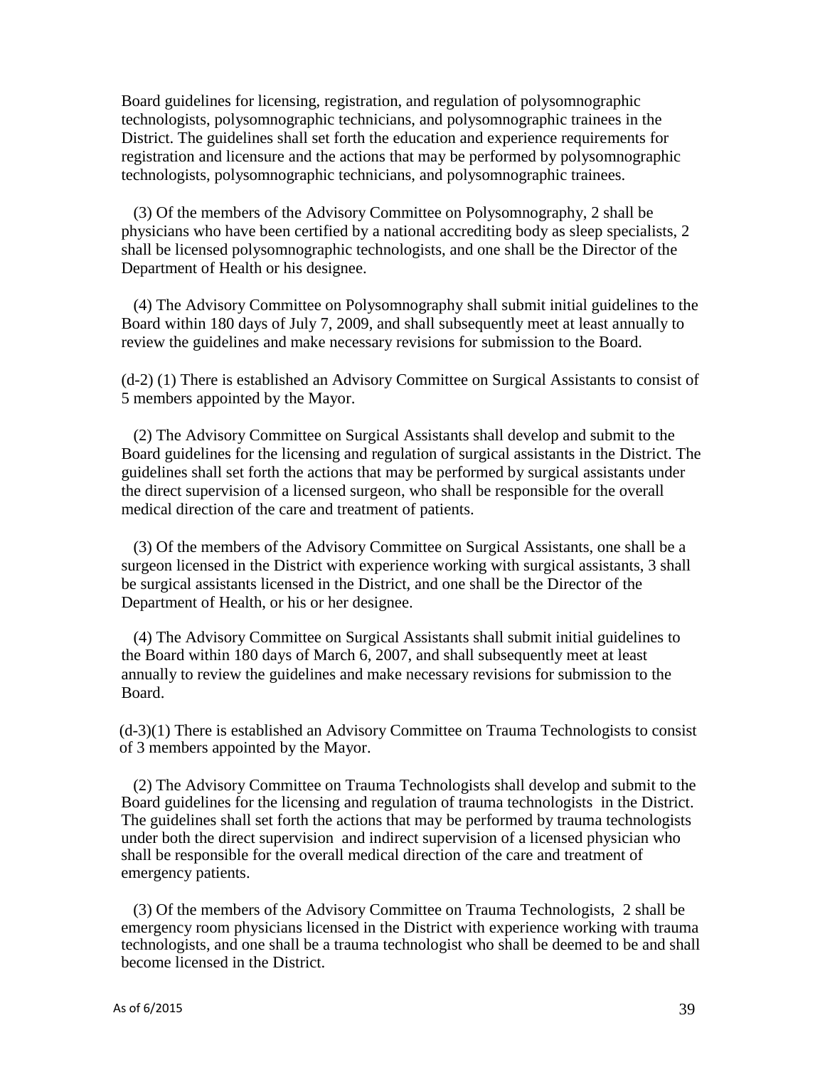Board guidelines for licensing, registration, and regulation of polysomnographic technologists, polysomnographic technicians, and polysomnographic trainees in the District. The guidelines shall set forth the education and experience requirements for registration and licensure and the actions that may be performed by polysomnographic technologists, polysomnographic technicians, and polysomnographic trainees.

(3) Of the members of the Advisory Committee on Polysomnography, 2 shall be physicians who have been certified by a national accrediting body as sleep specialists, 2 shall be licensed polysomnographic technologists, and one shall be the Director of the Department of Health or his designee.

(4) The Advisory Committee on Polysomnography shall submit initial guidelines to the Board within 180 days of July 7, 2009, and shall subsequently meet at least annually to review the guidelines and make necessary revisions for submission to the Board.

(d-2) (1) There is established an Advisory Committee on Surgical Assistants to consist of 5 members appointed by the Mayor.

(2) The Advisory Committee on Surgical Assistants shall develop and submit to the Board guidelines for the licensing and regulation of surgical assistants in the District. The guidelines shall set forth the actions that may be performed by surgical assistants under the direct supervision of a licensed surgeon, who shall be responsible for the overall medical direction of the care and treatment of patients.

(3) Of the members of the Advisory Committee on Surgical Assistants, one shall be a surgeon licensed in the District with experience working with surgical assistants, 3 shall be surgical assistants licensed in the District, and one shall be the Director of the Department of Health, or his or her designee.

(4) The Advisory Committee on Surgical Assistants shall submit initial guidelines to the Board within 180 days of March 6, 2007, and shall subsequently meet at least annually to review the guidelines and make necessary revisions for submission to the Board.

(d-3)(1) There is established an Advisory Committee on Trauma Technologists to consist of 3 members appointed by the Mayor.

(2) The Advisory Committee on Trauma Technologists shall develop and submit to the Board guidelines for the licensing and regulation of trauma technologists in the District. The guidelines shall set forth the actions that may be performed by trauma technologists under both the direct supervision and indirect supervision of a licensed physician who shall be responsible for the overall medical direction of the care and treatment of emergency patients.

(3) Of the members of the Advisory Committee on Trauma Technologists, 2 shall be emergency room physicians licensed in the District with experience working with trauma technologists, and one shall be a trauma technologist who shall be deemed to be and shall become licensed in the District.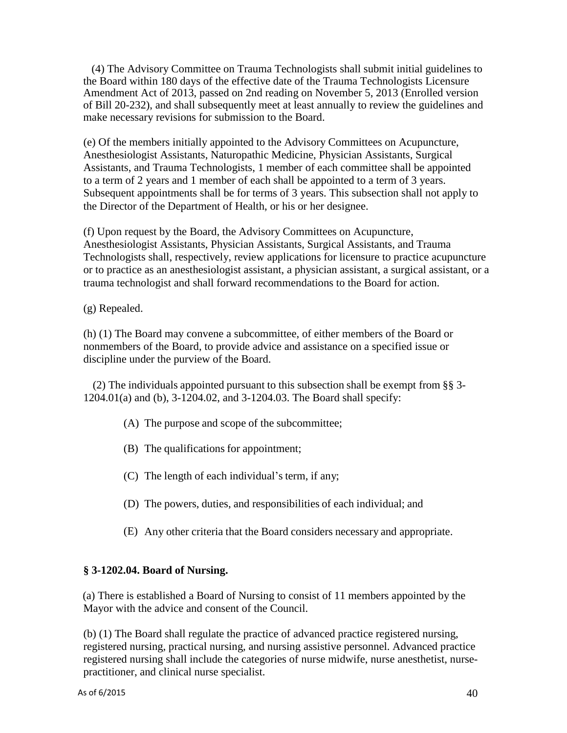(4) The Advisory Committee on Trauma Technologists shall submit initial guidelines to the Board within 180 days of the effective date of the Trauma Technologists Licensure Amendment Act of 2013, passed on 2nd reading on November 5, 2013 (Enrolled version of Bill 20-232), and shall subsequently meet at least annually to review the guidelines and make necessary revisions for submission to the Board.

(e) Of the members initially appointed to the Advisory Committees on Acupuncture, Anesthesiologist Assistants, Naturopathic Medicine, Physician Assistants, Surgical Assistants, and Trauma Technologists, 1 member of each committee shall be appointed to a term of 2 years and 1 member of each shall be appointed to a term of 3 years. Subsequent appointments shall be for terms of 3 years. This subsection shall not apply to the Director of the Department of Health, or his or her designee.

(f) Upon request by the Board, the Advisory Committees on Acupuncture, Anesthesiologist Assistants, Physician Assistants, Surgical Assistants, and Trauma Technologists shall, respectively, review applications for licensure to practice acupuncture or to practice as an anesthesiologist assistant, a physician assistant, a surgical assistant, or a trauma technologist and shall forward recommendations to the Board for action.

(g) Repealed.

(h) (1) The Board may convene a subcommittee, of either members of the Board or nonmembers of the Board, to provide advice and assistance on a specified issue or discipline under the purview of the Board.

(2) The individuals appointed pursuant to this subsection shall be exempt from §§ 3-1204.01(a) and (b), 3-1204.02, and 3-1204.03. The Board shall specify:

(A) The purpose and scope of the subcommittee;

(B) The qualifications for appointment;

(C) The length of each individual's term, if any;

(D) The powers, duties, and responsibilities of each individual; and

(E) Any other criteria that the Board considers necessary and appropriate.

**§ 3-1202.04. Board of Nursing.**

(a) There is established a Board of Nursing to consist of 11 members appointed by the Mayor with the advice and consent of the Council.

(b) (1) The Board shall regulate the practice of advanced practice registered nursing, registered nursing, practical nursing, and nursing assistive personnel. Advanced practice registered nursing shall include the categories of nurse midwife, nurse anesthetist, nurse-practitioner, and clinical nurse specialist.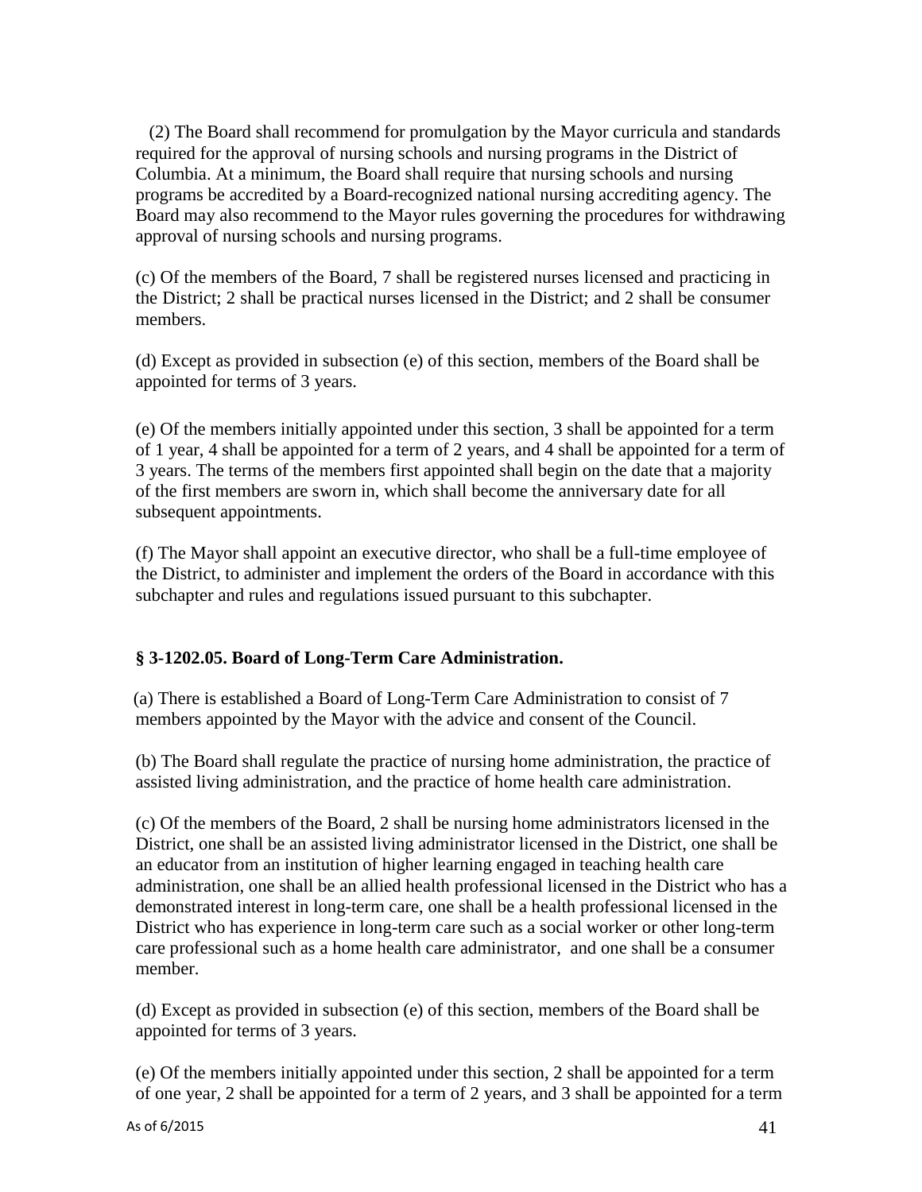(2) The Board shall recommend for promulgation by the Mayor curricula and standards required for the approval of nursing schools and nursing programs in the District of Columbia. At a minimum, the Board shall require that nursing schools and nursing programs be accredited by a Board-recognized national nursing accrediting agency. The Board may also recommend to the Mayor rules governing the procedures for withdrawing approval of nursing schools and nursing programs.

(c) Of the members of the Board, 7 shall be registered nurses licensed and practicing in the District; 2 shall be practical nurses licensed in the District; and 2 shall be consumer members.

(d) Except as provided in subsection (e) of this section, members of the Board shall be appointed for terms of 3 years.

(e) Of the members initially appointed under this section, 3 shall be appointed for a term of 1 year, 4 shall be appointed for a term of 2 years, and 4 shall be appointed for a term of 3 years. The terms of the members first appointed shall begin on the date that a majority of the first members are sworn in, which shall become the anniversary date for all subsequent appointments.

(f) The Mayor shall appoint an executive director, who shall be a full-time employee of the District, to administer and implement the orders of the Board in accordance with this subchapter and rules and regulations issued pursuant to this subchapter.

### § 3-1202.05. Board of Long-Term Care Administration.

(a) There is established a Board of Long-Term Care Administration to consist of 7 members appointed by the Mayor with the advice and consent of the Council.

(b) The Board shall regulate the practice of nursing home administration, the practice of assisted living administration, and the practice of home health care administration.

(c) Of the members of the Board, 2 shall be nursing home administrators licensed in the District, one shall be an assisted living administrator licensed in the District, one shall be an educator from an institution of higher learning engaged in teaching health care administration, one shall be an allied health professional licensed in the District who has a demonstrated interest in long-term care, one shall be a health professional licensed in the District who has experience in long-term care such as a social worker or other long-term care professional such as a home health care administrator, and one shall be a consumer member.

(d) Except as provided in subsection (e) of this section, members of the Board shall be appointed for terms of 3 years.

(e) Of the members initially appointed under this section, 2 shall be appointed for a term of one year, 2 shall be appointed for a term of 2 years, and 3 shall be appointed for a term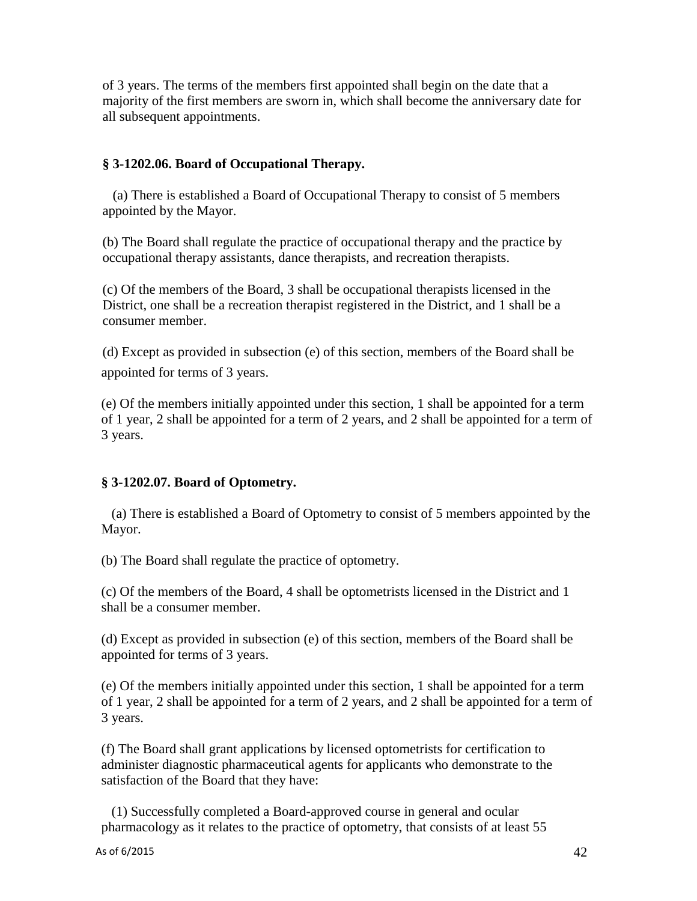of 3 years. The terms of the members first appointed shall begin on the date that a majority of the first members are sworn in, which shall become the anniversary date for all subsequent appointments.

### § 3-1202.06. Board of Occupational Therapy.

(a) There is established a Board of Occupational Therapy to consist of 5 members appointed by the Mayor.

(b) The Board shall regulate the practice of occupational therapy and the practice by occupational therapy assistants, dance therapists, and recreation therapists.

(c) Of the members of the Board, 3 shall be occupational therapists licensed in the District, one shall be a recreation therapist registered in the District, and 1 shall be a consumer member.

(d) Except as provided in subsection (e) of this section, members of the Board shall be appointed for terms of 3 years.

(e) Of the members initially appointed under this section, 1 shall be appointed for a term of 1 year, 2 shall be appointed for a term of 2 years, and 2 shall be appointed for a term of 3 years.

### § 3-1202.07. Board of Optometry.

(a) There is established a Board of Optometry to consist of 5 members appointed by the Mayor.

(b) The Board shall regulate the practice of optometry.

(c) Of the members of the Board, 4 shall be optometrists licensed in the District and 1 shall be a consumer member.

(d) Except as provided in subsection (e) of this section, members of the Board shall be appointed for terms of 3 years.

(e) Of the members initially appointed under this section, 1 shall be appointed for a term of 1 year, 2 shall be appointed for a term of 2 years, and 2 shall be appointed for a term of 3 years.

(f) The Board shall grant applications by licensed optometrists for certification to administer diagnostic pharmaceutical agents for applicants who demonstrate to the satisfaction of the Board that they have:

(1) Successfully completed a Board-approved course in general and ocular pharmacology as it relates to the practice of optometry, that consists of at least 55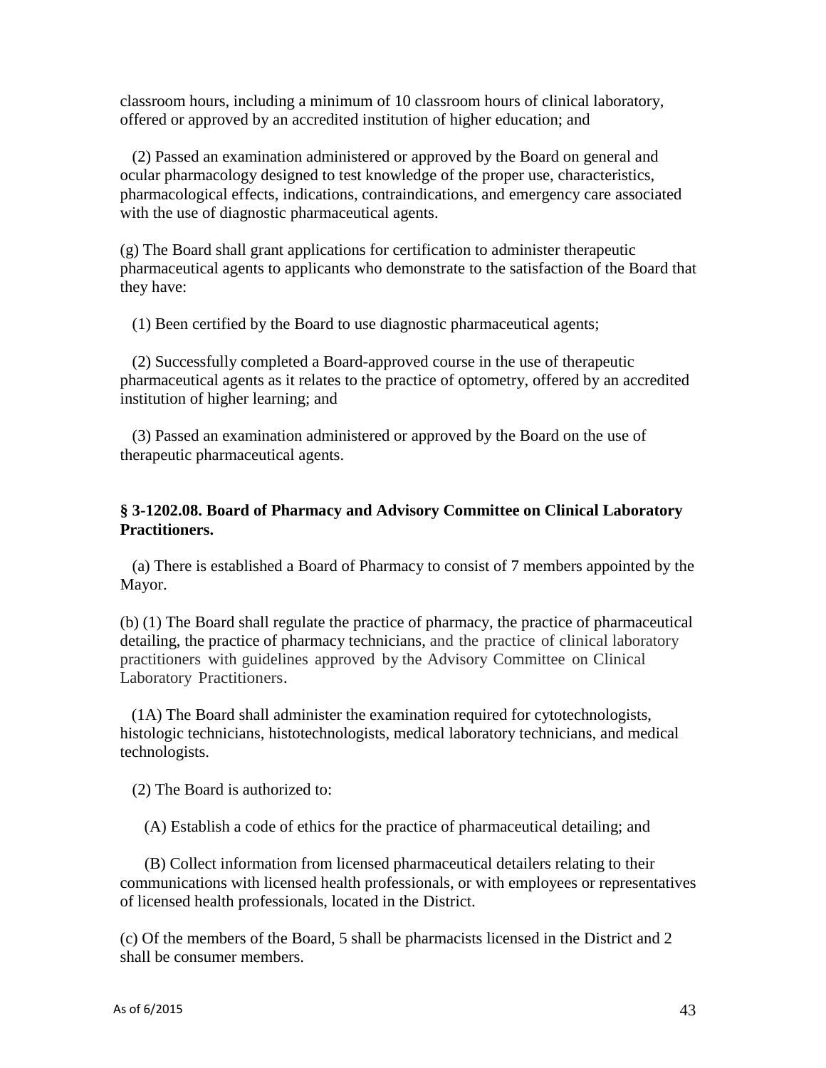classroom hours, including a minimum of 10 classroom hours of clinical laboratory, offered or approved by an accredited institution of higher education; and

(2) Passed an examination administered or approved by the Board on general and ocular pharmacology designed to test knowledge of the proper use, characteristics, pharmacological effects, indications, contraindications, and emergency care associated with the use of diagnostic pharmaceutical agents.

(g) The Board shall grant applications for certification to administer therapeutic pharmaceutical agents to applicants who demonstrate to the satisfaction of the Board that they have:

(1) Been certified by the Board to use diagnostic pharmaceutical agents;

(2) Successfully completed a Board-approved course in the use of therapeutic pharmaceutical agents as it relates to the practice of optometry, offered by an accredited institution of higher learning; and

(3) Passed an examination administered or approved by the Board on the use of therapeutic pharmaceutical agents.

**§ 3-1202.08. Board of Pharmacy and Advisory Committee on Clinical Laboratory Practitioners.**

(a) There is established a Board of Pharmacy to consist of 7 members appointed by the Mayor.

(b) (1) The Board shall regulate the practice of pharmacy, the practice of pharmaceutical detailing, the practice of pharmacy technicians, and the practice of clinical laboratory practitioners with guidelines approved by the Advisory Committee on Clinical Laboratory Practitioners.

(1A) The Board shall administer the examination required for cytotechnologists, histologic technicians, histotechnologists, medical laboratory technicians, and medical technologists.

(2) The Board is authorized to:

(A) Establish a code of ethics for the practice of pharmaceutical detailing; and

(B) Collect information from licensed pharmaceutical detailers relating to their communications with licensed health professionals, or with employees or representatives of licensed health professionals, located in the District.

(c) Of the members of the Board, 5 shall be pharmacists licensed in the District and 2 shall be consumer members.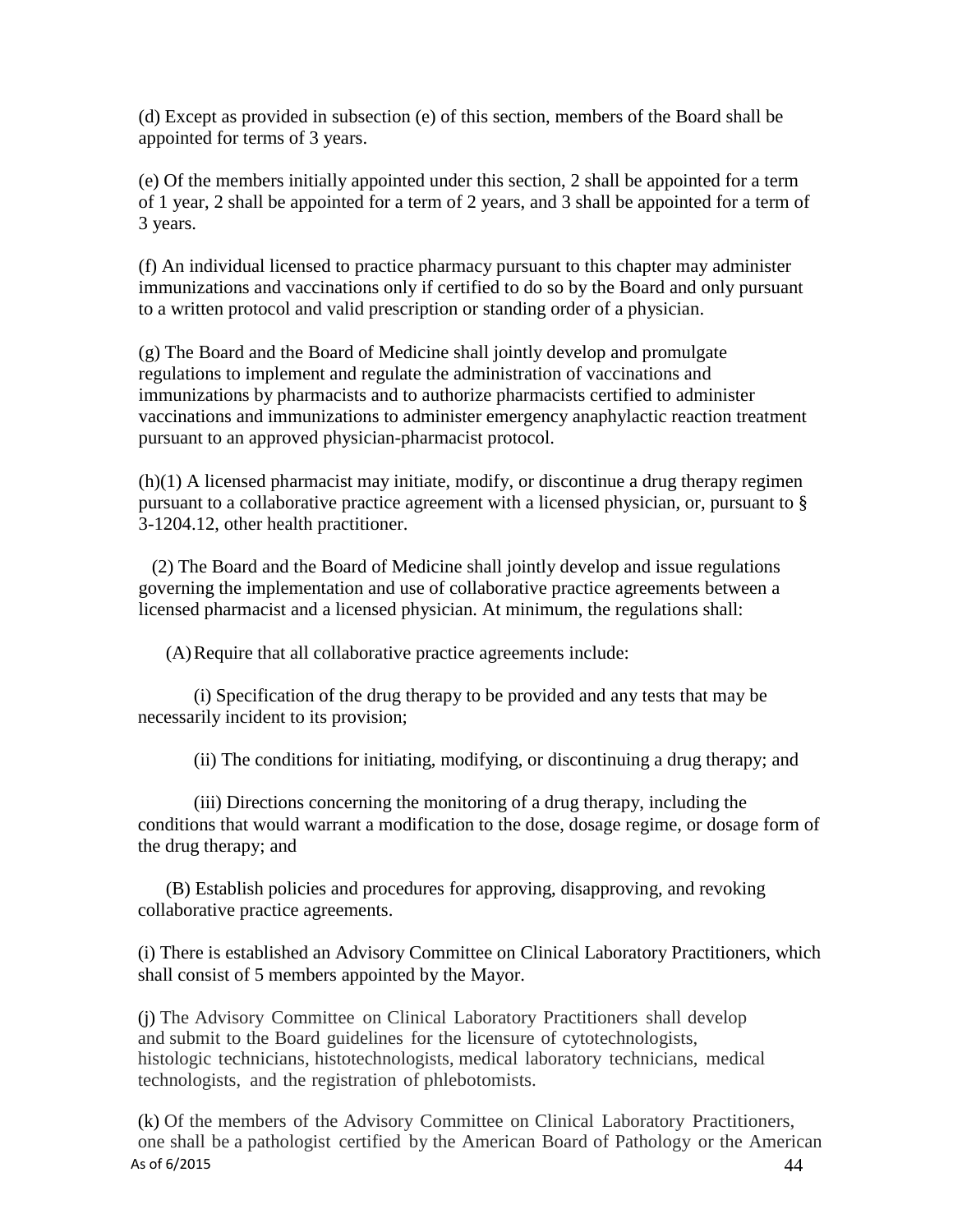(d) Except as provided in subsection (e) of this section, members of the Board shall be appointed for terms of 3 years.

(e) Of the members initially appointed under this section, 2 shall be appointed for a term of 1 year, 2 shall be appointed for a term of 2 years, and 3 shall be appointed for a term of 3 years.

(f) An individual licensed to practice pharmacy pursuant to this chapter may administer immunizations and vaccinations only if certified to do so by the Board and only pursuant to a written protocol and valid prescription or standing order of a physician.

(g) The Board and the Board of Medicine shall jointly develop and promulgate regulations to implement and regulate the administration of vaccinations and immunizations by pharmacists and to authorize pharmacists certified to administer vaccinations and immunizations to administer emergency anaphylactic reaction treatment pursuant to an approved physician-pharmacist protocol.

(h)(1) A licensed pharmacist may initiate, modify, or discontinue a drug therapy regimen pursuant to a collaborative practice agreement with a licensed physician, or, pursuant to § 3-1204.12, other health practitioner.

(2) The Board and the Board of Medicine shall jointly develop and issue regulations governing the implementation and use of collaborative practice agreements between a licensed pharmacist and a licensed physician. At minimum, the regulations shall:

(A) Require that all collaborative practice agreements include:

(i) Specification of the drug therapy to be provided and any tests that may be necessarily incident to its provision;

(ii) The conditions for initiating, modifying, or discontinuing a drug therapy; and

(iii) Directions concerning the monitoring of a drug therapy, including the conditions that would warrant a modification to the dose, dosage regime, or dosage form of the drug therapy; and

(B) Establish policies and procedures for approving, disapproving, and revoking collaborative practice agreements.

(i) There is established an Advisory Committee on Clinical Laboratory Practitioners, which shall consist of 5 members appointed by the Mayor.

(j) The Advisory Committee on Clinical Laboratory Practitioners shall develop and submit to the Board guidelines for the licensure of cytotechnologists, histologic technicians, histotechnologists, medical laboratory technicians, medical technologists, and the registration of phlebotomists.

(k) Of the members of the Advisory Committee on Clinical Laboratory Practitioners, one shall be a pathologist certified by the American Board of Pathology or the American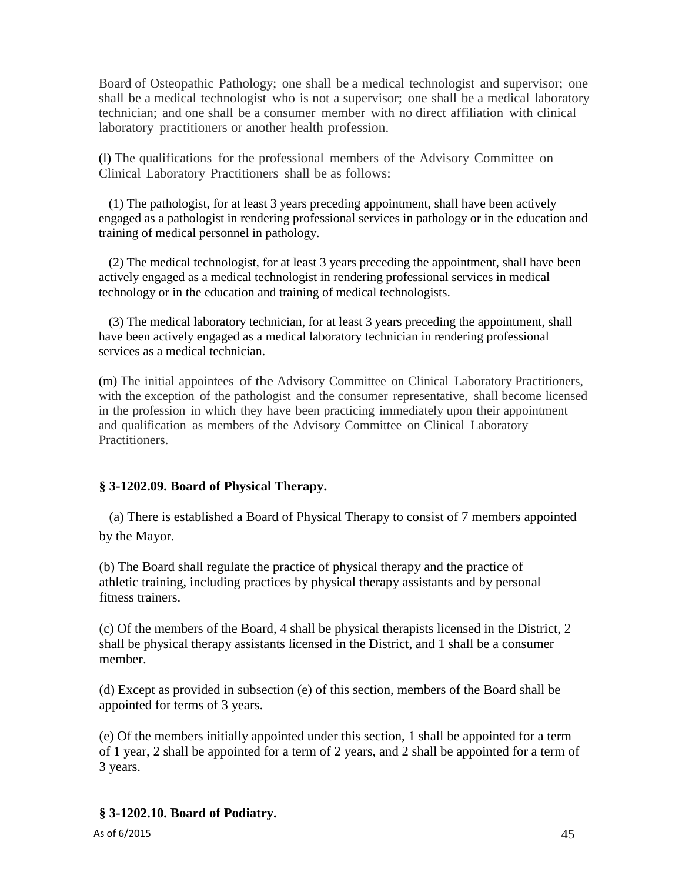Board of Osteopathic Pathology; one shall be a medical technologist and supervisor; one shall be a medical technologist who is not a supervisor; one shall be a medical laboratory technician; and one shall be a consumer member with no direct affiliation with clinical laboratory practitioners or another health profession.

(l) The qualifications for the professional members of the Advisory Committee on Clinical Laboratory Practitioners shall be as follows:

(1) The pathologist, for at least 3 years preceding appointment, shall have been actively engaged as a pathologist in rendering professional services in pathology or in the education and training of medical personnel in pathology.

(2) The medical technologist, for at least 3 years preceding the appointment, shall have been actively engaged as a medical technologist in rendering professional services in medical technology or in the education and training of medical technologists.

(3) The medical laboratory technician, for at least 3 years preceding the appointment, shall have been actively engaged as a medical laboratory technician in rendering professional services as a medical technician.

(m) The initial appointees of the Advisory Committee on Clinical Laboratory Practitioners, with the exception of the pathologist and the consumer representative, shall become licensed in the profession in which they have been practicing immediately upon their appointment and qualification as members of the Advisory Committee on Clinical Laboratory Practitioners.

### § 3-1202.09. Board of Physical Therapy.

(a) There is established a Board of Physical Therapy to consist of 7 members appointed by the Mayor.

(b) The Board shall regulate the practice of physical therapy and the practice of athletic training, including practices by physical therapy assistants and by personal fitness trainers.

(c) Of the members of the Board, 4 shall be physical therapists licensed in the District, 2 shall be physical therapy assistants licensed in the District, and 1 shall be a consumer member.

(d) Except as provided in subsection (e) of this section, members of the Board shall be appointed for terms of 3 years.

(e) Of the members initially appointed under this section, 1 shall be appointed for a term of 1 year, 2 shall be appointed for a term of 2 years, and 2 shall be appointed for a term of 3 years.

### § 3-1202.10. Board of Podiatry.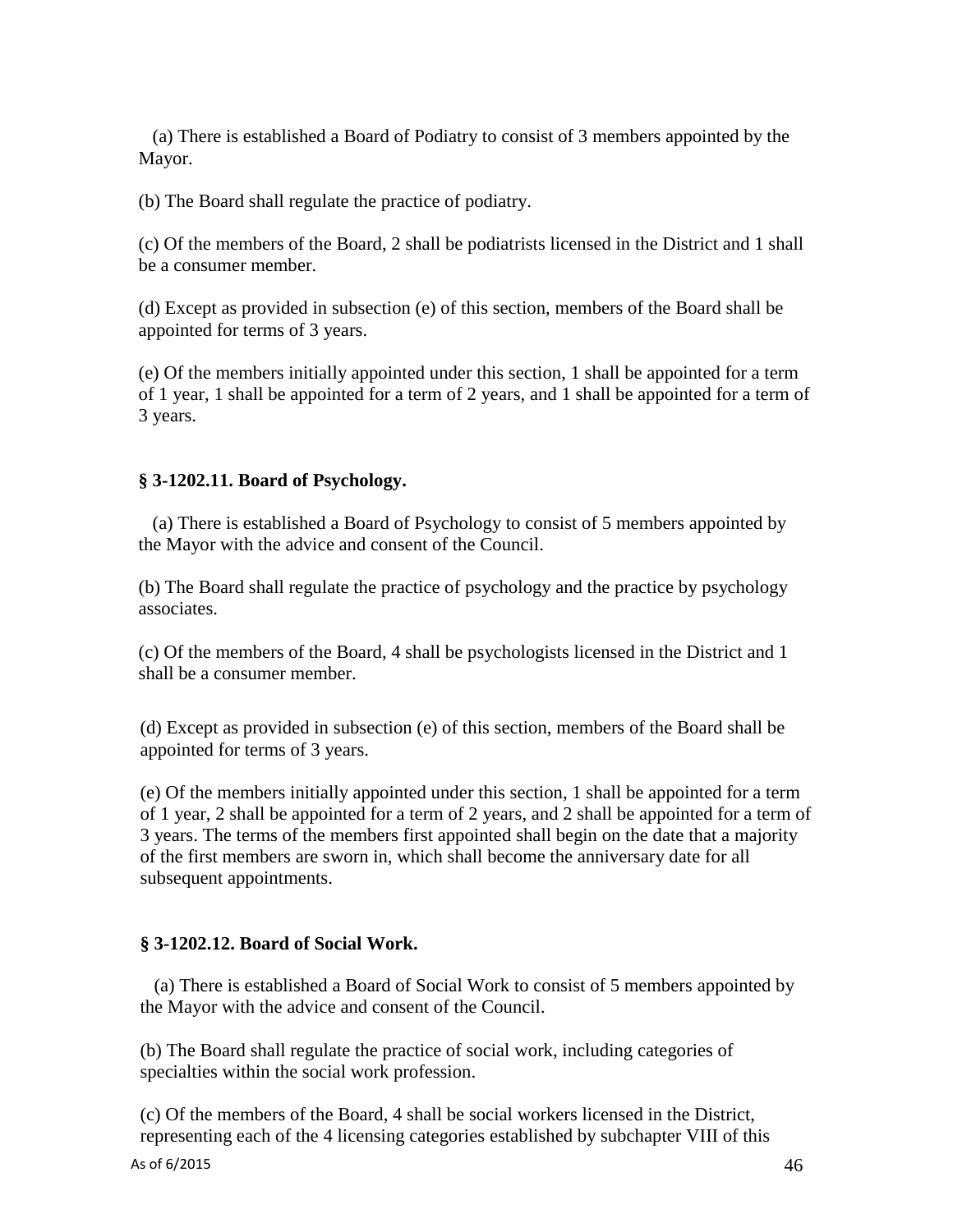(a) There is established a Board of Podiatry to consist of 3 members appointed by the Mayor.

(b) The Board shall regulate the practice of podiatry.

(c) Of the members of the Board, 2 shall be podiatrists licensed in the District and 1 shall be a consumer member.

(d) Except as provided in subsection (e) of this section, members of the Board shall be appointed for terms of 3 years.

(e) Of the members initially appointed under this section, 1 shall be appointed for a term of 1 year, 1 shall be appointed for a term of 2 years, and 1 shall be appointed for a term of 3 years.

### § 3-1202.11. Board of Psychology.

(a) There is established a Board of Psychology to consist of 5 members appointed by the Mayor with the advice and consent of the Council.

(b) The Board shall regulate the practice of psychology and the practice by psychology associates.

(c) Of the members of the Board, 4 shall be psychologists licensed in the District and 1 shall be a consumer member.

(d) Except as provided in subsection (e) of this section, members of the Board shall be appointed for terms of 3 years.

(e) Of the members initially appointed under this section, 1 shall be appointed for a term of 1 year, 2 shall be appointed for a term of 2 years, and 2 shall be appointed for a term of 3 years. The terms of the members first appointed shall begin on the date that a majority of the first members are sworn in, which shall become the anniversary date for all subsequent appointments.

### § 3-1202.12. Board of Social Work.

(a) There is established a Board of Social Work to consist of 5 members appointed by the Mayor with the advice and consent of the Council.

(b) The Board shall regulate the practice of social work, including categories of specialties within the social work profession.

(c) Of the members of the Board, 4 shall be social workers licensed in the District, representing each of the 4 licensing categories established by subchapter VIII of this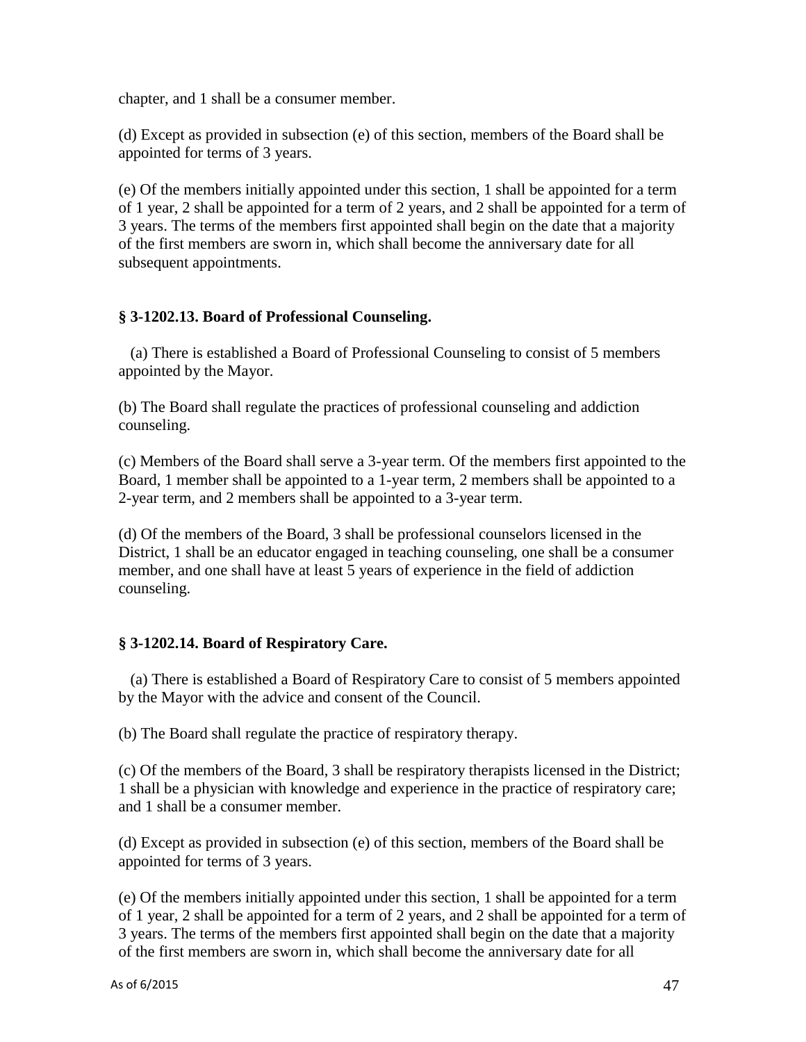chapter, and 1 shall be a consumer member.

(d) Except as provided in subsection (e) of this section, members of the Board shall be appointed for terms of 3 years.

(e) Of the members initially appointed under this section, 1 shall be appointed for a term of 1 year, 2 shall be appointed for a term of 2 years, and 2 shall be appointed for a term of 3 years. The terms of the members first appointed shall begin on the date that a majority of the first members are sworn in, which shall become the anniversary date for all subsequent appointments.

### § 3-1202.13. Board of Professional Counseling.

(a) There is established a Board of Professional Counseling to consist of 5 members appointed by the Mayor.

(b) The Board shall regulate the practices of professional counseling and addiction counseling.

(c) Members of the Board shall serve a 3-year term. Of the members first appointed to the Board, 1 member shall be appointed to a 1-year term, 2 members shall be appointed to a 2-year term, and 2 members shall be appointed to a 3-year term.

(d) Of the members of the Board, 3 shall be professional counselors licensed in the District, 1 shall be an educator engaged in teaching counseling, one shall be a consumer member, and one shall have at least 5 years of experience in the field of addiction counseling.

### § 3-1202.14. Board of Respiratory Care.

(a) There is established a Board of Respiratory Care to consist of 5 members appointed by the Mayor with the advice and consent of the Council.

(b) The Board shall regulate the practice of respiratory therapy.

(c) Of the members of the Board, 3 shall be respiratory therapists licensed in the District; 1 shall be a physician with knowledge and experience in the practice of respiratory care; and 1 shall be a consumer member.

(d) Except as provided in subsection (e) of this section, members of the Board shall be appointed for terms of 3 years.

(e) Of the members initially appointed under this section, 1 shall be appointed for a term of 1 year, 2 shall be appointed for a term of 2 years, and 2 shall be appointed for a term of 3 years. The terms of the members first appointed shall begin on the date that a majority of the first members are sworn in, which shall become the anniversary date for all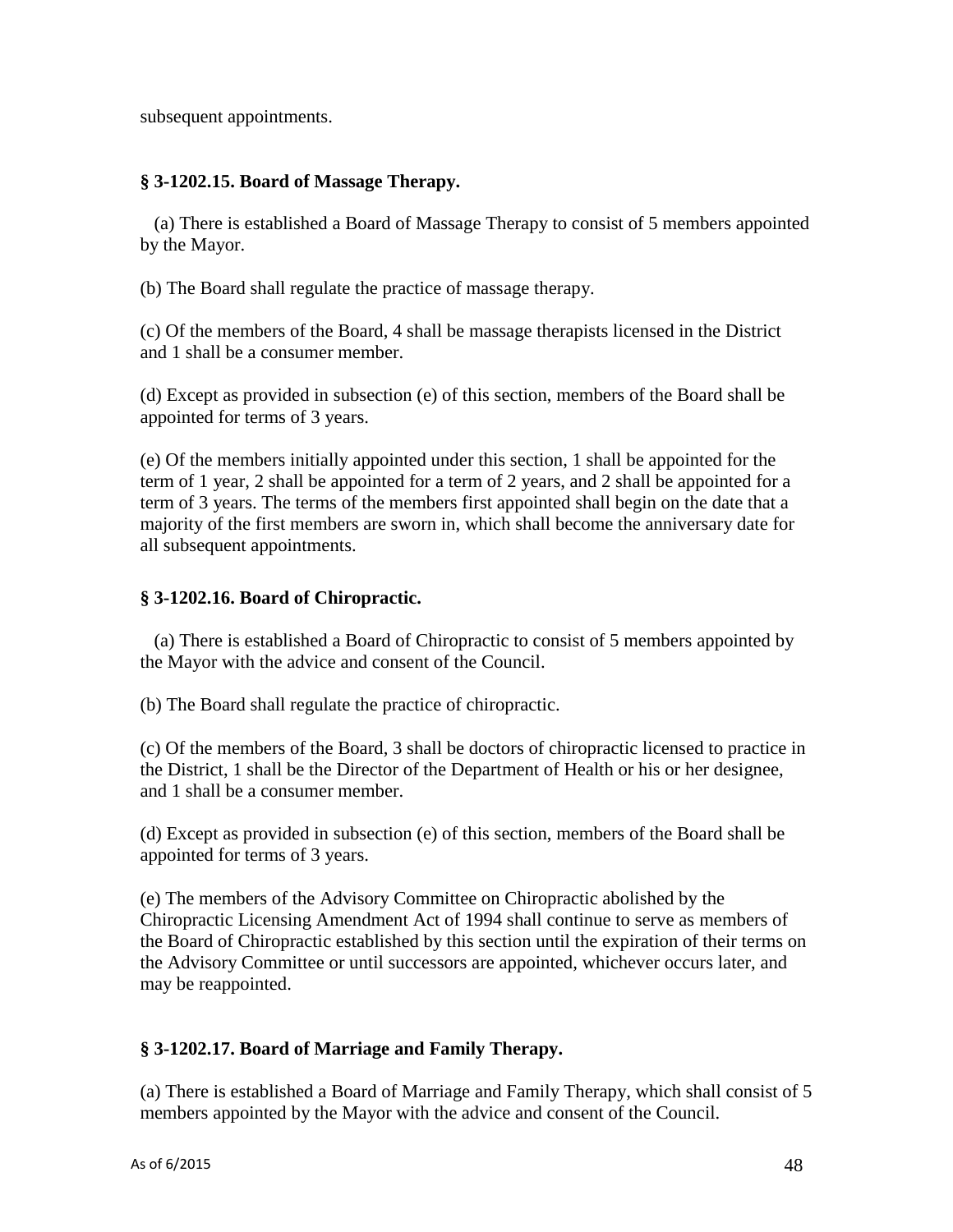subsequent appointments.

**§ 3-1202.15. Board of Massage Therapy.**

(a) There is established a Board of Massage Therapy to consist of 5 members appointed by the Mayor.

(b) The Board shall regulate the practice of massage therapy.

(c) Of the members of the Board, 4 shall be massage therapists licensed in the District and 1 shall be a consumer member.

(d) Except as provided in subsection (e) of this section, members of the Board shall be appointed for terms of 3 years.

(e) Of the members initially appointed under this section, 1 shall be appointed for the term of 1 year, 2 shall be appointed for a term of 2 years, and 2 shall be appointed for a term of 3 years. The terms of the members first appointed shall begin on the date that a majority of the first members are sworn in, which shall become the anniversary date for all subsequent appointments.

**§ 3-1202.16. Board of Chiropractic.**

(a) There is established a Board of Chiropractic to consist of 5 members appointed by the Mayor with the advice and consent of the Council.

(b) The Board shall regulate the practice of chiropractic.

(c) Of the members of the Board, 3 shall be doctors of chiropractic licensed to practice in the District, 1 shall be the Director of the Department of Health or his or her designee, and 1 shall be a consumer member.

(d) Except as provided in subsection (e) of this section, members of the Board shall be appointed for terms of 3 years.

(e) The members of the Advisory Committee on Chiropractic abolished by the Chiropractic Licensing Amendment Act of 1994 shall continue to serve as members of the Board of Chiropractic established by this section until the expiration of their terms on the Advisory Committee or until successors are appointed, whichever occurs later, and may be reappointed.

**§ 3-1202.17. Board of Marriage and Family Therapy.**

(a) There is established a Board of Marriage and Family Therapy, which shall consist of 5 members appointed by the Mayor with the advice and consent of the Council.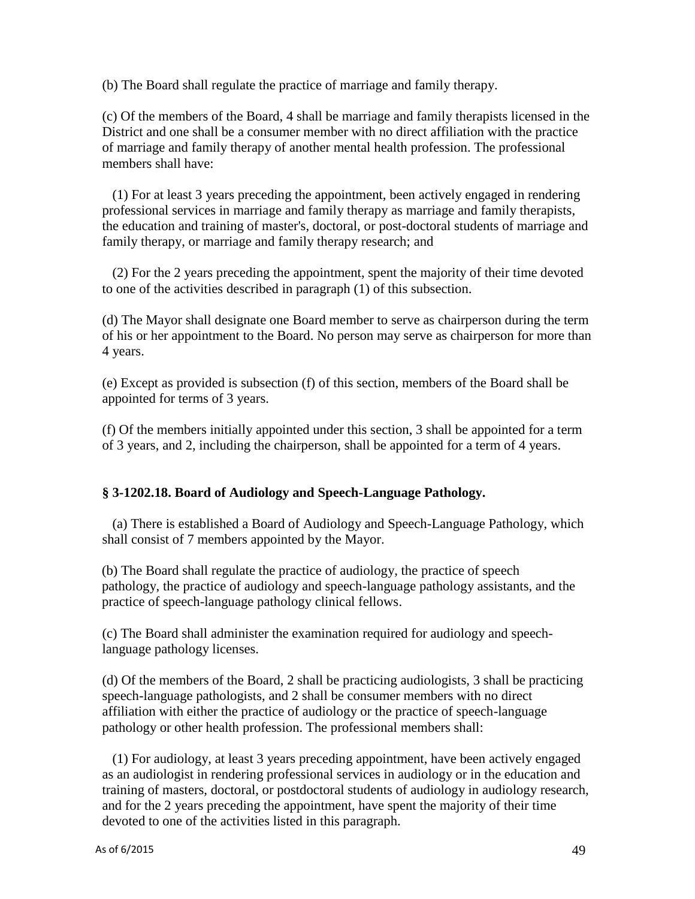(b) The Board shall regulate the practice of marriage and family therapy.

(c) Of the members of the Board, 4 shall be marriage and family therapists licensed in the District and one shall be a consumer member with no direct affiliation with the practice of marriage and family therapy of another mental health profession. The professional members shall have:

(1) For at least 3 years preceding the appointment, been actively engaged in rendering professional services in marriage and family therapy as marriage and family therapists, the education and training of master's, doctoral, or post-doctoral students of marriage and family therapy, or marriage and family therapy research; and

(2) For the 2 years preceding the appointment, spent the majority of their time devoted to one of the activities described in paragraph (1) of this subsection.

(d) The Mayor shall designate one Board member to serve as chairperson during the term of his or her appointment to the Board. No person may serve as chairperson for more than 4 years.

(e) Except as provided is subsection (f) of this section, members of the Board shall be appointed for terms of 3 years.

(f) Of the members initially appointed under this section, 3 shall be appointed for a term of 3 years, and 2, including the chairperson, shall be appointed for a term of 4 years.

### § 3-1202.18. Board of Audiology and Speech-Language Pathology.

(a) There is established a Board of Audiology and Speech-Language Pathology, which shall consist of 7 members appointed by the Mayor.

(b) The Board shall regulate the practice of audiology, the practice of speech pathology, the practice of audiology and speech-language pathology assistants, and the practice of speech-language pathology clinical fellows.

(c) The Board shall administer the examination required for audiology and speech-language pathology licenses.

(d) Of the members of the Board, 2 shall be practicing audiologists, 3 shall be practicing speech-language pathologists, and 2 shall be consumer members with no direct affiliation with either the practice of audiology or the practice of speech-language pathology or other health profession. The professional members shall:

(1) For audiology, at least 3 years preceding appointment, have been actively engaged as an audiologist in rendering professional services in audiology or in the education and training of masters, doctoral, or postdoctoral students of audiology in audiology research, and for the 2 years preceding the appointment, have spent the majority of their time devoted to one of the activities listed in this paragraph.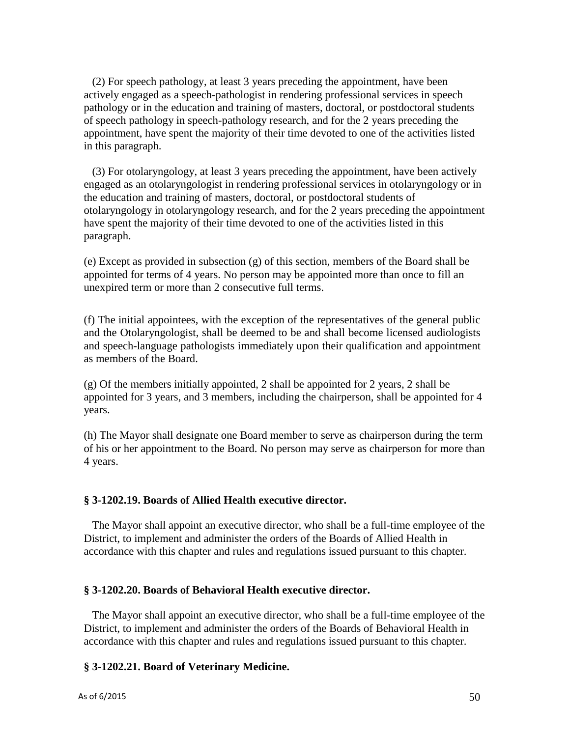(2) For speech pathology, at least 3 years preceding the appointment, have been actively engaged as a speech-pathologist in rendering professional services in speech pathology or in the education and training of masters, doctoral, or postdoctoral students of speech pathology in speech-pathology research, and for the 2 years preceding the appointment, have spent the majority of their time devoted to one of the activities listed in this paragraph.

(3) For otolaryngology, at least 3 years preceding the appointment, have been actively engaged as an otolaryngologist in rendering professional services in otolaryngology or in the education and training of masters, doctoral, or postdoctoral students of otolaryngology in otolaryngology research, and for the 2 years preceding the appointment have spent the majority of their time devoted to one of the activities listed in this paragraph.

(e) Except as provided in subsection (g) of this section, members of the Board shall be appointed for terms of 4 years. No person may be appointed more than once to fill an unexpired term or more than 2 consecutive full terms.

(f) The initial appointees, with the exception of the representatives of the general public and the Otolaryngologist, shall be deemed to be and shall become licensed audiologists and speech-language pathologists immediately upon their qualification and appointment as members of the Board.

(g) Of the members initially appointed, 2 shall be appointed for 2 years, 2 shall be appointed for 3 years, and 3 members, including the chairperson, shall be appointed for 4 years.

(h) The Mayor shall designate one Board member to serve as chairperson during the term of his or her appointment to the Board. No person may serve as chairperson for more than 4 years.

**§ 3-1202.19. Boards of Allied Health executive director.**

The Mayor shall appoint an executive director, who shall be a full-time employee of the District, to implement and administer the orders of the Boards of Allied Health in accordance with this chapter and rules and regulations issued pursuant to this chapter.

**§ 3-1202.20. Boards of Behavioral Health executive director.**

The Mayor shall appoint an executive director, who shall be a full-time employee of the District, to implement and administer the orders of the Boards of Behavioral Health in accordance with this chapter and rules and regulations issued pursuant to this chapter.

**§ 3-1202.21. Board of Veterinary Medicine.**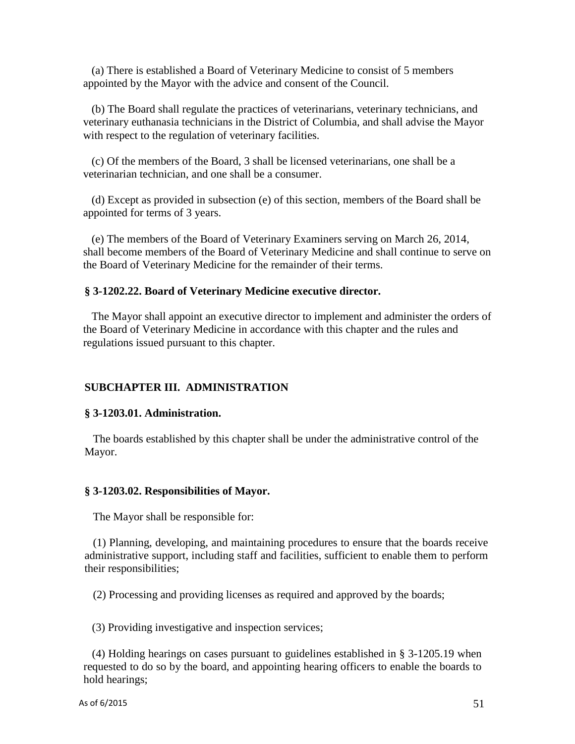(a) There is established a Board of Veterinary Medicine to consist of 5 members appointed by the Mayor with the advice and consent of the Council.

(b) The Board shall regulate the practices of veterinarians, veterinary technicians, and veterinary euthanasia technicians in the District of Columbia, and shall advise the Mayor with respect to the regulation of veterinary facilities.

(c) Of the members of the Board, 3 shall be licensed veterinarians, one shall be a veterinarian technician, and one shall be a consumer.

(d) Except as provided in subsection (e) of this section, members of the Board shall be appointed for terms of 3 years.

(e) The members of the Board of Veterinary Examiners serving on March 26, 2014, shall become members of the Board of Veterinary Medicine and shall continue to serve on the Board of Veterinary Medicine for the remainder of their terms.

**§ 3-1202.22. Board of Veterinary Medicine executive director.**

The Mayor shall appoint an executive director to implement and administer the orders of the Board of Veterinary Medicine in accordance with this chapter and the rules and regulations issued pursuant to this chapter.

## SUBCHAPTER III. ADMINISTRATION

**§ 3-1203.01. Administration.**

The boards established by this chapter shall be under the administrative control of the Mayor.

**§ 3-1203.02. Responsibilities of Mayor.**

The Mayor shall be responsible for:

(1) Planning, developing, and maintaining procedures to ensure that the boards receive administrative support, including staff and facilities, sufficient to enable them to perform their responsibilities;

(2) Processing and providing licenses as required and approved by the boards;

(3) Providing investigative and inspection services;

(4) Holding hearings on cases pursuant to guidelines established in § 3-1205.19 when requested to do so by the board, and appointing hearing officers to enable the boards to hold hearings;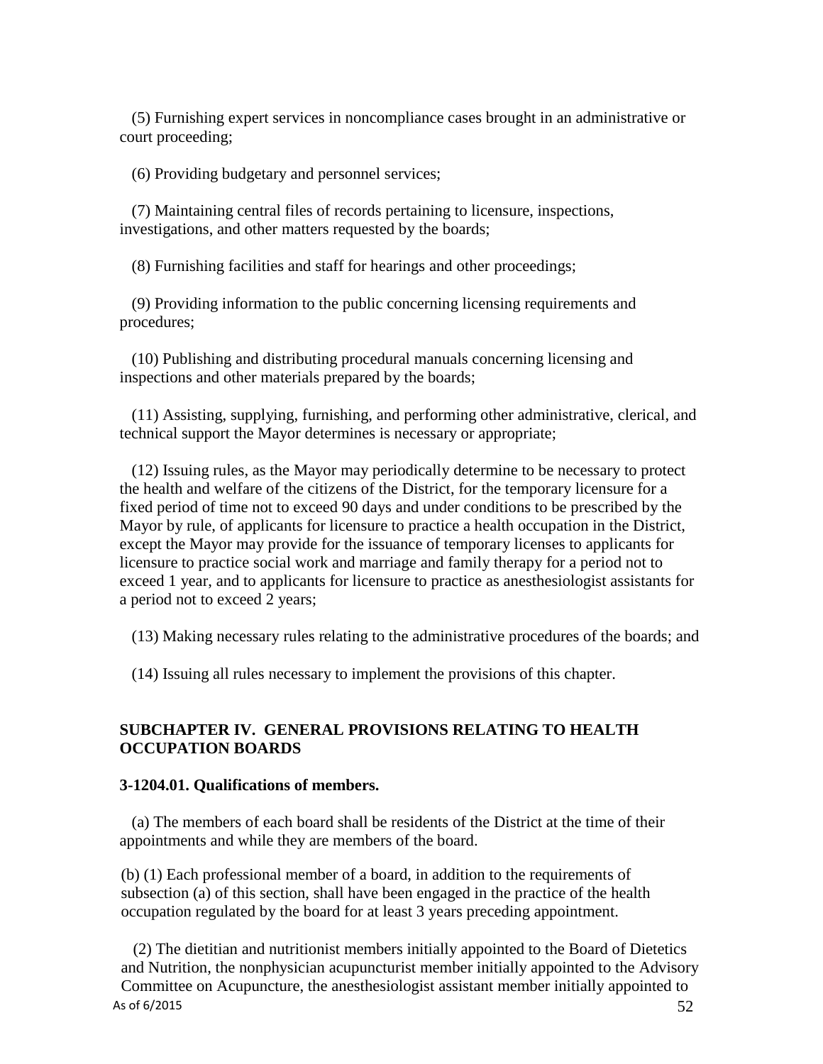(5) Furnishing expert services in noncompliance cases brought in an administrative or court proceeding;

(6) Providing budgetary and personnel services;

(7) Maintaining central files of records pertaining to licensure, inspections, investigations, and other matters requested by the boards;

(8) Furnishing facilities and staff for hearings and other proceedings;

(9) Providing information to the public concerning licensing requirements and procedures;

(10) Publishing and distributing procedural manuals concerning licensing and inspections and other materials prepared by the boards;

(11) Assisting, supplying, furnishing, and performing other administrative, clerical, and technical support the Mayor determines is necessary or appropriate;

(12) Issuing rules, as the Mayor may periodically determine to be necessary to protect the health and welfare of the citizens of the District, for the temporary licensure for a fixed period of time not to exceed 90 days and under conditions to be prescribed by the Mayor by rule, of applicants for licensure to practice a health occupation in the District, except the Mayor may provide for the issuance of temporary licenses to applicants for licensure to practice social work and marriage and family therapy for a period not to exceed 1 year, and to applicants for licensure to practice as anesthesiologist assistants for a period not to exceed 2 years;

(13) Making necessary rules relating to the administrative procedures of the boards; and

(14) Issuing all rules necessary to implement the provisions of this chapter.

## SUBCHAPTER IV. GENERAL PROVISIONS RELATING TO HEALTH OCCUPATION BOARDS

### 3-1204.01. Qualifications of members.

(a) The members of each board shall be residents of the District at the time of their appointments and while they are members of the board.

(b) (1) Each professional member of a board, in addition to the requirements of subsection (a) of this section, shall have been engaged in the practice of the health occupation regulated by the board for at least 3 years preceding appointment.

(2) The dietitian and nutritionist members initially appointed to the Board of Dietetics and Nutrition, the nonphysician acupuncturist member initially appointed to the Advisory Committee on Acupuncture, the anesthesiologist assistant member initially appointed to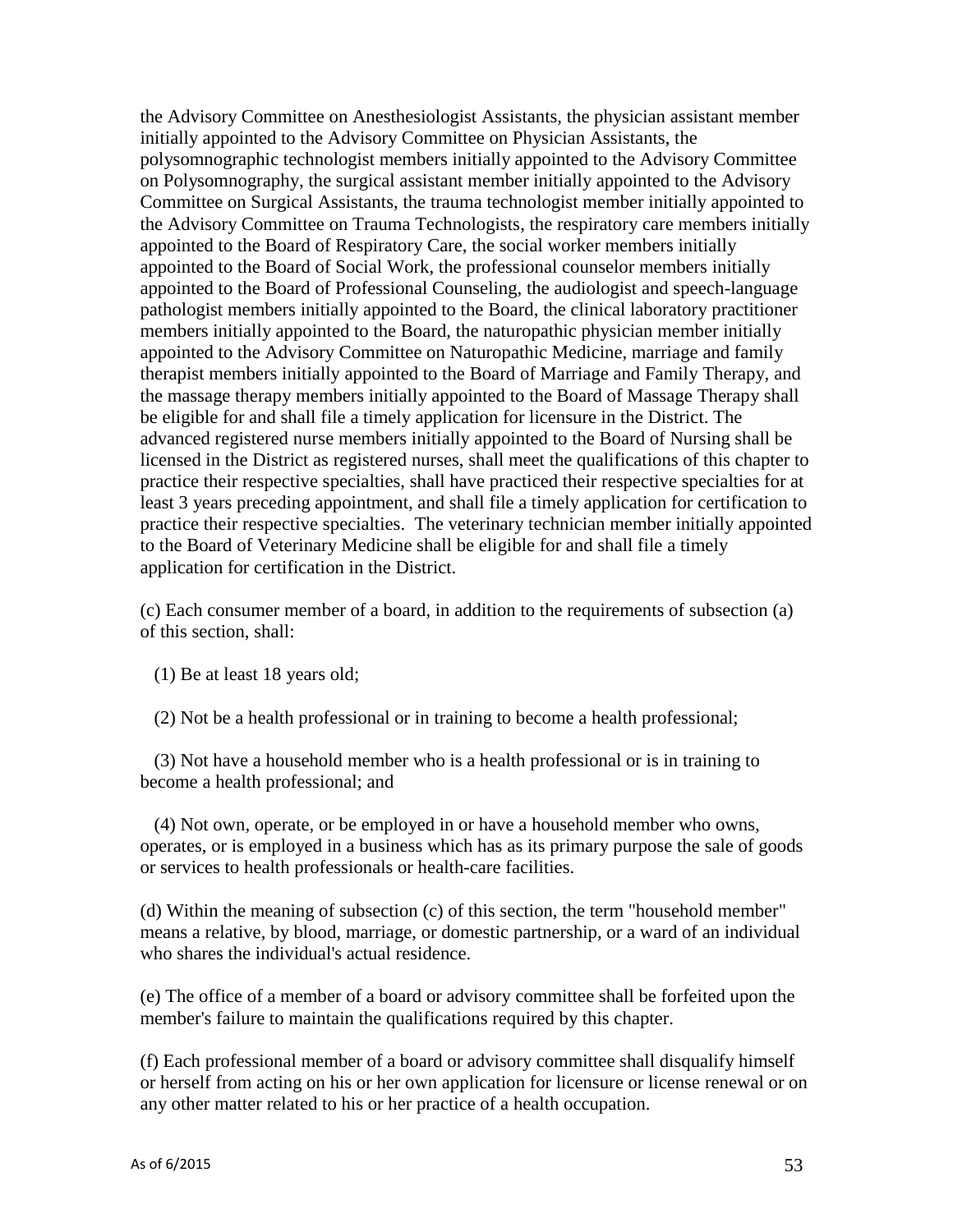the Advisory Committee on Anesthesiologist Assistants, the physician assistant member initially appointed to the Advisory Committee on Physician Assistants, the polysomnographic technologist members initially appointed to the Advisory Committee on Polysomnography, the surgical assistant member initially appointed to the Advisory Committee on Surgical Assistants, the trauma technologist member initially appointed to the Advisory Committee on Trauma Technologists, the respiratory care members initially appointed to the Board of Respiratory Care, the social worker members initially appointed to the Board of Social Work, the professional counselor members initially appointed to the Board of Professional Counseling, the audiologist and speech-language pathologist members initially appointed to the Board, the clinical laboratory practitioner members initially appointed to the Board, the naturopathic physician member initially appointed to the Advisory Committee on Naturopathic Medicine, marriage and family therapist members initially appointed to the Board of Marriage and Family Therapy, and the massage therapy members initially appointed to the Board of Massage Therapy shall be eligible for and shall file a timely application for licensure in the District. The advanced registered nurse members initially appointed to the Board of Nursing shall be licensed in the District as registered nurses, shall meet the qualifications of this chapter to practice their respective specialties, shall have practiced their respective specialties for at least 3 years preceding appointment, and shall file a timely application for certification to practice their respective specialties. The veterinary technician member initially appointed to the Board of Veterinary Medicine shall be eligible for and shall file a timely application for certification in the District.

(c) Each consumer member of a board, in addition to the requirements of subsection (a) of this section, shall:

(1) Be at least 18 years old;

(2) Not be a health professional or in training to become a health professional;

(3) Not have a household member who is a health professional or is in training to become a health professional; and

(4) Not own, operate, or be employed in or have a household member who owns, operates, or is employed in a business which has as its primary purpose the sale of goods or services to health professionals or health-care facilities.

(d) Within the meaning of subsection (c) of this section, the term "household member" means a relative, by blood, marriage, or domestic partnership, or a ward of an individual who shares the individual's actual residence.

(e) The office of a member of a board or advisory committee shall be forfeited upon the member's failure to maintain the qualifications required by this chapter.

(f) Each professional member of a board or advisory committee shall disqualify himself or herself from acting on his or her own application for licensure or license renewal or on any other matter related to his or her practice of a health occupation.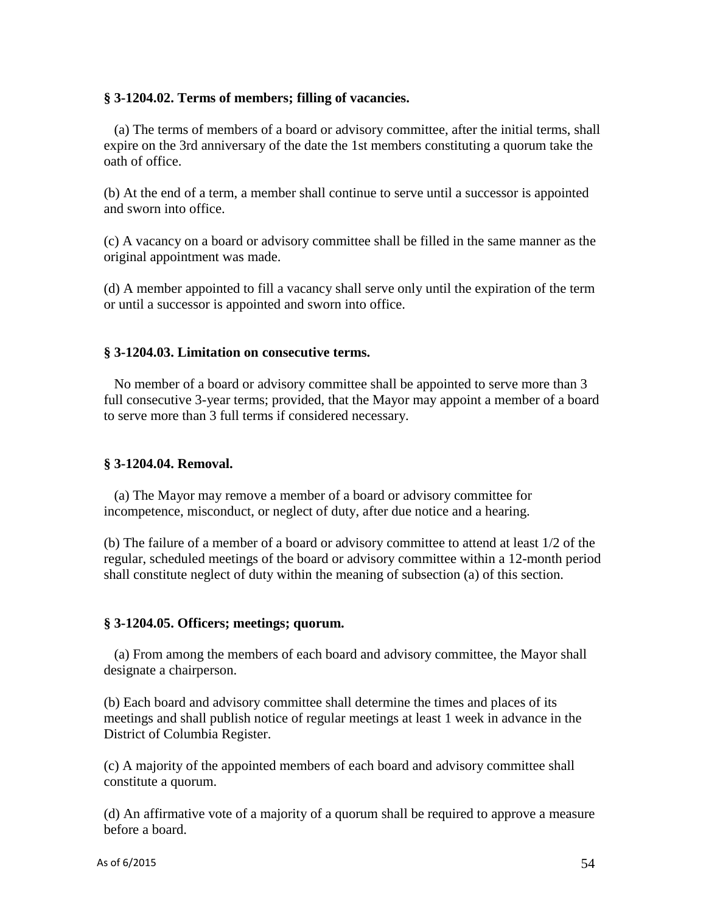### § 3-1204.02. Terms of members; filling of vacancies.

(a) The terms of members of a board or advisory committee, after the initial terms, shall expire on the 3rd anniversary of the date the 1st members constituting a quorum take the oath of office.

(b) At the end of a term, a member shall continue to serve until a successor is appointed and sworn into office.

(c) A vacancy on a board or advisory committee shall be filled in the same manner as the original appointment was made.

(d) A member appointed to fill a vacancy shall serve only until the expiration of the term or until a successor is appointed and sworn into office.

### § 3-1204.03. Limitation on consecutive terms.

No member of a board or advisory committee shall be appointed to serve more than 3 full consecutive 3-year terms; provided, that the Mayor may appoint a member of a board to serve more than 3 full terms if considered necessary.

### § 3-1204.04. Removal.

(a) The Mayor may remove a member of a board or advisory committee for incompetence, misconduct, or neglect of duty, after due notice and a hearing.

(b) The failure of a member of a board or advisory committee to attend at least 1/2 of the regular, scheduled meetings of the board or advisory committee within a 12-month period shall constitute neglect of duty within the meaning of subsection (a) of this section.

### § 3-1204.05. Officers; meetings; quorum.

(a) From among the members of each board and advisory committee, the Mayor shall designate a chairperson.

(b) Each board and advisory committee shall determine the times and places of its meetings and shall publish notice of regular meetings at least 1 week in advance in the District of Columbia Register.

(c) A majority of the appointed members of each board and advisory committee shall constitute a quorum.

(d) An affirmative vote of a majority of a quorum shall be required to approve a measure before a board.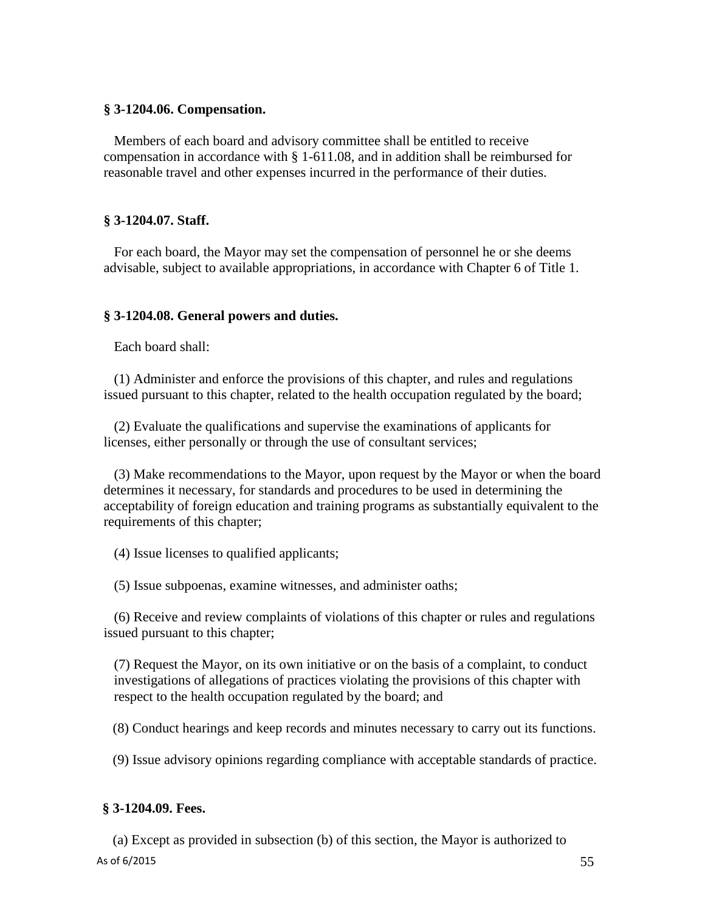**§ 3-1204.06. Compensation.**

Members of each board and advisory committee shall be entitled to receive compensation in accordance with § 1-611.08, and in addition shall be reimbursed for reasonable travel and other expenses incurred in the performance of their duties.

**§ 3-1204.07. Staff.**

For each board, the Mayor may set the compensation of personnel he or she deems advisable, subject to available appropriations, in accordance with Chapter 6 of Title 1.

**§ 3-1204.08. General powers and duties.**

Each board shall:

(1) Administer and enforce the provisions of this chapter, and rules and regulations issued pursuant to this chapter, related to the health occupation regulated by the board;

(2) Evaluate the qualifications and supervise the examinations of applicants for licenses, either personally or through the use of consultant services;

(3) Make recommendations to the Mayor, upon request by the Mayor or when the board determines it necessary, for standards and procedures to be used in determining the acceptability of foreign education and training programs as substantially equivalent to the requirements of this chapter;

(4) Issue licenses to qualified applicants;

(5) Issue subpoenas, examine witnesses, and administer oaths;

(6) Receive and review complaints of violations of this chapter or rules and regulations issued pursuant to this chapter;

(7) Request the Mayor, on its own initiative or on the basis of a complaint, to conduct investigations of allegations of practices violating the provisions of this chapter with respect to the health occupation regulated by the board; and

(8) Conduct hearings and keep records and minutes necessary to carry out its functions.

(9) Issue advisory opinions regarding compliance with acceptable standards of practice.

**§ 3-1204.09. Fees.**

(a) Except as provided in subsection (b) of this section, the Mayor is authorized to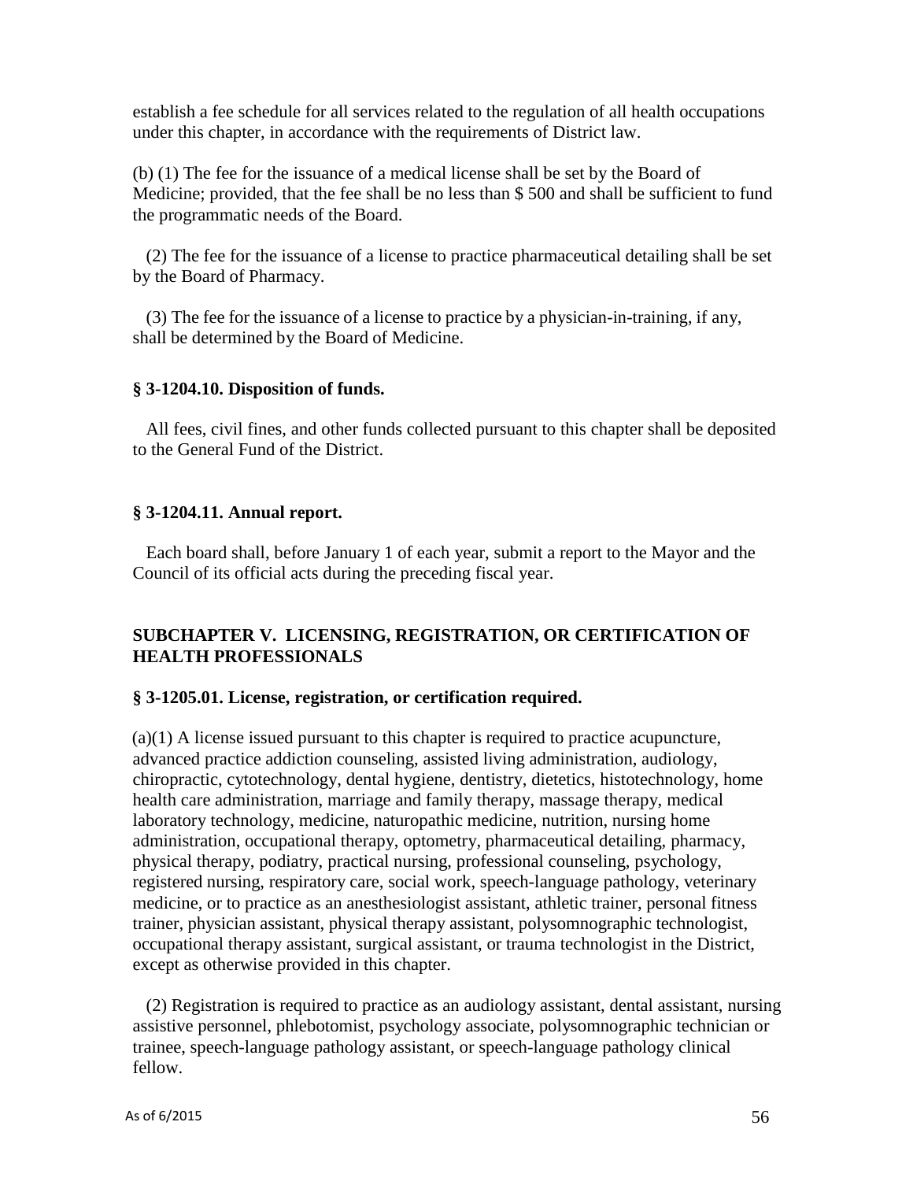establish a fee schedule for all services related to the regulation of all health occupations under this chapter, in accordance with the requirements of District law.

(b) (1) The fee for the issuance of a medical license shall be set by the Board of Medicine; provided, that the fee shall be no less than $ 500 and shall be sufficient to fund the programmatic needs of the Board.

(2) The fee for the issuance of a license to practice pharmaceutical detailing shall be set by the Board of Pharmacy.

(3) The fee for the issuance of a license to practice by a physician-in-training, if any, shall be determined by the Board of Medicine.

**§ 3-1204.10. Disposition of funds.**

All fees, civil fines, and other funds collected pursuant to this chapter shall be deposited to the General Fund of the District.

**§ 3-1204.11. Annual report.**

Each board shall, before January 1 of each year, submit a report to the Mayor and the Council of its official acts during the preceding fiscal year.

**SUBCHAPTER V. LICENSING, REGISTRATION, OR CERTIFICATION OF HEALTH PROFESSIONALS**

**§ 3-1205.01. License, registration, or certification required.**

(a)(1) A license issued pursuant to this chapter is required to practice acupuncture, advanced practice addiction counseling, assisted living administration, audiology, chiropractic, cytotechnology, dental hygiene, dentistry, dietetics, histotechnology, home health care administration, marriage and family therapy, massage therapy, medical laboratory technology, medicine, naturopathic medicine, nutrition, nursing home administration, occupational therapy, optometry, pharmaceutical detailing, pharmacy, physical therapy, podiatry, practical nursing, professional counseling, psychology, registered nursing, respiratory care, social work, speech-language pathology, veterinary medicine, or to practice as an anesthesiologist assistant, athletic trainer, personal fitness trainer, physician assistant, physical therapy assistant, polysomnographic technologist, occupational therapy assistant, surgical assistant, or trauma technologist in the District, except as otherwise provided in this chapter.

(2) Registration is required to practice as an audiology assistant, dental assistant, nursing assistive personnel, phlebotomist, psychology associate, polysomnographic technician or trainee, speech-language pathology assistant, or speech-language pathology clinical fellow.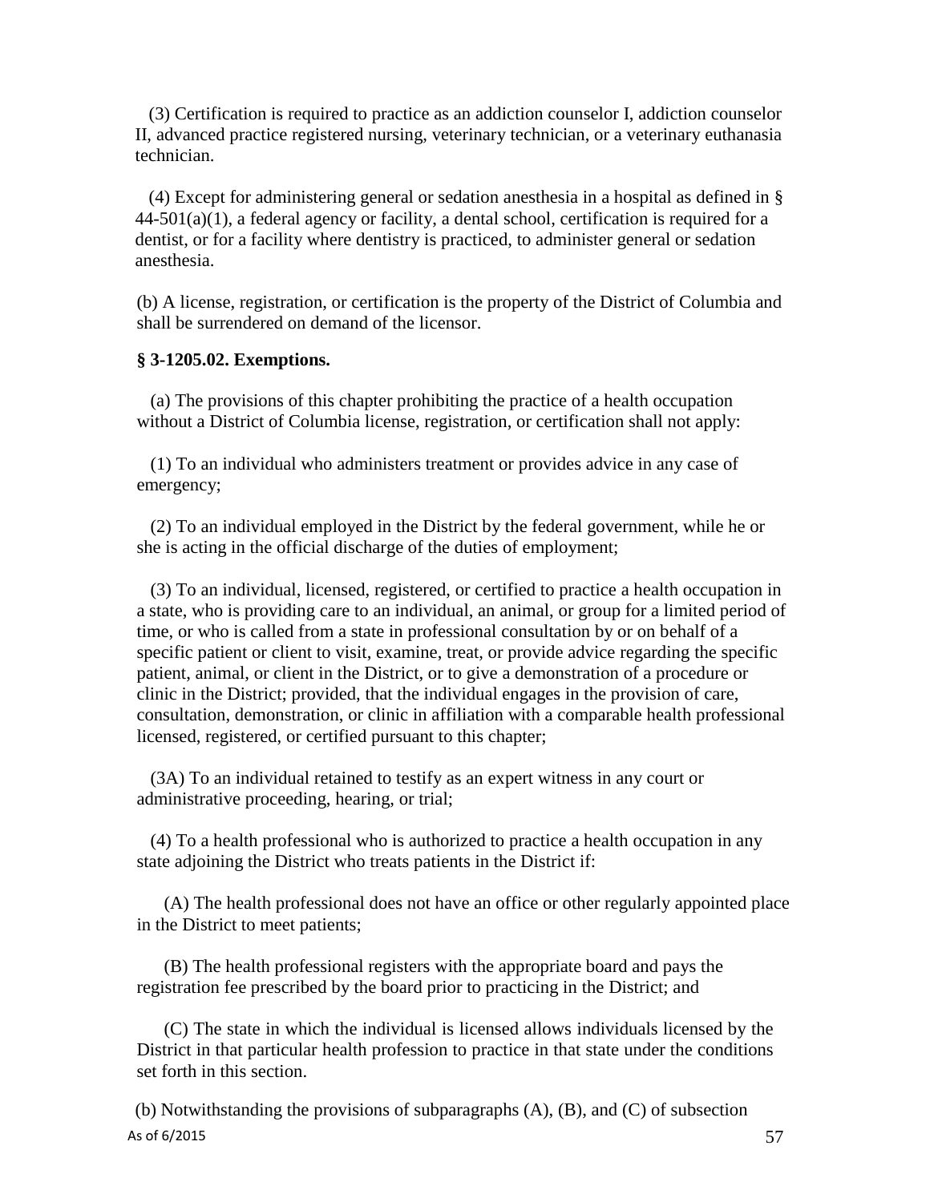(3) Certification is required to practice as an addiction counselor I, addiction counselor II, advanced practice registered nursing, veterinary technician, or a veterinary euthanasia technician.

(4) Except for administering general or sedation anesthesia in a hospital as defined in § 44-501(a)(1), a federal agency or facility, a dental school, certification is required for a dentist, or for a facility where dentistry is practiced, to administer general or sedation anesthesia.

(b) A license, registration, or certification is the property of the District of Columbia and shall be surrendered on demand of the licensor.

**§ 3-1205.02. Exemptions.**

(a) The provisions of this chapter prohibiting the practice of a health occupation without a District of Columbia license, registration, or certification shall not apply:

(1) To an individual who administers treatment or provides advice in any case of emergency;

(2) To an individual employed in the District by the federal government, while he or she is acting in the official discharge of the duties of employment;

(3) To an individual, licensed, registered, or certified to practice a health occupation in a state, who is providing care to an individual, an animal, or group for a limited period of time, or who is called from a state in professional consultation by or on behalf of a specific patient or client to visit, examine, treat, or provide advice regarding the specific patient, animal, or client in the District, or to give a demonstration of a procedure or clinic in the District; provided, that the individual engages in the provision of care, consultation, demonstration, or clinic in affiliation with a comparable health professional licensed, registered, or certified pursuant to this chapter;

(3A) To an individual retained to testify as an expert witness in any court or administrative proceeding, hearing, or trial;

(4) To a health professional who is authorized to practice a health occupation in any state adjoining the District who treats patients in the District if:

(A) The health professional does not have an office or other regularly appointed place in the District to meet patients;

(B) The health professional registers with the appropriate board and pays the registration fee prescribed by the board prior to practicing in the District; and

(C) The state in which the individual is licensed allows individuals licensed by the District in that particular health profession to practice in that state under the conditions set forth in this section.

(b) Notwithstanding the provisions of subparagraphs (A), (B), and (C) of subsection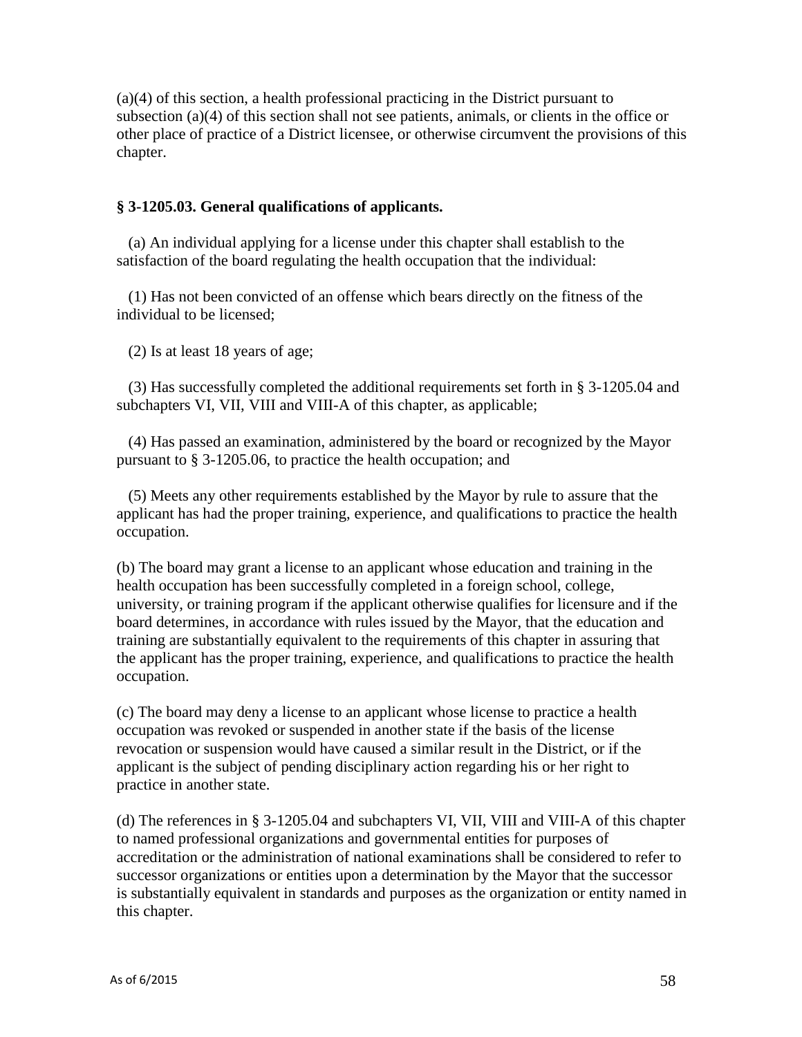(a)(4) of this section, a health professional practicing in the District pursuant to subsection (a)(4) of this section shall not see patients, animals, or clients in the office or other place of practice of a District licensee, or otherwise circumvent the provisions of this chapter.

**§ 3-1205.03. General qualifications of applicants.**

(a) An individual applying for a license under this chapter shall establish to the satisfaction of the board regulating the health occupation that the individual:

(1) Has not been convicted of an offense which bears directly on the fitness of the individual to be licensed;

(2) Is at least 18 years of age;

(3) Has successfully completed the additional requirements set forth in § 3-1205.04 and subchapters VI, VII, VIII and VIII-A of this chapter, as applicable;

(4) Has passed an examination, administered by the board or recognized by the Mayor pursuant to § 3-1205.06, to practice the health occupation; and

(5) Meets any other requirements established by the Mayor by rule to assure that the applicant has had the proper training, experience, and qualifications to practice the health occupation.

(b) The board may grant a license to an applicant whose education and training in the health occupation has been successfully completed in a foreign school, college, university, or training program if the applicant otherwise qualifies for licensure and if the board determines, in accordance with rules issued by the Mayor, that the education and training are substantially equivalent to the requirements of this chapter in assuring that the applicant has the proper training, experience, and qualifications to practice the health occupation.

(c) The board may deny a license to an applicant whose license to practice a health occupation was revoked or suspended in another state if the basis of the license revocation or suspension would have caused a similar result in the District, or if the applicant is the subject of pending disciplinary action regarding his or her right to practice in another state.

(d) The references in § 3-1205.04 and subchapters VI, VII, VIII and VIII-A of this chapter to named professional organizations and governmental entities for purposes of accreditation or the administration of national examinations shall be considered to refer to successor organizations or entities upon a determination by the Mayor that the successor is substantially equivalent in standards and purposes as the organization or entity named in this chapter.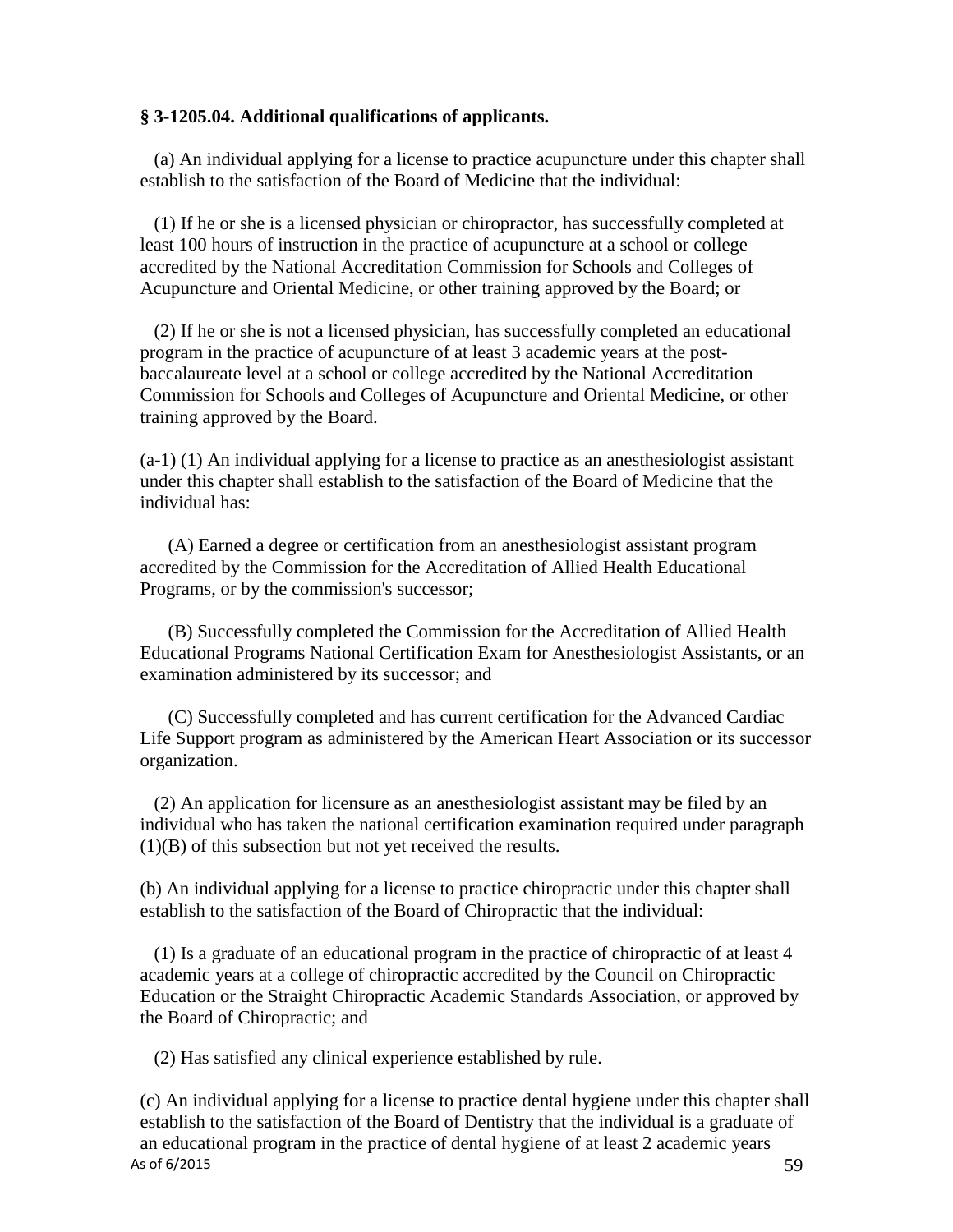**§ 3-1205.04. Additional qualifications of applicants.**

(a) An individual applying for a license to practice acupuncture under this chapter shall establish to the satisfaction of the Board of Medicine that the individual:

(1) If he or she is a licensed physician or chiropractor, has successfully completed at least 100 hours of instruction in the practice of acupuncture at a school or college accredited by the National Accreditation Commission for Schools and Colleges of Acupuncture and Oriental Medicine, or other training approved by the Board; or

(2) If he or she is not a licensed physician, has successfully completed an educational program in the practice of acupuncture of at least 3 academic years at the post-baccalaureate level at a school or college accredited by the National Accreditation Commission for Schools and Colleges of Acupuncture and Oriental Medicine, or other training approved by the Board.

(a-1) (1) An individual applying for a license to practice as an anesthesiologist assistant under this chapter shall establish to the satisfaction of the Board of Medicine that the individual has:

(A) Earned a degree or certification from an anesthesiologist assistant program accredited by the Commission for the Accreditation of Allied Health Educational Programs, or by the commission's successor;

(B) Successfully completed the Commission for the Accreditation of Allied Health Educational Programs National Certification Exam for Anesthesiologist Assistants, or an examination administered by its successor; and

(C) Successfully completed and has current certification for the Advanced Cardiac Life Support program as administered by the American Heart Association or its successor organization.

(2) An application for licensure as an anesthesiologist assistant may be filed by an individual who has taken the national certification examination required under paragraph (1)(B) of this subsection but not yet received the results.

(b) An individual applying for a license to practice chiropractic under this chapter shall establish to the satisfaction of the Board of Chiropractic that the individual:

(1) Is a graduate of an educational program in the practice of chiropractic of at least 4 academic years at a college of chiropractic accredited by the Council on Chiropractic Education or the Straight Chiropractic Academic Standards Association, or approved by the Board of Chiropractic; and

(2) Has satisfied any clinical experience established by rule.

(c) An individual applying for a license to practice dental hygiene under this chapter shall establish to the satisfaction of the Board of Dentistry that the individual is a graduate of an educational program in the practice of dental hygiene of at least 2 academic years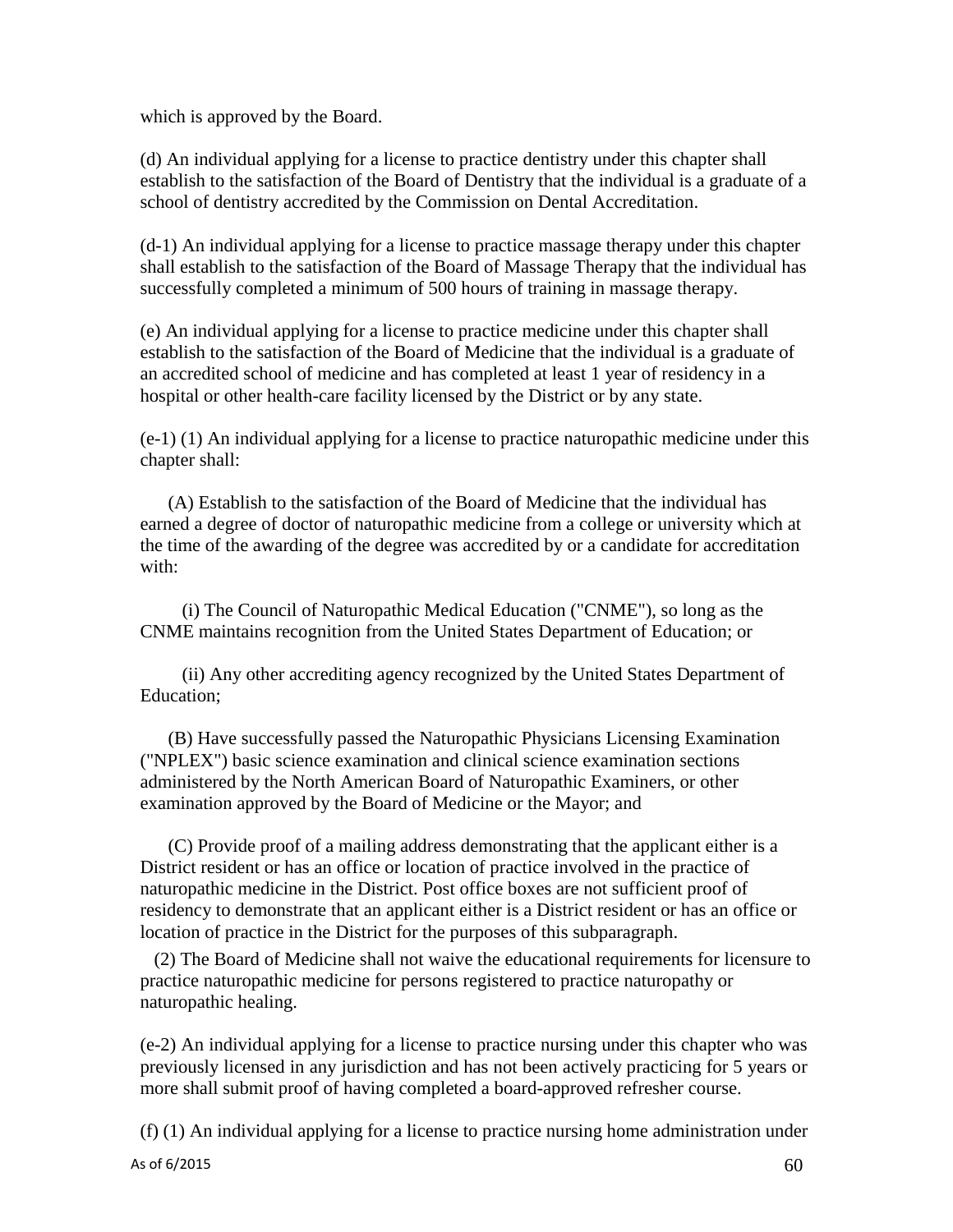which is approved by the Board.

(d) An individual applying for a license to practice dentistry under this chapter shall establish to the satisfaction of the Board of Dentistry that the individual is a graduate of a school of dentistry accredited by the Commission on Dental Accreditation.

(d-1) An individual applying for a license to practice massage therapy under this chapter shall establish to the satisfaction of the Board of Massage Therapy that the individual has successfully completed a minimum of 500 hours of training in massage therapy.

(e) An individual applying for a license to practice medicine under this chapter shall establish to the satisfaction of the Board of Medicine that the individual is a graduate of an accredited school of medicine and has completed at least 1 year of residency in a hospital or other health-care facility licensed by the District or by any state.

(e-1) (1) An individual applying for a license to practice naturopathic medicine under this chapter shall:

(A) Establish to the satisfaction of the Board of Medicine that the individual has earned a degree of doctor of naturopathic medicine from a college or university which at the time of the awarding of the degree was accredited by or a candidate for accreditation with:

(i) The Council of Naturopathic Medical Education ("CNME"), so long as the CNME maintains recognition from the United States Department of Education; or

(ii) Any other accrediting agency recognized by the United States Department of Education;

(B) Have successfully passed the Naturopathic Physicians Licensing Examination ("NPLEX") basic science examination and clinical science examination sections administered by the North American Board of Naturopathic Examiners, or other examination approved by the Board of Medicine or the Mayor; and

(C) Provide proof of a mailing address demonstrating that the applicant either is a District resident or has an office or location of practice involved in the practice of naturopathic medicine in the District. Post office boxes are not sufficient proof of residency to demonstrate that an applicant either is a District resident or has an office or location of practice in the District for the purposes of this subparagraph.

(2) The Board of Medicine shall not waive the educational requirements for licensure to practice naturopathic medicine for persons registered to practice naturopathy or naturopathic healing.

(e-2) An individual applying for a license to practice nursing under this chapter who was previously licensed in any jurisdiction and has not been actively practicing for 5 years or more shall submit proof of having completed a board-approved refresher course.

(f) (1) An individual applying for a license to practice nursing home administration under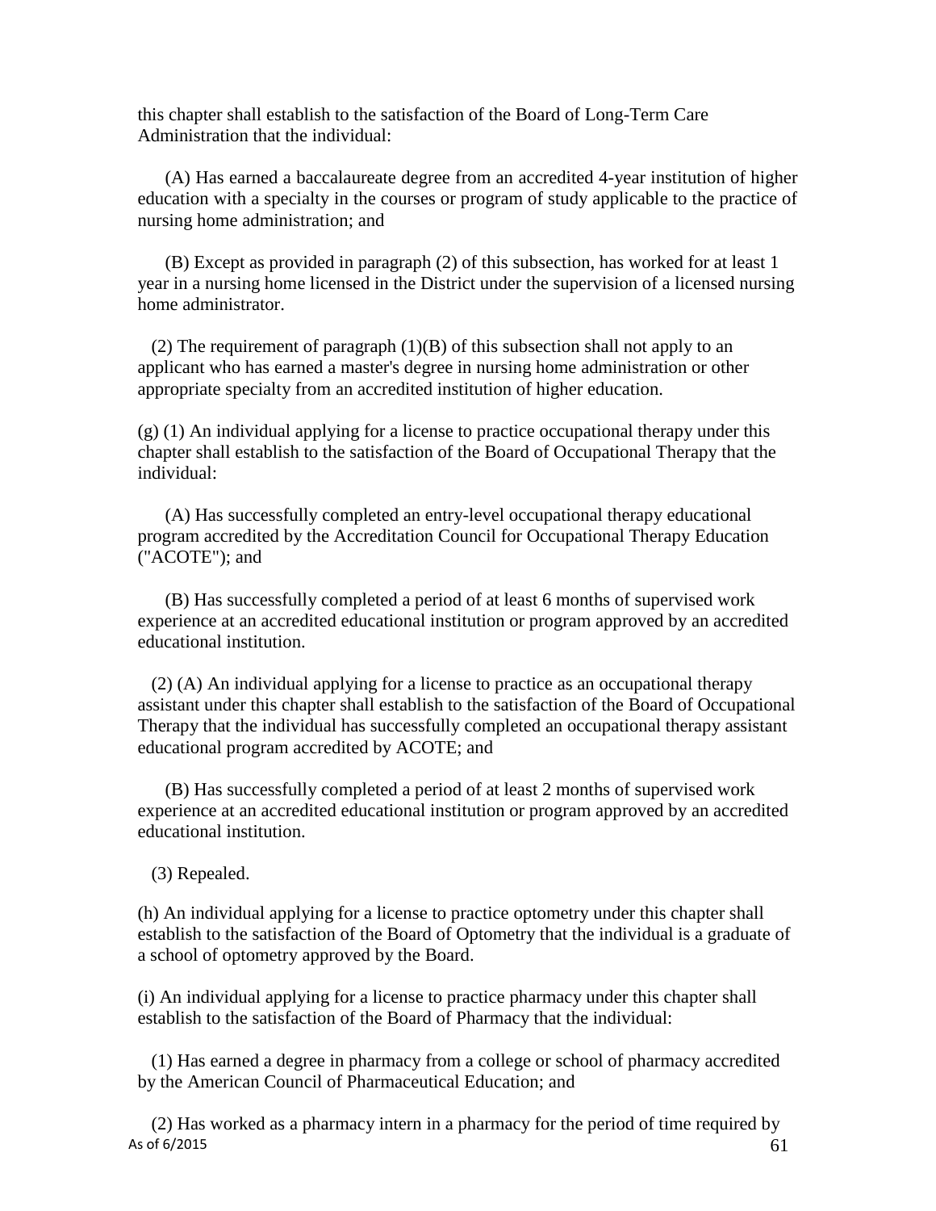this chapter shall establish to the satisfaction of the Board of Long-Term Care Administration that the individual:

(A) Has earned a baccalaureate degree from an accredited 4-year institution of higher education with a specialty in the courses or program of study applicable to the practice of nursing home administration; and

(B) Except as provided in paragraph (2) of this subsection, has worked for at least 1 year in a nursing home licensed in the District under the supervision of a licensed nursing home administrator.

(2) The requirement of paragraph (1)(B) of this subsection shall not apply to an applicant who has earned a master's degree in nursing home administration or other appropriate specialty from an accredited institution of higher education.

(g) (1) An individual applying for a license to practice occupational therapy under this chapter shall establish to the satisfaction of the Board of Occupational Therapy that the individual:

(A) Has successfully completed an entry-level occupational therapy educational program accredited by the Accreditation Council for Occupational Therapy Education ("ACOTE"); and

(B) Has successfully completed a period of at least 6 months of supervised work experience at an accredited educational institution or program approved by an accredited educational institution.

(2) (A) An individual applying for a license to practice as an occupational therapy assistant under this chapter shall establish to the satisfaction of the Board of Occupational Therapy that the individual has successfully completed an occupational therapy assistant educational program accredited by ACOTE; and

(B) Has successfully completed a period of at least 2 months of supervised work experience at an accredited educational institution or program approved by an accredited educational institution.

(3) Repealed.

(h) An individual applying for a license to practice optometry under this chapter shall establish to the satisfaction of the Board of Optometry that the individual is a graduate of a school of optometry approved by the Board.

(i) An individual applying for a license to practice pharmacy under this chapter shall establish to the satisfaction of the Board of Pharmacy that the individual:

(1) Has earned a degree in pharmacy from a college or school of pharmacy accredited by the American Council of Pharmaceutical Education; and

(2) Has worked as a pharmacy intern in a pharmacy for the period of time required by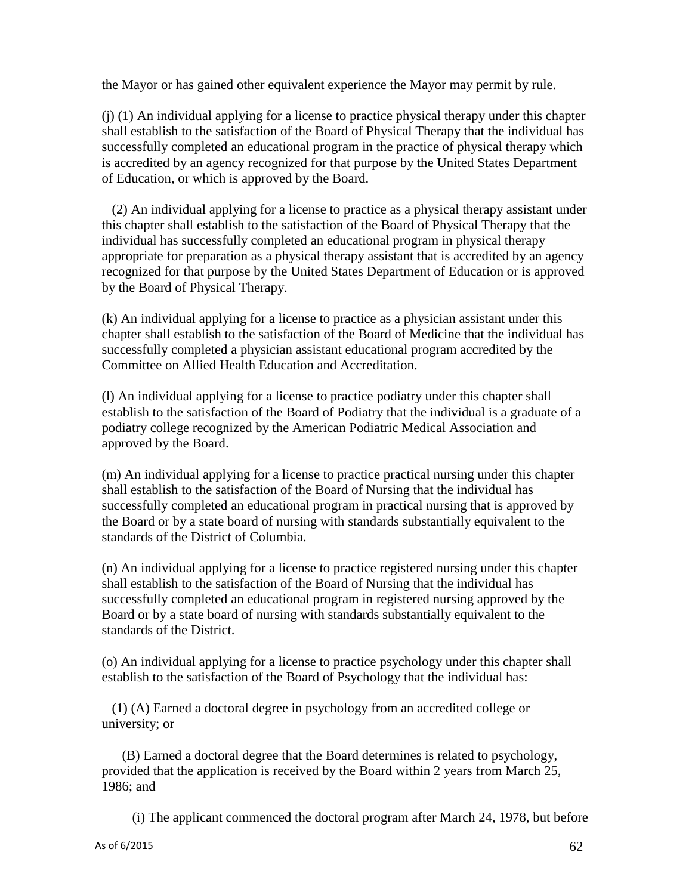the Mayor or has gained other equivalent experience the Mayor may permit by rule.

(j) (1) An individual applying for a license to practice physical therapy under this chapter shall establish to the satisfaction of the Board of Physical Therapy that the individual has successfully completed an educational program in the practice of physical therapy which is accredited by an agency recognized for that purpose by the United States Department of Education, or which is approved by the Board.

(2) An individual applying for a license to practice as a physical therapy assistant under this chapter shall establish to the satisfaction of the Board of Physical Therapy that the individual has successfully completed an educational program in physical therapy appropriate for preparation as a physical therapy assistant that is accredited by an agency recognized for that purpose by the United States Department of Education or is approved by the Board of Physical Therapy.

(k) An individual applying for a license to practice as a physician assistant under this chapter shall establish to the satisfaction of the Board of Medicine that the individual has successfully completed a physician assistant educational program accredited by the Committee on Allied Health Education and Accreditation.

(l) An individual applying for a license to practice podiatry under this chapter shall establish to the satisfaction of the Board of Podiatry that the individual is a graduate of a podiatry college recognized by the American Podiatric Medical Association and approved by the Board.

(m) An individual applying for a license to practice practical nursing under this chapter shall establish to the satisfaction of the Board of Nursing that the individual has successfully completed an educational program in practical nursing that is approved by the Board or by a state board of nursing with standards substantially equivalent to the standards of the District of Columbia.

(n) An individual applying for a license to practice registered nursing under this chapter shall establish to the satisfaction of the Board of Nursing that the individual has successfully completed an educational program in registered nursing approved by the Board or by a state board of nursing with standards substantially equivalent to the standards of the District.

(o) An individual applying for a license to practice psychology under this chapter shall establish to the satisfaction of the Board of Psychology that the individual has:

(1) (A) Earned a doctoral degree in psychology from an accredited college or university; or

(B) Earned a doctoral degree that the Board determines is related to psychology, provided that the application is received by the Board within 2 years from March 25, 1986; and

(i) The applicant commenced the doctoral program after March 24, 1978, but before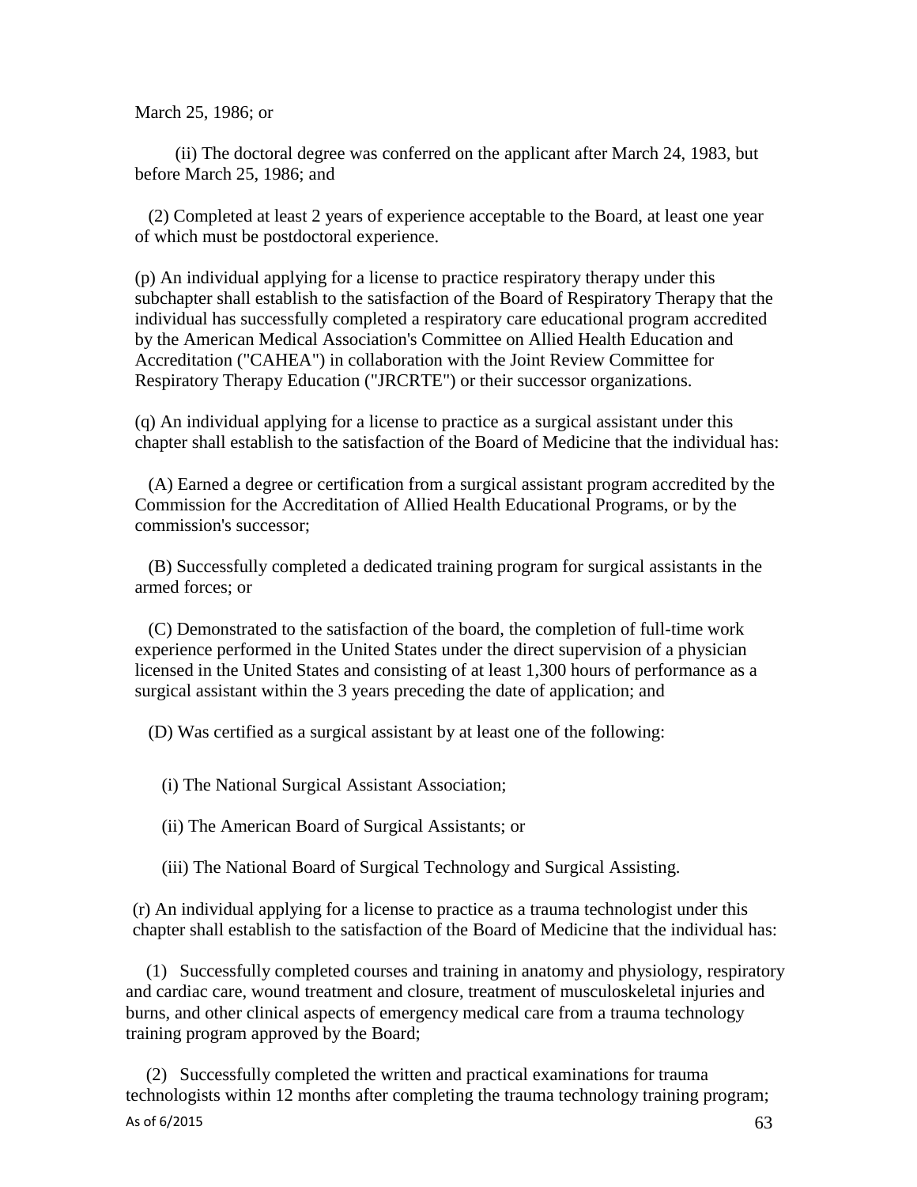March 25, 1986; or

(ii) The doctoral degree was conferred on the applicant after March 24, 1983, but before March 25, 1986; and

(2) Completed at least 2 years of experience acceptable to the Board, at least one year of which must be postdoctoral experience.

(p) An individual applying for a license to practice respiratory therapy under this subchapter shall establish to the satisfaction of the Board of Respiratory Therapy that the individual has successfully completed a respiratory care educational program accredited by the American Medical Association's Committee on Allied Health Education and Accreditation ("CAHEA") in collaboration with the Joint Review Committee for Respiratory Therapy Education ("JRCRTE") or their successor organizations.

(q) An individual applying for a license to practice as a surgical assistant under this chapter shall establish to the satisfaction of the Board of Medicine that the individual has:

(A) Earned a degree or certification from a surgical assistant program accredited by the Commission for the Accreditation of Allied Health Educational Programs, or by the commission's successor;

(B) Successfully completed a dedicated training program for surgical assistants in the armed forces; or

(C) Demonstrated to the satisfaction of the board, the completion of full-time work experience performed in the United States under the direct supervision of a physician licensed in the United States and consisting of at least 1,300 hours of performance as a surgical assistant within the 3 years preceding the date of application; and

(D) Was certified as a surgical assistant by at least one of the following:

(i) The National Surgical Assistant Association;

(ii) The American Board of Surgical Assistants; or

(iii) The National Board of Surgical Technology and Surgical Assisting.

(r) An individual applying for a license to practice as a trauma technologist under this chapter shall establish to the satisfaction of the Board of Medicine that the individual has:

(1) Successfully completed courses and training in anatomy and physiology, respiratory and cardiac care, wound treatment and closure, treatment of musculoskeletal injuries and burns, and other clinical aspects of emergency medical care from a trauma technology training program approved by the Board;

(2) Successfully completed the written and practical examinations for trauma technologists within 12 months after completing the trauma technology training program;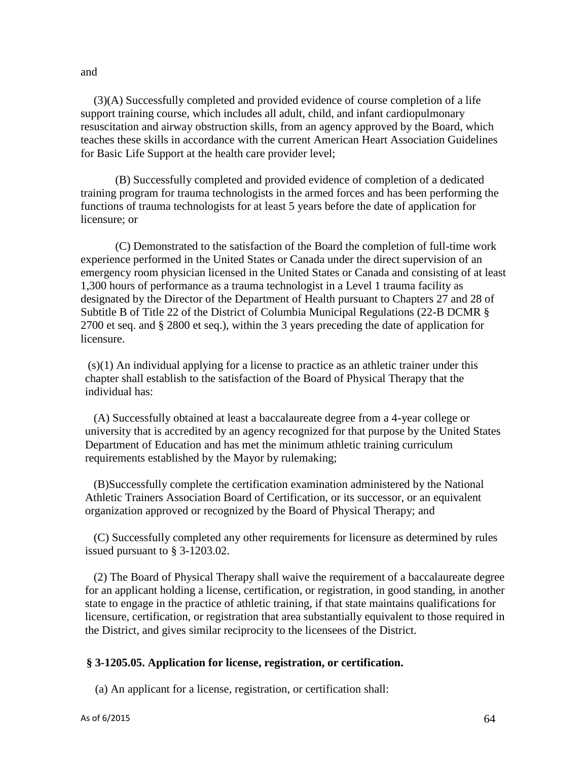and

(3)(A) Successfully completed and provided evidence of course completion of a life support training course, which includes all adult, child, and infant cardiopulmonary resuscitation and airway obstruction skills, from an agency approved by the Board, which teaches these skills in accordance with the current American Heart Association Guidelines for Basic Life Support at the health care provider level;

(B) Successfully completed and provided evidence of completion of a dedicated training program for trauma technologists in the armed forces and has been performing the functions of trauma technologists for at least 5 years before the date of application for licensure; or

(C) Demonstrated to the satisfaction of the Board the completion of full-time work experience performed in the United States or Canada under the direct supervision of an emergency room physician licensed in the United States or Canada and consisting of at least 1,300 hours of performance as a trauma technologist in a Level 1 trauma facility as designated by the Director of the Department of Health pursuant to Chapters 27 and 28 of Subtitle B of Title 22 of the District of Columbia Municipal Regulations (22-B DCMR § 2700 et seq. and § 2800 et seq.), within the 3 years preceding the date of application for licensure.

(s)(1) An individual applying for a license to practice as an athletic trainer under this chapter shall establish to the satisfaction of the Board of Physical Therapy that the individual has:

(A) Successfully obtained at least a baccalaureate degree from a 4-year college or university that is accredited by an agency recognized for that purpose by the United States Department of Education and has met the minimum athletic training curriculum requirements established by the Mayor by rulemaking;

(B)Successfully complete the certification examination administered by the National Athletic Trainers Association Board of Certification, or its successor, or an equivalent organization approved or recognized by the Board of Physical Therapy; and

(C) Successfully completed any other requirements for licensure as determined by rules issued pursuant to § 3-1203.02.

(2) The Board of Physical Therapy shall waive the requirement of a baccalaureate degree for an applicant holding a license, certification, or registration, in good standing, in another state to engage in the practice of athletic training, if that state maintains qualifications for licensure, certification, or registration that area substantially equivalent to those required in the District, and gives similar reciprocity to the licensees of the District.

**§ 3-1205.05. Application for license, registration, or certification.**

(a) An applicant for a license, registration, or certification shall: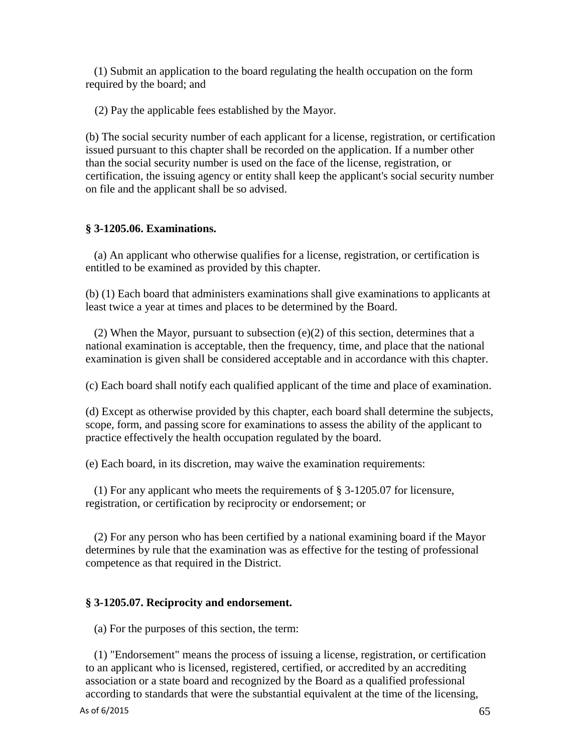(1) Submit an application to the board regulating the health occupation on the form required by the board; and

(2) Pay the applicable fees established by the Mayor.

(b) The social security number of each applicant for a license, registration, or certification issued pursuant to this chapter shall be recorded on the application. If a number other than the social security number is used on the face of the license, registration, or certification, the issuing agency or entity shall keep the applicant's social security number on file and the applicant shall be so advised.

**§ 3-1205.06. Examinations.**

(a) An applicant who otherwise qualifies for a license, registration, or certification is entitled to be examined as provided by this chapter.

(b) (1) Each board that administers examinations shall give examinations to applicants at least twice a year at times and places to be determined by the Board.

(2) When the Mayor, pursuant to subsection (e)(2) of this section, determines that a national examination is acceptable, then the frequency, time, and place that the national examination is given shall be considered acceptable and in accordance with this chapter.

(c) Each board shall notify each qualified applicant of the time and place of examination.

(d) Except as otherwise provided by this chapter, each board shall determine the subjects, scope, form, and passing score for examinations to assess the ability of the applicant to practice effectively the health occupation regulated by the board.

(e) Each board, in its discretion, may waive the examination requirements:

(1) For any applicant who meets the requirements of § 3-1205.07 for licensure, registration, or certification by reciprocity or endorsement; or

(2) For any person who has been certified by a national examining board if the Mayor determines by rule that the examination was as effective for the testing of professional competence as that required in the District.

**§ 3-1205.07. Reciprocity and endorsement.**

(a) For the purposes of this section, the term:

(1) "Endorsement" means the process of issuing a license, registration, or certification to an applicant who is licensed, registered, certified, or accredited by an accrediting association or a state board and recognized by the Board as a qualified professional according to standards that were the substantial equivalent at the time of the licensing,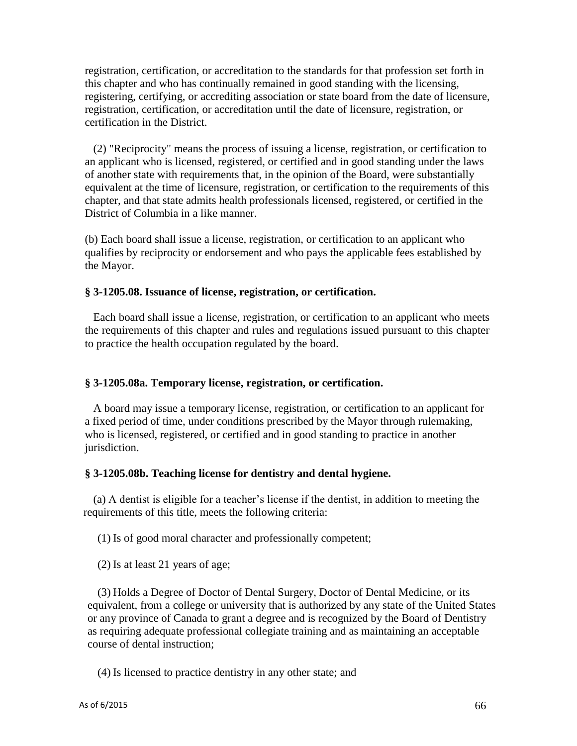registration, certification, or accreditation to the standards for that profession set forth in this chapter and who has continually remained in good standing with the licensing, registering, certifying, or accrediting association or state board from the date of licensure, registration, certification, or accreditation until the date of licensure, registration, or certification in the District.

(2) "Reciprocity" means the process of issuing a license, registration, or certification to an applicant who is licensed, registered, or certified and in good standing under the laws of another state with requirements that, in the opinion of the Board, were substantially equivalent at the time of licensure, registration, or certification to the requirements of this chapter, and that state admits health professionals licensed, registered, or certified in the District of Columbia in a like manner.

(b) Each board shall issue a license, registration, or certification to an applicant who qualifies by reciprocity or endorsement and who pays the applicable fees established by the Mayor.

**§ 3-1205.08. Issuance of license, registration, or certification.**

Each board shall issue a license, registration, or certification to an applicant who meets the requirements of this chapter and rules and regulations issued pursuant to this chapter to practice the health occupation regulated by the board.

**§ 3-1205.08a. Temporary license, registration, or certification.**

A board may issue a temporary license, registration, or certification to an applicant for a fixed period of time, under conditions prescribed by the Mayor through rulemaking, who is licensed, registered, or certified and in good standing to practice in another jurisdiction.

**§ 3-1205.08b. Teaching license for dentistry and dental hygiene.**

(a) A dentist is eligible for a teacher's license if the dentist, in addition to meeting the requirements of this title, meets the following criteria:

(1) Is of good moral character and professionally competent;

(2) Is at least 21 years of age;

(3) Holds a Degree of Doctor of Dental Surgery, Doctor of Dental Medicine, or its equivalent, from a college or university that is authorized by any state of the United States or any province of Canada to grant a degree and is recognized by the Board of Dentistry as requiring adequate professional collegiate training and as maintaining an acceptable course of dental instruction;

(4) Is licensed to practice dentistry in any other state; and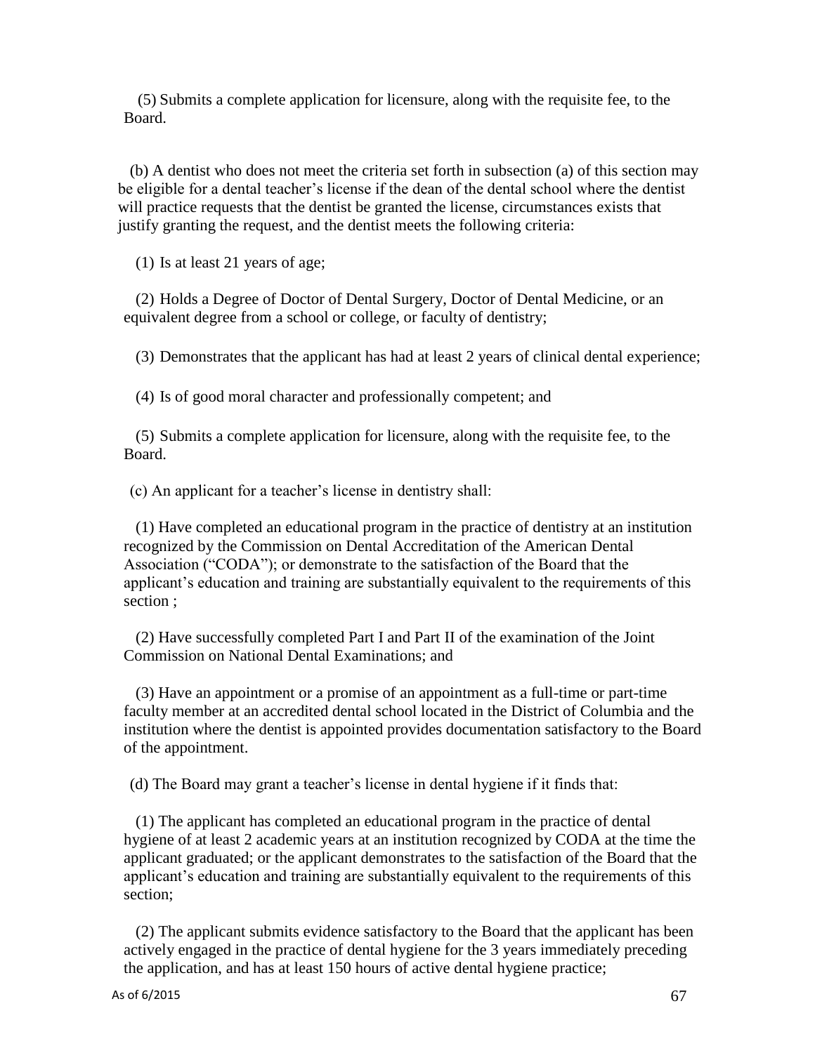(5) Submits a complete application for licensure, along with the requisite fee, to the Board.

(b) A dentist who does not meet the criteria set forth in subsection (a) of this section may be eligible for a dental teacher's license if the dean of the dental school where the dentist will practice requests that the dentist be granted the license, circumstances exists that justify granting the request, and the dentist meets the following criteria:

(1) Is at least 21 years of age;

(2) Holds a Degree of Doctor of Dental Surgery, Doctor of Dental Medicine, or an equivalent degree from a school or college, or faculty of dentistry;

(3) Demonstrates that the applicant has had at least 2 years of clinical dental experience;

(4) Is of good moral character and professionally competent; and

(5) Submits a complete application for licensure, along with the requisite fee, to the Board.

(c) An applicant for a teacher's license in dentistry shall:

(1) Have completed an educational program in the practice of dentistry at an institution recognized by the Commission on Dental Accreditation of the American Dental Association ("CODA"); or demonstrate to the satisfaction of the Board that the applicant's education and training are substantially equivalent to the requirements of this section ;

(2) Have successfully completed Part I and Part II of the examination of the Joint Commission on National Dental Examinations; and

(3) Have an appointment or a promise of an appointment as a full-time or part-time faculty member at an accredited dental school located in the District of Columbia and the institution where the dentist is appointed provides documentation satisfactory to the Board of the appointment.

(d) The Board may grant a teacher's license in dental hygiene if it finds that:

(1) The applicant has completed an educational program in the practice of dental hygiene of at least 2 academic years at an institution recognized by CODA at the time the applicant graduated; or the applicant demonstrates to the satisfaction of the Board that the applicant's education and training are substantially equivalent to the requirements of this section;

(2) The applicant submits evidence satisfactory to the Board that the applicant has been actively engaged in the practice of dental hygiene for the 3 years immediately preceding the application, and has at least 150 hours of active dental hygiene practice;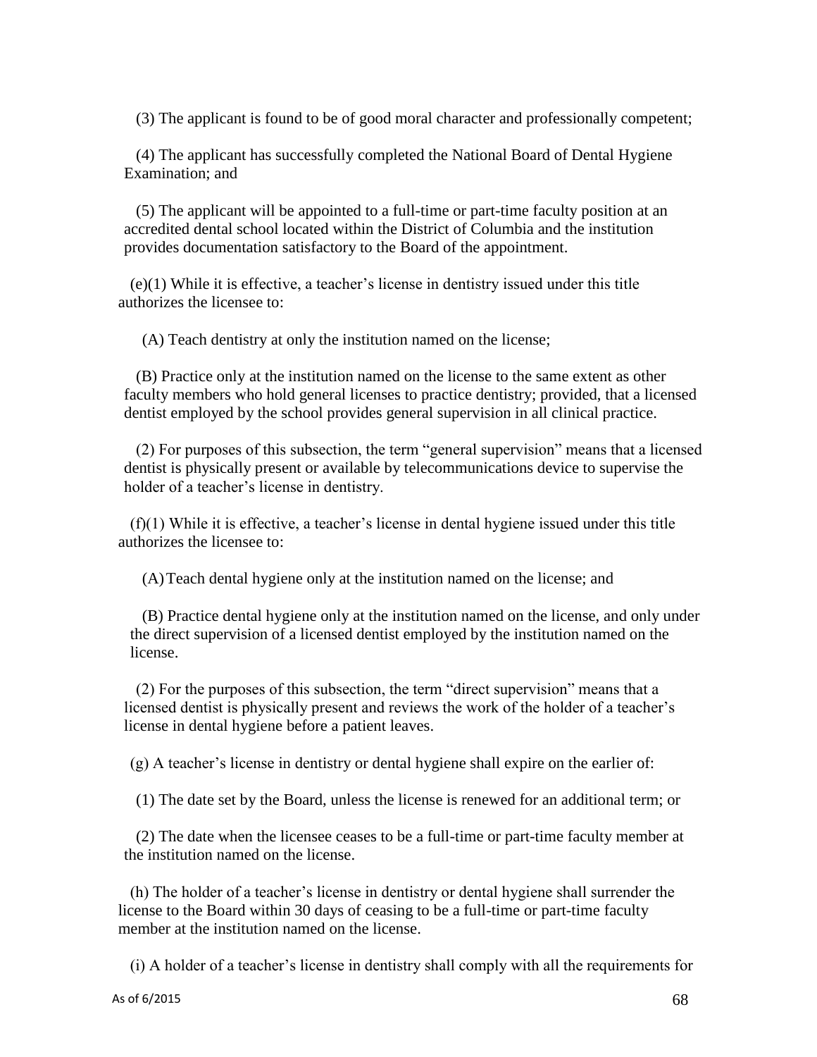(3) The applicant is found to be of good moral character and professionally competent;

(4) The applicant has successfully completed the National Board of Dental Hygiene Examination; and

(5) The applicant will be appointed to a full-time or part-time faculty position at an accredited dental school located within the District of Columbia and the institution provides documentation satisfactory to the Board of the appointment.

(e)(1) While it is effective, a teacher's license in dentistry issued under this title authorizes the licensee to:

(A) Teach dentistry at only the institution named on the license;

(B) Practice only at the institution named on the license to the same extent as other faculty members who hold general licenses to practice dentistry; provided, that a licensed dentist employed by the school provides general supervision in all clinical practice.

(2) For purposes of this subsection, the term "general supervision" means that a licensed dentist is physically present or available by telecommunications device to supervise the holder of a teacher's license in dentistry.

(f)(1) While it is effective, a teacher's license in dental hygiene issued under this title authorizes the licensee to:

(A) Teach dental hygiene only at the institution named on the license; and

(B) Practice dental hygiene only at the institution named on the license, and only under the direct supervision of a licensed dentist employed by the institution named on the license.

(2) For the purposes of this subsection, the term "direct supervision" means that a licensed dentist is physically present and reviews the work of the holder of a teacher's license in dental hygiene before a patient leaves.

(g) A teacher's license in dentistry or dental hygiene shall expire on the earlier of:

(1) The date set by the Board, unless the license is renewed for an additional term; or

(2) The date when the licensee ceases to be a full-time or part-time faculty member at the institution named on the license.

(h) The holder of a teacher's license in dentistry or dental hygiene shall surrender the license to the Board within 30 days of ceasing to be a full-time or part-time faculty member at the institution named on the license.

(i) A holder of a teacher's license in dentistry shall comply with all the requirements for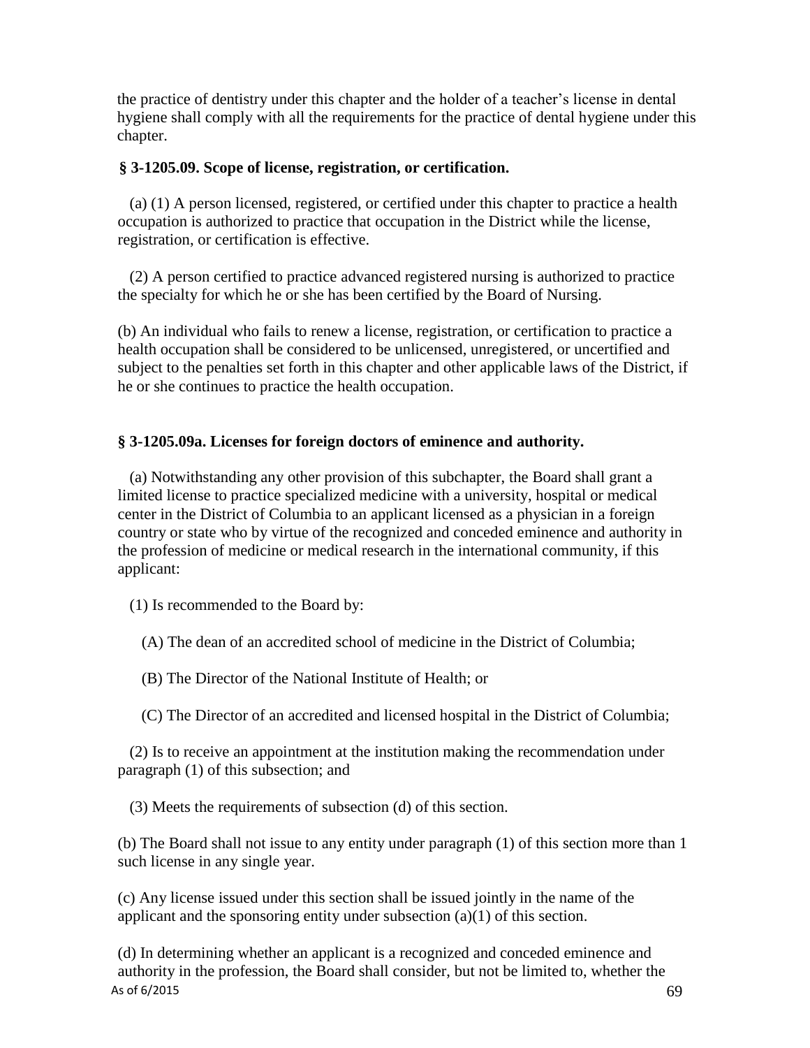the practice of dentistry under this chapter and the holder of a teacher's license in dental hygiene shall comply with all the requirements for the practice of dental hygiene under this chapter.

### § 3-1205.09. Scope of license, registration, or certification.

(a) (1) A person licensed, registered, or certified under this chapter to practice a health occupation is authorized to practice that occupation in the District while the license, registration, or certification is effective.

(2) A person certified to practice advanced registered nursing is authorized to practice the specialty for which he or she has been certified by the Board of Nursing.

(b) An individual who fails to renew a license, registration, or certification to practice a health occupation shall be considered to be unlicensed, unregistered, or uncertified and subject to the penalties set forth in this chapter and other applicable laws of the District, if he or she continues to practice the health occupation.

### § 3-1205.09a. Licenses for foreign doctors of eminence and authority.

(a) Notwithstanding any other provision of this subchapter, the Board shall grant a limited license to practice specialized medicine with a university, hospital or medical center in the District of Columbia to an applicant licensed as a physician in a foreign country or state who by virtue of the recognized and conceded eminence and authority in the profession of medicine or medical research in the international community, if this applicant:

(1) Is recommended to the Board by:

(A) The dean of an accredited school of medicine in the District of Columbia;

(B) The Director of the National Institute of Health; or

(C) The Director of an accredited and licensed hospital in the District of Columbia;

(2) Is to receive an appointment at the institution making the recommendation under paragraph (1) of this subsection; and

(3) Meets the requirements of subsection (d) of this section.

(b) The Board shall not issue to any entity under paragraph (1) of this section more than 1 such license in any single year.

(c) Any license issued under this section shall be issued jointly in the name of the applicant and the sponsoring entity under subsection (a)(1) of this section.

(d) In determining whether an applicant is a recognized and conceded eminence and authority in the profession, the Board shall consider, but not be limited to, whether the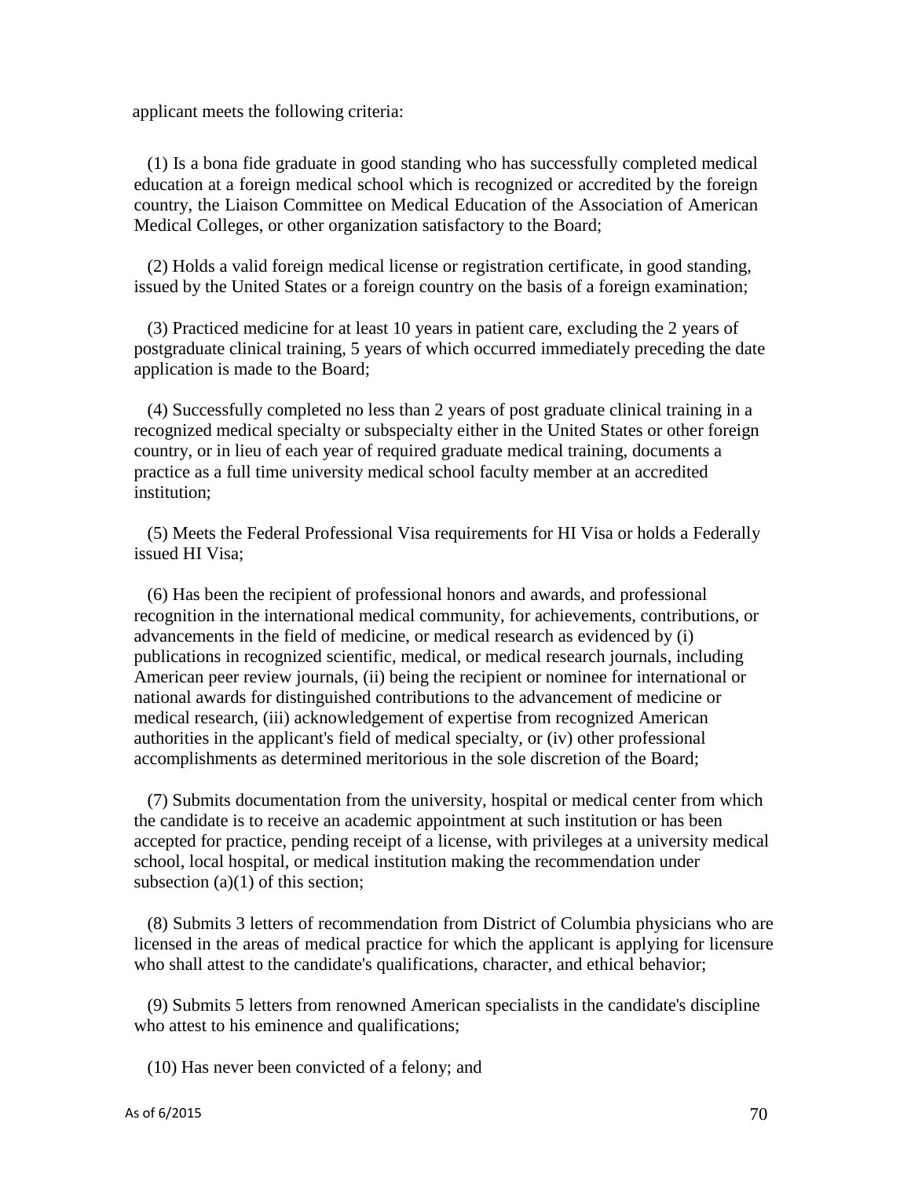applicant meets the following criteria:

(1) Is a bona fide graduate in good standing who has successfully completed medical education at a foreign medical school which is recognized or accredited by the foreign country, the Liaison Committee on Medical Education of the Association of American Medical Colleges, or other organization satisfactory to the Board;

(2) Holds a valid foreign medical license or registration certificate, in good standing, issued by the United States or a foreign country on the basis of a foreign examination;

(3) Practiced medicine for at least 10 years in patient care, excluding the 2 years of postgraduate clinical training, 5 years of which occurred immediately preceding the date application is made to the Board;

(4) Successfully completed no less than 2 years of post graduate clinical training in a recognized medical specialty or subspecialty either in the United States or other foreign country, or in lieu of each year of required graduate medical training, documents a practice as a full time university medical school faculty member at an accredited institution;

(5) Meets the Federal Professional Visa requirements for HI Visa or holds a Federally issued HI Visa;

(6) Has been the recipient of professional honors and awards, and professional recognition in the international medical community, for achievements, contributions, or advancements in the field of medicine, or medical research as evidenced by (i) publications in recognized scientific, medical, or medical research journals, including American peer review journals, (ii) being the recipient or nominee for international or national awards for distinguished contributions to the advancement of medicine or medical research, (iii) acknowledgement of expertise from recognized American authorities in the applicant's field of medical specialty, or (iv) other professional accomplishments as determined meritorious in the sole discretion of the Board;

(7) Submits documentation from the university, hospital or medical center from which the candidate is to receive an academic appointment at such institution or has been accepted for practice, pending receipt of a license, with privileges at a university medical school, local hospital, or medical institution making the recommendation under subsection (a)(1) of this section;

(8) Submits 3 letters of recommendation from District of Columbia physicians who are licensed in the areas of medical practice for which the applicant is applying for licensure who shall attest to the candidate's qualifications, character, and ethical behavior;

(9) Submits 5 letters from renowned American specialists in the candidate's discipline who attest to his eminence and qualifications;

(10) Has never been convicted of a felony; and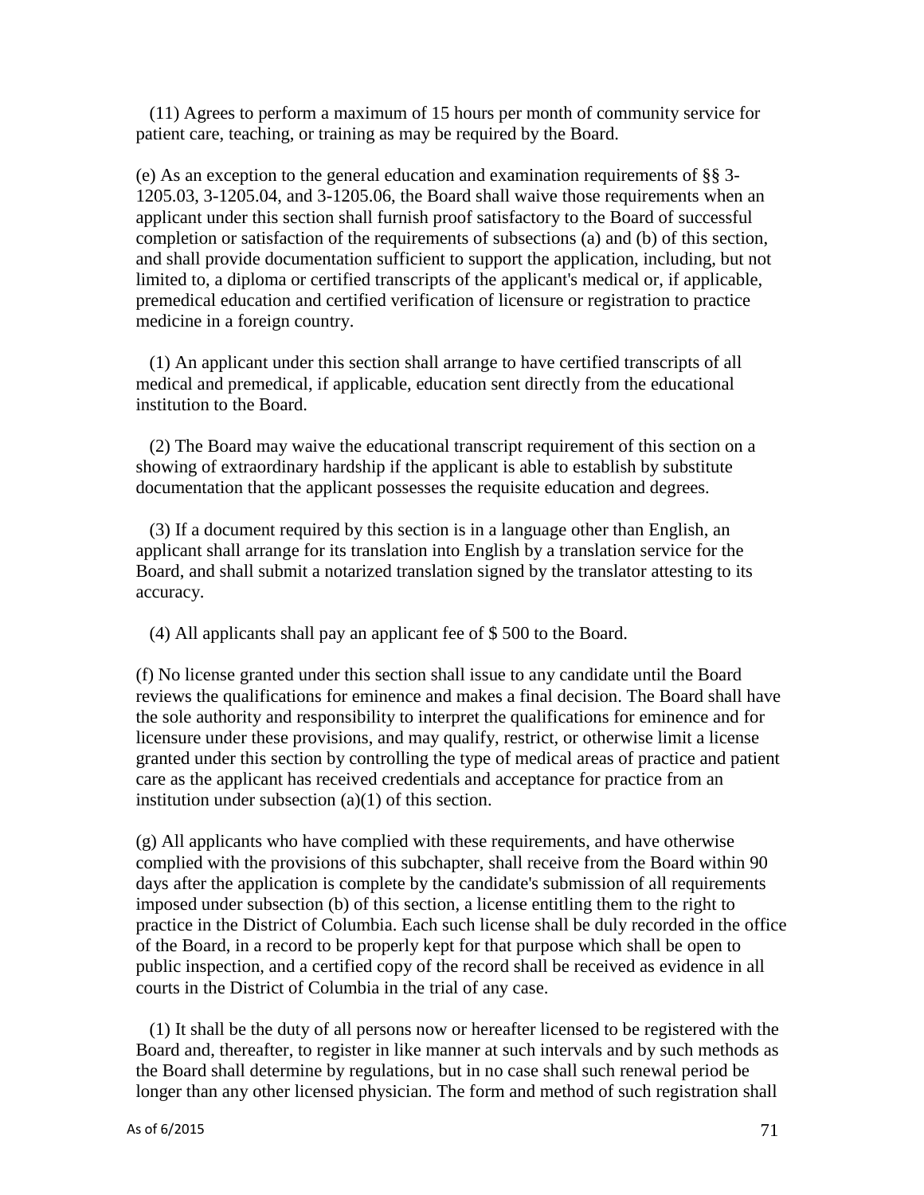(11) Agrees to perform a maximum of 15 hours per month of community service for patient care, teaching, or training as may be required by the Board.

(e) As an exception to the general education and examination requirements of §§ 3-1205.03, 3-1205.04, and 3-1205.06, the Board shall waive those requirements when an applicant under this section shall furnish proof satisfactory to the Board of successful completion or satisfaction of the requirements of subsections (a) and (b) of this section, and shall provide documentation sufficient to support the application, including, but not limited to, a diploma or certified transcripts of the applicant's medical or, if applicable, premedical education and certified verification of licensure or registration to practice medicine in a foreign country.

(1) An applicant under this section shall arrange to have certified transcripts of all medical and premedical, if applicable, education sent directly from the educational institution to the Board.

(2) The Board may waive the educational transcript requirement of this section on a showing of extraordinary hardship if the applicant is able to establish by substitute documentation that the applicant possesses the requisite education and degrees.

(3) If a document required by this section is in a language other than English, an applicant shall arrange for its translation into English by a translation service for the Board, and shall submit a notarized translation signed by the translator attesting to its accuracy.

(4) All applicants shall pay an applicant fee of $ 500 to the Board.

(f) No license granted under this section shall issue to any candidate until the Board reviews the qualifications for eminence and makes a final decision. The Board shall have the sole authority and responsibility to interpret the qualifications for eminence and for licensure under these provisions, and may qualify, restrict, or otherwise limit a license granted under this section by controlling the type of medical areas of practice and patient care as the applicant has received credentials and acceptance for practice from an institution under subsection (a)(1) of this section.

(g) All applicants who have complied with these requirements, and have otherwise complied with the provisions of this subchapter, shall receive from the Board within 90 days after the application is complete by the candidate's submission of all requirements imposed under subsection (b) of this section, a license entitling them to the right to practice in the District of Columbia. Each such license shall be duly recorded in the office of the Board, in a record to be properly kept for that purpose which shall be open to public inspection, and a certified copy of the record shall be received as evidence in all courts in the District of Columbia in the trial of any case.

(1) It shall be the duty of all persons now or hereafter licensed to be registered with the Board and, thereafter, to register in like manner at such intervals and by such methods as the Board shall determine by regulations, but in no case shall such renewal period be longer than any other licensed physician. The form and method of such registration shall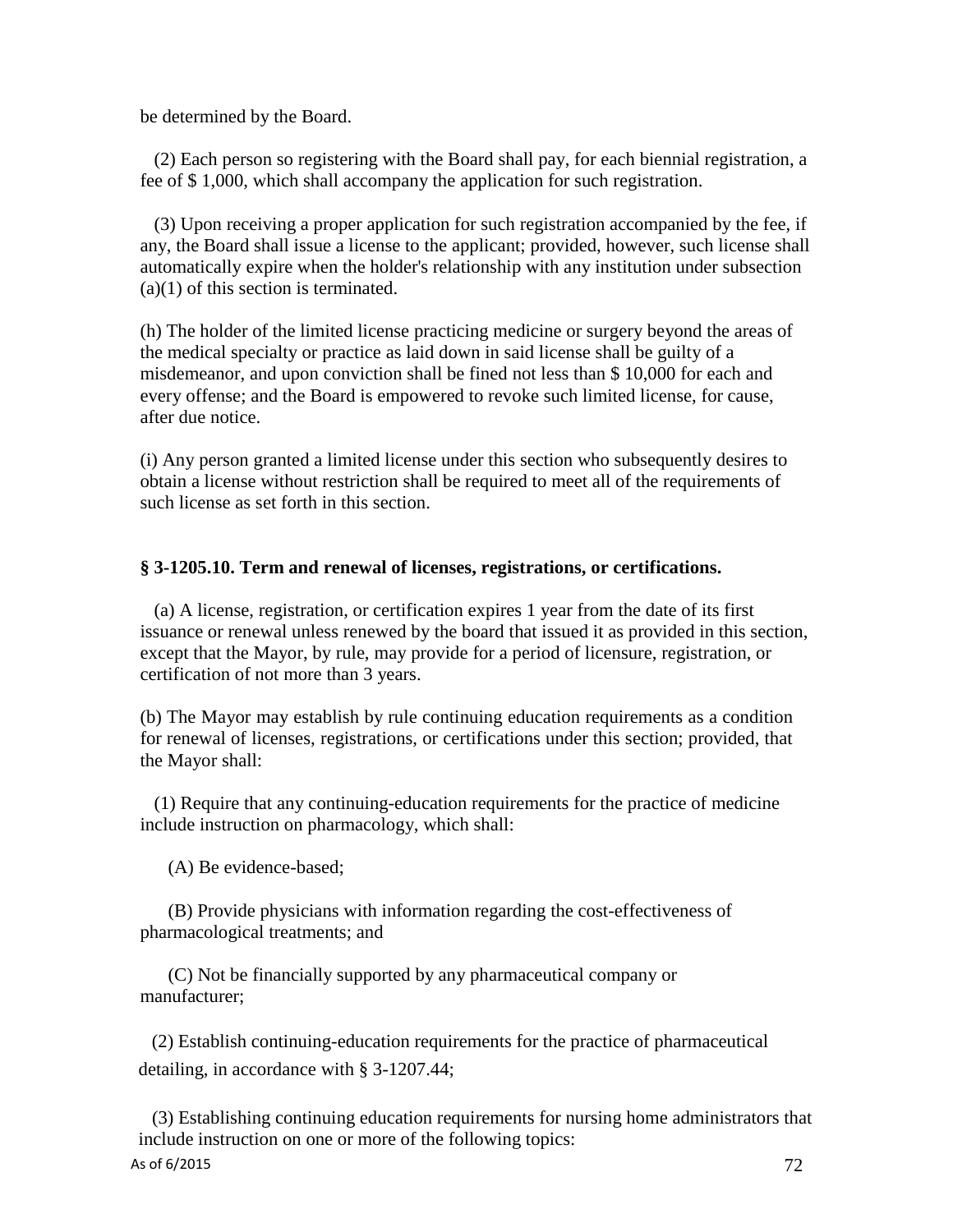be determined by the Board.

(2) Each person so registering with the Board shall pay, for each biennial registration, a fee of $ 1,000, which shall accompany the application for such registration.

(3) Upon receiving a proper application for such registration accompanied by the fee, if any, the Board shall issue a license to the applicant; provided, however, such license shall automatically expire when the holder's relationship with any institution under subsection (a)(1) of this section is terminated.

(h) The holder of the limited license practicing medicine or surgery beyond the areas of the medical specialty or practice as laid down in said license shall be guilty of a misdemeanor, and upon conviction shall be fined not less than $ 10,000 for each and every offense; and the Board is empowered to revoke such limited license, for cause, after due notice.

(i) Any person granted a limited license under this section who subsequently desires to obtain a license without restriction shall be required to meet all of the requirements of such license as set forth in this section.

**§ 3-1205.10. Term and renewal of licenses, registrations, or certifications.**

(a) A license, registration, or certification expires 1 year from the date of its first issuance or renewal unless renewed by the board that issued it as provided in this section, except that the Mayor, by rule, may provide for a period of licensure, registration, or certification of not more than 3 years.

(b) The Mayor may establish by rule continuing education requirements as a condition for renewal of licenses, registrations, or certifications under this section; provided, that the Mayor shall:

(1) Require that any continuing-education requirements for the practice of medicine include instruction on pharmacology, which shall:

(A) Be evidence-based;

(B) Provide physicians with information regarding the cost-effectiveness of pharmacological treatments; and

(C) Not be financially supported by any pharmaceutical company or manufacturer;

(2) Establish continuing-education requirements for the practice of pharmaceutical detailing, in accordance with § 3-1207.44;

(3) Establishing continuing education requirements for nursing home administrators that include instruction on one or more of the following topics: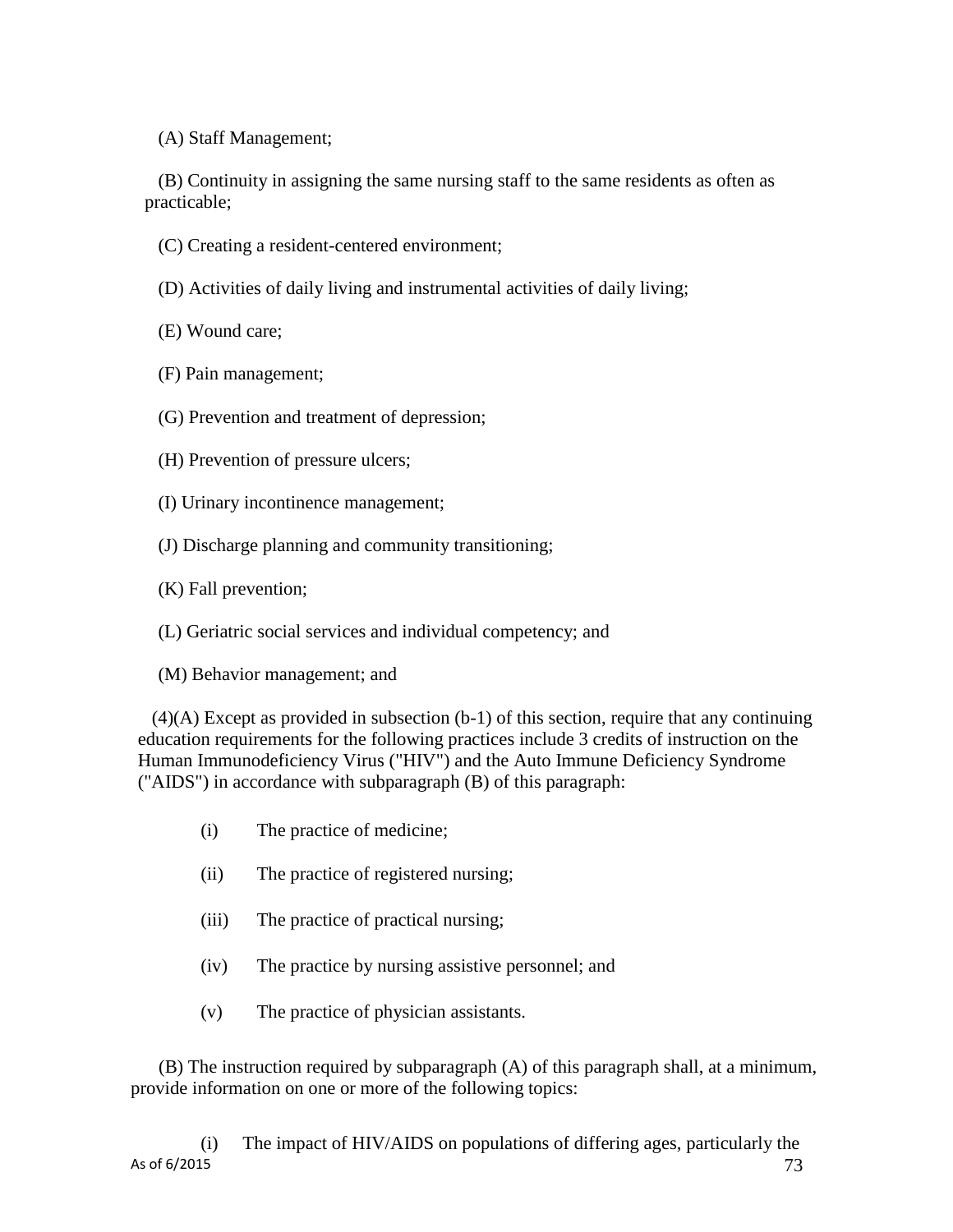(A) Staff Management;

(B) Continuity in assigning the same nursing staff to the same residents as often as practicable;

(C) Creating a resident-centered environment;

(D) Activities of daily living and instrumental activities of daily living;

(E) Wound care;

(F) Pain management;

(G) Prevention and treatment of depression;

(H) Prevention of pressure ulcers;

(I) Urinary incontinence management;

(J) Discharge planning and community transitioning;

(K) Fall prevention;

(L) Geriatric social services and individual competency; and

(M) Behavior management; and

(4)(A) Except as provided in subsection (b-1) of this section, require that any continuing education requirements for the following practices include 3 credits of instruction on the Human Immunodeficiency Virus ("HIV") and the Auto Immune Deficiency Syndrome ("AIDS") in accordance with subparagraph (B) of this paragraph:

(i) The practice of medicine;

(ii) The practice of registered nursing;

(iii) The practice of practical nursing;

(iv) The practice by nursing assistive personnel; and

(v) The practice of physician assistants.

(B) The instruction required by subparagraph (A) of this paragraph shall, at a minimum, provide information on one or more of the following topics:

(i) The impact of HIV/AIDS on populations of differing ages, particularly the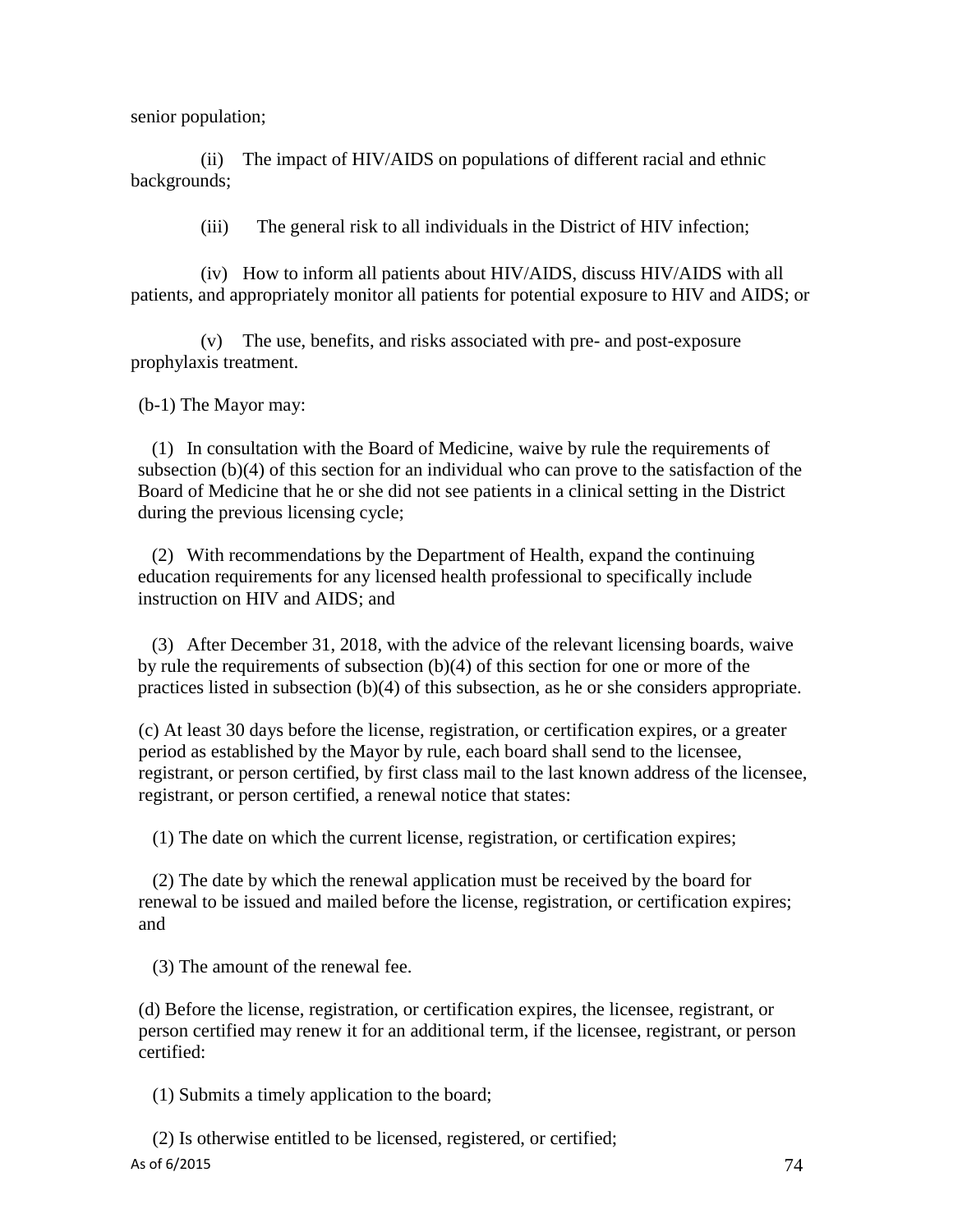senior population;

(ii) The impact of HIV/AIDS on populations of different racial and ethnic backgrounds;

(iii) The general risk to all individuals in the District of HIV infection;

(iv) How to inform all patients about HIV/AIDS, discuss HIV/AIDS with all patients, and appropriately monitor all patients for potential exposure to HIV and AIDS; or

(v) The use, benefits, and risks associated with pre- and post-exposure prophylaxis treatment.

(b-1) The Mayor may:

(1) In consultation with the Board of Medicine, waive by rule the requirements of subsection (b)(4) of this section for an individual who can prove to the satisfaction of the Board of Medicine that he or she did not see patients in a clinical setting in the District during the previous licensing cycle;

(2) With recommendations by the Department of Health, expand the continuing education requirements for any licensed health professional to specifically include instruction on HIV and AIDS; and

(3) After December 31, 2018, with the advice of the relevant licensing boards, waive by rule the requirements of subsection (b)(4) of this section for one or more of the practices listed in subsection (b)(4) of this subsection, as he or she considers appropriate.

(c) At least 30 days before the license, registration, or certification expires, or a greater period as established by the Mayor by rule, each board shall send to the licensee, registrant, or person certified, by first class mail to the last known address of the licensee, registrant, or person certified, a renewal notice that states:

(1) The date on which the current license, registration, or certification expires;

(2) The date by which the renewal application must be received by the board for renewal to be issued and mailed before the license, registration, or certification expires; and

(3) The amount of the renewal fee.

(d) Before the license, registration, or certification expires, the licensee, registrant, or person certified may renew it for an additional term, if the licensee, registrant, or person certified:

(1) Submits a timely application to the board;

(2) Is otherwise entitled to be licensed, registered, or certified;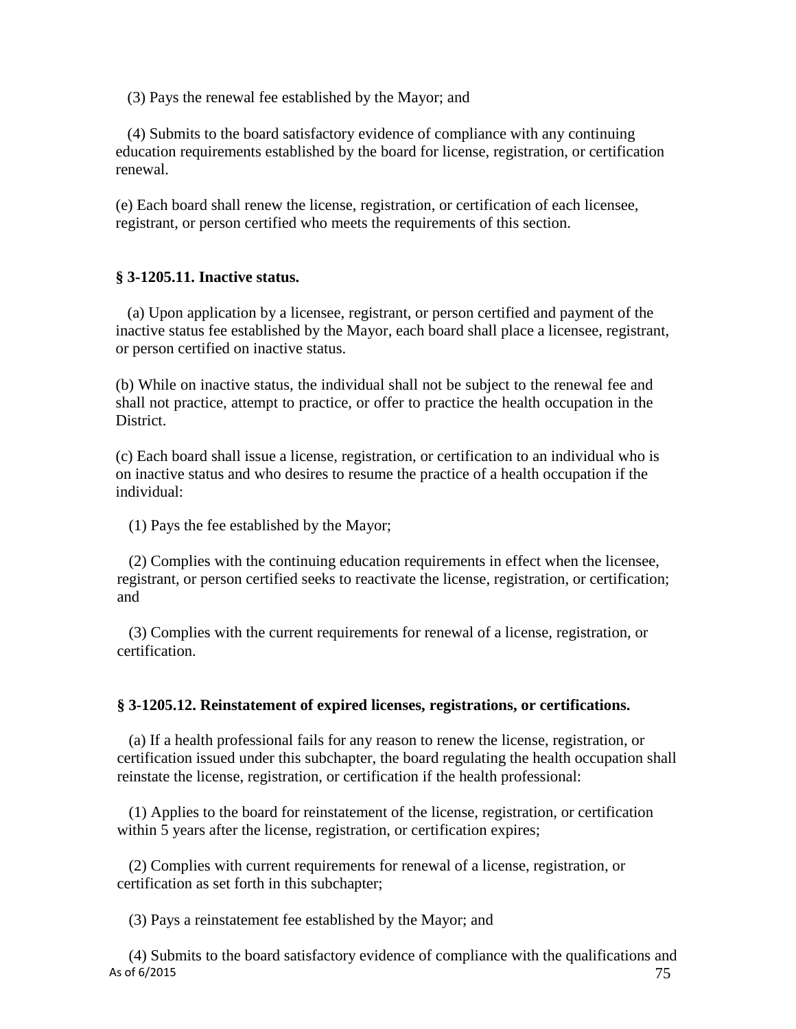(3) Pays the renewal fee established by the Mayor; and

(4) Submits to the board satisfactory evidence of compliance with any continuing education requirements established by the board for license, registration, or certification renewal.

(e) Each board shall renew the license, registration, or certification of each licensee, registrant, or person certified who meets the requirements of this section.

### § 3-1205.11. Inactive status.

(a) Upon application by a licensee, registrant, or person certified and payment of the inactive status fee established by the Mayor, each board shall place a licensee, registrant, or person certified on inactive status.

(b) While on inactive status, the individual shall not be subject to the renewal fee and shall not practice, attempt to practice, or offer to practice the health occupation in the District.

(c) Each board shall issue a license, registration, or certification to an individual who is on inactive status and who desires to resume the practice of a health occupation if the individual:

(1) Pays the fee established by the Mayor;

(2) Complies with the continuing education requirements in effect when the licensee, registrant, or person certified seeks to reactivate the license, registration, or certification; and

(3) Complies with the current requirements for renewal of a license, registration, or certification.

### § 3-1205.12. Reinstatement of expired licenses, registrations, or certifications.

(a) If a health professional fails for any reason to renew the license, registration, or certification issued under this subchapter, the board regulating the health occupation shall reinstate the license, registration, or certification if the health professional:

(1) Applies to the board for reinstatement of the license, registration, or certification within 5 years after the license, registration, or certification expires;

(2) Complies with current requirements for renewal of a license, registration, or certification as set forth in this subchapter;

(3) Pays a reinstatement fee established by the Mayor; and

(4) Submits to the board satisfactory evidence of compliance with the qualifications and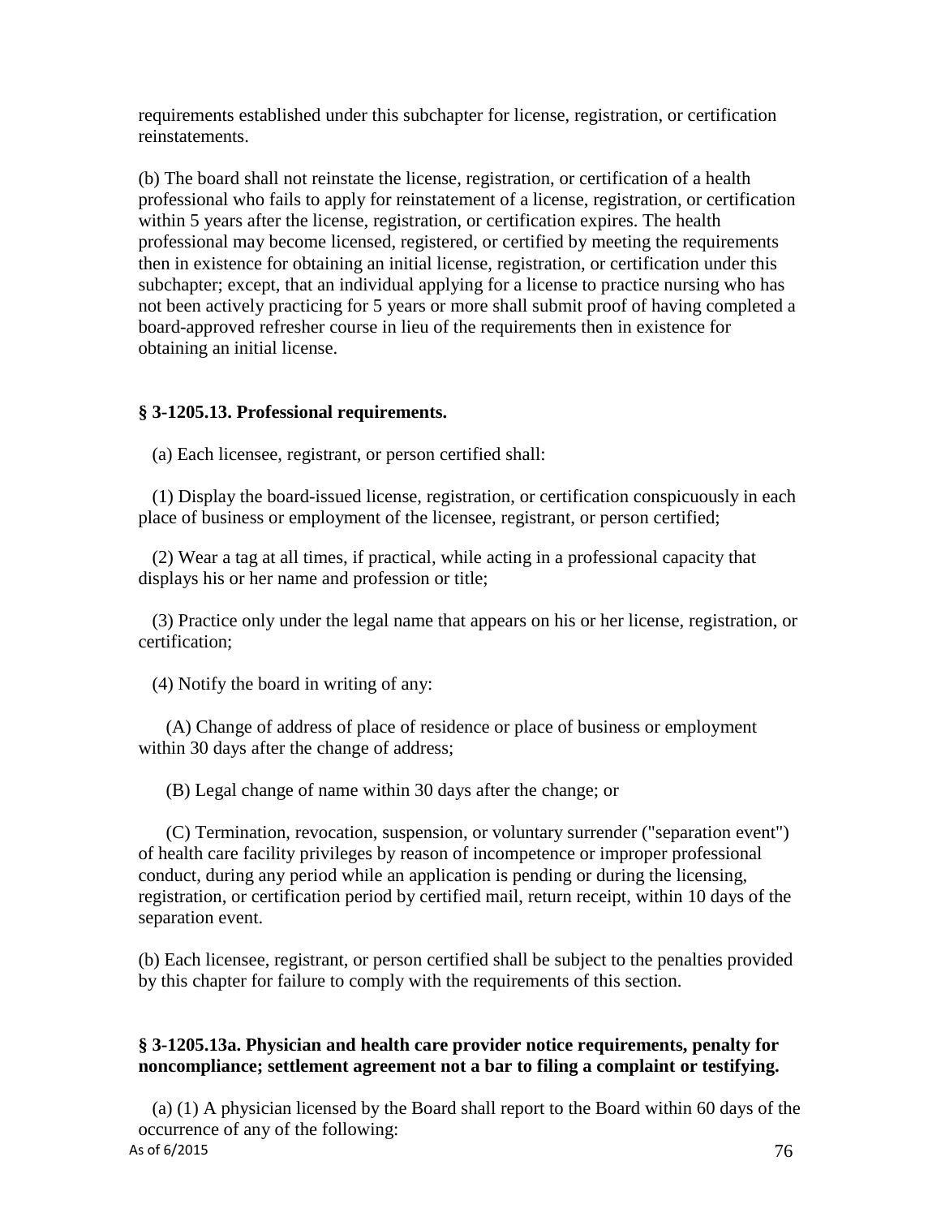requirements established under this subchapter for license, registration, or certification reinstatements.

(b) The board shall not reinstate the license, registration, or certification of a health professional who fails to apply for reinstatement of a license, registration, or certification within 5 years after the license, registration, or certification expires. The health professional may become licensed, registered, or certified by meeting the requirements then in existence for obtaining an initial license, registration, or certification under this subchapter; except, that an individual applying for a license to practice nursing who has not been actively practicing for 5 years or more shall submit proof of having completed a board-approved refresher course in lieu of the requirements then in existence for obtaining an initial license.

**§ 3-1205.13. Professional requirements.**

(a) Each licensee, registrant, or person certified shall:

(1) Display the board-issued license, registration, or certification conspicuously in each place of business or employment of the licensee, registrant, or person certified;

(2) Wear a tag at all times, if practical, while acting in a professional capacity that displays his or her name and profession or title;

(3) Practice only under the legal name that appears on his or her license, registration, or certification;

(4) Notify the board in writing of any:

(A) Change of address of place of residence or place of business or employment within 30 days after the change of address;

(B) Legal change of name within 30 days after the change; or

(C) Termination, revocation, suspension, or voluntary surrender ("separation event") of health care facility privileges by reason of incompetence or improper professional conduct, during any period while an application is pending or during the licensing, registration, or certification period by certified mail, return receipt, within 10 days of the separation event.

(b) Each licensee, registrant, or person certified shall be subject to the penalties provided by this chapter for failure to comply with the requirements of this section.

**§ 3-1205.13a. Physician and health care provider notice requirements, penalty for noncompliance; settlement agreement not a bar to filing a complaint or testifying.**

(a) (1) A physician licensed by the Board shall report to the Board within 60 days of the occurrence of any of the following: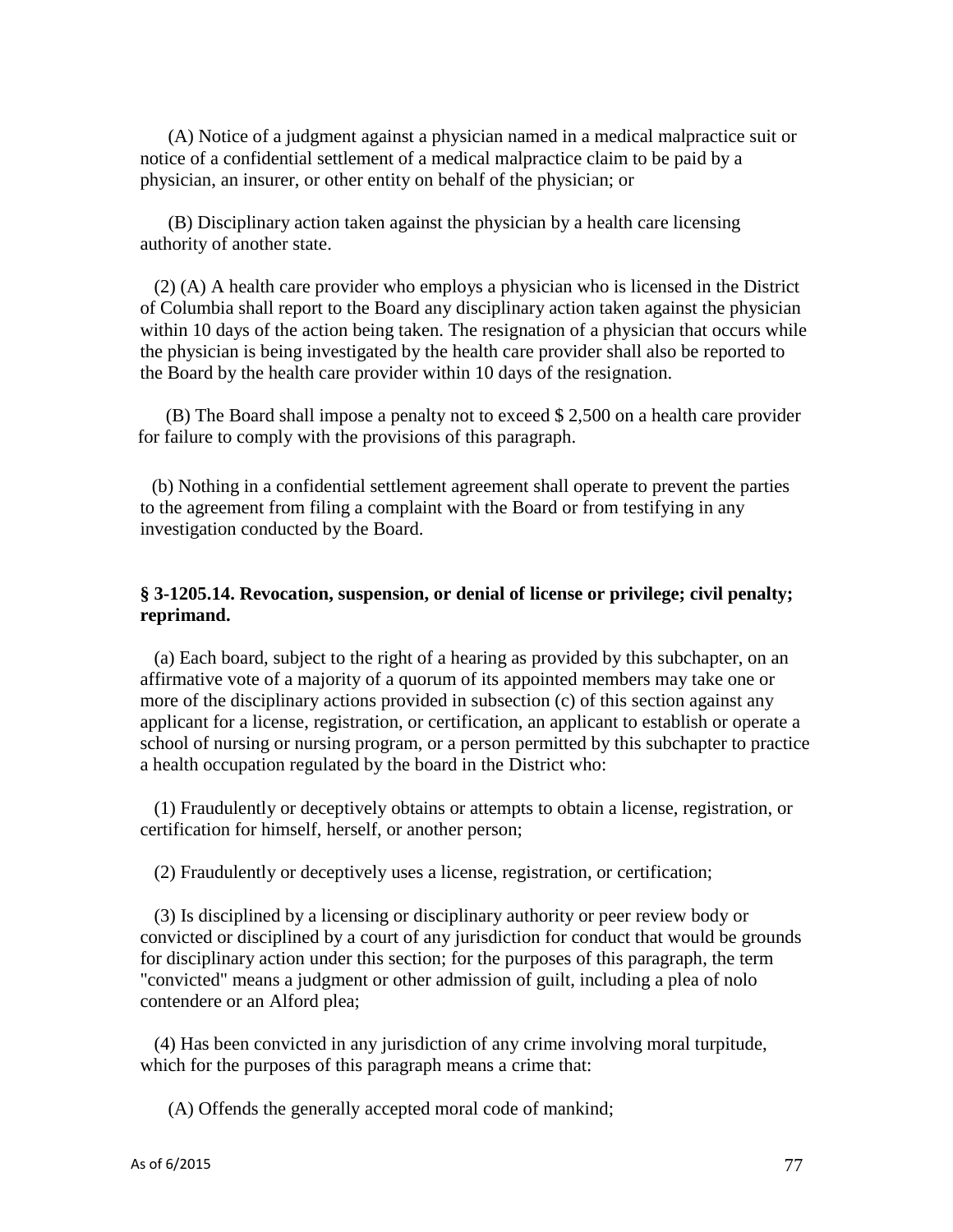(A) Notice of a judgment against a physician named in a medical malpractice suit or notice of a confidential settlement of a medical malpractice claim to be paid by a physician, an insurer, or other entity on behalf of the physician; or

(B) Disciplinary action taken against the physician by a health care licensing authority of another state.

(2) (A) A health care provider who employs a physician who is licensed in the District of Columbia shall report to the Board any disciplinary action taken against the physician within 10 days of the action being taken. The resignation of a physician that occurs while the physician is being investigated by the health care provider shall also be reported to the Board by the health care provider within 10 days of the resignation.

(B) The Board shall impose a penalty not to exceed $ 2,500 on a health care provider for failure to comply with the provisions of this paragraph.

(b) Nothing in a confidential settlement agreement shall operate to prevent the parties to the agreement from filing a complaint with the Board or from testifying in any investigation conducted by the Board.

### § 3-1205.14. Revocation, suspension, or denial of license or privilege; civil penalty; reprimand.

(a) Each board, subject to the right of a hearing as provided by this subchapter, on an affirmative vote of a majority of a quorum of its appointed members may take one or more of the disciplinary actions provided in subsection (c) of this section against any applicant for a license, registration, or certification, an applicant to establish or operate a school of nursing or nursing program, or a person permitted by this subchapter to practice a health occupation regulated by the board in the District who:

(1) Fraudulently or deceptively obtains or attempts to obtain a license, registration, or certification for himself, herself, or another person;

(2) Fraudulently or deceptively uses a license, registration, or certification;

(3) Is disciplined by a licensing or disciplinary authority or peer review body or convicted or disciplined by a court of any jurisdiction for conduct that would be grounds for disciplinary action under this section; for the purposes of this paragraph, the term "convicted" means a judgment or other admission of guilt, including a plea of nolo contendere or an Alford plea;

(4) Has been convicted in any jurisdiction of any crime involving moral turpitude, which for the purposes of this paragraph means a crime that:

(A) Offends the generally accepted moral code of mankind;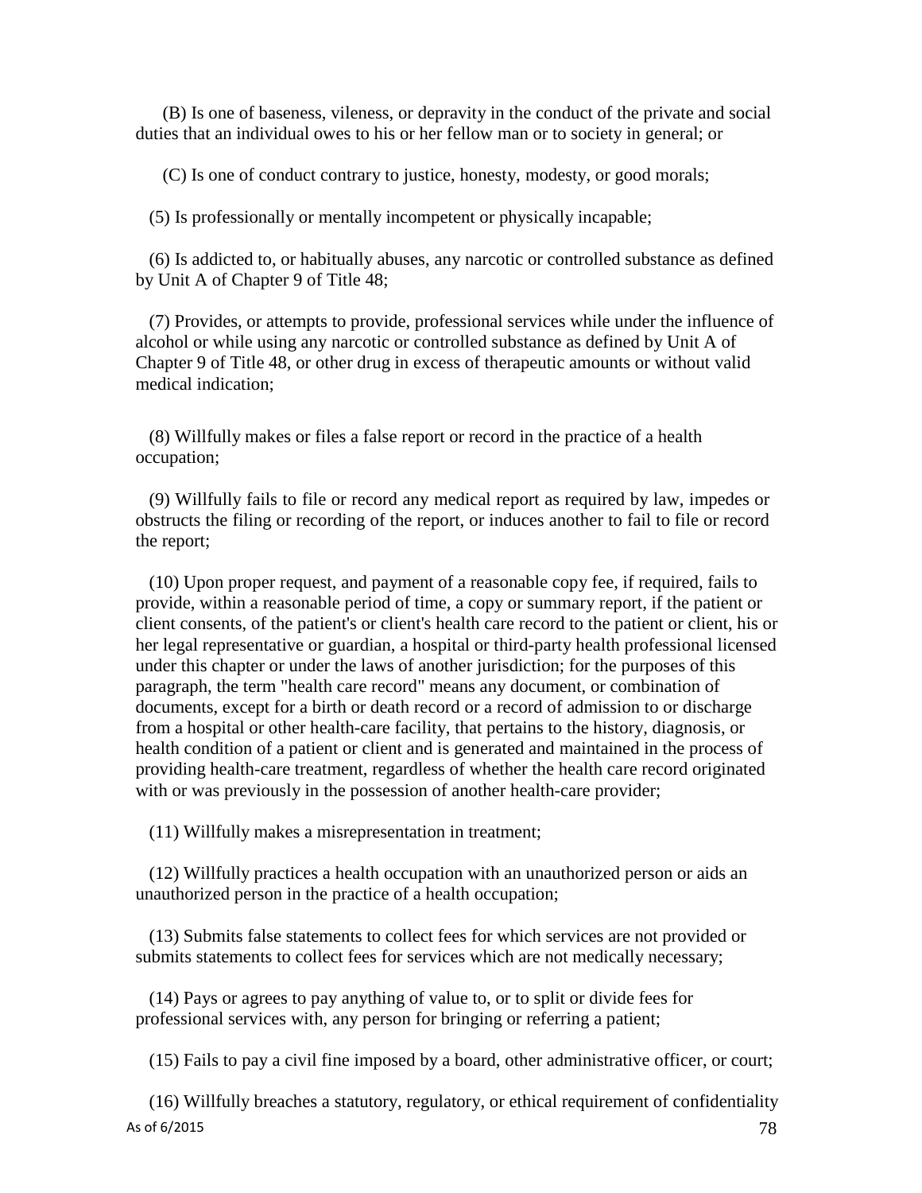(B) Is one of baseness, vileness, or depravity in the conduct of the private and social duties that an individual owes to his or her fellow man or to society in general; or

(C) Is one of conduct contrary to justice, honesty, modesty, or good morals;

(5) Is professionally or mentally incompetent or physically incapable;

(6) Is addicted to, or habitually abuses, any narcotic or controlled substance as defined by Unit A of Chapter 9 of Title 48;

(7) Provides, or attempts to provide, professional services while under the influence of alcohol or while using any narcotic or controlled substance as defined by Unit A of Chapter 9 of Title 48, or other drug in excess of therapeutic amounts or without valid medical indication;

(8) Willfully makes or files a false report or record in the practice of a health occupation;

(9) Willfully fails to file or record any medical report as required by law, impedes or obstructs the filing or recording of the report, or induces another to fail to file or record the report;

(10) Upon proper request, and payment of a reasonable copy fee, if required, fails to provide, within a reasonable period of time, a copy or summary report, if the patient or client consents, of the patient's or client's health care record to the patient or client, his or her legal representative or guardian, a hospital or third-party health professional licensed under this chapter or under the laws of another jurisdiction; for the purposes of this paragraph, the term "health care record" means any document, or combination of documents, except for a birth or death record or a record of admission to or discharge from a hospital or other health-care facility, that pertains to the history, diagnosis, or health condition of a patient or client and is generated and maintained in the process of providing health-care treatment, regardless of whether the health care record originated with or was previously in the possession of another health-care provider;

(11) Willfully makes a misrepresentation in treatment;

(12) Willfully practices a health occupation with an unauthorized person or aids an unauthorized person in the practice of a health occupation;

(13) Submits false statements to collect fees for which services are not provided or submits statements to collect fees for services which are not medically necessary;

(14) Pays or agrees to pay anything of value to, or to split or divide fees for professional services with, any person for bringing or referring a patient;

(15) Fails to pay a civil fine imposed by a board, other administrative officer, or court;

(16) Willfully breaches a statutory, regulatory, or ethical requirement of confidentiality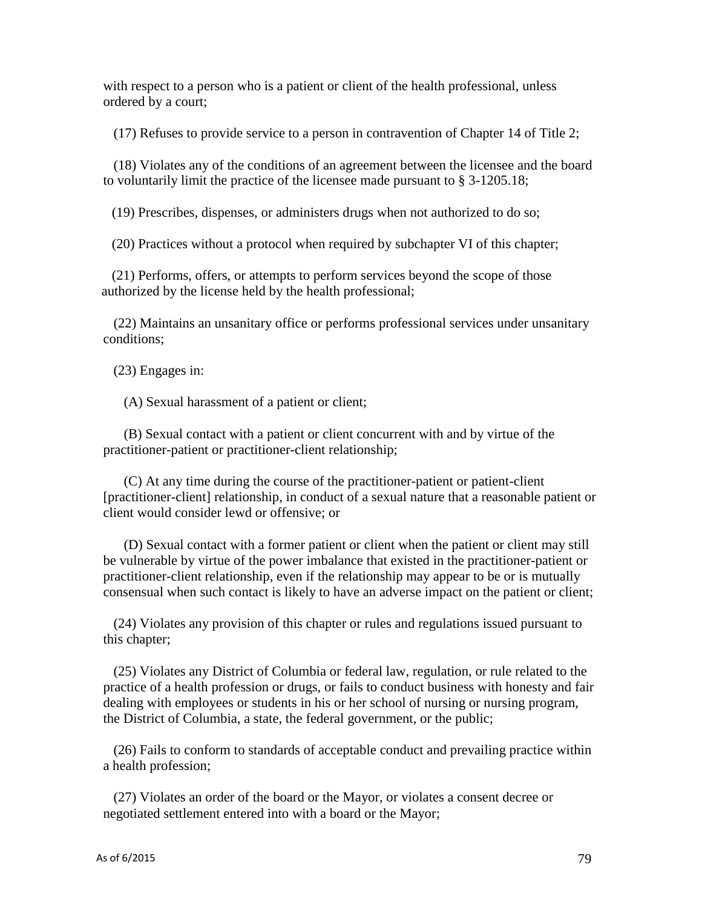with respect to a person who is a patient or client of the health professional, unless ordered by a court;

(17) Refuses to provide service to a person in contravention of Chapter 14 of Title 2;

(18) Violates any of the conditions of an agreement between the licensee and the board to voluntarily limit the practice of the licensee made pursuant to § 3-1205.18;

(19) Prescribes, dispenses, or administers drugs when not authorized to do so;

(20) Practices without a protocol when required by subchapter VI of this chapter;

(21) Performs, offers, or attempts to perform services beyond the scope of those authorized by the license held by the health professional;

(22) Maintains an unsanitary office or performs professional services under unsanitary conditions;

(23) Engages in:

(A) Sexual harassment of a patient or client;

(B) Sexual contact with a patient or client concurrent with and by virtue of the practitioner-patient or practitioner-client relationship;

(C) At any time during the course of the practitioner-patient or patient-client [practitioner-client] relationship, in conduct of a sexual nature that a reasonable patient or client would consider lewd or offensive; or

(D) Sexual contact with a former patient or client when the patient or client may still be vulnerable by virtue of the power imbalance that existed in the practitioner-patient or practitioner-client relationship, even if the relationship may appear to be or is mutually consensual when such contact is likely to have an adverse impact on the patient or client;

(24) Violates any provision of this chapter or rules and regulations issued pursuant to this chapter;

(25) Violates any District of Columbia or federal law, regulation, or rule related to the practice of a health profession or drugs, or fails to conduct business with honesty and fair dealing with employees or students in his or her school of nursing or nursing program, the District of Columbia, a state, the federal government, or the public;

(26) Fails to conform to standards of acceptable conduct and prevailing practice within a health profession;

(27) Violates an order of the board or the Mayor, or violates a consent decree or negotiated settlement entered into with a board or the Mayor;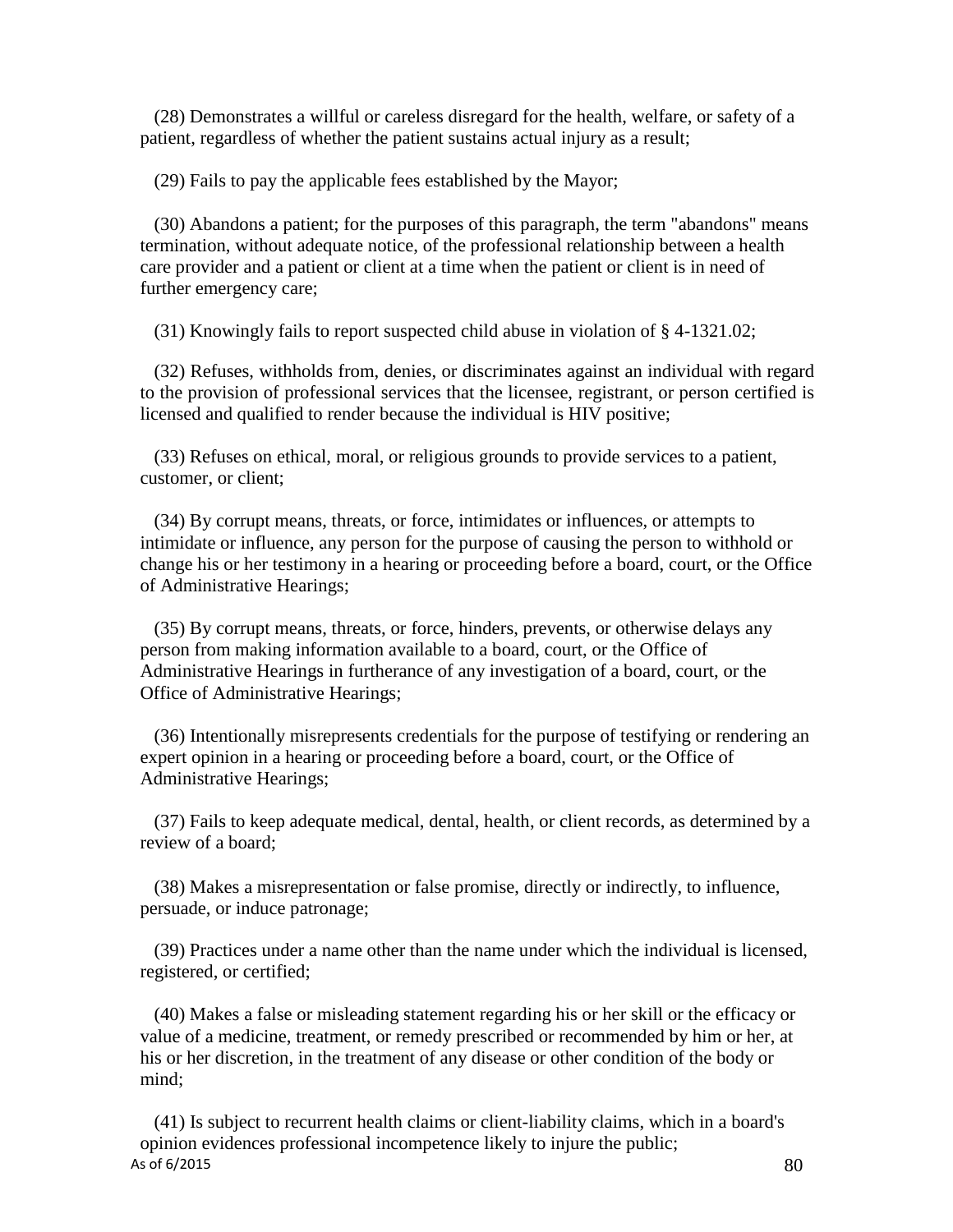(28) Demonstrates a willful or careless disregard for the health, welfare, or safety of a patient, regardless of whether the patient sustains actual injury as a result;

(29) Fails to pay the applicable fees established by the Mayor;

(30) Abandons a patient; for the purposes of this paragraph, the term "abandons" means termination, without adequate notice, of the professional relationship between a health care provider and a patient or client at a time when the patient or client is in need of further emergency care;

(31) Knowingly fails to report suspected child abuse in violation of § 4-1321.02;

(32) Refuses, withholds from, denies, or discriminates against an individual with regard to the provision of professional services that the licensee, registrant, or person certified is licensed and qualified to render because the individual is HIV positive;

(33) Refuses on ethical, moral, or religious grounds to provide services to a patient, customer, or client;

(34) By corrupt means, threats, or force, intimidates or influences, or attempts to intimidate or influence, any person for the purpose of causing the person to withhold or change his or her testimony in a hearing or proceeding before a board, court, or the Office of Administrative Hearings;

(35) By corrupt means, threats, or force, hinders, prevents, or otherwise delays any person from making information available to a board, court, or the Office of Administrative Hearings in furtherance of any investigation of a board, court, or the Office of Administrative Hearings;

(36) Intentionally misrepresents credentials for the purpose of testifying or rendering an expert opinion in a hearing or proceeding before a board, court, or the Office of Administrative Hearings;

(37) Fails to keep adequate medical, dental, health, or client records, as determined by a review of a board;

(38) Makes a misrepresentation or false promise, directly or indirectly, to influence, persuade, or induce patronage;

(39) Practices under a name other than the name under which the individual is licensed, registered, or certified;

(40) Makes a false or misleading statement regarding his or her skill or the efficacy or value of a medicine, treatment, or remedy prescribed or recommended by him or her, at his or her discretion, in the treatment of any disease or other condition of the body or mind;

(41) Is subject to recurrent health claims or client-liability claims, which in a board's opinion evidences professional incompetence likely to injure the public;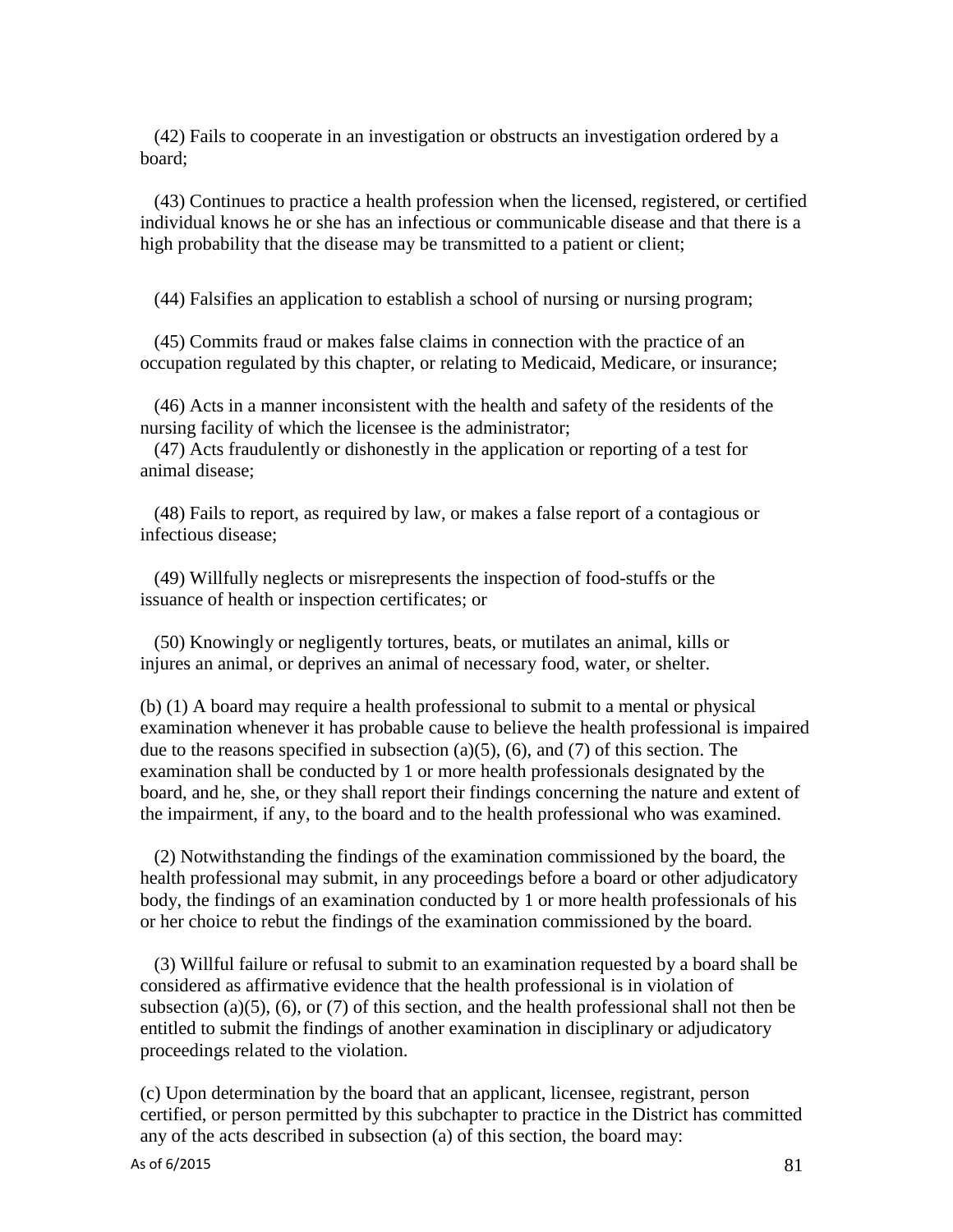(42) Fails to cooperate in an investigation or obstructs an investigation ordered by a board;

(43) Continues to practice a health profession when the licensed, registered, or certified individual knows he or she has an infectious or communicable disease and that there is a high probability that the disease may be transmitted to a patient or client;

(44) Falsifies an application to establish a school of nursing or nursing program;

(45) Commits fraud or makes false claims in connection with the practice of an occupation regulated by this chapter, or relating to Medicaid, Medicare, or insurance;

(46) Acts in a manner inconsistent with the health and safety of the residents of the nursing facility of which the licensee is the administrator;

(47) Acts fraudulently or dishonestly in the application or reporting of a test for animal disease;

(48) Fails to report, as required by law, or makes a false report of a contagious or infectious disease;

(49) Willfully neglects or misrepresents the inspection of food-stuffs or the issuance of health or inspection certificates; or

(50) Knowingly or negligently tortures, beats, or mutilates an animal, kills or injures an animal, or deprives an animal of necessary food, water, or shelter.

(b) (1) A board may require a health professional to submit to a mental or physical examination whenever it has probable cause to believe the health professional is impaired due to the reasons specified in subsection (a)(5), (6), and (7) of this section. The examination shall be conducted by 1 or more health professionals designated by the board, and he, she, or they shall report their findings concerning the nature and extent of the impairment, if any, to the board and to the health professional who was examined.

(2) Notwithstanding the findings of the examination commissioned by the board, the health professional may submit, in any proceedings before a board or other adjudicatory body, the findings of an examination conducted by 1 or more health professionals of his or her choice to rebut the findings of the examination commissioned by the board.

(3) Willful failure or refusal to submit to an examination requested by a board shall be considered as affirmative evidence that the health professional is in violation of subsection (a)(5), (6), or (7) of this section, and the health professional shall not then be entitled to submit the findings of another examination in disciplinary or adjudicatory proceedings related to the violation.

(c) Upon determination by the board that an applicant, licensee, registrant, person certified, or person permitted by this subchapter to practice in the District has committed any of the acts described in subsection (a) of this section, the board may: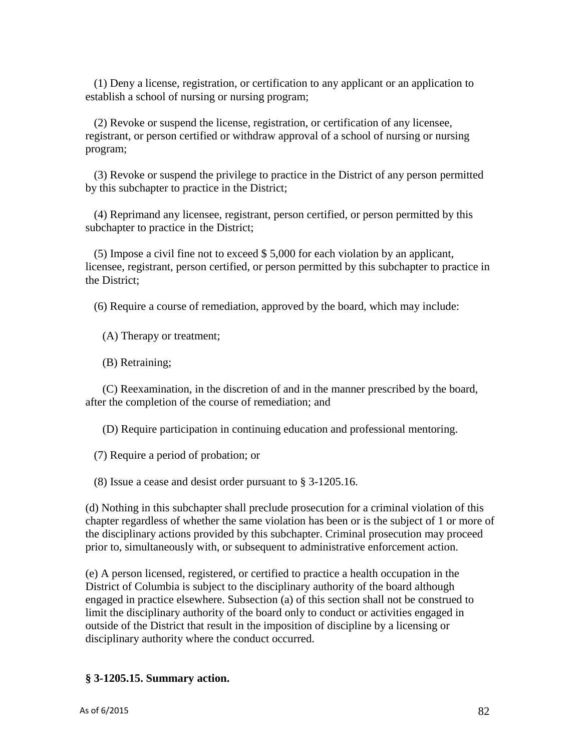(1) Deny a license, registration, or certification to any applicant or an application to establish a school of nursing or nursing program;

(2) Revoke or suspend the license, registration, or certification of any licensee, registrant, or person certified or withdraw approval of a school of nursing or nursing program;

(3) Revoke or suspend the privilege to practice in the District of any person permitted by this subchapter to practice in the District;

(4) Reprimand any licensee, registrant, person certified, or person permitted by this subchapter to practice in the District;

(5) Impose a civil fine not to exceed $ 5,000 for each violation by an applicant, licensee, registrant, person certified, or person permitted by this subchapter to practice in the District;

(6) Require a course of remediation, approved by the board, which may include:

(A) Therapy or treatment;

(B) Retraining;

(C) Reexamination, in the discretion of and in the manner prescribed by the board, after the completion of the course of remediation; and

(D) Require participation in continuing education and professional mentoring.

(7) Require a period of probation; or

(8) Issue a cease and desist order pursuant to § 3-1205.16.

(d) Nothing in this subchapter shall preclude prosecution for a criminal violation of this chapter regardless of whether the same violation has been or is the subject of 1 or more of the disciplinary actions provided by this subchapter. Criminal prosecution may proceed prior to, simultaneously with, or subsequent to administrative enforcement action.

(e) A person licensed, registered, or certified to practice a health occupation in the District of Columbia is subject to the disciplinary authority of the board although engaged in practice elsewhere. Subsection (a) of this section shall not be construed to limit the disciplinary authority of the board only to conduct or activities engaged in outside of the District that result in the imposition of discipline by a licensing or disciplinary authority where the conduct occurred.

**§ 3-1205.15. Summary action.**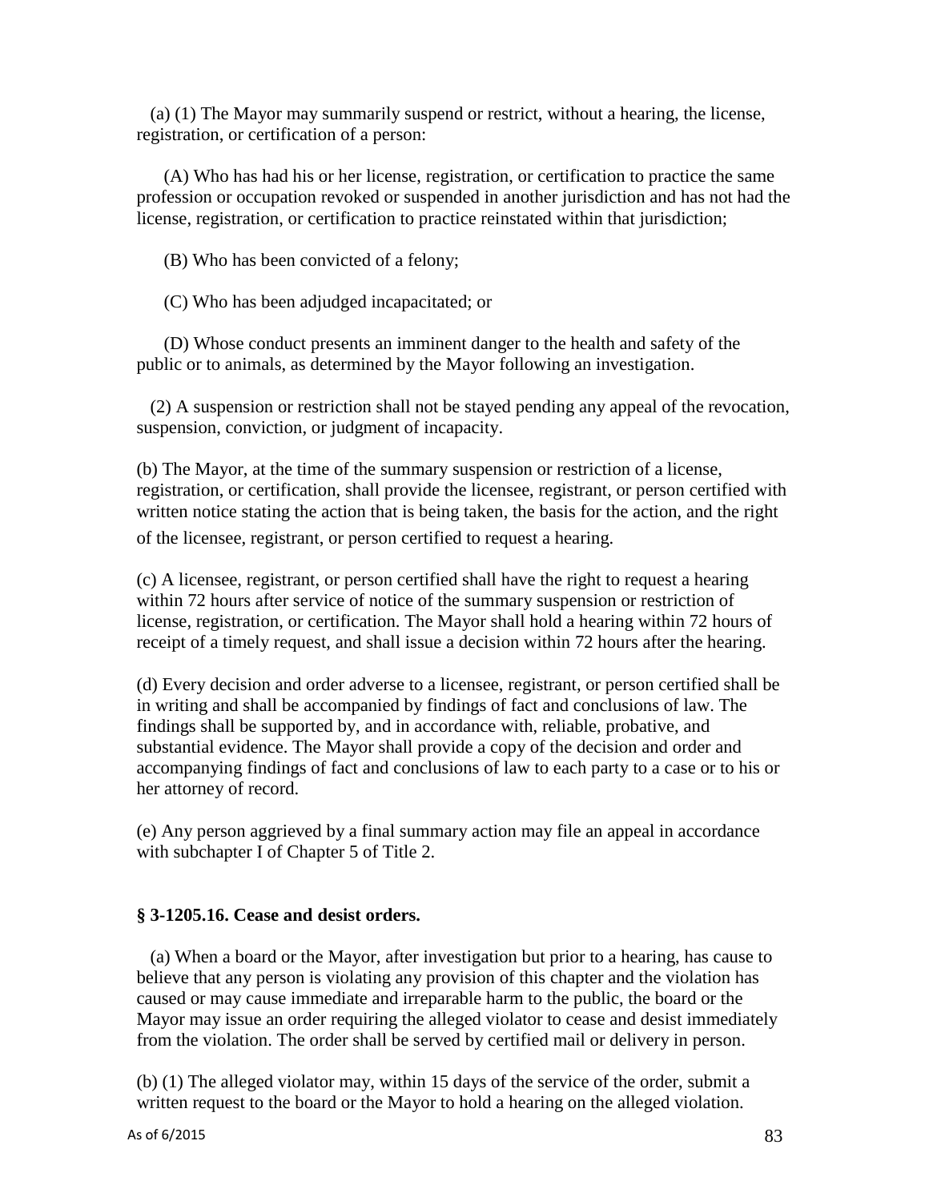(a) (1) The Mayor may summarily suspend or restrict, without a hearing, the license, registration, or certification of a person:

(A) Who has had his or her license, registration, or certification to practice the same profession or occupation revoked or suspended in another jurisdiction and has not had the license, registration, or certification to practice reinstated within that jurisdiction;

(B) Who has been convicted of a felony;

(C) Who has been adjudged incapacitated; or

(D) Whose conduct presents an imminent danger to the health and safety of the public or to animals, as determined by the Mayor following an investigation.

(2) A suspension or restriction shall not be stayed pending any appeal of the revocation, suspension, conviction, or judgment of incapacity.

(b) The Mayor, at the time of the summary suspension or restriction of a license, registration, or certification, shall provide the licensee, registrant, or person certified with written notice stating the action that is being taken, the basis for the action, and the right of the licensee, registrant, or person certified to request a hearing.

(c) A licensee, registrant, or person certified shall have the right to request a hearing within 72 hours after service of notice of the summary suspension or restriction of license, registration, or certification. The Mayor shall hold a hearing within 72 hours of receipt of a timely request, and shall issue a decision within 72 hours after the hearing.

(d) Every decision and order adverse to a licensee, registrant, or person certified shall be in writing and shall be accompanied by findings of fact and conclusions of law. The findings shall be supported by, and in accordance with, reliable, probative, and substantial evidence. The Mayor shall provide a copy of the decision and order and accompanying findings of fact and conclusions of law to each party to a case or to his or her attorney of record.

(e) Any person aggrieved by a final summary action may file an appeal in accordance with subchapter I of Chapter 5 of Title 2.

**§ 3-1205.16. Cease and desist orders.**

(a) When a board or the Mayor, after investigation but prior to a hearing, has cause to believe that any person is violating any provision of this chapter and the violation has caused or may cause immediate and irreparable harm to the public, the board or the Mayor may issue an order requiring the alleged violator to cease and desist immediately from the violation. The order shall be served by certified mail or delivery in person.

(b) (1) The alleged violator may, within 15 days of the service of the order, submit a written request to the board or the Mayor to hold a hearing on the alleged violation.

As of 6/2015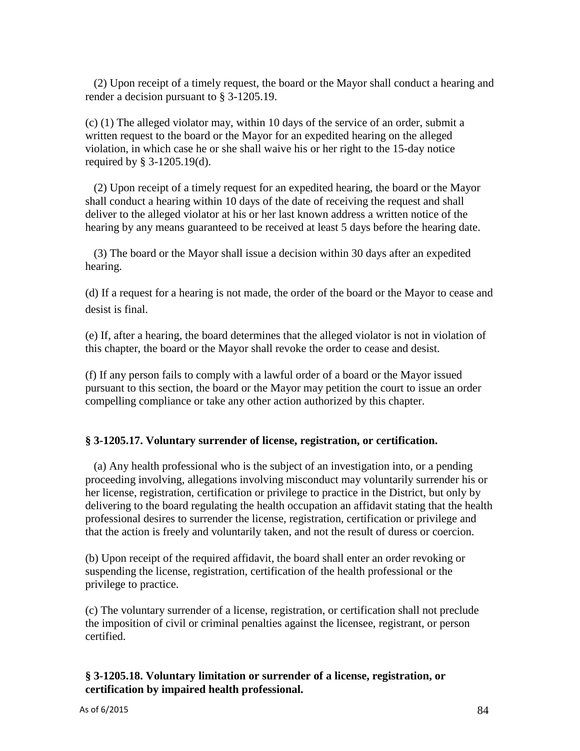(2) Upon receipt of a timely request, the board or the Mayor shall conduct a hearing and render a decision pursuant to § 3-1205.19.

(c) (1) The alleged violator may, within 10 days of the service of an order, submit a written request to the board or the Mayor for an expedited hearing on the alleged violation, in which case he or she shall waive his or her right to the 15-day notice required by § 3-1205.19(d).

(2) Upon receipt of a timely request for an expedited hearing, the board or the Mayor shall conduct a hearing within 10 days of the date of receiving the request and shall deliver to the alleged violator at his or her last known address a written notice of the hearing by any means guaranteed to be received at least 5 days before the hearing date.

(3) The board or the Mayor shall issue a decision within 30 days after an expedited hearing.

(d) If a request for a hearing is not made, the order of the board or the Mayor to cease and desist is final.

(e) If, after a hearing, the board determines that the alleged violator is not in violation of this chapter, the board or the Mayor shall revoke the order to cease and desist.

(f) If any person fails to comply with a lawful order of a board or the Mayor issued pursuant to this section, the board or the Mayor may petition the court to issue an order compelling compliance or take any other action authorized by this chapter.

**§ 3-1205.17. Voluntary surrender of license, registration, or certification.**

(a) Any health professional who is the subject of an investigation into, or a pending proceeding involving, allegations involving misconduct may voluntarily surrender his or her license, registration, certification or privilege to practice in the District, but only by delivering to the board regulating the health occupation an affidavit stating that the health professional desires to surrender the license, registration, certification or privilege and that the action is freely and voluntarily taken, and not the result of duress or coercion.

(b) Upon receipt of the required affidavit, the board shall enter an order revoking or suspending the license, registration, certification of the health professional or the privilege to practice.

(c) The voluntary surrender of a license, registration, or certification shall not preclude the imposition of civil or criminal penalties against the licensee, registrant, or person certified.

**§ 3-1205.18. Voluntary limitation or surrender of a license, registration, or certification by impaired health professional.**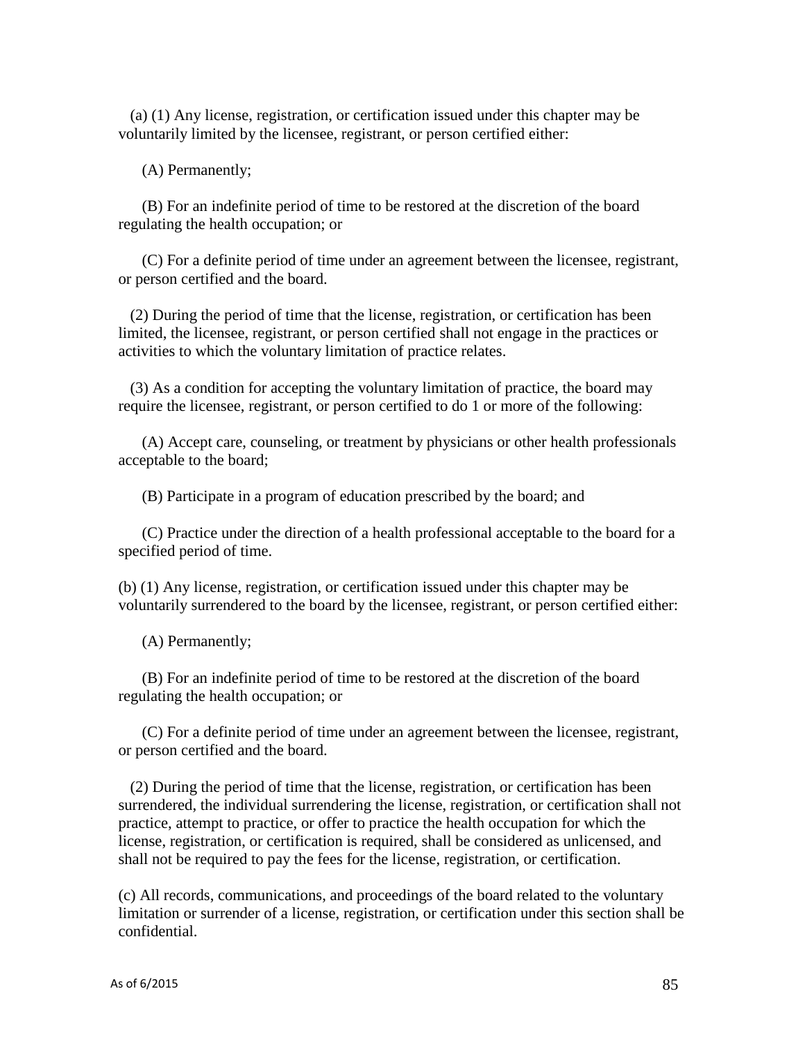(a) (1) Any license, registration, or certification issued under this chapter may be voluntarily limited by the licensee, registrant, or person certified either:

(A) Permanently;

(B) For an indefinite period of time to be restored at the discretion of the board regulating the health occupation; or

(C) For a definite period of time under an agreement between the licensee, registrant, or person certified and the board.

(2) During the period of time that the license, registration, or certification has been limited, the licensee, registrant, or person certified shall not engage in the practices or activities to which the voluntary limitation of practice relates.

(3) As a condition for accepting the voluntary limitation of practice, the board may require the licensee, registrant, or person certified to do 1 or more of the following:

(A) Accept care, counseling, or treatment by physicians or other health professionals acceptable to the board;

(B) Participate in a program of education prescribed by the board; and

(C) Practice under the direction of a health professional acceptable to the board for a specified period of time.

(b) (1) Any license, registration, or certification issued under this chapter may be voluntarily surrendered to the board by the licensee, registrant, or person certified either:

(A) Permanently;

(B) For an indefinite period of time to be restored at the discretion of the board regulating the health occupation; or

(C) For a definite period of time under an agreement between the licensee, registrant, or person certified and the board.

(2) During the period of time that the license, registration, or certification has been surrendered, the individual surrendering the license, registration, or certification shall not practice, attempt to practice, or offer to practice the health occupation for which the license, registration, or certification is required, shall be considered as unlicensed, and shall not be required to pay the fees for the license, registration, or certification.

(c) All records, communications, and proceedings of the board related to the voluntary limitation or surrender of a license, registration, or certification under this section shall be confidential.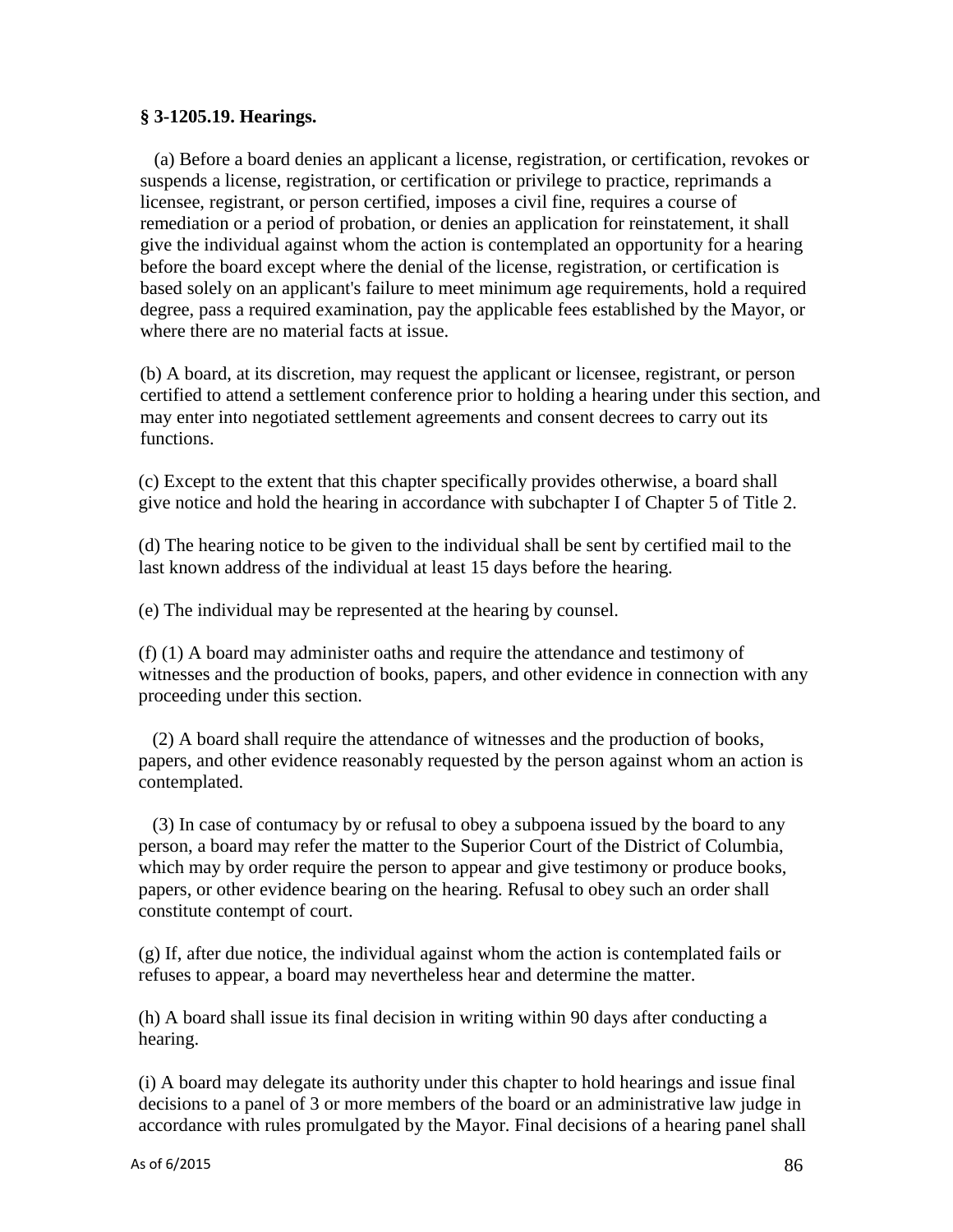**§ 3-1205.19. Hearings.**

(a) Before a board denies an applicant a license, registration, or certification, revokes or suspends a license, registration, or certification or privilege to practice, reprimands a licensee, registrant, or person certified, imposes a civil fine, requires a course of remediation or a period of probation, or denies an application for reinstatement, it shall give the individual against whom the action is contemplated an opportunity for a hearing before the board except where the denial of the license, registration, or certification is based solely on an applicant's failure to meet minimum age requirements, hold a required degree, pass a required examination, pay the applicable fees established by the Mayor, or where there are no material facts at issue.

(b) A board, at its discretion, may request the applicant or licensee, registrant, or person certified to attend a settlement conference prior to holding a hearing under this section, and may enter into negotiated settlement agreements and consent decrees to carry out its functions.

(c) Except to the extent that this chapter specifically provides otherwise, a board shall give notice and hold the hearing in accordance with subchapter I of Chapter 5 of Title 2.

(d) The hearing notice to be given to the individual shall be sent by certified mail to the last known address of the individual at least 15 days before the hearing.

(e) The individual may be represented at the hearing by counsel.

(f) (1) A board may administer oaths and require the attendance and testimony of witnesses and the production of books, papers, and other evidence in connection with any proceeding under this section.

(2) A board shall require the attendance of witnesses and the production of books, papers, and other evidence reasonably requested by the person against whom an action is contemplated.

(3) In case of contumacy by or refusal to obey a subpoena issued by the board to any person, a board may refer the matter to the Superior Court of the District of Columbia, which may by order require the person to appear and give testimony or produce books, papers, or other evidence bearing on the hearing. Refusal to obey such an order shall constitute contempt of court.

(g) If, after due notice, the individual against whom the action is contemplated fails or refuses to appear, a board may nevertheless hear and determine the matter.

(h) A board shall issue its final decision in writing within 90 days after conducting a hearing.

(i) A board may delegate its authority under this chapter to hold hearings and issue final decisions to a panel of 3 or more members of the board or an administrative law judge in accordance with rules promulgated by the Mayor. Final decisions of a hearing panel shall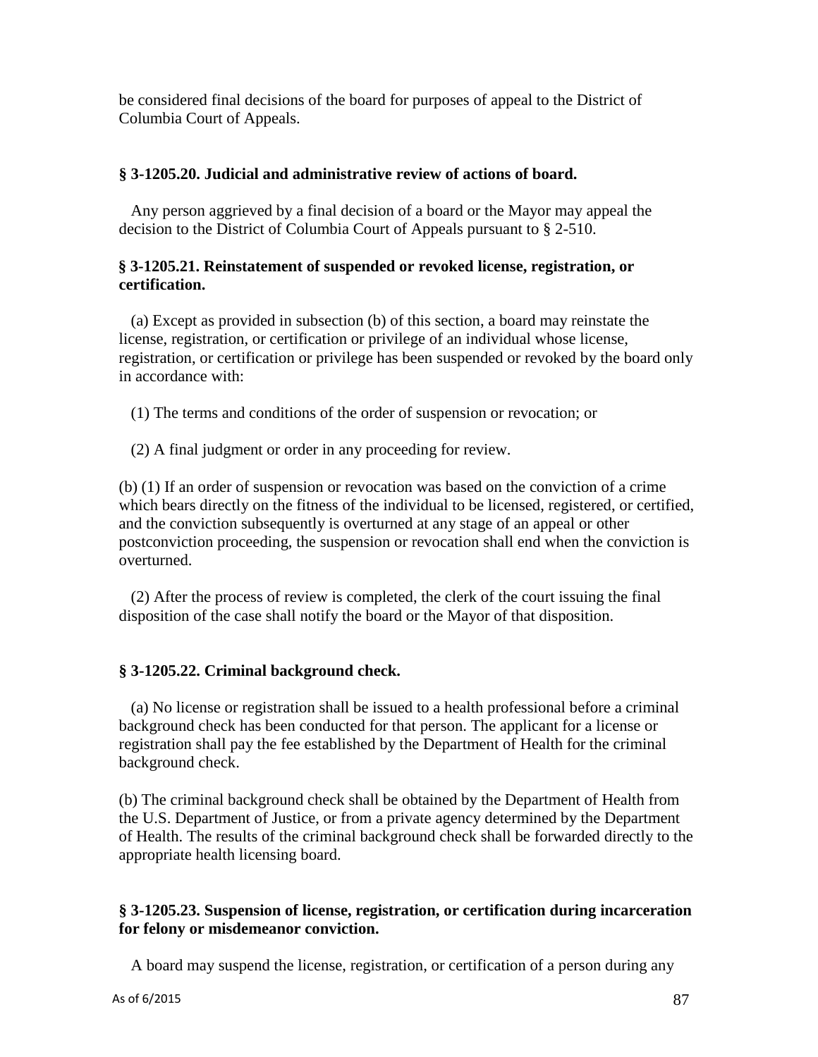be considered final decisions of the board for purposes of appeal to the District of Columbia Court of Appeals.

**§ 3-1205.20. Judicial and administrative review of actions of board.**

Any person aggrieved by a final decision of a board or the Mayor may appeal the decision to the District of Columbia Court of Appeals pursuant to § 2-510.

**§ 3-1205.21. Reinstatement of suspended or revoked license, registration, or certification.**

(a) Except as provided in subsection (b) of this section, a board may reinstate the license, registration, or certification or privilege of an individual whose license, registration, or certification or privilege has been suspended or revoked by the board only in accordance with:

(1) The terms and conditions of the order of suspension or revocation; or

(2) A final judgment or order in any proceeding for review.

(b) (1) If an order of suspension or revocation was based on the conviction of a crime which bears directly on the fitness of the individual to be licensed, registered, or certified, and the conviction subsequently is overturned at any stage of an appeal or other postconviction proceeding, the suspension or revocation shall end when the conviction is overturned.

(2) After the process of review is completed, the clerk of the court issuing the final disposition of the case shall notify the board or the Mayor of that disposition.

**§ 3-1205.22. Criminal background check.**

(a) No license or registration shall be issued to a health professional before a criminal background check has been conducted for that person. The applicant for a license or registration shall pay the fee established by the Department of Health for the criminal background check.

(b) The criminal background check shall be obtained by the Department of Health from the U.S. Department of Justice, or from a private agency determined by the Department of Health. The results of the criminal background check shall be forwarded directly to the appropriate health licensing board.

**§ 3-1205.23. Suspension of license, registration, or certification during incarceration for felony or misdemeanor conviction.**

A board may suspend the license, registration, or certification of a person during any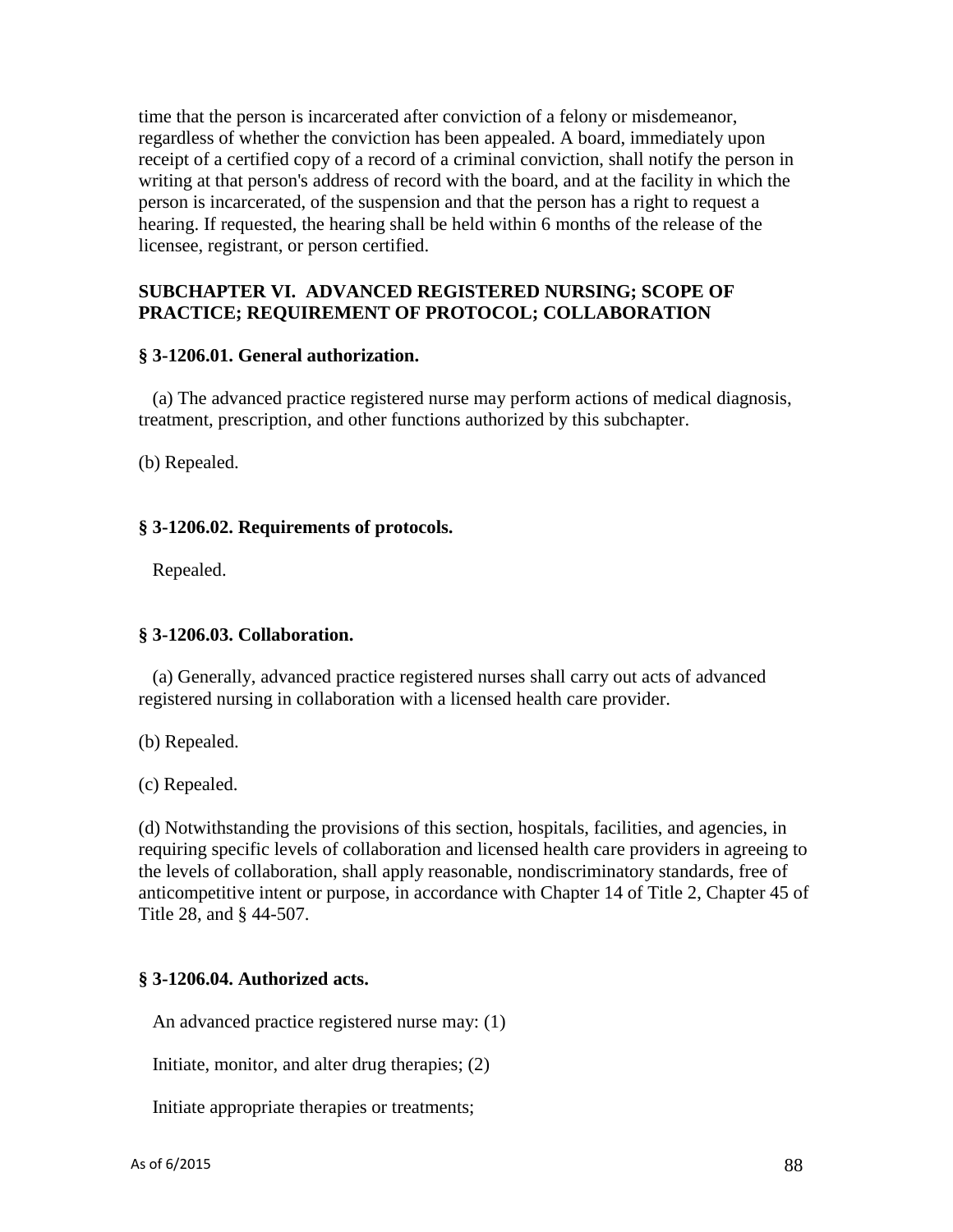time that the person is incarcerated after conviction of a felony or misdemeanor, regardless of whether the conviction has been appealed. A board, immediately upon receipt of a certified copy of a record of a criminal conviction, shall notify the person in writing at that person's address of record with the board, and at the facility in which the person is incarcerated, of the suspension and that the person has a right to request a hearing. If requested, the hearing shall be held within 6 months of the release of the licensee, registrant, or person certified.

## SUBCHAPTER VI. ADVANCED REGISTERED NURSING; SCOPE OF PRACTICE; REQUIREMENT OF PROTOCOL; COLLABORATION

### § 3-1206.01. General authorization.

(a) The advanced practice registered nurse may perform actions of medical diagnosis, treatment, prescription, and other functions authorized by this subchapter.

(b) Repealed.

### § 3-1206.02. Requirements of protocols.

Repealed.

### § 3-1206.03. Collaboration.

(a) Generally, advanced practice registered nurses shall carry out acts of advanced registered nursing in collaboration with a licensed health care provider.

(b) Repealed.

(c) Repealed.

(d) Notwithstanding the provisions of this section, hospitals, facilities, and agencies, in requiring specific levels of collaboration and licensed health care providers in agreeing to the levels of collaboration, shall apply reasonable, nondiscriminatory standards, free of anticompetitive intent or purpose, in accordance with Chapter 14 of Title 2, Chapter 45 of Title 28, and § 44-507.

### § 3-1206.04. Authorized acts.

An advanced practice registered nurse may: (1)

Initiate, monitor, and alter drug therapies; (2)

Initiate appropriate therapies or treatments;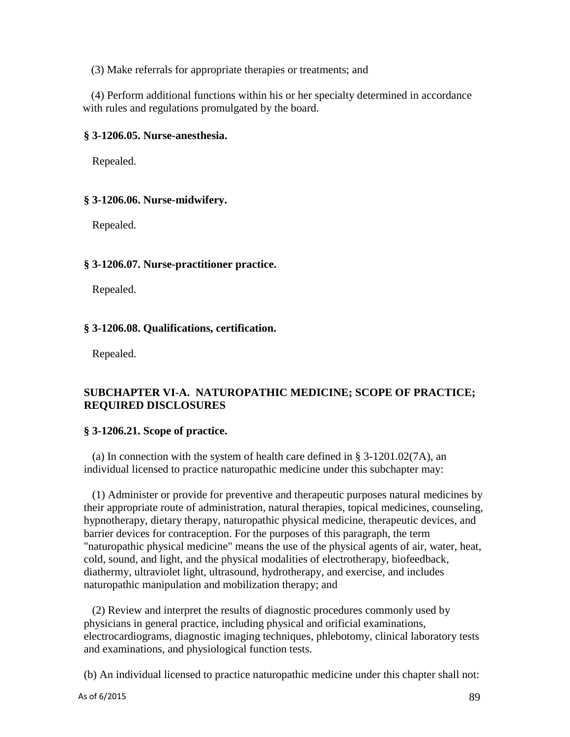(3) Make referrals for appropriate therapies or treatments; and

(4) Perform additional functions within his or her specialty determined in accordance with rules and regulations promulgated by the board.

**§ 3-1206.05. Nurse-anesthesia.**

Repealed.

**§ 3-1206.06. Nurse-midwifery.**

Repealed.

**§ 3-1206.07. Nurse-practitioner practice.**

Repealed.

**§ 3-1206.08. Qualifications, certification.**

Repealed.

## SUBCHAPTER VI-A. NATUROPATHIC MEDICINE; SCOPE OF PRACTICE; REQUIRED DISCLOSURES

**§ 3-1206.21. Scope of practice.**

(a) In connection with the system of health care defined in § 3-1201.02(7A), an individual licensed to practice naturopathic medicine under this subchapter may:

(1) Administer or provide for preventive and therapeutic purposes natural medicines by their appropriate route of administration, natural therapies, topical medicines, counseling, hypnotherapy, dietary therapy, naturopathic physical medicine, therapeutic devices, and barrier devices for contraception. For the purposes of this paragraph, the term "naturopathic physical medicine" means the use of the physical agents of air, water, heat, cold, sound, and light, and the physical modalities of electrotherapy, biofeedback, diathermy, ultraviolet light, ultrasound, hydrotherapy, and exercise, and includes naturopathic manipulation and mobilization therapy; and

(2) Review and interpret the results of diagnostic procedures commonly used by physicians in general practice, including physical and orificial examinations, electrocardiograms, diagnostic imaging techniques, phlebotomy, clinical laboratory tests and examinations, and physiological function tests.

(b) An individual licensed to practice naturopathic medicine under this chapter shall not: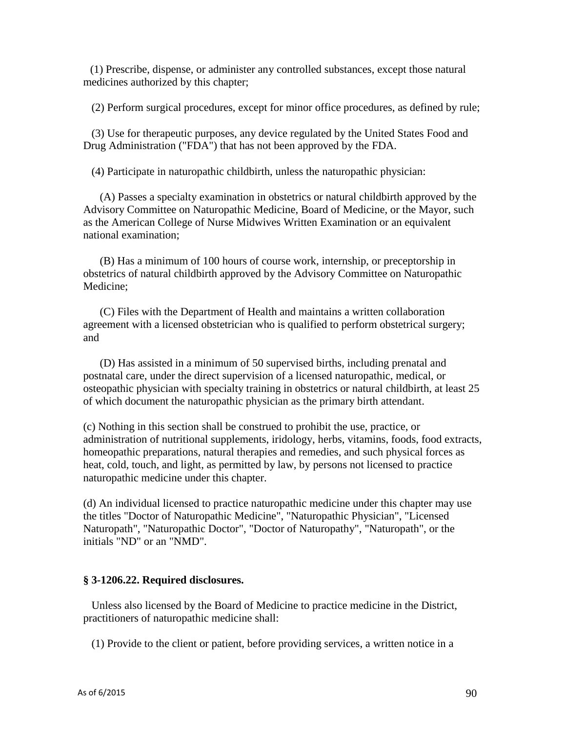(1) Prescribe, dispense, or administer any controlled substances, except those natural medicines authorized by this chapter;

(2) Perform surgical procedures, except for minor office procedures, as defined by rule;

(3) Use for therapeutic purposes, any device regulated by the United States Food and Drug Administration ("FDA") that has not been approved by the FDA.

(4) Participate in naturopathic childbirth, unless the naturopathic physician:

(A) Passes a specialty examination in obstetrics or natural childbirth approved by the Advisory Committee on Naturopathic Medicine, Board of Medicine, or the Mayor, such as the American College of Nurse Midwives Written Examination or an equivalent national examination;

(B) Has a minimum of 100 hours of course work, internship, or preceptorship in obstetrics of natural childbirth approved by the Advisory Committee on Naturopathic Medicine;

(C) Files with the Department of Health and maintains a written collaboration agreement with a licensed obstetrician who is qualified to perform obstetrical surgery; and

(D) Has assisted in a minimum of 50 supervised births, including prenatal and postnatal care, under the direct supervision of a licensed naturopathic, medical, or osteopathic physician with specialty training in obstetrics or natural childbirth, at least 25 of which document the naturopathic physician as the primary birth attendant.

(c) Nothing in this section shall be construed to prohibit the use, practice, or administration of nutritional supplements, iridology, herbs, vitamins, foods, food extracts, homeopathic preparations, natural therapies and remedies, and such physical forces as heat, cold, touch, and light, as permitted by law, by persons not licensed to practice naturopathic medicine under this chapter.

(d) An individual licensed to practice naturopathic medicine under this chapter may use the titles "Doctor of Naturopathic Medicine", "Naturopathic Physician", "Licensed Naturopath", "Naturopathic Doctor", "Doctor of Naturopathy", "Naturopath", or the initials "ND" or an "NMD".

**§ 3-1206.22. Required disclosures.**

Unless also licensed by the Board of Medicine to practice medicine in the District, practitioners of naturopathic medicine shall:

(1) Provide to the client or patient, before providing services, a written notice in a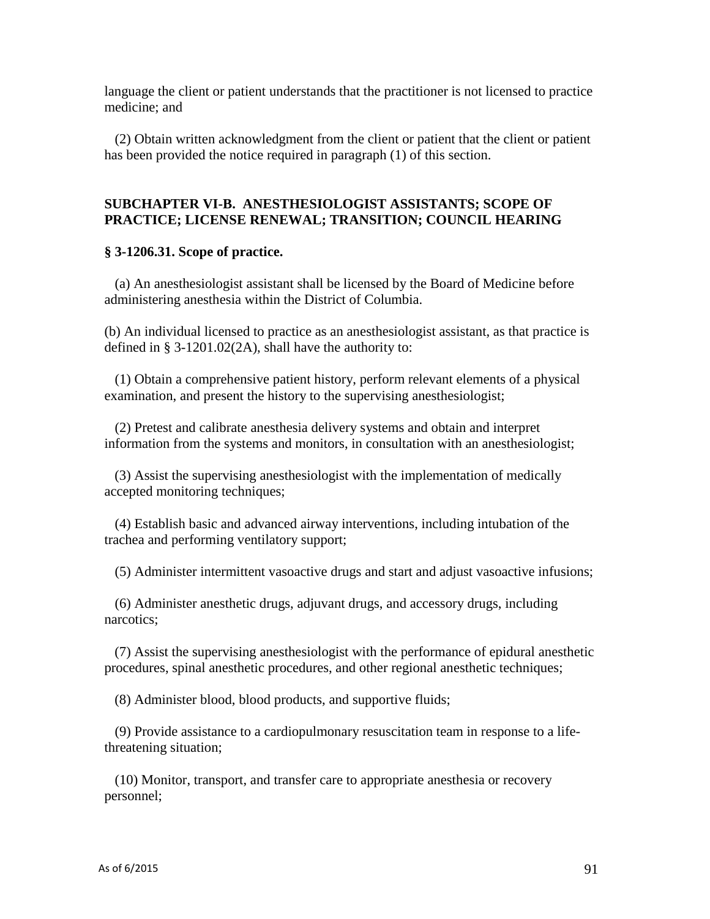language the client or patient understands that the practitioner is not licensed to practice medicine; and

(2) Obtain written acknowledgment from the client or patient that the client or patient has been provided the notice required in paragraph (1) of this section.

## SUBCHAPTER VI-B. ANESTHESIOLOGIST ASSISTANTS; SCOPE OF PRACTICE; LICENSE RENEWAL; TRANSITION; COUNCIL HEARING

### § 3-1206.31. Scope of practice.

(a) An anesthesiologist assistant shall be licensed by the Board of Medicine before administering anesthesia within the District of Columbia.

(b) An individual licensed to practice as an anesthesiologist assistant, as that practice is defined in § 3-1201.02(2A), shall have the authority to:

(1) Obtain a comprehensive patient history, perform relevant elements of a physical examination, and present the history to the supervising anesthesiologist;

(2) Pretest and calibrate anesthesia delivery systems and obtain and interpret information from the systems and monitors, in consultation with an anesthesiologist;

(3) Assist the supervising anesthesiologist with the implementation of medically accepted monitoring techniques;

(4) Establish basic and advanced airway interventions, including intubation of the trachea and performing ventilatory support;

(5) Administer intermittent vasoactive drugs and start and adjust vasoactive infusions;

(6) Administer anesthetic drugs, adjuvant drugs, and accessory drugs, including narcotics;

(7) Assist the supervising anesthesiologist with the performance of epidural anesthetic procedures, spinal anesthetic procedures, and other regional anesthetic techniques;

(8) Administer blood, blood products, and supportive fluids;

(9) Provide assistance to a cardiopulmonary resuscitation team in response to a life-threatening situation;

(10) Monitor, transport, and transfer care to appropriate anesthesia or recovery personnel;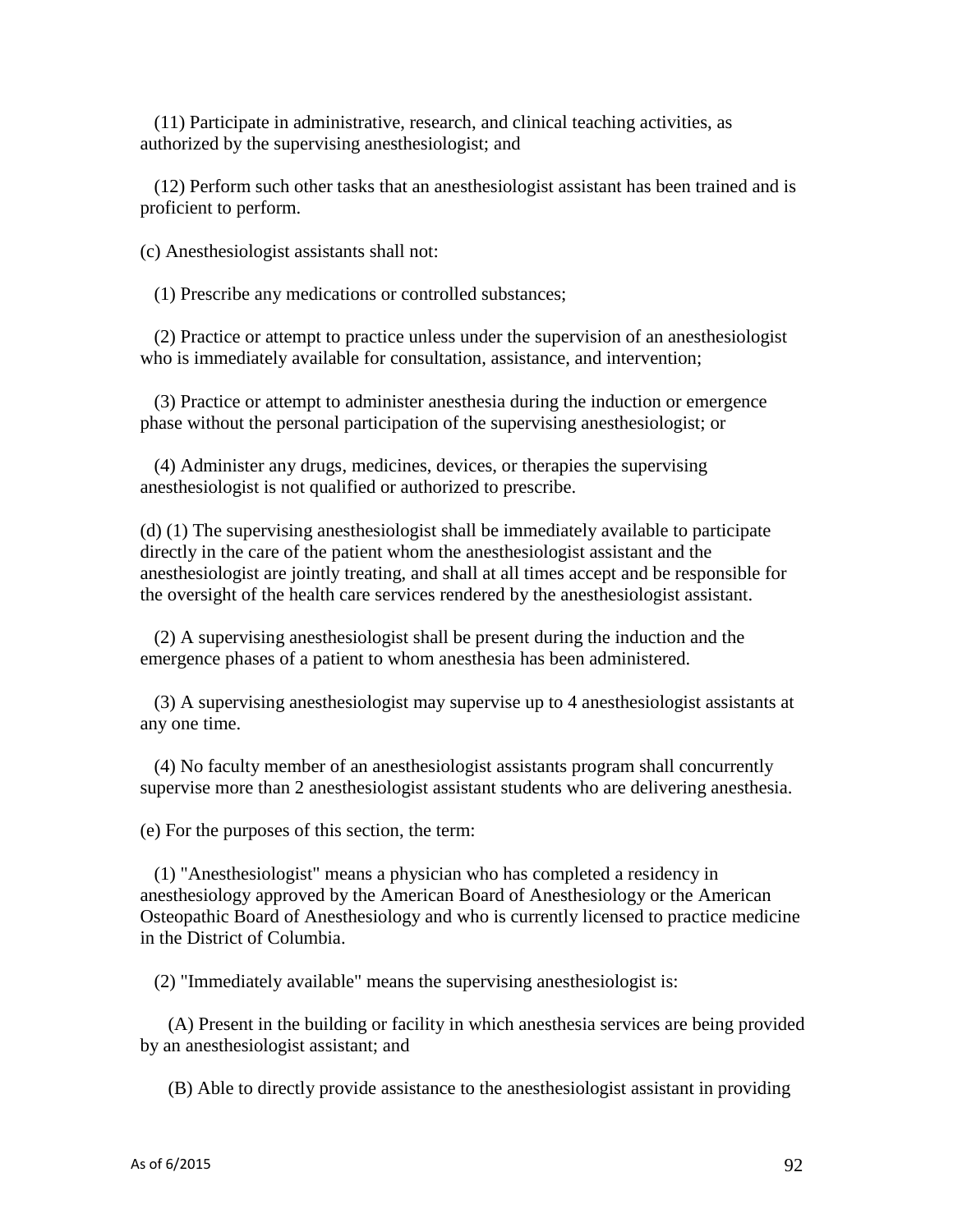(11) Participate in administrative, research, and clinical teaching activities, as authorized by the supervising anesthesiologist; and

(12) Perform such other tasks that an anesthesiologist assistant has been trained and is proficient to perform.

(c) Anesthesiologist assistants shall not:

(1) Prescribe any medications or controlled substances;

(2) Practice or attempt to practice unless under the supervision of an anesthesiologist who is immediately available for consultation, assistance, and intervention;

(3) Practice or attempt to administer anesthesia during the induction or emergence phase without the personal participation of the supervising anesthesiologist; or

(4) Administer any drugs, medicines, devices, or therapies the supervising anesthesiologist is not qualified or authorized to prescribe.

(d) (1) The supervising anesthesiologist shall be immediately available to participate directly in the care of the patient whom the anesthesiologist assistant and the anesthesiologist are jointly treating, and shall at all times accept and be responsible for the oversight of the health care services rendered by the anesthesiologist assistant.

(2) A supervising anesthesiologist shall be present during the induction and the emergence phases of a patient to whom anesthesia has been administered.

(3) A supervising anesthesiologist may supervise up to 4 anesthesiologist assistants at any one time.

(4) No faculty member of an anesthesiologist assistants program shall concurrently supervise more than 2 anesthesiologist assistant students who are delivering anesthesia.

(e) For the purposes of this section, the term:

(1) "Anesthesiologist" means a physician who has completed a residency in anesthesiology approved by the American Board of Anesthesiology or the American Osteopathic Board of Anesthesiology and who is currently licensed to practice medicine in the District of Columbia.

(2) "Immediately available" means the supervising anesthesiologist is:

(A) Present in the building or facility in which anesthesia services are being provided by an anesthesiologist assistant; and

(B) Able to directly provide assistance to the anesthesiologist assistant in providing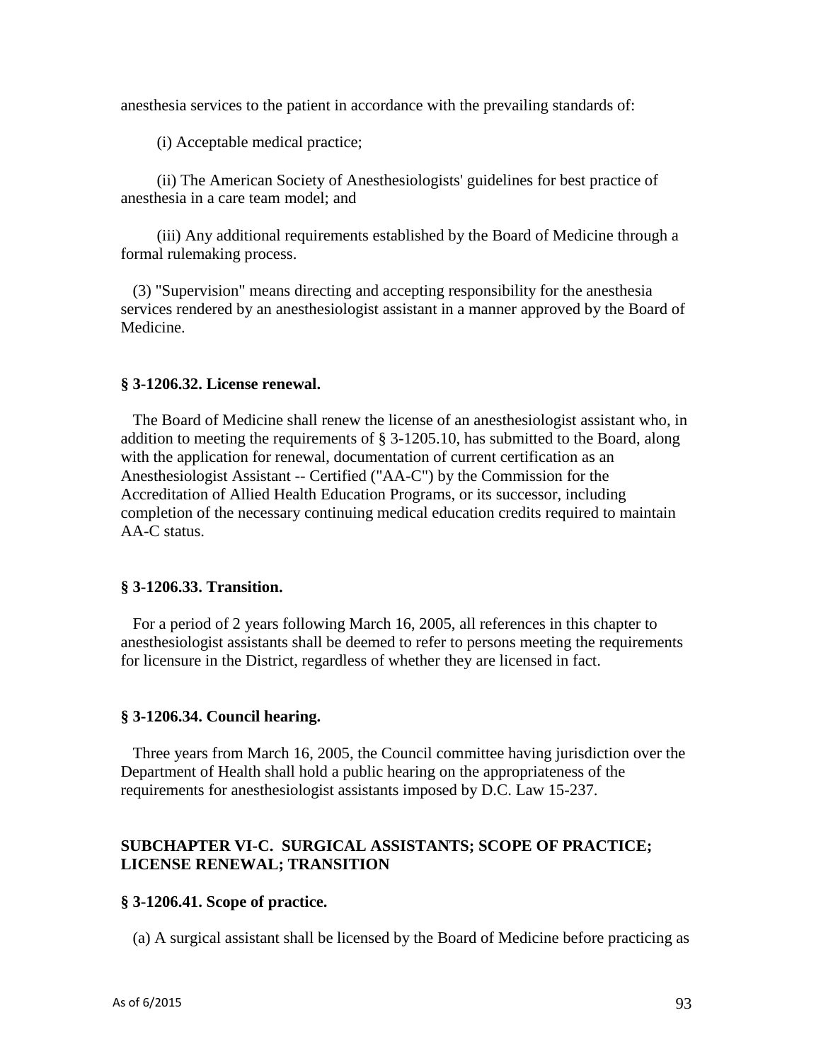anesthesia services to the patient in accordance with the prevailing standards of:

(i) Acceptable medical practice;

(ii) The American Society of Anesthesiologists' guidelines for best practice of anesthesia in a care team model; and

(iii) Any additional requirements established by the Board of Medicine through a formal rulemaking process.

(3) "Supervision" means directing and accepting responsibility for the anesthesia services rendered by an anesthesiologist assistant in a manner approved by the Board of Medicine.

### § 3-1206.32. License renewal.

The Board of Medicine shall renew the license of an anesthesiologist assistant who, in addition to meeting the requirements of § 3-1205.10, has submitted to the Board, along with the application for renewal, documentation of current certification as an Anesthesiologist Assistant -- Certified ("AA-C") by the Commission for the Accreditation of Allied Health Education Programs, or its successor, including completion of the necessary continuing medical education credits required to maintain AA-C status.

### § 3-1206.33. Transition.

For a period of 2 years following March 16, 2005, all references in this chapter to anesthesiologist assistants shall be deemed to refer to persons meeting the requirements for licensure in the District, regardless of whether they are licensed in fact.

### § 3-1206.34. Council hearing.

Three years from March 16, 2005, the Council committee having jurisdiction over the Department of Health shall hold a public hearing on the appropriateness of the requirements for anesthesiologist assistants imposed by D.C. Law 15-237.

## SUBCHAPTER VI-C. SURGICAL ASSISTANTS; SCOPE OF PRACTICE; LICENSE RENEWAL; TRANSITION

### § 3-1206.41. Scope of practice.

(a) A surgical assistant shall be licensed by the Board of Medicine before practicing as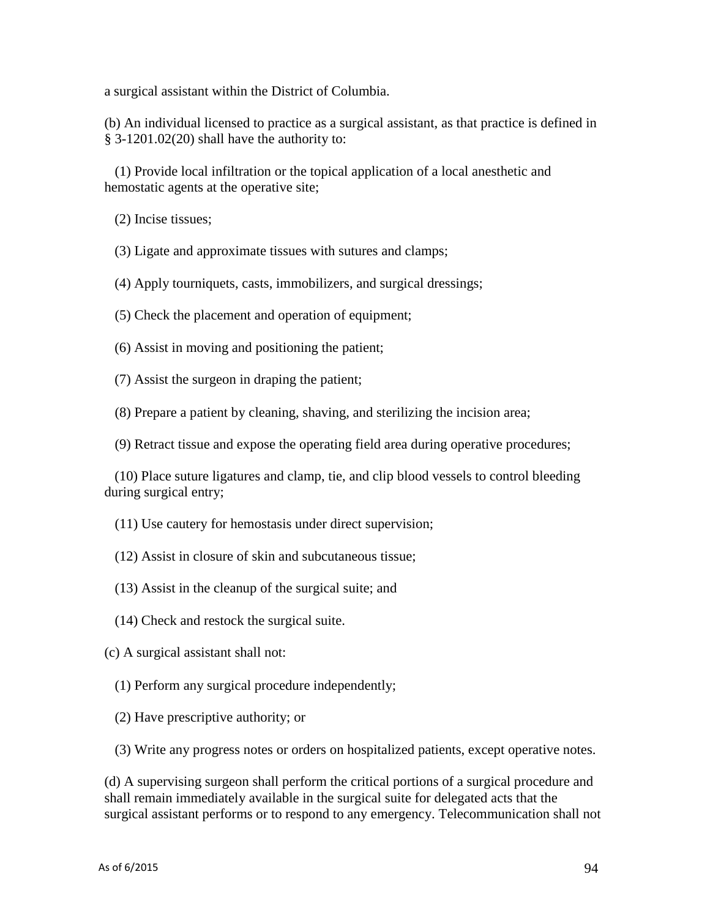a surgical assistant within the District of Columbia.

(b) An individual licensed to practice as a surgical assistant, as that practice is defined in § 3-1201.02(20) shall have the authority to:

(1) Provide local infiltration or the topical application of a local anesthetic and hemostatic agents at the operative site;

(2) Incise tissues;

(3) Ligate and approximate tissues with sutures and clamps;

(4) Apply tourniquets, casts, immobilizers, and surgical dressings;

(5) Check the placement and operation of equipment;

(6) Assist in moving and positioning the patient;

(7) Assist the surgeon in draping the patient;

(8) Prepare a patient by cleaning, shaving, and sterilizing the incision area;

(9) Retract tissue and expose the operating field area during operative procedures;

(10) Place suture ligatures and clamp, tie, and clip blood vessels to control bleeding during surgical entry;

(11) Use cautery for hemostasis under direct supervision;

(12) Assist in closure of skin and subcutaneous tissue;

(13) Assist in the cleanup of the surgical suite; and

(14) Check and restock the surgical suite.

(c) A surgical assistant shall not:

(1) Perform any surgical procedure independently;

(2) Have prescriptive authority; or

(3) Write any progress notes or orders on hospitalized patients, except operative notes.

(d) A supervising surgeon shall perform the critical portions of a surgical procedure and shall remain immediately available in the surgical suite for delegated acts that the surgical assistant performs or to respond to any emergency. Telecommunication shall not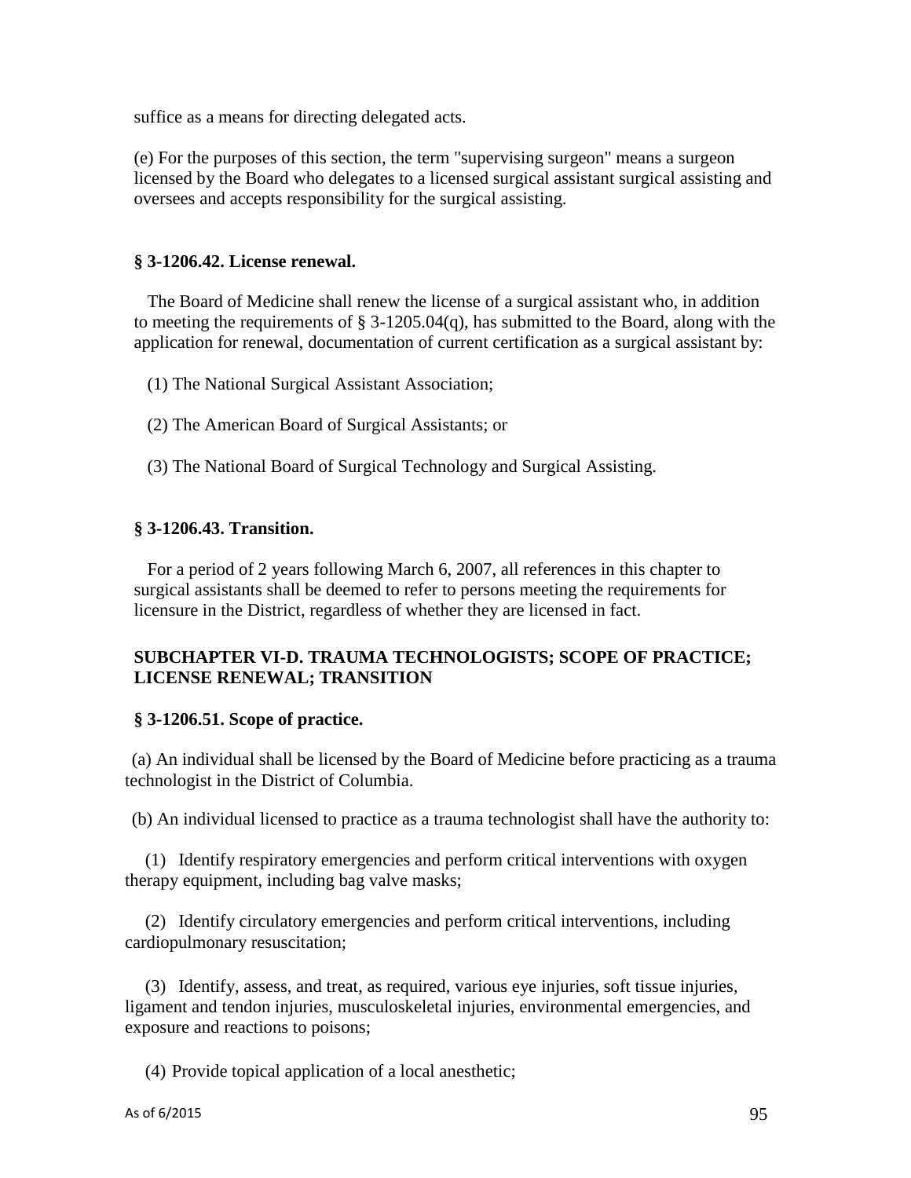suffice as a means for directing delegated acts.

(e) For the purposes of this section, the term "supervising surgeon" means a surgeon licensed by the Board who delegates to a licensed surgical assistant surgical assisting and oversees and accepts responsibility for the surgical assisting.

### § 3-1206.42. License renewal.

The Board of Medicine shall renew the license of a surgical assistant who, in addition to meeting the requirements of § 3-1205.04(q), has submitted to the Board, along with the application for renewal, documentation of current certification as a surgical assistant by:

(1) The National Surgical Assistant Association;

(2) The American Board of Surgical Assistants; or

(3) The National Board of Surgical Technology and Surgical Assisting.

### § 3-1206.43. Transition.

For a period of 2 years following March 6, 2007, all references in this chapter to surgical assistants shall be deemed to refer to persons meeting the requirements for licensure in the District, regardless of whether they are licensed in fact.

## SUBCHAPTER VI-D. TRAUMA TECHNOLOGISTS; SCOPE OF PRACTICE; LICENSE RENEWAL; TRANSITION

### § 3-1206.51. Scope of practice.

(a) An individual shall be licensed by the Board of Medicine before practicing as a trauma technologist in the District of Columbia.

(b) An individual licensed to practice as a trauma technologist shall have the authority to:

(1) Identify respiratory emergencies and perform critical interventions with oxygen therapy equipment, including bag valve masks;

(2) Identify circulatory emergencies and perform critical interventions, including cardiopulmonary resuscitation;

(3) Identify, assess, and treat, as required, various eye injuries, soft tissue injuries, ligament and tendon injuries, musculoskeletal injuries, environmental emergencies, and exposure and reactions to poisons;

(4) Provide topical application of a local anesthetic;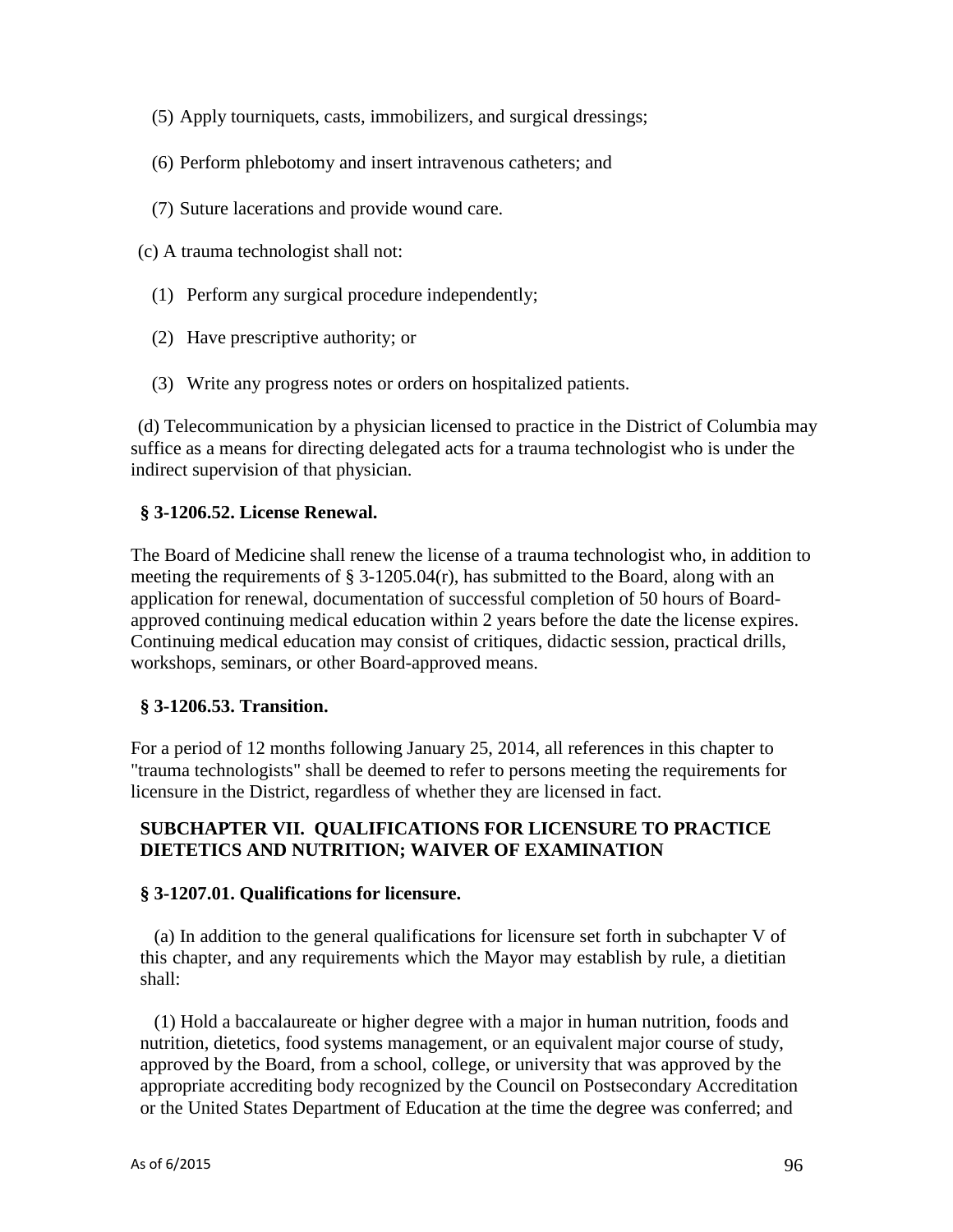(5) Apply tourniquets, casts, immobilizers, and surgical dressings;

(6) Perform phlebotomy and insert intravenous catheters; and

(7) Suture lacerations and provide wound care.

(c) A trauma technologist shall not:

(1) Perform any surgical procedure independently;

(2) Have prescriptive authority; or

(3) Write any progress notes or orders on hospitalized patients.

(d) Telecommunication by a physician licensed to practice in the District of Columbia may suffice as a means for directing delegated acts for a trauma technologist who is under the indirect supervision of that physician.

**§ 3-1206.52. License Renewal.**

The Board of Medicine shall renew the license of a trauma technologist who, in addition to meeting the requirements of § 3-1205.04(r), has submitted to the Board, along with an application for renewal, documentation of successful completion of 50 hours of Board-approved continuing medical education within 2 years before the date the license expires. Continuing medical education may consist of critiques, didactic session, practical drills, workshops, seminars, or other Board-approved means.

**§ 3-1206.53. Transition.**

For a period of 12 months following January 25, 2014, all references in this chapter to "trauma technologists" shall be deemed to refer to persons meeting the requirements for licensure in the District, regardless of whether they are licensed in fact.

## SUBCHAPTER VII. QUALIFICATIONS FOR LICENSURE TO PRACTICE DIETETICS AND NUTRITION; WAIVER OF EXAMINATION

**§ 3-1207.01. Qualifications for licensure.**

(a) In addition to the general qualifications for licensure set forth in subchapter V of this chapter, and any requirements which the Mayor may establish by rule, a dietitian shall:

(1) Hold a baccalaureate or higher degree with a major in human nutrition, foods and nutrition, dietetics, food systems management, or an equivalent major course of study, approved by the Board, from a school, college, or university that was approved by the appropriate accrediting body recognized by the Council on Postsecondary Accreditation or the United States Department of Education at the time the degree was conferred; and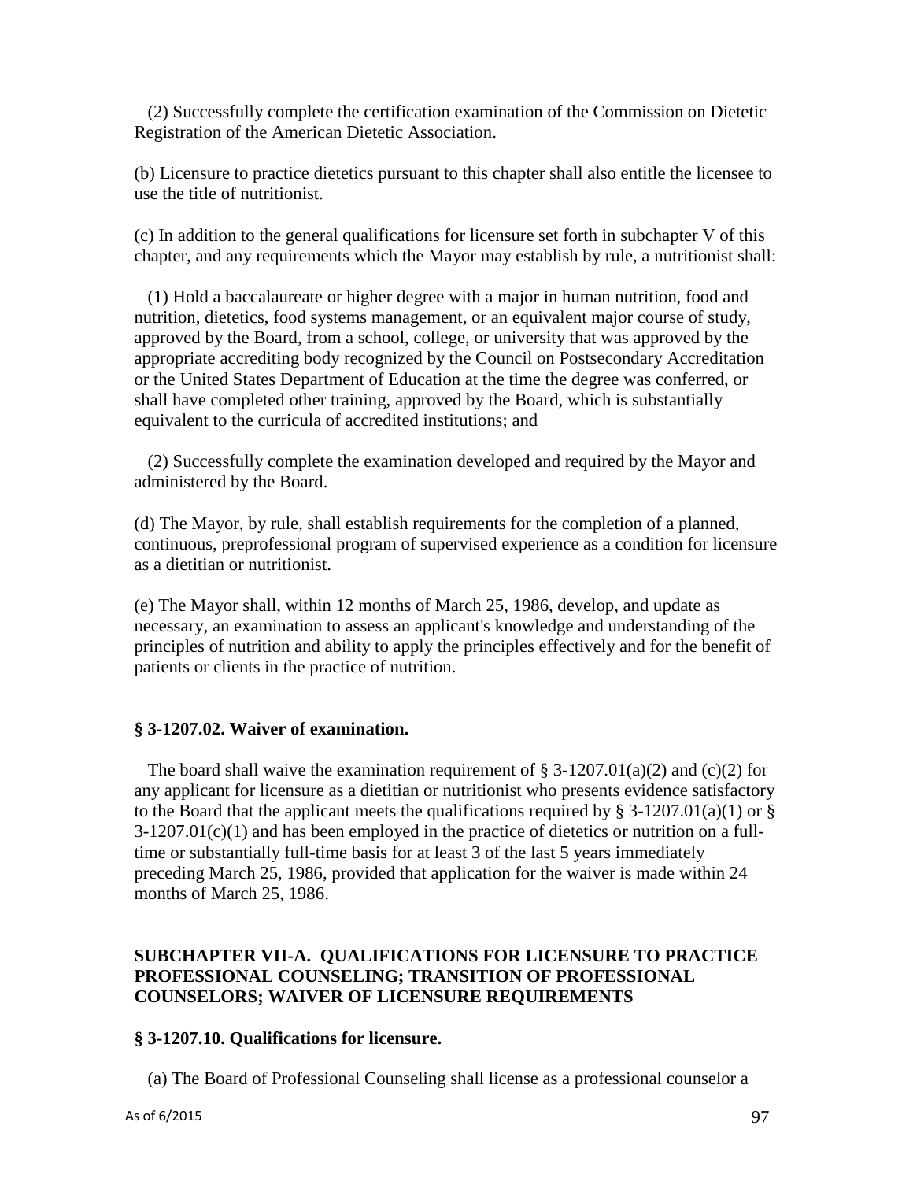(2) Successfully complete the certification examination of the Commission on Dietetic Registration of the American Dietetic Association.

(b) Licensure to practice dietetics pursuant to this chapter shall also entitle the licensee to use the title of nutritionist.

(c) In addition to the general qualifications for licensure set forth in subchapter V of this chapter, and any requirements which the Mayor may establish by rule, a nutritionist shall:

(1) Hold a baccalaureate or higher degree with a major in human nutrition, food and nutrition, dietetics, food systems management, or an equivalent major course of study, approved by the Board, from a school, college, or university that was approved by the appropriate accrediting body recognized by the Council on Postsecondary Accreditation or the United States Department of Education at the time the degree was conferred, or shall have completed other training, approved by the Board, which is substantially equivalent to the curricula of accredited institutions; and

(2) Successfully complete the examination developed and required by the Mayor and administered by the Board.

(d) The Mayor, by rule, shall establish requirements for the completion of a planned, continuous, preprofessional program of supervised experience as a condition for licensure as a dietitian or nutritionist.

(e) The Mayor shall, within 12 months of March 25, 1986, develop, and update as necessary, an examination to assess an applicant's knowledge and understanding of the principles of nutrition and ability to apply the principles effectively and for the benefit of patients or clients in the practice of nutrition.

**§ 3-1207.02. Waiver of examination.**

The board shall waive the examination requirement of § 3-1207.01(a)(2) and (c)(2) for any applicant for licensure as a dietitian or nutritionist who presents evidence satisfactory to the Board that the applicant meets the qualifications required by § 3-1207.01(a)(1) or § 3-1207.01(c)(1) and has been employed in the practice of dietetics or nutrition on a full-time or substantially full-time basis for at least 3 of the last 5 years immediately preceding March 25, 1986, provided that application for the waiver is made within 24 months of March 25, 1986.

## SUBCHAPTER VII-A. QUALIFICATIONS FOR LICENSURE TO PRACTICE PROFESSIONAL COUNSELING; TRANSITION OF PROFESSIONAL COUNSELORS; WAIVER OF LICENSURE REQUIREMENTS

**§ 3-1207.10. Qualifications for licensure.**

(a) The Board of Professional Counseling shall license as a professional counselor a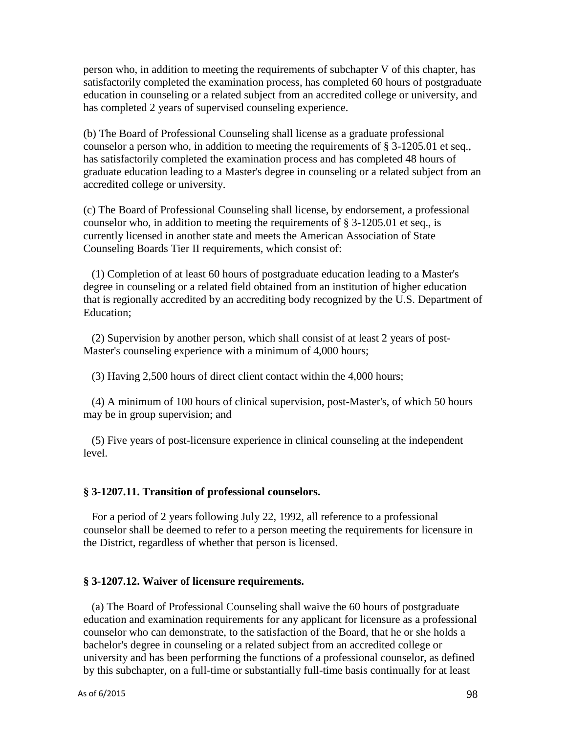person who, in addition to meeting the requirements of subchapter V of this chapter, has satisfactorily completed the examination process, has completed 60 hours of postgraduate education in counseling or a related subject from an accredited college or university, and has completed 2 years of supervised counseling experience.

(b) The Board of Professional Counseling shall license as a graduate professional counselor a person who, in addition to meeting the requirements of § 3-1205.01 et seq., has satisfactorily completed the examination process and has completed 48 hours of graduate education leading to a Master's degree in counseling or a related subject from an accredited college or university.

(c) The Board of Professional Counseling shall license, by endorsement, a professional counselor who, in addition to meeting the requirements of § 3-1205.01 et seq., is currently licensed in another state and meets the American Association of State Counseling Boards Tier II requirements, which consist of:

(1) Completion of at least 60 hours of postgraduate education leading to a Master's degree in counseling or a related field obtained from an institution of higher education that is regionally accredited by an accrediting body recognized by the U.S. Department of Education;

(2) Supervision by another person, which shall consist of at least 2 years of post-Master's counseling experience with a minimum of 4,000 hours;

(3) Having 2,500 hours of direct client contact within the 4,000 hours;

(4) A minimum of 100 hours of clinical supervision, post-Master's, of which 50 hours may be in group supervision; and

(5) Five years of post-licensure experience in clinical counseling at the independent level.

**§ 3-1207.11. Transition of professional counselors.**

For a period of 2 years following July 22, 1992, all reference to a professional counselor shall be deemed to refer to a person meeting the requirements for licensure in the District, regardless of whether that person is licensed.

**§ 3-1207.12. Waiver of licensure requirements.**

(a) The Board of Professional Counseling shall waive the 60 hours of postgraduate education and examination requirements for any applicant for licensure as a professional counselor who can demonstrate, to the satisfaction of the Board, that he or she holds a bachelor's degree in counseling or a related subject from an accredited college or university and has been performing the functions of a professional counselor, as defined by this subchapter, on a full-time or substantially full-time basis continually for at least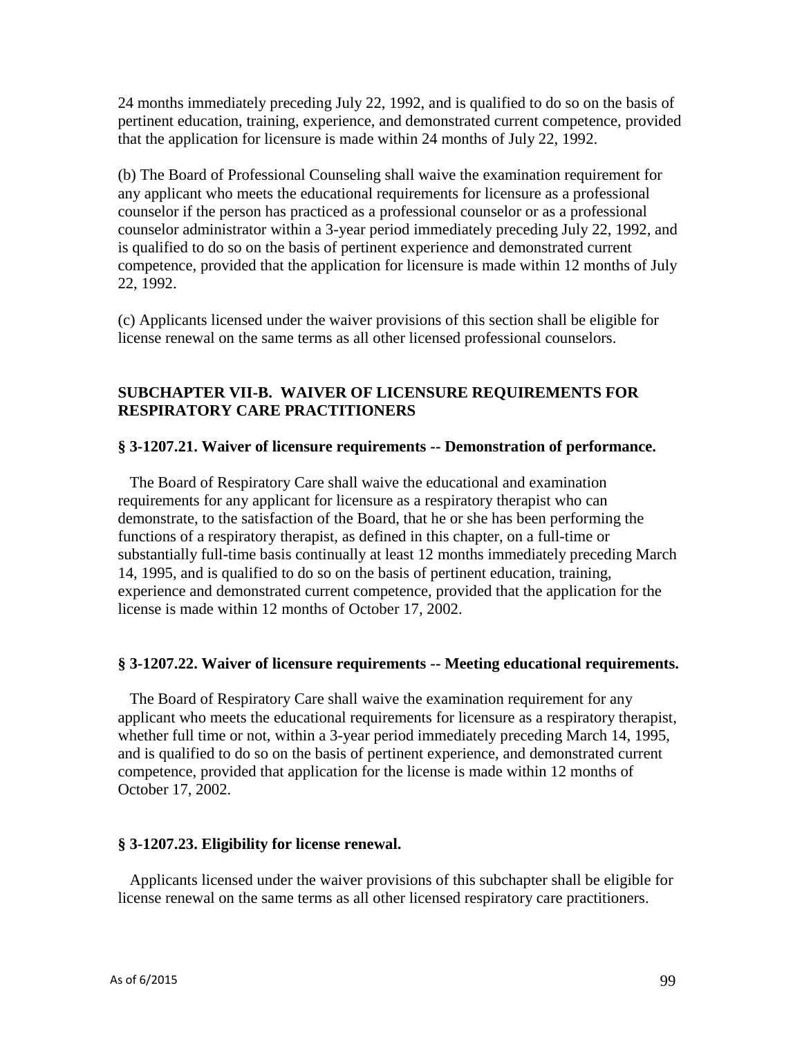24 months immediately preceding July 22, 1992, and is qualified to do so on the basis of pertinent education, training, experience, and demonstrated current competence, provided that the application for licensure is made within 24 months of July 22, 1992.

(b) The Board of Professional Counseling shall waive the examination requirement for any applicant who meets the educational requirements for licensure as a professional counselor if the person has practiced as a professional counselor or as a professional counselor administrator within a 3-year period immediately preceding July 22, 1992, and is qualified to do so on the basis of pertinent experience and demonstrated current competence, provided that the application for licensure is made within 12 months of July 22, 1992.

(c) Applicants licensed under the waiver provisions of this section shall be eligible for license renewal on the same terms as all other licensed professional counselors.

## SUBCHAPTER VII-B. WAIVER OF LICENSURE REQUIREMENTS FOR RESPIRATORY CARE PRACTITIONERS

### § 3-1207.21. Waiver of licensure requirements -- Demonstration of performance.

The Board of Respiratory Care shall waive the educational and examination requirements for any applicant for licensure as a respiratory therapist who can demonstrate, to the satisfaction of the Board, that he or she has been performing the functions of a respiratory therapist, as defined in this chapter, on a full-time or substantially full-time basis continually at least 12 months immediately preceding March 14, 1995, and is qualified to do so on the basis of pertinent education, training, experience and demonstrated current competence, provided that the application for the license is made within 12 months of October 17, 2002.

### § 3-1207.22. Waiver of licensure requirements -- Meeting educational requirements.

The Board of Respiratory Care shall waive the examination requirement for any applicant who meets the educational requirements for licensure as a respiratory therapist, whether full time or not, within a 3-year period immediately preceding March 14, 1995, and is qualified to do so on the basis of pertinent experience, and demonstrated current competence, provided that application for the license is made within 12 months of October 17, 2002.

### § 3-1207.23. Eligibility for license renewal.

Applicants licensed under the waiver provisions of this subchapter shall be eligible for license renewal on the same terms as all other licensed respiratory care practitioners.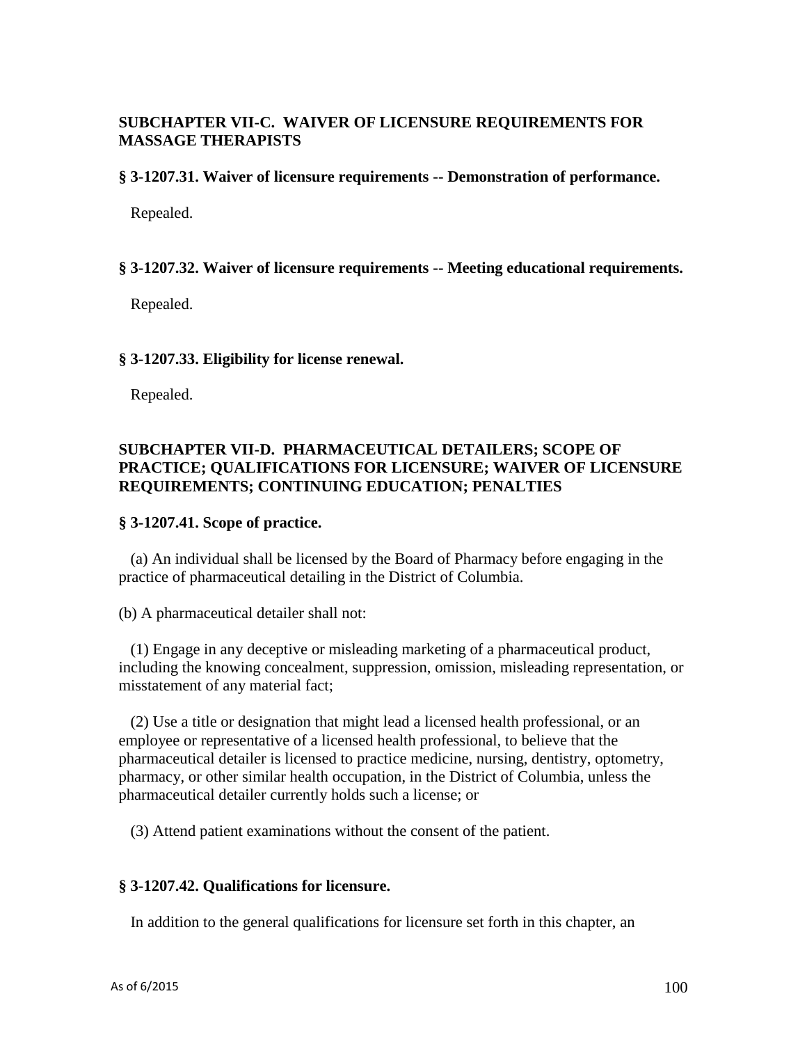### SUBCHAPTER VII-C. WAIVER OF LICENSURE REQUIREMENTS FOR MASSAGE THERAPISTS

#### § 3-1207.31. Waiver of licensure requirements -- Demonstration of performance.

Repealed.

#### § 3-1207.32. Waiver of licensure requirements -- Meeting educational requirements.

Repealed.

#### § 3-1207.33. Eligibility for license renewal.

Repealed.

### SUBCHAPTER VII-D. PHARMACEUTICAL DETAILERS; SCOPE OF PRACTICE; QUALIFICATIONS FOR LICENSURE; WAIVER OF LICENSURE REQUIREMENTS; CONTINUING EDUCATION; PENALTIES

#### § 3-1207.41. Scope of practice.

(a) An individual shall be licensed by the Board of Pharmacy before engaging in the practice of pharmaceutical detailing in the District of Columbia.

(b) A pharmaceutical detailer shall not:

(1) Engage in any deceptive or misleading marketing of a pharmaceutical product, including the knowing concealment, suppression, omission, misleading representation, or misstatement of any material fact;

(2) Use a title or designation that might lead a licensed health professional, or an employee or representative of a licensed health professional, to believe that the pharmaceutical detailer is licensed to practice medicine, nursing, dentistry, optometry, pharmacy, or other similar health occupation, in the District of Columbia, unless the pharmaceutical detailer currently holds such a license; or

(3) Attend patient examinations without the consent of the patient.

#### § 3-1207.42. Qualifications for licensure.

In addition to the general qualifications for licensure set forth in this chapter, an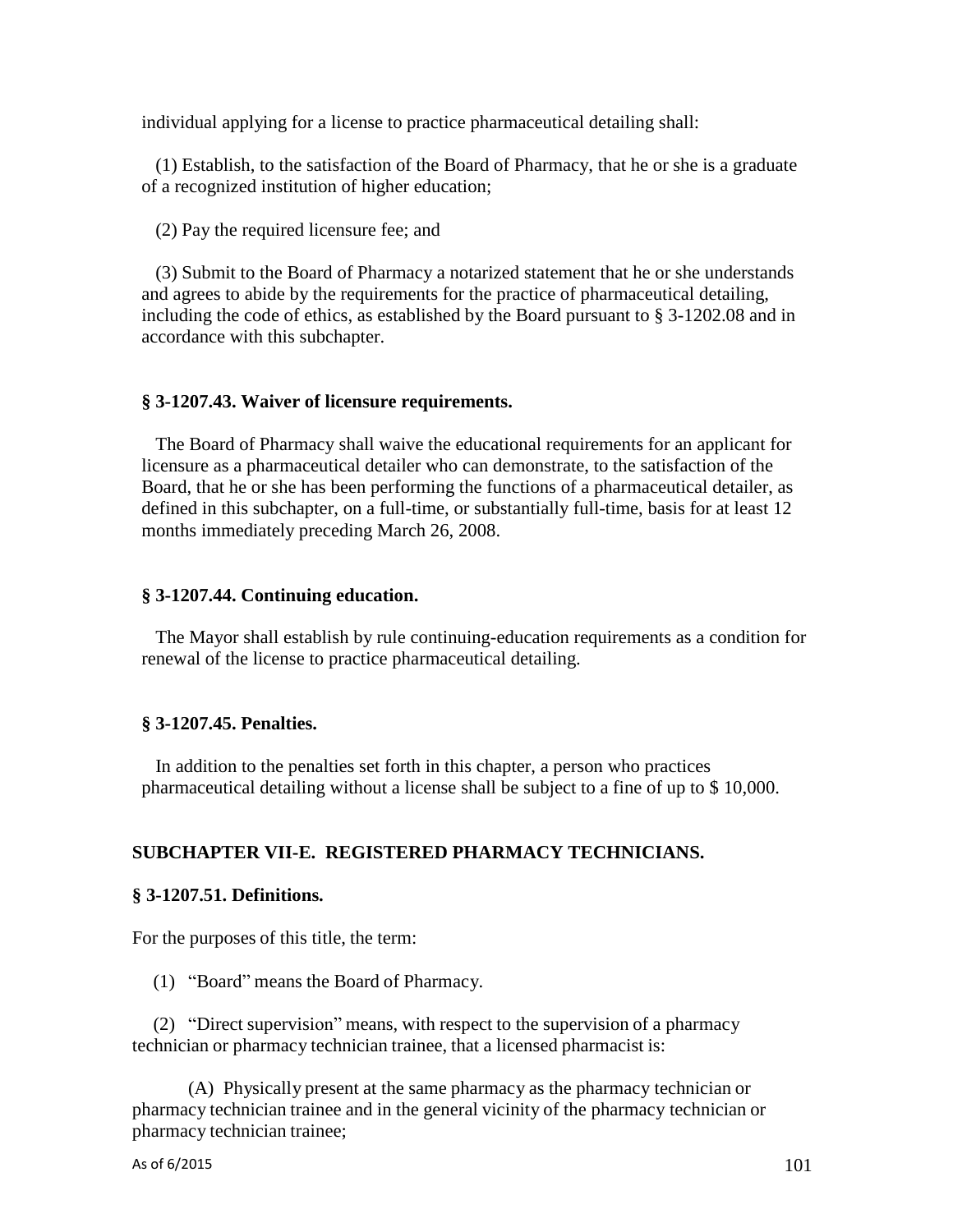individual applying for a license to practice pharmaceutical detailing shall:

(1) Establish, to the satisfaction of the Board of Pharmacy, that he or she is a graduate of a recognized institution of higher education;

(2) Pay the required licensure fee; and

(3) Submit to the Board of Pharmacy a notarized statement that he or she understands and agrees to abide by the requirements for the practice of pharmaceutical detailing, including the code of ethics, as established by the Board pursuant to § 3-1202.08 and in accordance with this subchapter.

### § 3-1207.43. Waiver of licensure requirements.

The Board of Pharmacy shall waive the educational requirements for an applicant for licensure as a pharmaceutical detailer who can demonstrate, to the satisfaction of the Board, that he or she has been performing the functions of a pharmaceutical detailer, as defined in this subchapter, on a full-time, or substantially full-time, basis for at least 12 months immediately preceding March 26, 2008.

### § 3-1207.44. Continuing education.

The Mayor shall establish by rule continuing-education requirements as a condition for renewal of the license to practice pharmaceutical detailing.

### § 3-1207.45. Penalties.

In addition to the penalties set forth in this chapter, a person who practices pharmaceutical detailing without a license shall be subject to a fine of up to $ 10,000.

## SUBCHAPTER VII-E. REGISTERED PHARMACY TECHNICIANS.

### § 3-1207.51. Definitions.

For the purposes of this title, the term:

(1) "Board" means the Board of Pharmacy.

(2) "Direct supervision" means, with respect to the supervision of a pharmacy technician or pharmacy technician trainee, that a licensed pharmacist is:

(A) Physically present at the same pharmacy as the pharmacy technician or pharmacy technician trainee and in the general vicinity of the pharmacy technician or pharmacy technician trainee;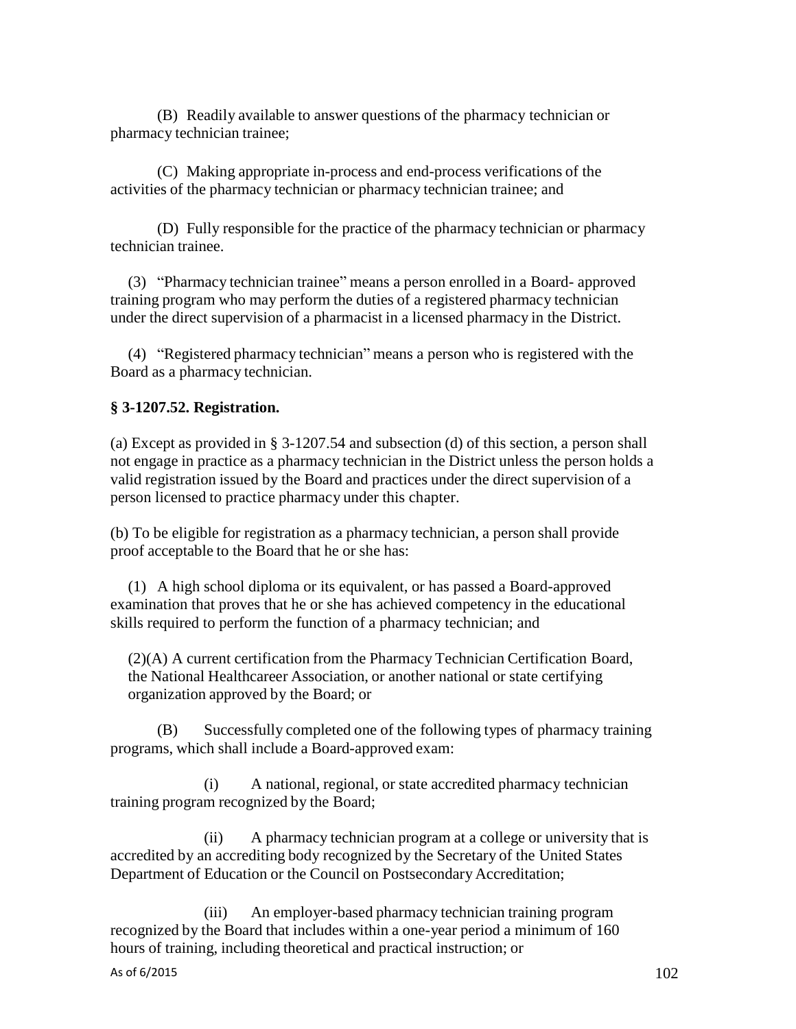(B) Readily available to answer questions of the pharmacy technician or pharmacy technician trainee;

(C) Making appropriate in-process and end-process verifications of the activities of the pharmacy technician or pharmacy technician trainee; and

(D) Fully responsible for the practice of the pharmacy technician or pharmacy technician trainee.

(3) "Pharmacy technician trainee" means a person enrolled in a Board- approved training program who may perform the duties of a registered pharmacy technician under the direct supervision of a pharmacist in a licensed pharmacy in the District.

(4) "Registered pharmacy technician" means a person who is registered with the Board as a pharmacy technician.

**§ 3-1207.52. Registration.**

(a) Except as provided in § 3-1207.54 and subsection (d) of this section, a person shall not engage in practice as a pharmacy technician in the District unless the person holds a valid registration issued by the Board and practices under the direct supervision of a person licensed to practice pharmacy under this chapter.

(b) To be eligible for registration as a pharmacy technician, a person shall provide proof acceptable to the Board that he or she has:

(1) A high school diploma or its equivalent, or has passed a Board-approved examination that proves that he or she has achieved competency in the educational skills required to perform the function of a pharmacy technician; and

(2)(A) A current certification from the Pharmacy Technician Certification Board, the National Healthcareer Association, or another national or state certifying organization approved by the Board; or

(B) Successfully completed one of the following types of pharmacy training programs, which shall include a Board-approved exam:

(i) A national, regional, or state accredited pharmacy technician training program recognized by the Board;

(ii) A pharmacy technician program at a college or university that is accredited by an accrediting body recognized by the Secretary of the United States Department of Education or the Council on Postsecondary Accreditation;

(iii) An employer-based pharmacy technician training program recognized by the Board that includes within a one-year period a minimum of 160 hours of training, including theoretical and practical instruction; or

As of 6/2015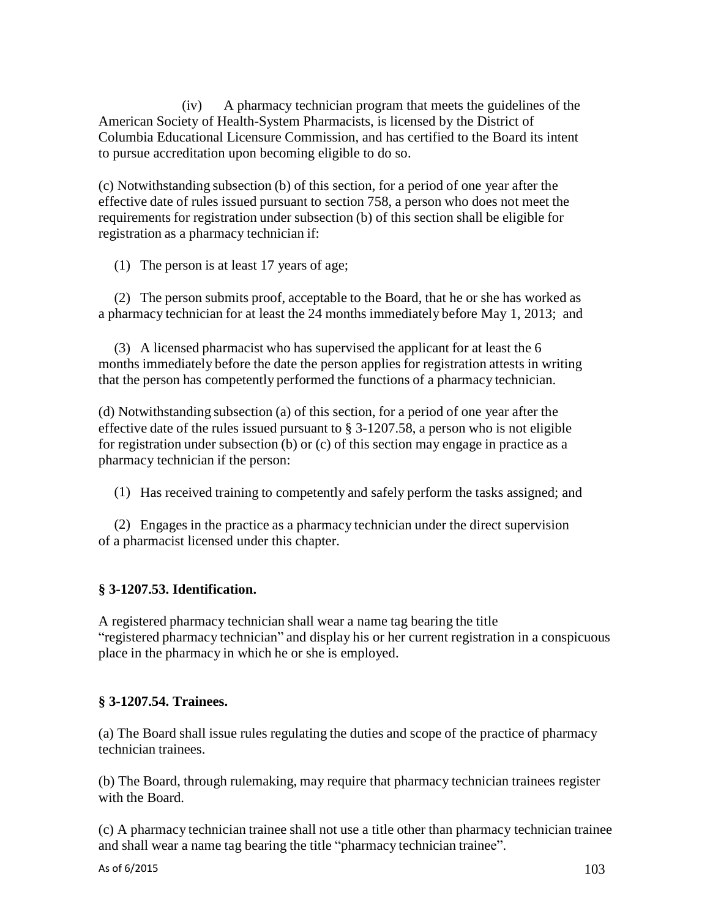(iv) A pharmacy technician program that meets the guidelines of the American Society of Health-System Pharmacists, is licensed by the District of Columbia Educational Licensure Commission, and has certified to the Board its intent to pursue accreditation upon becoming eligible to do so.

(c) Notwithstanding subsection (b) of this section, for a period of one year after the effective date of rules issued pursuant to section 758, a person who does not meet the requirements for registration under subsection (b) of this section shall be eligible for registration as a pharmacy technician if:

(1) The person is at least 17 years of age;

(2) The person submits proof, acceptable to the Board, that he or she has worked as a pharmacy technician for at least the 24 months immediately before May 1, 2013; and

(3) A licensed pharmacist who has supervised the applicant for at least the 6 months immediately before the date the person applies for registration attests in writing that the person has competently performed the functions of a pharmacy technician.

(d) Notwithstanding subsection (a) of this section, for a period of one year after the effective date of the rules issued pursuant to § 3-1207.58, a person who is not eligible for registration under subsection (b) or (c) of this section may engage in practice as a pharmacy technician if the person:

(1) Has received training to competently and safely perform the tasks assigned; and

(2) Engages in the practice as a pharmacy technician under the direct supervision of a pharmacist licensed under this chapter.

### § 3-1207.53. Identification.

A registered pharmacy technician shall wear a name tag bearing the title "registered pharmacy technician" and display his or her current registration in a conspicuous place in the pharmacy in which he or she is employed.

### § 3-1207.54. Trainees.

(a) The Board shall issue rules regulating the duties and scope of the practice of pharmacy technician trainees.

(b) The Board, through rulemaking, may require that pharmacy technician trainees register with the Board.

(c) A pharmacy technician trainee shall not use a title other than pharmacy technician trainee and shall wear a name tag bearing the title "pharmacy technician trainee".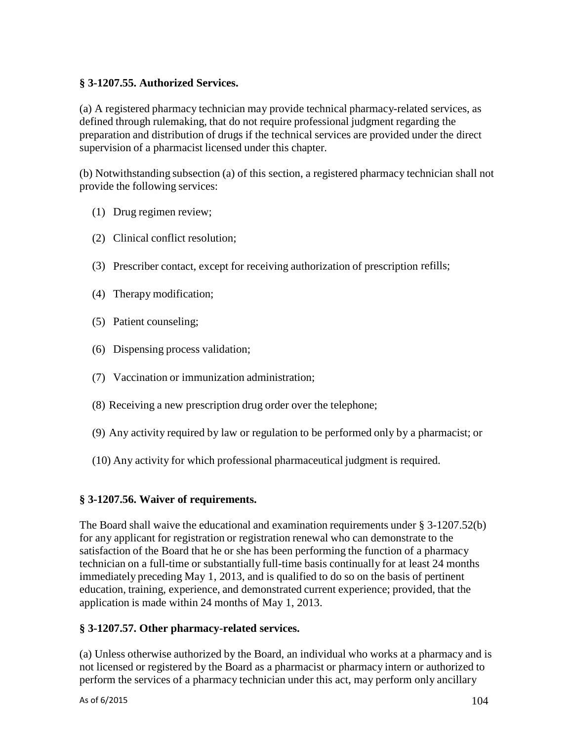**§ 3-1207.55. Authorized Services.**

(a) A registered pharmacy technician may provide technical pharmacy-related services, as defined through rulemaking, that do not require professional judgment regarding the preparation and distribution of drugs if the technical services are provided under the direct supervision of a pharmacist licensed under this chapter.

(b) Notwithstanding subsection (a) of this section, a registered pharmacy technician shall not provide the following services:

(1) Drug regimen review;

(2) Clinical conflict resolution;

(3) Prescriber contact, except for receiving authorization of prescription refills;

(4) Therapy modification;

(5) Patient counseling;

(6) Dispensing process validation;

(7) Vaccination or immunization administration;

(8) Receiving a new prescription drug order over the telephone;

(9) Any activity required by law or regulation to be performed only by a pharmacist; or

(10) Any activity for which professional pharmaceutical judgment is required.

**§ 3-1207.56. Waiver of requirements.**

The Board shall waive the educational and examination requirements under § 3-1207.52(b) for any applicant for registration or registration renewal who can demonstrate to the satisfaction of the Board that he or she has been performing the function of a pharmacy technician on a full-time or substantially full-time basis continually for at least 24 months immediately preceding May 1, 2013, and is qualified to do so on the basis of pertinent education, training, experience, and demonstrated current experience; provided, that the application is made within 24 months of May 1, 2013.

**§ 3-1207.57. Other pharmacy-related services.**

(a) Unless otherwise authorized by the Board, an individual who works at a pharmacy and is not licensed or registered by the Board as a pharmacist or pharmacy intern or authorized to perform the services of a pharmacy technician under this act, may perform only ancillary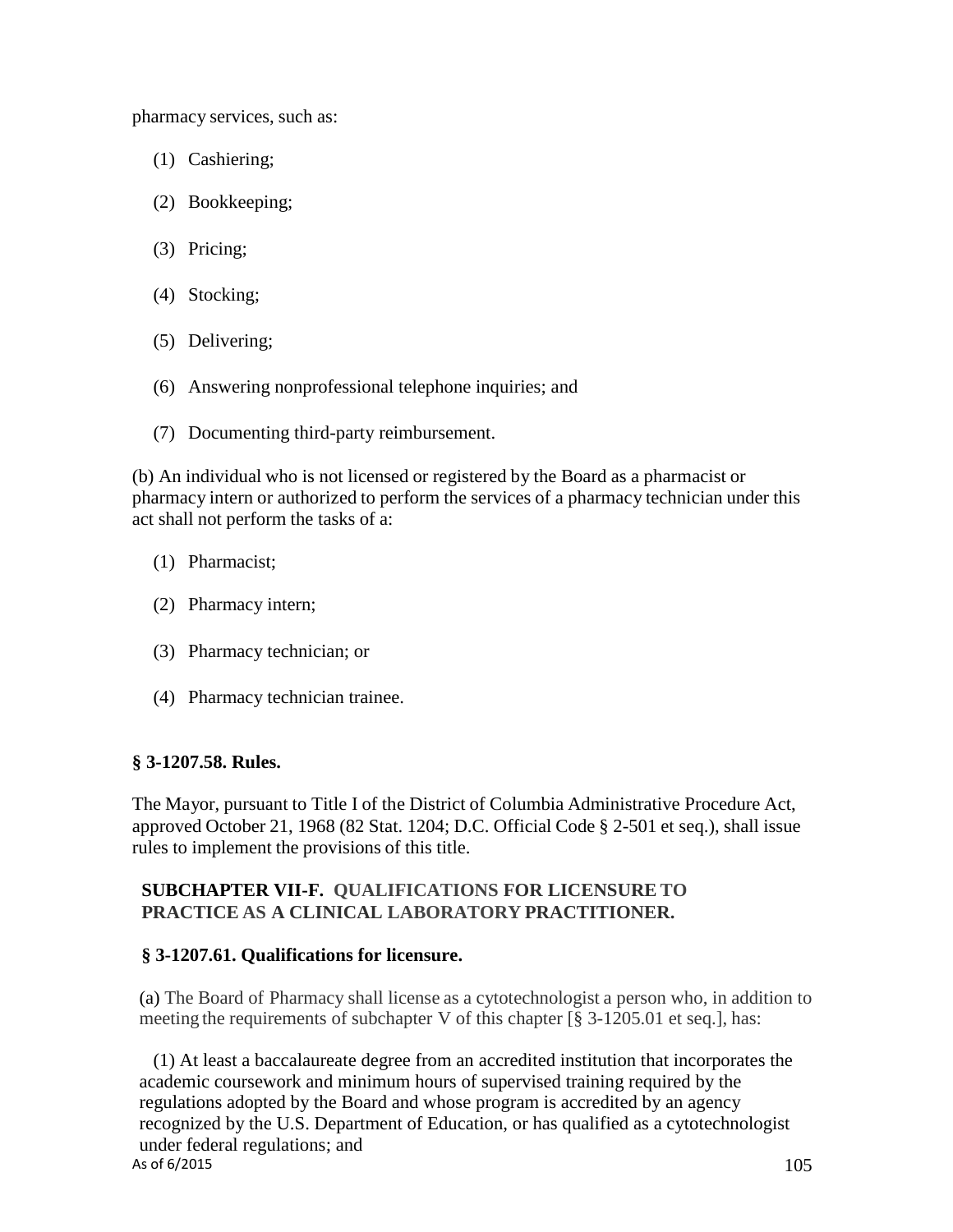pharmacy services, such as:

(1) Cashiering;

(2) Bookkeeping;

(3) Pricing;

(4) Stocking;

(5) Delivering;

(6) Answering nonprofessional telephone inquiries; and

(7) Documenting third-party reimbursement.

(b) An individual who is not licensed or registered by the Board as a pharmacist or pharmacy intern or authorized to perform the services of a pharmacy technician under this act shall not perform the tasks of a:

(1) Pharmacist;

(2) Pharmacy intern;

(3) Pharmacy technician; or

(4) Pharmacy technician trainee.

### § 3-1207.58. Rules.

The Mayor, pursuant to Title I of the District of Columbia Administrative Procedure Act, approved October 21, 1968 (82 Stat. 1204; D.C. Official Code § 2-501 et seq.), shall issue rules to implement the provisions of this title.

## SUBCHAPTER VII-F. QUALIFICATIONS FOR LICENSURE TO PRACTICE AS A CLINICAL LABORATORY PRACTITIONER.

### § 3-1207.61. Qualifications for licensure.

(a) The Board of Pharmacy shall license as a cytotechnologist a person who, in addition to meeting the requirements of subchapter V of this chapter [§ 3-1205.01 et seq.], has:

(1) At least a baccalaureate degree from an accredited institution that incorporates the academic coursework and minimum hours of supervised training required by the regulations adopted by the Board and whose program is accredited by an agency recognized by the U.S. Department of Education, or has qualified as a cytotechnologist under federal regulations; and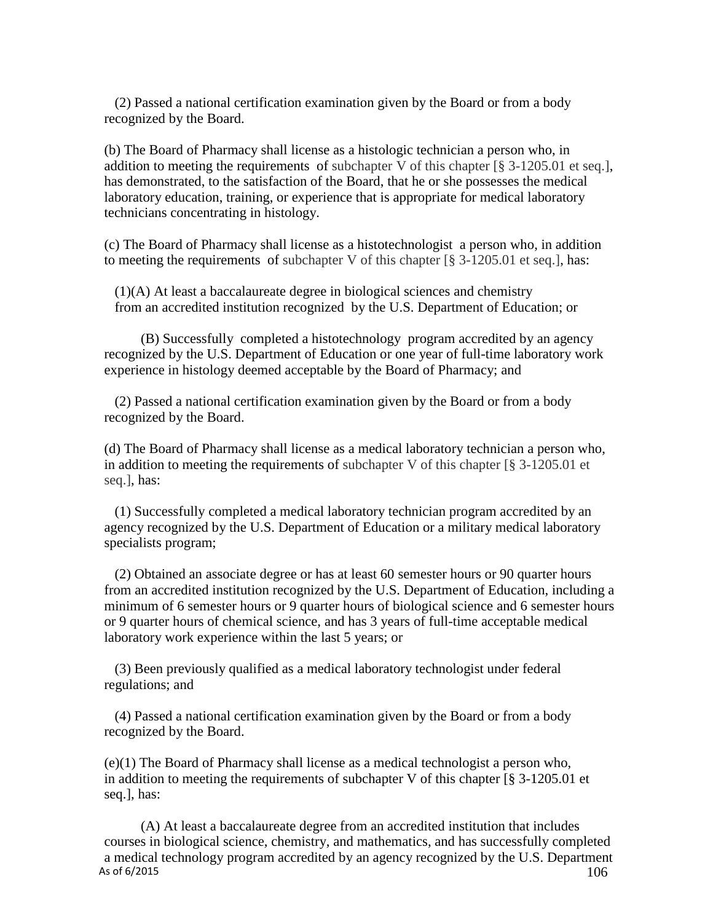(2) Passed a national certification examination given by the Board or from a body recognized by the Board.

(b) The Board of Pharmacy shall license as a histologic technician a person who, in addition to meeting the requirements of subchapter V of this chapter [§ 3-1205.01 et seq.], has demonstrated, to the satisfaction of the Board, that he or she possesses the medical laboratory education, training, or experience that is appropriate for medical laboratory technicians concentrating in histology.

(c) The Board of Pharmacy shall license as a histotechnologist a person who, in addition to meeting the requirements of subchapter V of this chapter [§ 3-1205.01 et seq.], has:

(1)(A) At least a baccalaureate degree in biological sciences and chemistry from an accredited institution recognized by the U.S. Department of Education; or

(B) Successfully completed a histotechnology program accredited by an agency recognized by the U.S. Department of Education or one year of full-time laboratory work experience in histology deemed acceptable by the Board of Pharmacy; and

(2) Passed a national certification examination given by the Board or from a body recognized by the Board.

(d) The Board of Pharmacy shall license as a medical laboratory technician a person who, in addition to meeting the requirements of subchapter V of this chapter [§ 3-1205.01 et seq.], has:

(1) Successfully completed a medical laboratory technician program accredited by an agency recognized by the U.S. Department of Education or a military medical laboratory specialists program;

(2) Obtained an associate degree or has at least 60 semester hours or 90 quarter hours from an accredited institution recognized by the U.S. Department of Education, including a minimum of 6 semester hours or 9 quarter hours of biological science and 6 semester hours or 9 quarter hours of chemical science, and has 3 years of full-time acceptable medical laboratory work experience within the last 5 years; or

(3) Been previously qualified as a medical laboratory technologist under federal regulations; and

(4) Passed a national certification examination given by the Board or from a body recognized by the Board.

(e)(1) The Board of Pharmacy shall license as a medical technologist a person who, in addition to meeting the requirements of subchapter V of this chapter [§ 3-1205.01 et seq.], has:

(A) At least a baccalaureate degree from an accredited institution that includes courses in biological science, chemistry, and mathematics, and has successfully completed a medical technology program accredited by an agency recognized by the U.S. Department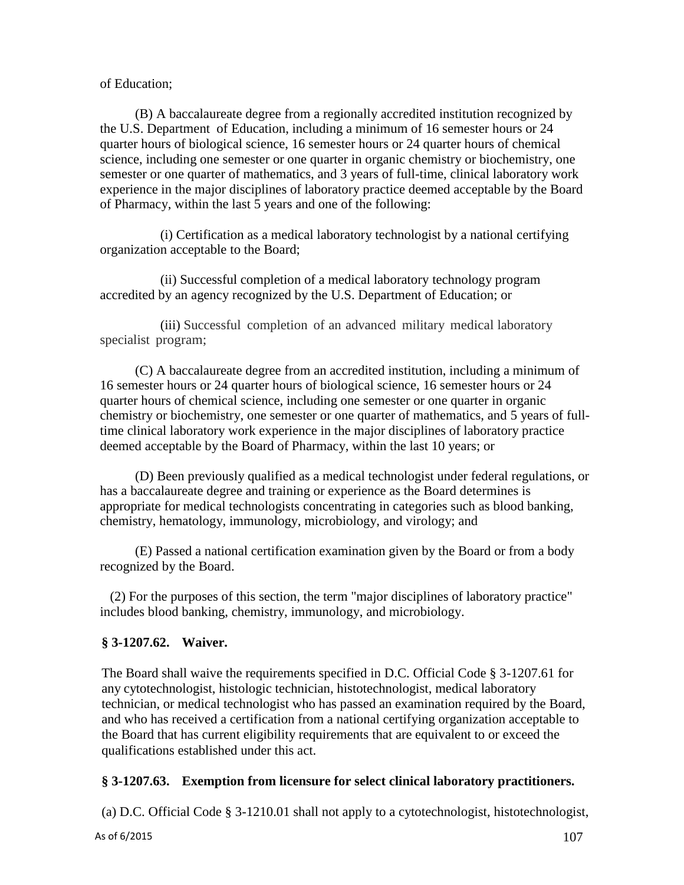of Education;

(B) A baccalaureate degree from a regionally accredited institution recognized by the U.S. Department of Education, including a minimum of 16 semester hours or 24 quarter hours of biological science, 16 semester hours or 24 quarter hours of chemical science, including one semester or one quarter in organic chemistry or biochemistry, one semester or one quarter of mathematics, and 3 years of full-time, clinical laboratory work experience in the major disciplines of laboratory practice deemed acceptable by the Board of Pharmacy, within the last 5 years and one of the following:

(i) Certification as a medical laboratory technologist by a national certifying organization acceptable to the Board;

(ii) Successful completion of a medical laboratory technology program accredited by an agency recognized by the U.S. Department of Education; or

(iii) Successful completion of an advanced military medical laboratory specialist program;

(C) A baccalaureate degree from an accredited institution, including a minimum of 16 semester hours or 24 quarter hours of biological science, 16 semester hours or 24 quarter hours of chemical science, including one semester or one quarter in organic chemistry or biochemistry, one semester or one quarter of mathematics, and 5 years of full-time clinical laboratory work experience in the major disciplines of laboratory practice deemed acceptable by the Board of Pharmacy, within the last 10 years; or

(D) Been previously qualified as a medical technologist under federal regulations, or has a baccalaureate degree and training or experience as the Board determines is appropriate for medical technologists concentrating in categories such as blood banking, chemistry, hematology, immunology, microbiology, and virology; and

(E) Passed a national certification examination given by the Board or from a body recognized by the Board.

(2) For the purposes of this section, the term "major disciplines of laboratory practice" includes blood banking, chemistry, immunology, and microbiology.

### § 3-1207.62. Waiver.

The Board shall waive the requirements specified in D.C. Official Code § 3-1207.61 for any cytotechnologist, histologic technician, histotechnologist, medical laboratory technician, or medical technologist who has passed an examination required by the Board, and who has received a certification from a national certifying organization acceptable to the Board that has current eligibility requirements that are equivalent to or exceed the qualifications established under this act.

### § 3-1207.63. Exemption from licensure for select clinical laboratory practitioners.

(a) D.C. Official Code § 3-1210.01 shall not apply to a cytotechnologist, histotechnologist,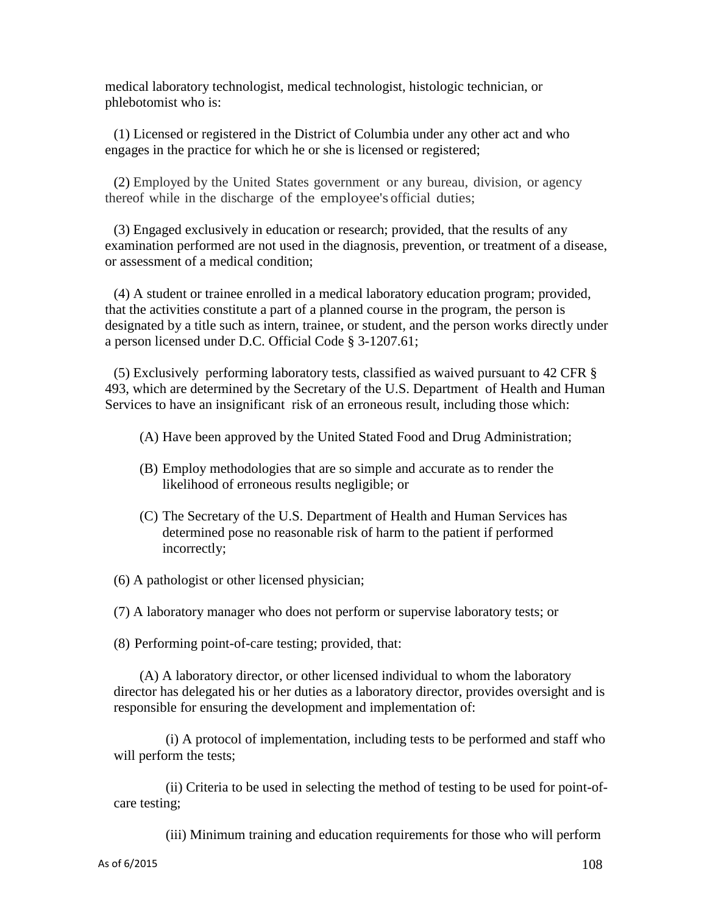medical laboratory technologist, medical technologist, histologic technician, or phlebotomist who is:

(1) Licensed or registered in the District of Columbia under any other act and who engages in the practice for which he or she is licensed or registered;

(2) Employed by the United States government or any bureau, division, or agency thereof while in the discharge of the employee's official duties;

(3) Engaged exclusively in education or research; provided, that the results of any examination performed are not used in the diagnosis, prevention, or treatment of a disease, or assessment of a medical condition;

(4) A student or trainee enrolled in a medical laboratory education program; provided, that the activities constitute a part of a planned course in the program, the person is designated by a title such as intern, trainee, or student, and the person works directly under a person licensed under D.C. Official Code § 3-1207.61;

(5) Exclusively performing laboratory tests, classified as waived pursuant to 42 CFR § 493, which are determined by the Secretary of the U.S. Department of Health and Human Services to have an insignificant risk of an erroneous result, including those which:

(A) Have been approved by the United Stated Food and Drug Administration;

(B) Employ methodologies that are so simple and accurate as to render the likelihood of erroneous results negligible; or

(C) The Secretary of the U.S. Department of Health and Human Services has determined pose no reasonable risk of harm to the patient if performed incorrectly;

(6) A pathologist or other licensed physician;

(7) A laboratory manager who does not perform or supervise laboratory tests; or

(8) Performing point-of-care testing; provided, that:

(A) A laboratory director, or other licensed individual to whom the laboratory director has delegated his or her duties as a laboratory director, provides oversight and is responsible for ensuring the development and implementation of:

(i) A protocol of implementation, including tests to be performed and staff who will perform the tests;

(ii) Criteria to be used in selecting the method of testing to be used for point-of-care testing;

(iii) Minimum training and education requirements for those who will perform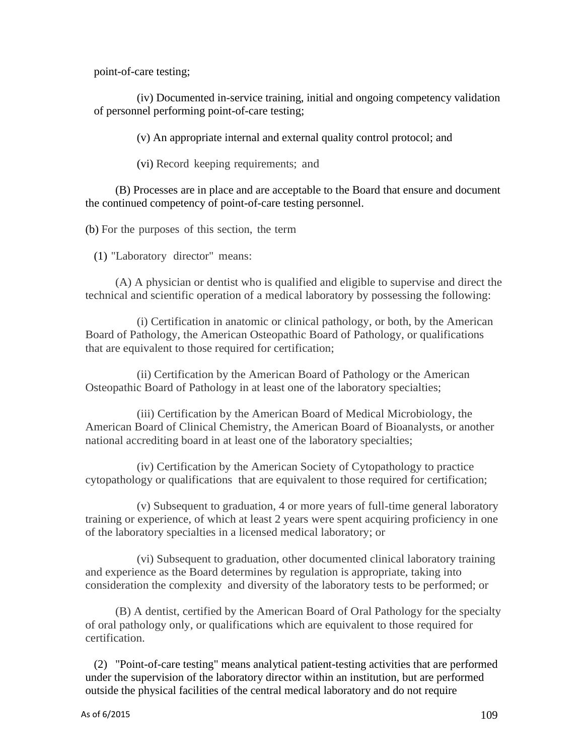point-of-care testing;

(iv) Documented in-service training, initial and ongoing competency validation of personnel performing point-of-care testing;

(v) An appropriate internal and external quality control protocol; and

(vi) Record keeping requirements; and

(B) Processes are in place and are acceptable to the Board that ensure and document the continued competency of point-of-care testing personnel.

(b) For the purposes of this section, the term

(1) "Laboratory director" means:

(A) A physician or dentist who is qualified and eligible to supervise and direct the technical and scientific operation of a medical laboratory by possessing the following:

(i) Certification in anatomic or clinical pathology, or both, by the American Board of Pathology, the American Osteopathic Board of Pathology, or qualifications that are equivalent to those required for certification;

(ii) Certification by the American Board of Pathology or the American Osteopathic Board of Pathology in at least one of the laboratory specialties;

(iii) Certification by the American Board of Medical Microbiology, the American Board of Clinical Chemistry, the American Board of Bioanalysts, or another national accrediting board in at least one of the laboratory specialties;

(iv) Certification by the American Society of Cytopathology to practice cytopathology or qualifications that are equivalent to those required for certification;

(v) Subsequent to graduation, 4 or more years of full-time general laboratory training or experience, of which at least 2 years were spent acquiring proficiency in one of the laboratory specialties in a licensed medical laboratory; or

(vi) Subsequent to graduation, other documented clinical laboratory training and experience as the Board determines by regulation is appropriate, taking into consideration the complexity and diversity of the laboratory tests to be performed; or

(B) A dentist, certified by the American Board of Oral Pathology for the specialty of oral pathology only, or qualifications which are equivalent to those required for certification.

(2) "Point-of-care testing" means analytical patient-testing activities that are performed under the supervision of the laboratory director within an institution, but are performed outside the physical facilities of the central medical laboratory and do not require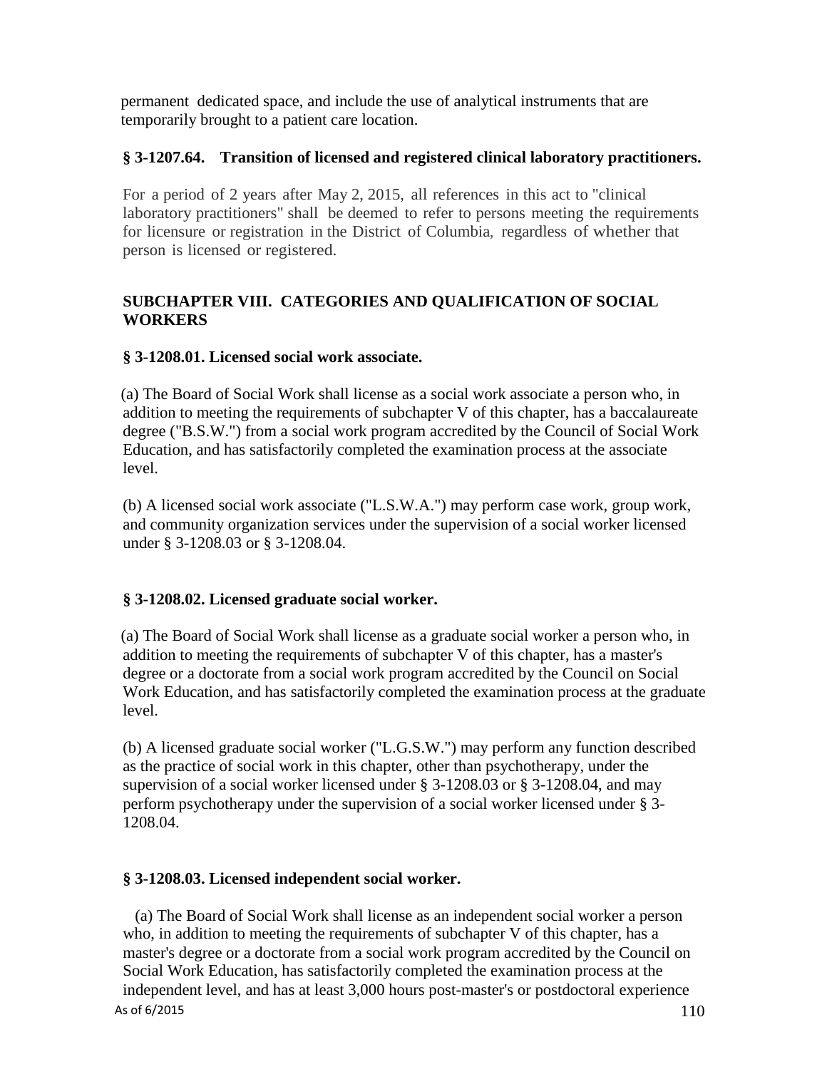permanent dedicated space, and include the use of analytical instruments that are temporarily brought to a patient care location.

### § 3-1207.64. Transition of licensed and registered clinical laboratory practitioners.

For a period of 2 years after May 2, 2015, all references in this act to "clinical laboratory practitioners" shall be deemed to refer to persons meeting the requirements for licensure or registration in the District of Columbia, regardless of whether that person is licensed or registered.

## SUBCHAPTER VIII. CATEGORIES AND QUALIFICATION OF SOCIAL WORKERS

### § 3-1208.01. Licensed social work associate.

(a) The Board of Social Work shall license as a social work associate a person who, in addition to meeting the requirements of subchapter V of this chapter, has a baccalaureate degree ("B.S.W.") from a social work program accredited by the Council of Social Work Education, and has satisfactorily completed the examination process at the associate level.

(b) A licensed social work associate ("L.S.W.A.") may perform case work, group work, and community organization services under the supervision of a social worker licensed under § 3-1208.03 or § 3-1208.04.

### § 3-1208.02. Licensed graduate social worker.

(a) The Board of Social Work shall license as a graduate social worker a person who, in addition to meeting the requirements of subchapter V of this chapter, has a master's degree or a doctorate from a social work program accredited by the Council on Social Work Education, and has satisfactorily completed the examination process at the graduate level.

(b) A licensed graduate social worker ("L.G.S.W.") may perform any function described as the practice of social work in this chapter, other than psychotherapy, under the supervision of a social worker licensed under § 3-1208.03 or § 3-1208.04, and may perform psychotherapy under the supervision of a social worker licensed under § 3-1208.04.

### § 3-1208.03. Licensed independent social worker.

(a) The Board of Social Work shall license as an independent social worker a person who, in addition to meeting the requirements of subchapter V of this chapter, has a master's degree or a doctorate from a social work program accredited by the Council on Social Work Education, has satisfactorily completed the examination process at the independent level, and has at least 3,000 hours post-master's or postdoctoral experience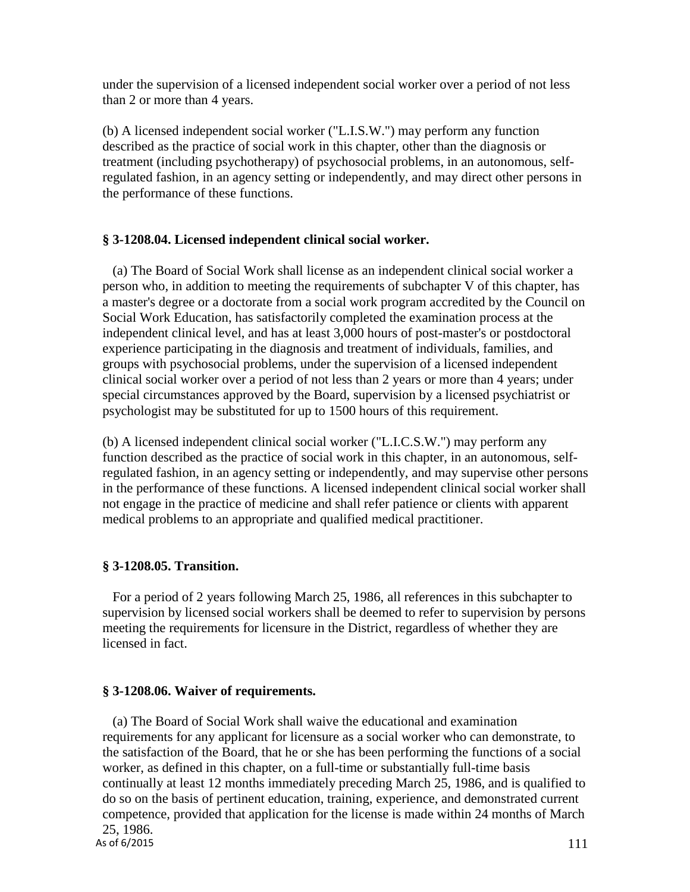under the supervision of a licensed independent social worker over a period of not less than 2 or more than 4 years.

(b) A licensed independent social worker ("L.I.S.W.") may perform any function described as the practice of social work in this chapter, other than the diagnosis or treatment (including psychotherapy) of psychosocial problems, in an autonomous, self-regulated fashion, in an agency setting or independently, and may direct other persons in the performance of these functions.

### § 3-1208.04. Licensed independent clinical social worker.

(a) The Board of Social Work shall license as an independent clinical social worker a person who, in addition to meeting the requirements of subchapter V of this chapter, has a master's degree or a doctorate from a social work program accredited by the Council on Social Work Education, has satisfactorily completed the examination process at the independent clinical level, and has at least 3,000 hours of post-master's or postdoctoral experience participating in the diagnosis and treatment of individuals, families, and groups with psychosocial problems, under the supervision of a licensed independent clinical social worker over a period of not less than 2 years or more than 4 years; under special circumstances approved by the Board, supervision by a licensed psychiatrist or psychologist may be substituted for up to 1500 hours of this requirement.

(b) A licensed independent clinical social worker ("L.I.C.S.W.") may perform any function described as the practice of social work in this chapter, in an autonomous, self-regulated fashion, in an agency setting or independently, and may supervise other persons in the performance of these functions. A licensed independent clinical social worker shall not engage in the practice of medicine and shall refer patience or clients with apparent medical problems to an appropriate and qualified medical practitioner.

### § 3-1208.05. Transition.

For a period of 2 years following March 25, 1986, all references in this subchapter to supervision by licensed social workers shall be deemed to refer to supervision by persons meeting the requirements for licensure in the District, regardless of whether they are licensed in fact.

### § 3-1208.06. Waiver of requirements.

(a) The Board of Social Work shall waive the educational and examination requirements for any applicant for licensure as a social worker who can demonstrate, to the satisfaction of the Board, that he or she has been performing the functions of a social worker, as defined in this chapter, on a full-time or substantially full-time basis continually at least 12 months immediately preceding March 25, 1986, and is qualified to do so on the basis of pertinent education, training, experience, and demonstrated current competence, provided that application for the license is made within 24 months of March 25, 1986.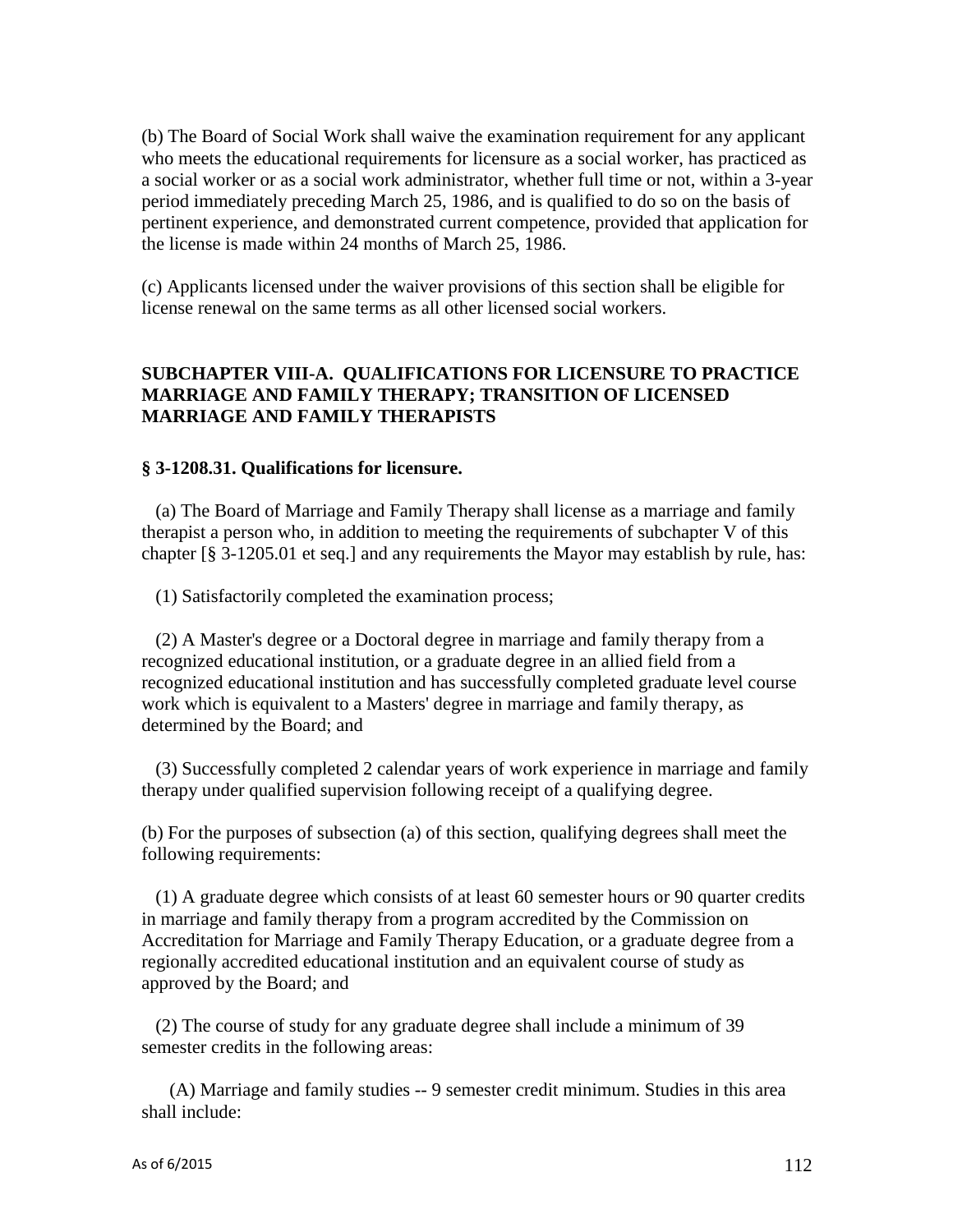(b) The Board of Social Work shall waive the examination requirement for any applicant who meets the educational requirements for licensure as a social worker, has practiced as a social worker or as a social work administrator, whether full time or not, within a 3-year period immediately preceding March 25, 1986, and is qualified to do so on the basis of pertinent experience, and demonstrated current competence, provided that application for the license is made within 24 months of March 25, 1986.

(c) Applicants licensed under the waiver provisions of this section shall be eligible for license renewal on the same terms as all other licensed social workers.

## SUBCHAPTER VIII-A. QUALIFICATIONS FOR LICENSURE TO PRACTICE MARRIAGE AND FAMILY THERAPY; TRANSITION OF LICENSED MARRIAGE AND FAMILY THERAPISTS

### § 3-1208.31. Qualifications for licensure.

(a) The Board of Marriage and Family Therapy shall license as a marriage and family therapist a person who, in addition to meeting the requirements of subchapter V of this chapter [§ 3-1205.01 et seq.] and any requirements the Mayor may establish by rule, has:

(1) Satisfactorily completed the examination process;

(2) A Master's degree or a Doctoral degree in marriage and family therapy from a recognized educational institution, or a graduate degree in an allied field from a recognized educational institution and has successfully completed graduate level course work which is equivalent to a Masters' degree in marriage and family therapy, as determined by the Board; and

(3) Successfully completed 2 calendar years of work experience in marriage and family therapy under qualified supervision following receipt of a qualifying degree.

(b) For the purposes of subsection (a) of this section, qualifying degrees shall meet the following requirements:

(1) A graduate degree which consists of at least 60 semester hours or 90 quarter credits in marriage and family therapy from a program accredited by the Commission on Accreditation for Marriage and Family Therapy Education, or a graduate degree from a regionally accredited educational institution and an equivalent course of study as approved by the Board; and

(2) The course of study for any graduate degree shall include a minimum of 39 semester credits in the following areas:

(A) Marriage and family studies -- 9 semester credit minimum. Studies in this area shall include: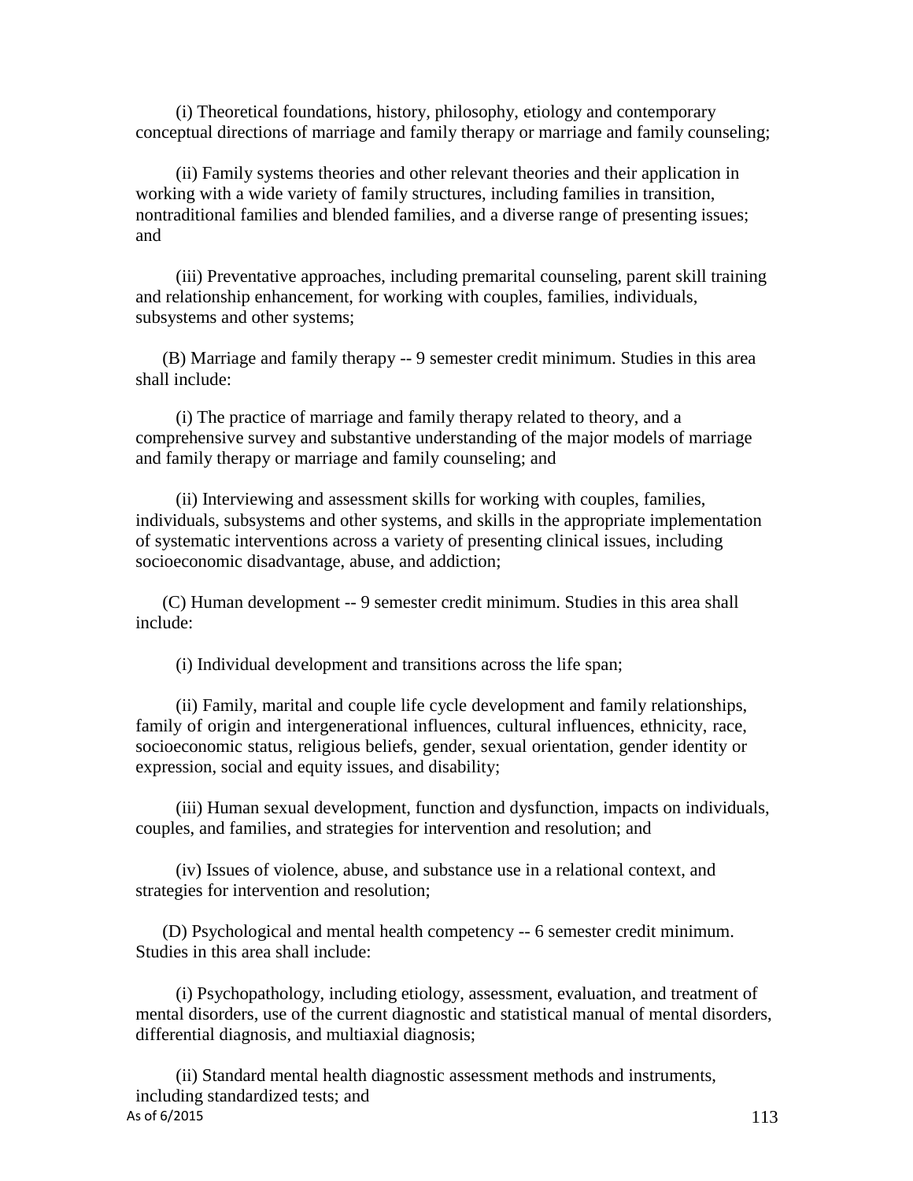(i) Theoretical foundations, history, philosophy, etiology and contemporary conceptual directions of marriage and family therapy or marriage and family counseling;

(ii) Family systems theories and other relevant theories and their application in working with a wide variety of family structures, including families in transition, nontraditional families and blended families, and a diverse range of presenting issues; and

(iii) Preventative approaches, including premarital counseling, parent skill training and relationship enhancement, for working with couples, families, individuals, subsystems and other systems;

(B) Marriage and family therapy -- 9 semester credit minimum. Studies in this area shall include:

(i) The practice of marriage and family therapy related to theory, and a comprehensive survey and substantive understanding of the major models of marriage and family therapy or marriage and family counseling; and

(ii) Interviewing and assessment skills for working with couples, families, individuals, subsystems and other systems, and skills in the appropriate implementation of systematic interventions across a variety of presenting clinical issues, including socioeconomic disadvantage, abuse, and addiction;

(C) Human development -- 9 semester credit minimum. Studies in this area shall include:

(i) Individual development and transitions across the life span;

(ii) Family, marital and couple life cycle development and family relationships, family of origin and intergenerational influences, cultural influences, ethnicity, race, socioeconomic status, religious beliefs, gender, sexual orientation, gender identity or expression, social and equity issues, and disability;

(iii) Human sexual development, function and dysfunction, impacts on individuals, couples, and families, and strategies for intervention and resolution; and

(iv) Issues of violence, abuse, and substance use in a relational context, and strategies for intervention and resolution;

(D) Psychological and mental health competency -- 6 semester credit minimum. Studies in this area shall include:

(i) Psychopathology, including etiology, assessment, evaluation, and treatment of mental disorders, use of the current diagnostic and statistical manual of mental disorders, differential diagnosis, and multiaxial diagnosis;

(ii) Standard mental health diagnostic assessment methods and instruments, including standardized tests; and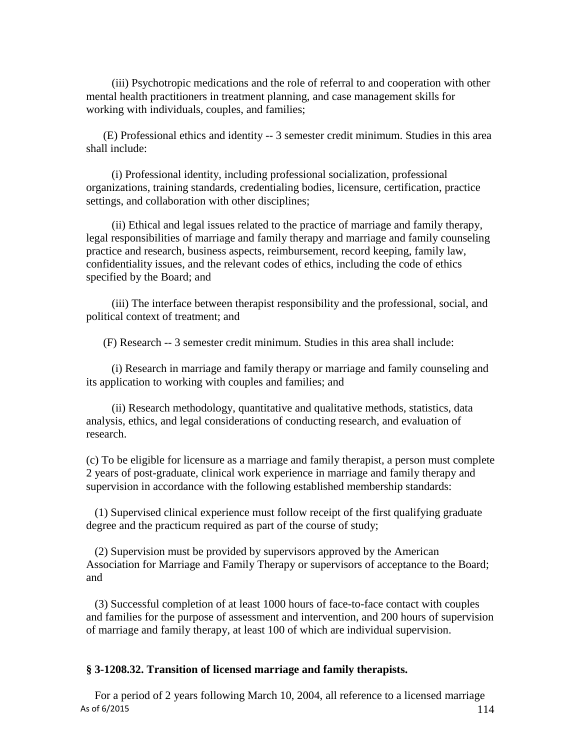(iii) Psychotropic medications and the role of referral to and cooperation with other mental health practitioners in treatment planning, and case management skills for working with individuals, couples, and families;

(E) Professional ethics and identity -- 3 semester credit minimum. Studies in this area shall include:

(i) Professional identity, including professional socialization, professional organizations, training standards, credentialing bodies, licensure, certification, practice settings, and collaboration with other disciplines;

(ii) Ethical and legal issues related to the practice of marriage and family therapy, legal responsibilities of marriage and family therapy and marriage and family counseling practice and research, business aspects, reimbursement, record keeping, family law, confidentiality issues, and the relevant codes of ethics, including the code of ethics specified by the Board; and

(iii) The interface between therapist responsibility and the professional, social, and political context of treatment; and

(F) Research -- 3 semester credit minimum. Studies in this area shall include:

(i) Research in marriage and family therapy or marriage and family counseling and its application to working with couples and families; and

(ii) Research methodology, quantitative and qualitative methods, statistics, data analysis, ethics, and legal considerations of conducting research, and evaluation of research.

(c) To be eligible for licensure as a marriage and family therapist, a person must complete 2 years of post-graduate, clinical work experience in marriage and family therapy and supervision in accordance with the following established membership standards:

(1) Supervised clinical experience must follow receipt of the first qualifying graduate degree and the practicum required as part of the course of study;

(2) Supervision must be provided by supervisors approved by the American Association for Marriage and Family Therapy or supervisors of acceptance to the Board; and

(3) Successful completion of at least 1000 hours of face-to-face contact with couples and families for the purpose of assessment and intervention, and 200 hours of supervision of marriage and family therapy, at least 100 of which are individual supervision.

**§ 3-1208.32. Transition of licensed marriage and family therapists.**

For a period of 2 years following March 10, 2004, all reference to a licensed marriage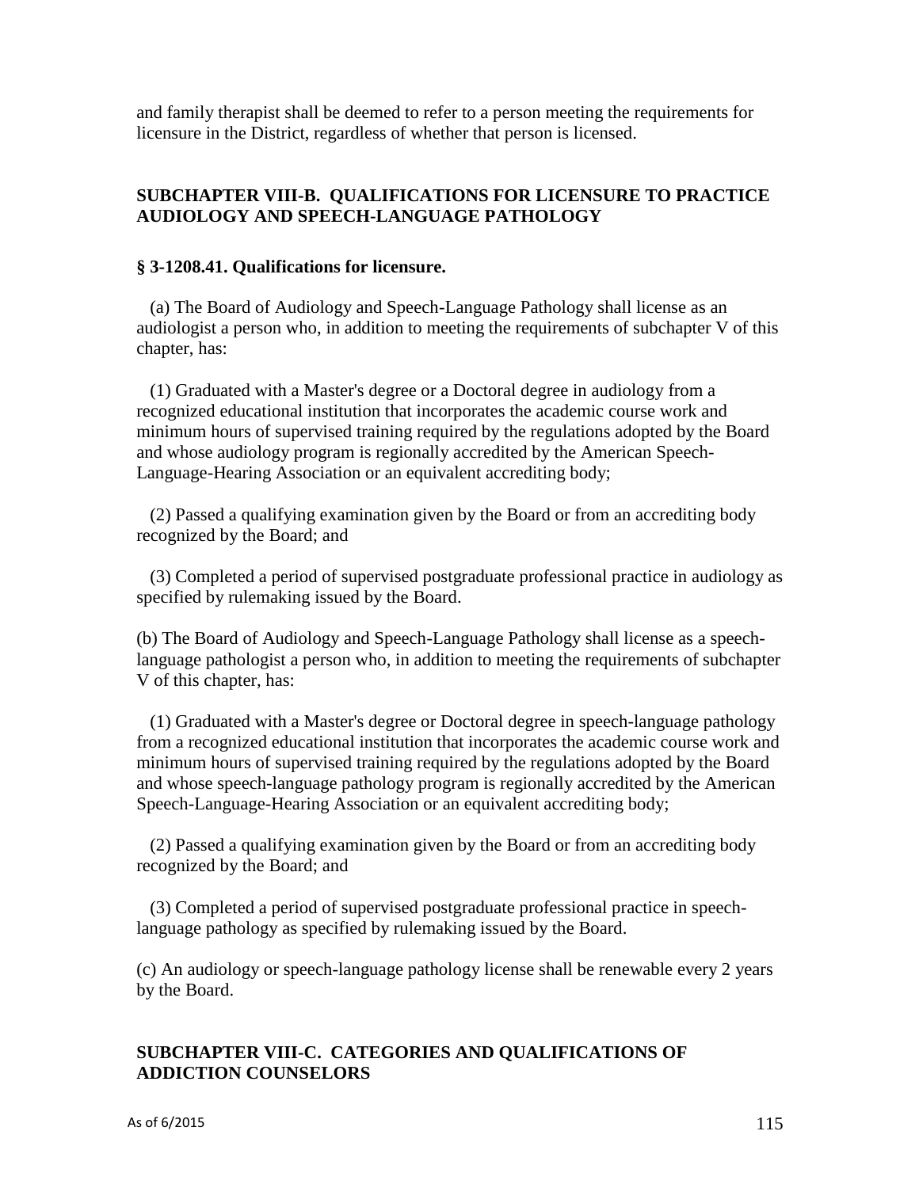and family therapist shall be deemed to refer to a person meeting the requirements for licensure in the District, regardless of whether that person is licensed.

## SUBCHAPTER VIII-B. QUALIFICATIONS FOR LICENSURE TO PRACTICE AUDIOLOGY AND SPEECH-LANGUAGE PATHOLOGY

### § 3-1208.41. Qualifications for licensure.

(a) The Board of Audiology and Speech-Language Pathology shall license as an audiologist a person who, in addition to meeting the requirements of subchapter V of this chapter, has:

(1) Graduated with a Master's degree or a Doctoral degree in audiology from a recognized educational institution that incorporates the academic course work and minimum hours of supervised training required by the regulations adopted by the Board and whose audiology program is regionally accredited by the American Speech-Language-Hearing Association or an equivalent accrediting body;

(2) Passed a qualifying examination given by the Board or from an accrediting body recognized by the Board; and

(3) Completed a period of supervised postgraduate professional practice in audiology as specified by rulemaking issued by the Board.

(b) The Board of Audiology and Speech-Language Pathology shall license as a speech-language pathologist a person who, in addition to meeting the requirements of subchapter V of this chapter, has:

(1) Graduated with a Master's degree or Doctoral degree in speech-language pathology from a recognized educational institution that incorporates the academic course work and minimum hours of supervised training required by the regulations adopted by the Board and whose speech-language pathology program is regionally accredited by the American Speech-Language-Hearing Association or an equivalent accrediting body;

(2) Passed a qualifying examination given by the Board or from an accrediting body recognized by the Board; and

(3) Completed a period of supervised postgraduate professional practice in speech-language pathology as specified by rulemaking issued by the Board.

(c) An audiology or speech-language pathology license shall be renewable every 2 years by the Board.

## SUBCHAPTER VIII-C. CATEGORIES AND QUALIFICATIONS OF ADDICTION COUNSELORS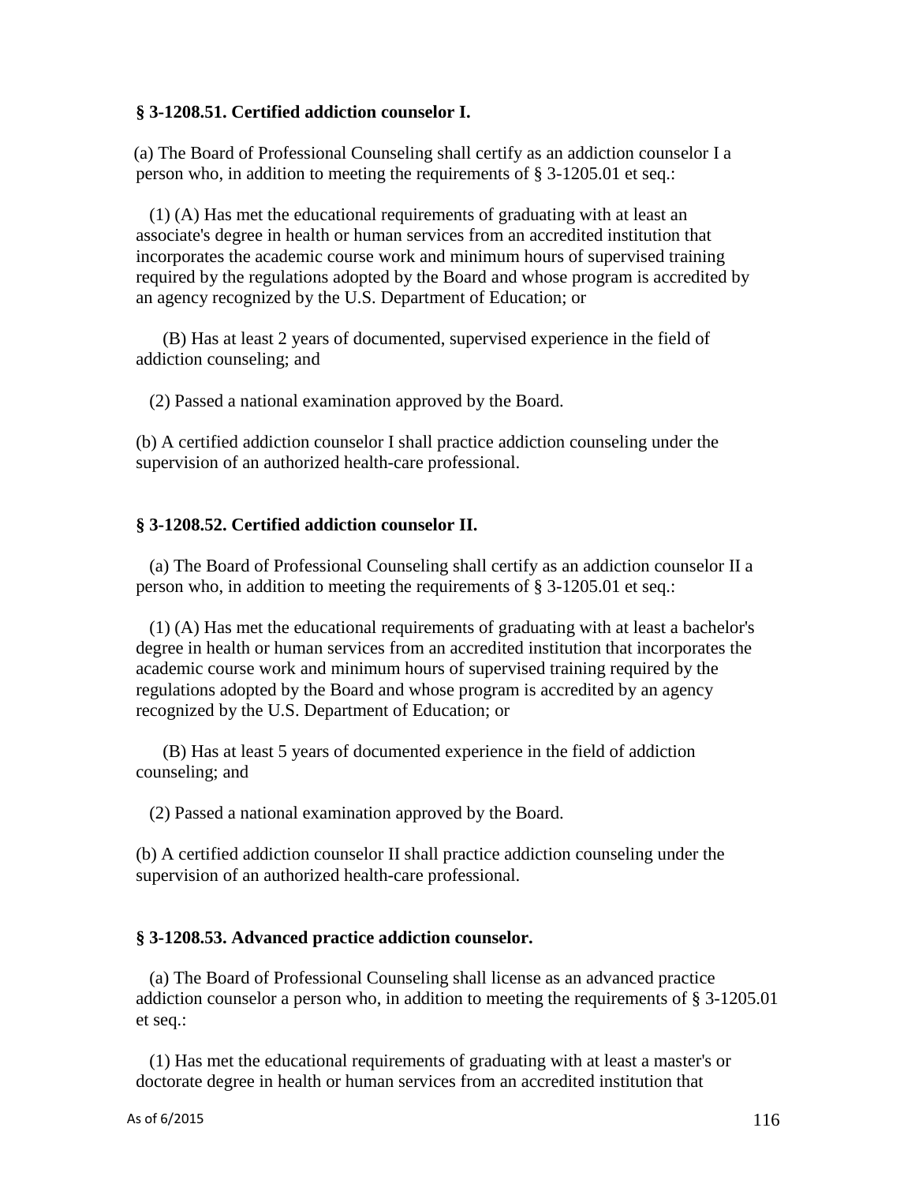**§ 3-1208.51. Certified addiction counselor I.**

(a) The Board of Professional Counseling shall certify as an addiction counselor I a person who, in addition to meeting the requirements of § 3-1205.01 et seq.:

(1) (A) Has met the educational requirements of graduating with at least an associate's degree in health or human services from an accredited institution that incorporates the academic course work and minimum hours of supervised training required by the regulations adopted by the Board and whose program is accredited by an agency recognized by the U.S. Department of Education; or

(B) Has at least 2 years of documented, supervised experience in the field of addiction counseling; and

(2) Passed a national examination approved by the Board.

(b) A certified addiction counselor I shall practice addiction counseling under the supervision of an authorized health-care professional.

**§ 3-1208.52. Certified addiction counselor II.**

(a) The Board of Professional Counseling shall certify as an addiction counselor II a person who, in addition to meeting the requirements of § 3-1205.01 et seq.:

(1) (A) Has met the educational requirements of graduating with at least a bachelor's degree in health or human services from an accredited institution that incorporates the academic course work and minimum hours of supervised training required by the regulations adopted by the Board and whose program is accredited by an agency recognized by the U.S. Department of Education; or

(B) Has at least 5 years of documented experience in the field of addiction counseling; and

(2) Passed a national examination approved by the Board.

(b) A certified addiction counselor II shall practice addiction counseling under the supervision of an authorized health-care professional.

**§ 3-1208.53. Advanced practice addiction counselor.**

(a) The Board of Professional Counseling shall license as an advanced practice addiction counselor a person who, in addition to meeting the requirements of § 3-1205.01 et seq.:

(1) Has met the educational requirements of graduating with at least a master's or doctorate degree in health or human services from an accredited institution that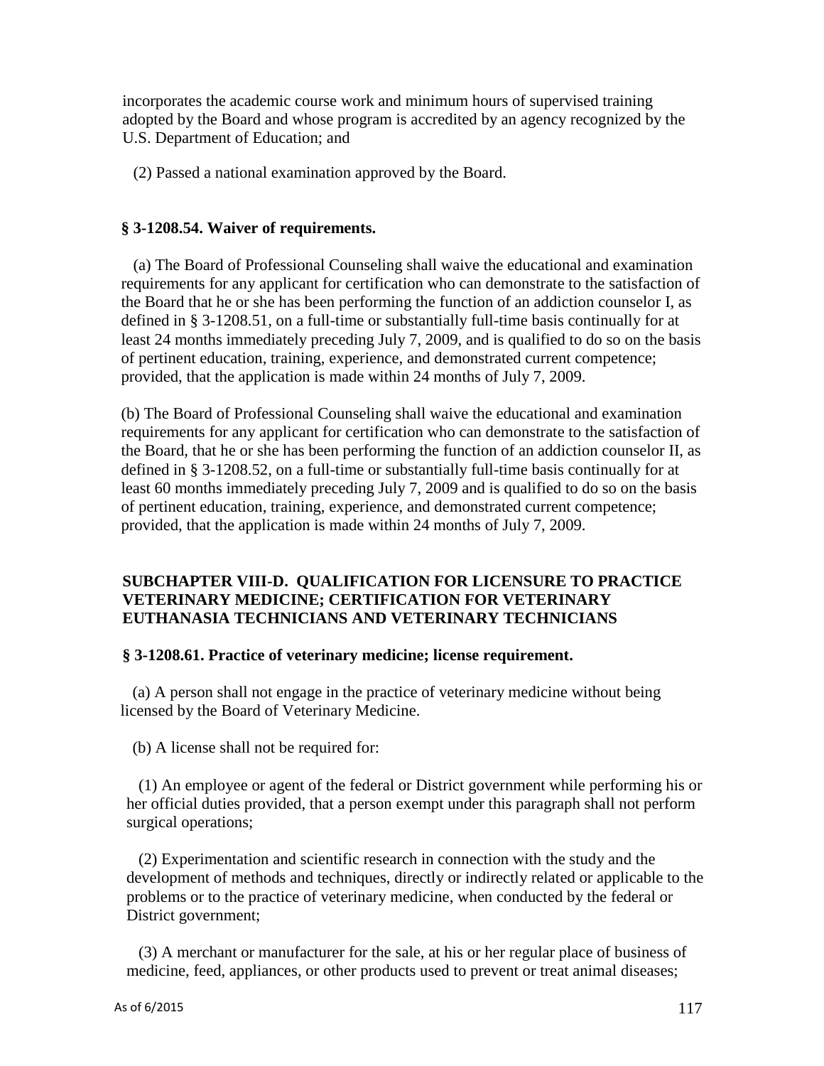incorporates the academic course work and minimum hours of supervised training adopted by the Board and whose program is accredited by an agency recognized by the U.S. Department of Education; and

(2) Passed a national examination approved by the Board.

### § 3-1208.54. Waiver of requirements.

(a) The Board of Professional Counseling shall waive the educational and examination requirements for any applicant for certification who can demonstrate to the satisfaction of the Board that he or she has been performing the function of an addiction counselor I, as defined in § 3-1208.51, on a full-time or substantially full-time basis continually for at least 24 months immediately preceding July 7, 2009, and is qualified to do so on the basis of pertinent education, training, experience, and demonstrated current competence; provided, that the application is made within 24 months of July 7, 2009.

(b) The Board of Professional Counseling shall waive the educational and examination requirements for any applicant for certification who can demonstrate to the satisfaction of the Board, that he or she has been performing the function of an addiction counselor II, as defined in § 3-1208.52, on a full-time or substantially full-time basis continually for at least 60 months immediately preceding July 7, 2009 and is qualified to do so on the basis of pertinent education, training, experience, and demonstrated current competence; provided, that the application is made within 24 months of July 7, 2009.

## SUBCHAPTER VIII-D. QUALIFICATION FOR LICENSURE TO PRACTICE VETERINARY MEDICINE; CERTIFICATION FOR VETERINARY EUTHANASIA TECHNICIANS AND VETERINARY TECHNICIANS

### § 3-1208.61. Practice of veterinary medicine; license requirement.

(a) A person shall not engage in the practice of veterinary medicine without being licensed by the Board of Veterinary Medicine.

(b) A license shall not be required for:

(1) An employee or agent of the federal or District government while performing his or her official duties provided, that a person exempt under this paragraph shall not perform surgical operations;

(2) Experimentation and scientific research in connection with the study and the development of methods and techniques, directly or indirectly related or applicable to the problems or to the practice of veterinary medicine, when conducted by the federal or District government;

(3) A merchant or manufacturer for the sale, at his or her regular place of business of medicine, feed, appliances, or other products used to prevent or treat animal diseases;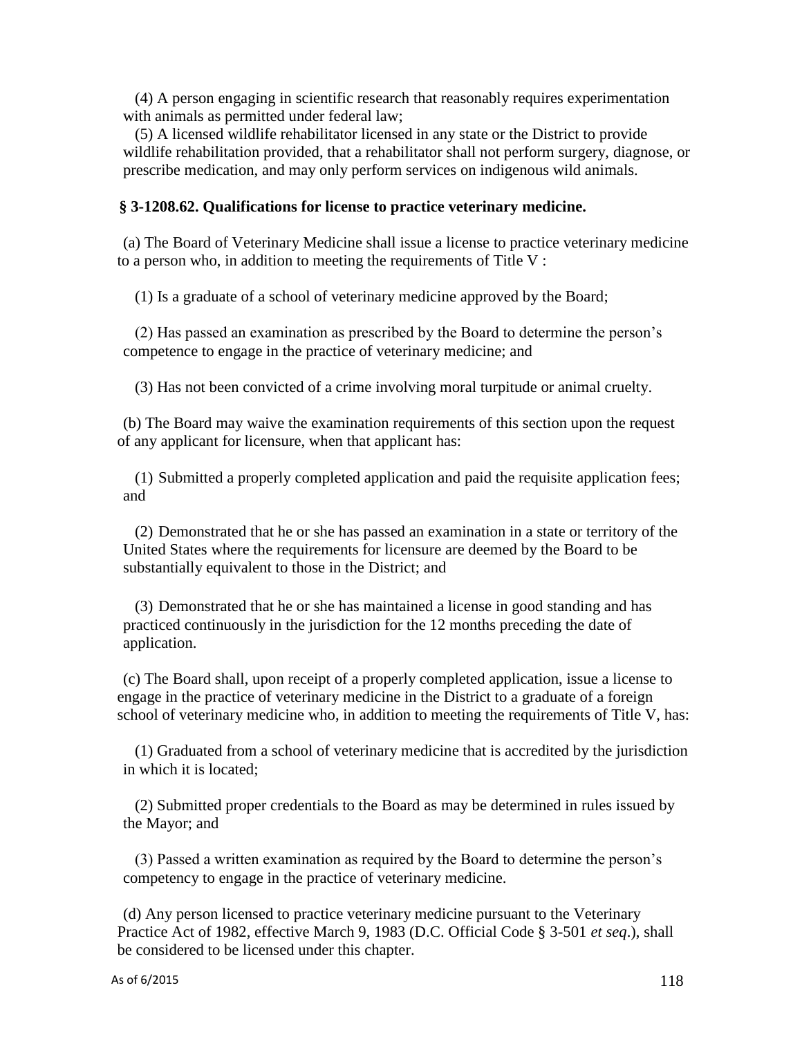(4) A person engaging in scientific research that reasonably requires experimentation with animals as permitted under federal law;

(5) A licensed wildlife rehabilitator licensed in any state or the District to provide wildlife rehabilitation provided, that a rehabilitator shall not perform surgery, diagnose, or prescribe medication, and may only perform services on indigenous wild animals.

### § 3-1208.62. Qualifications for license to practice veterinary medicine.

(a) The Board of Veterinary Medicine shall issue a license to practice veterinary medicine to a person who, in addition to meeting the requirements of Title V :

(1) Is a graduate of a school of veterinary medicine approved by the Board;

(2) Has passed an examination as prescribed by the Board to determine the person's competence to engage in the practice of veterinary medicine; and

(3) Has not been convicted of a crime involving moral turpitude or animal cruelty.

(b) The Board may waive the examination requirements of this section upon the request of any applicant for licensure, when that applicant has:

(1) Submitted a properly completed application and paid the requisite application fees; and

(2) Demonstrated that he or she has passed an examination in a state or territory of the United States where the requirements for licensure are deemed by the Board to be substantially equivalent to those in the District; and

(3) Demonstrated that he or she has maintained a license in good standing and has practiced continuously in the jurisdiction for the 12 months preceding the date of application.

(c) The Board shall, upon receipt of a properly completed application, issue a license to engage in the practice of veterinary medicine in the District to a graduate of a foreign school of veterinary medicine who, in addition to meeting the requirements of Title V, has:

(1) Graduated from a school of veterinary medicine that is accredited by the jurisdiction in which it is located;

(2) Submitted proper credentials to the Board as may be determined in rules issued by the Mayor; and

(3) Passed a written examination as required by the Board to determine the person's competency to engage in the practice of veterinary medicine.

(d) Any person licensed to practice veterinary medicine pursuant to the Veterinary Practice Act of 1982, effective March 9, 1983 (D.C. Official Code § 3-501 *et seq*.), shall be considered to be licensed under this chapter.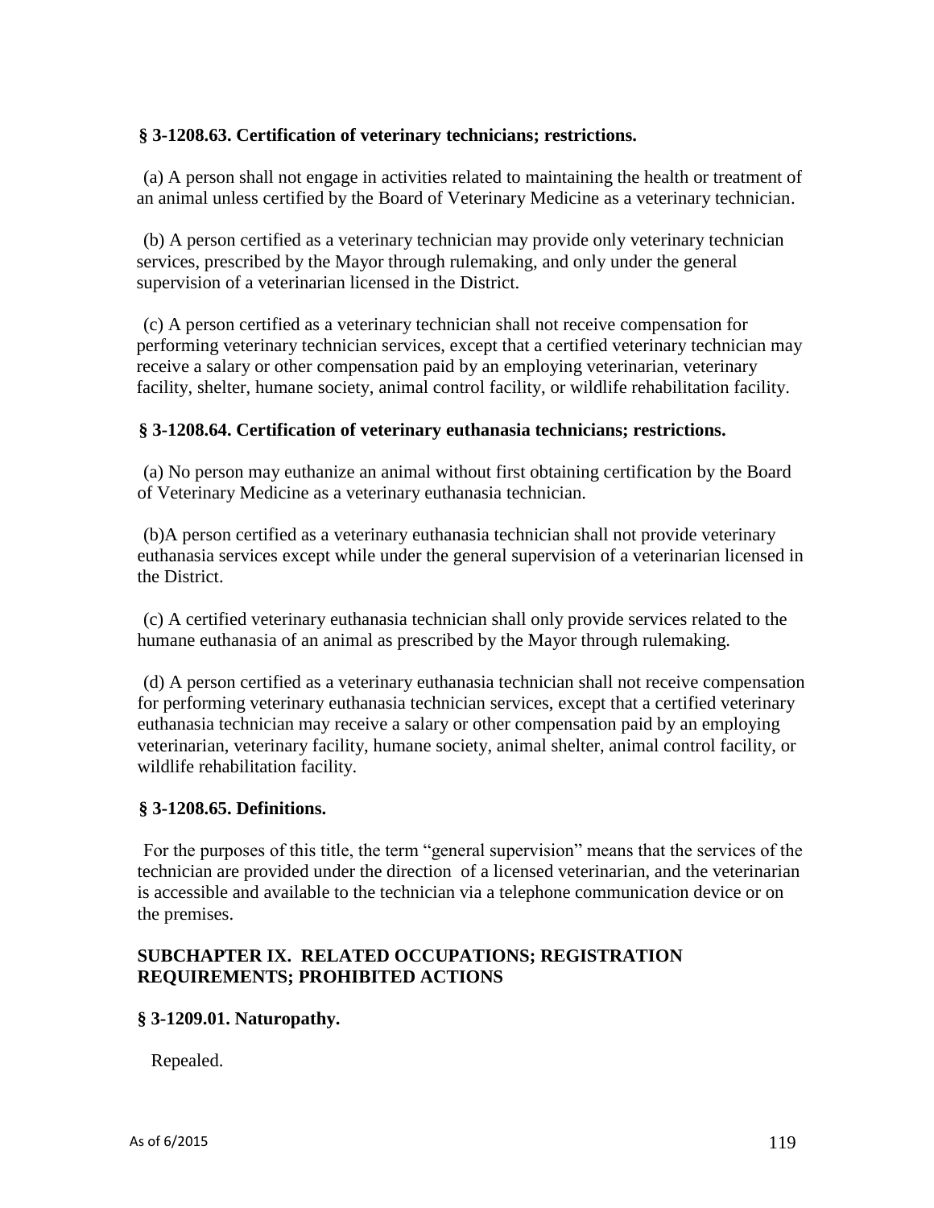### § 3-1208.63. Certification of veterinary technicians; restrictions.

(a) A person shall not engage in activities related to maintaining the health or treatment of an animal unless certified by the Board of Veterinary Medicine as a veterinary technician.

(b) A person certified as a veterinary technician may provide only veterinary technician services, prescribed by the Mayor through rulemaking, and only under the general supervision of a veterinarian licensed in the District.

(c) A person certified as a veterinary technician shall not receive compensation for performing veterinary technician services, except that a certified veterinary technician may receive a salary or other compensation paid by an employing veterinarian, veterinary facility, shelter, humane society, animal control facility, or wildlife rehabilitation facility.

### § 3-1208.64. Certification of veterinary euthanasia technicians; restrictions.

(a) No person may euthanize an animal without first obtaining certification by the Board of Veterinary Medicine as a veterinary euthanasia technician.

(b)A person certified as a veterinary euthanasia technician shall not provide veterinary euthanasia services except while under the general supervision of a veterinarian licensed in the District.

(c) A certified veterinary euthanasia technician shall only provide services related to the humane euthanasia of an animal as prescribed by the Mayor through rulemaking.

(d) A person certified as a veterinary euthanasia technician shall not receive compensation for performing veterinary euthanasia technician services, except that a certified veterinary euthanasia technician may receive a salary or other compensation paid by an employing veterinarian, veterinary facility, humane society, animal shelter, animal control facility, or wildlife rehabilitation facility.

### § 3-1208.65. Definitions.

For the purposes of this title, the term "general supervision" means that the services of the technician are provided under the direction of a licensed veterinarian, and the veterinarian is accessible and available to the technician via a telephone communication device or on the premises.

## SUBCHAPTER IX. RELATED OCCUPATIONS; REGISTRATION REQUIREMENTS; PROHIBITED ACTIONS

### § 3-1209.01. Naturopathy.

Repealed.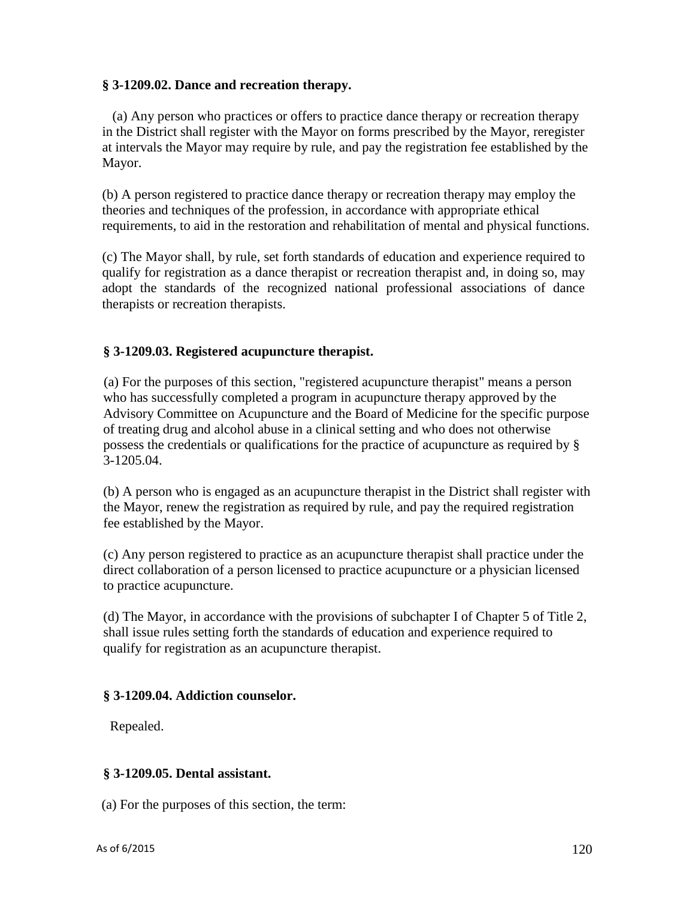**§ 3-1209.02. Dance and recreation therapy.**

(a) Any person who practices or offers to practice dance therapy or recreation therapy in the District shall register with the Mayor on forms prescribed by the Mayor, reregister at intervals the Mayor may require by rule, and pay the registration fee established by the Mayor.

(b) A person registered to practice dance therapy or recreation therapy may employ the theories and techniques of the profession, in accordance with appropriate ethical requirements, to aid in the restoration and rehabilitation of mental and physical functions.

(c) The Mayor shall, by rule, set forth standards of education and experience required to qualify for registration as a dance therapist or recreation therapist and, in doing so, may adopt the standards of the recognized national professional associations of dance therapists or recreation therapists.

**§ 3-1209.03. Registered acupuncture therapist.**

(a) For the purposes of this section, "registered acupuncture therapist" means a person who has successfully completed a program in acupuncture therapy approved by the Advisory Committee on Acupuncture and the Board of Medicine for the specific purpose of treating drug and alcohol abuse in a clinical setting and who does not otherwise possess the credentials or qualifications for the practice of acupuncture as required by § 3-1205.04.

(b) A person who is engaged as an acupuncture therapist in the District shall register with the Mayor, renew the registration as required by rule, and pay the required registration fee established by the Mayor.

(c) Any person registered to practice as an acupuncture therapist shall practice under the direct collaboration of a person licensed to practice acupuncture or a physician licensed to practice acupuncture.

(d) The Mayor, in accordance with the provisions of subchapter I of Chapter 5 of Title 2, shall issue rules setting forth the standards of education and experience required to qualify for registration as an acupuncture therapist.

**§ 3-1209.04. Addiction counselor.**

Repealed.

**§ 3-1209.05. Dental assistant.**

(a) For the purposes of this section, the term: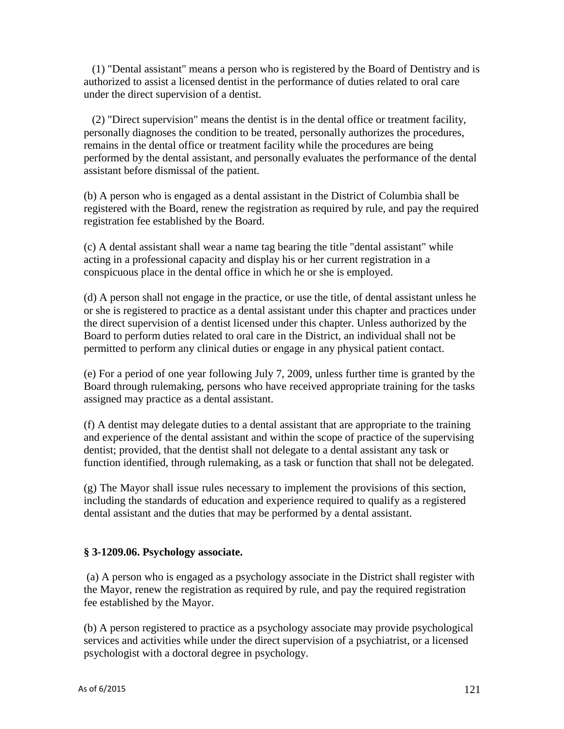(1) "Dental assistant" means a person who is registered by the Board of Dentistry and is authorized to assist a licensed dentist in the performance of duties related to oral care under the direct supervision of a dentist.

(2) "Direct supervision" means the dentist is in the dental office or treatment facility, personally diagnoses the condition to be treated, personally authorizes the procedures, remains in the dental office or treatment facility while the procedures are being performed by the dental assistant, and personally evaluates the performance of the dental assistant before dismissal of the patient.

(b) A person who is engaged as a dental assistant in the District of Columbia shall be registered with the Board, renew the registration as required by rule, and pay the required registration fee established by the Board.

(c) A dental assistant shall wear a name tag bearing the title "dental assistant" while acting in a professional capacity and display his or her current registration in a conspicuous place in the dental office in which he or she is employed.

(d) A person shall not engage in the practice, or use the title, of dental assistant unless he or she is registered to practice as a dental assistant under this chapter and practices under the direct supervision of a dentist licensed under this chapter. Unless authorized by the Board to perform duties related to oral care in the District, an individual shall not be permitted to perform any clinical duties or engage in any physical patient contact.

(e) For a period of one year following July 7, 2009, unless further time is granted by the Board through rulemaking, persons who have received appropriate training for the tasks assigned may practice as a dental assistant.

(f) A dentist may delegate duties to a dental assistant that are appropriate to the training and experience of the dental assistant and within the scope of practice of the supervising dentist; provided, that the dentist shall not delegate to a dental assistant any task or function identified, through rulemaking, as a task or function that shall not be delegated.

(g) The Mayor shall issue rules necessary to implement the provisions of this section, including the standards of education and experience required to qualify as a registered dental assistant and the duties that may be performed by a dental assistant.

### § 3-1209.06. Psychology associate.

(a) A person who is engaged as a psychology associate in the District shall register with the Mayor, renew the registration as required by rule, and pay the required registration fee established by the Mayor.

(b) A person registered to practice as a psychology associate may provide psychological services and activities while under the direct supervision of a psychiatrist, or a licensed psychologist with a doctoral degree in psychology.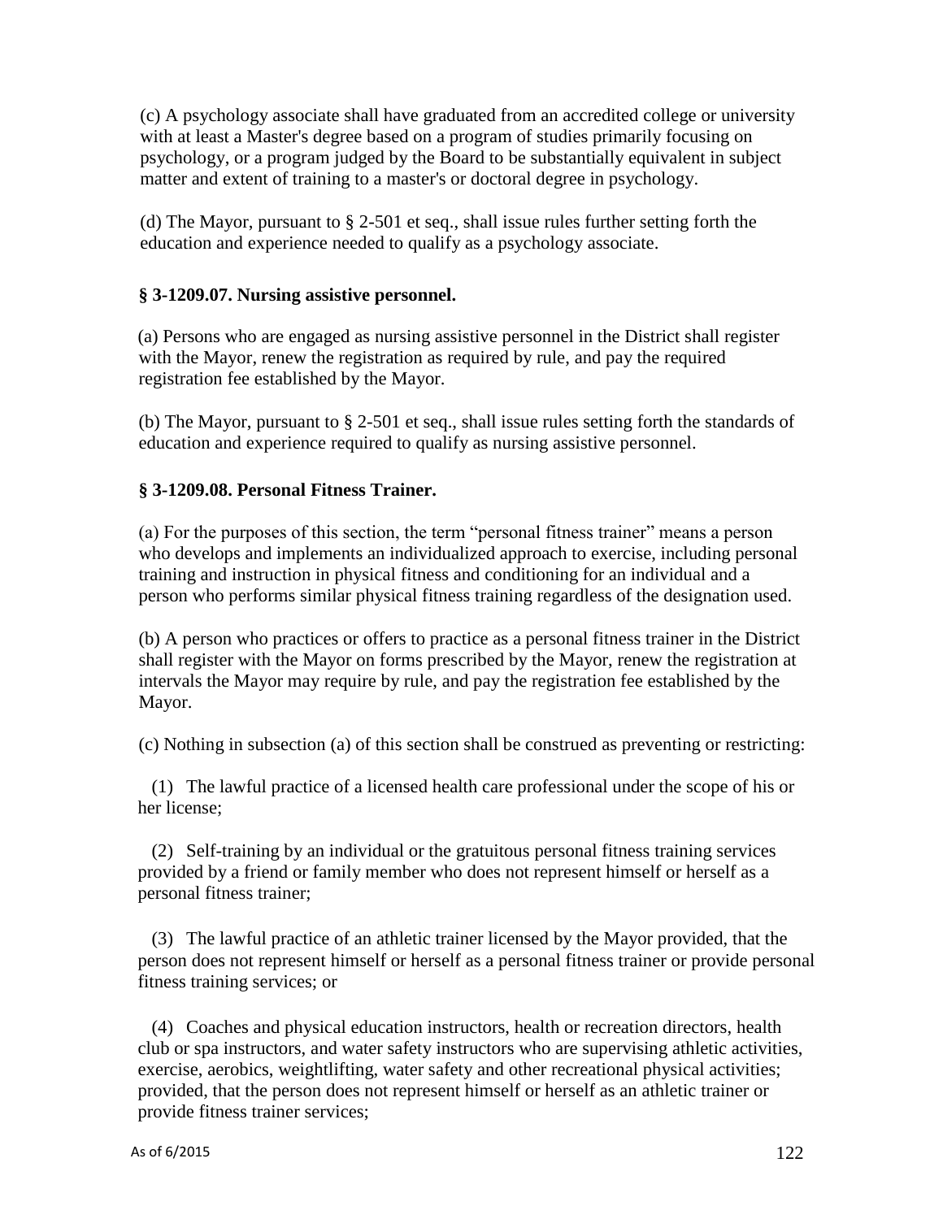(c) A psychology associate shall have graduated from an accredited college or university with at least a Master's degree based on a program of studies primarily focusing on psychology, or a program judged by the Board to be substantially equivalent in subject matter and extent of training to a master's or doctoral degree in psychology.

(d) The Mayor, pursuant to § 2-501 et seq., shall issue rules further setting forth the education and experience needed to qualify as a psychology associate.

**§ 3-1209.07. Nursing assistive personnel.**

(a) Persons who are engaged as nursing assistive personnel in the District shall register with the Mayor, renew the registration as required by rule, and pay the required registration fee established by the Mayor.

(b) The Mayor, pursuant to § 2-501 et seq., shall issue rules setting forth the standards of education and experience required to qualify as nursing assistive personnel.

**§ 3-1209.08. Personal Fitness Trainer.**

(a) For the purposes of this section, the term "personal fitness trainer" means a person who develops and implements an individualized approach to exercise, including personal training and instruction in physical fitness and conditioning for an individual and a person who performs similar physical fitness training regardless of the designation used.

(b) A person who practices or offers to practice as a personal fitness trainer in the District shall register with the Mayor on forms prescribed by the Mayor, renew the registration at intervals the Mayor may require by rule, and pay the registration fee established by the Mayor.

(c) Nothing in subsection (a) of this section shall be construed as preventing or restricting:

(1) The lawful practice of a licensed health care professional under the scope of his or her license;

(2) Self-training by an individual or the gratuitous personal fitness training services provided by a friend or family member who does not represent himself or herself as a personal fitness trainer;

(3) The lawful practice of an athletic trainer licensed by the Mayor provided, that the person does not represent himself or herself as a personal fitness trainer or provide personal fitness training services; or

(4) Coaches and physical education instructors, health or recreation directors, health club or spa instructors, and water safety instructors who are supervising athletic activities, exercise, aerobics, weightlifting, water safety and other recreational physical activities; provided, that the person does not represent himself or herself as an athletic trainer or provide fitness trainer services;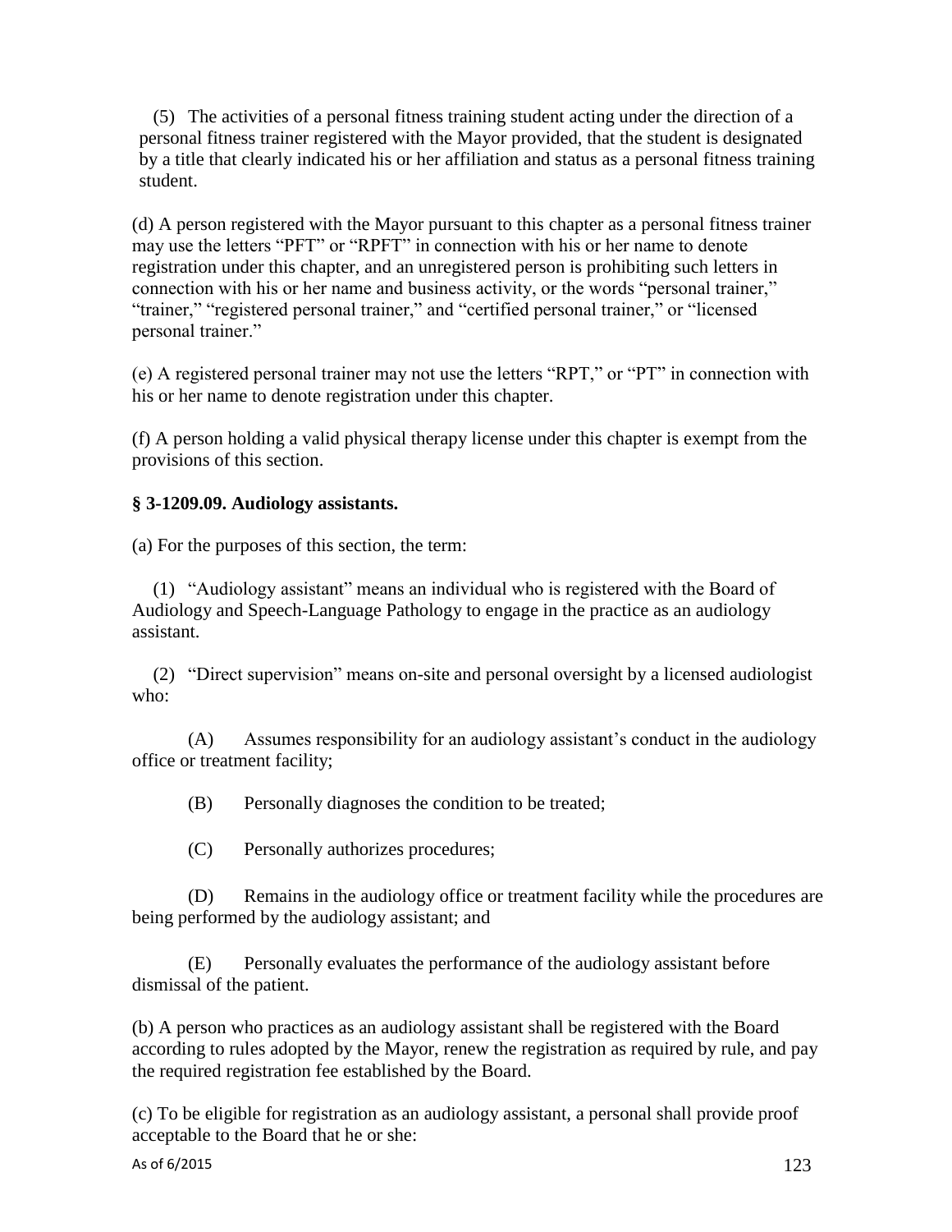(5) The activities of a personal fitness training student acting under the direction of a personal fitness trainer registered with the Mayor provided, that the student is designated by a title that clearly indicated his or her affiliation and status as a personal fitness training student.

(d) A person registered with the Mayor pursuant to this chapter as a personal fitness trainer may use the letters "PFT" or "RPFT" in connection with his or her name to denote registration under this chapter, and an unregistered person is prohibiting such letters in connection with his or her name and business activity, or the words "personal trainer," "trainer," "registered personal trainer," and "certified personal trainer," or "licensed personal trainer."

(e) A registered personal trainer may not use the letters "RPT," or "PT" in connection with his or her name to denote registration under this chapter.

(f) A person holding a valid physical therapy license under this chapter is exempt from the provisions of this section.

**§ 3-1209.09. Audiology assistants.**

(a) For the purposes of this section, the term:

(1) "Audiology assistant" means an individual who is registered with the Board of Audiology and Speech-Language Pathology to engage in the practice as an audiology assistant.

(2) "Direct supervision" means on-site and personal oversight by a licensed audiologist who:

(A) Assumes responsibility for an audiology assistant's conduct in the audiology office or treatment facility;

(B) Personally diagnoses the condition to be treated;

(C) Personally authorizes procedures;

(D) Remains in the audiology office or treatment facility while the procedures are being performed by the audiology assistant; and

(E) Personally evaluates the performance of the audiology assistant before dismissal of the patient.

(b) A person who practices as an audiology assistant shall be registered with the Board according to rules adopted by the Mayor, renew the registration as required by rule, and pay the required registration fee established by the Board.

(c) To be eligible for registration as an audiology assistant, a personal shall provide proof acceptable to the Board that he or she: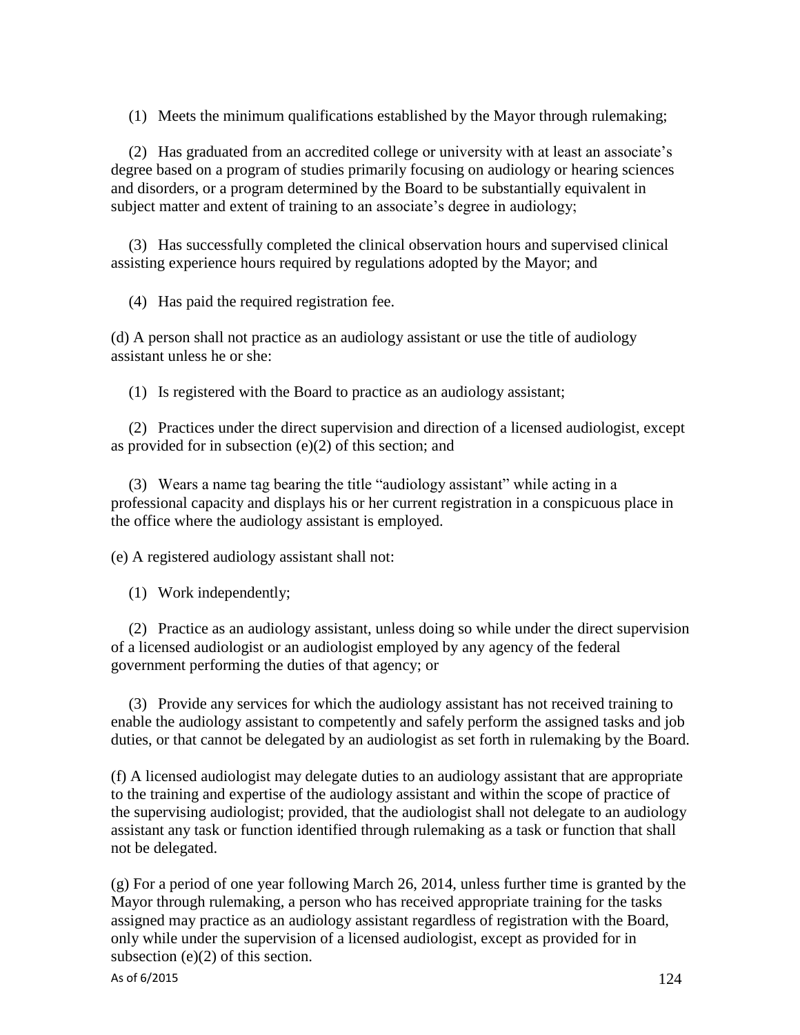(1) Meets the minimum qualifications established by the Mayor through rulemaking;

(2) Has graduated from an accredited college or university with at least an associate's degree based on a program of studies primarily focusing on audiology or hearing sciences and disorders, or a program determined by the Board to be substantially equivalent in subject matter and extent of training to an associate's degree in audiology;

(3) Has successfully completed the clinical observation hours and supervised clinical assisting experience hours required by regulations adopted by the Mayor; and

(4) Has paid the required registration fee.

(d) A person shall not practice as an audiology assistant or use the title of audiology assistant unless he or she:

(1) Is registered with the Board to practice as an audiology assistant;

(2) Practices under the direct supervision and direction of a licensed audiologist, except as provided for in subsection (e)(2) of this section; and

(3) Wears a name tag bearing the title "audiology assistant" while acting in a professional capacity and displays his or her current registration in a conspicuous place in the office where the audiology assistant is employed.

(e) A registered audiology assistant shall not:

(1) Work independently;

(2) Practice as an audiology assistant, unless doing so while under the direct supervision of a licensed audiologist or an audiologist employed by any agency of the federal government performing the duties of that agency; or

(3) Provide any services for which the audiology assistant has not received training to enable the audiology assistant to competently and safely perform the assigned tasks and job duties, or that cannot be delegated by an audiologist as set forth in rulemaking by the Board.

(f) A licensed audiologist may delegate duties to an audiology assistant that are appropriate to the training and expertise of the audiology assistant and within the scope of practice of the supervising audiologist; provided, that the audiologist shall not delegate to an audiology assistant any task or function identified through rulemaking as a task or function that shall not be delegated.

(g) For a period of one year following March 26, 2014, unless further time is granted by the Mayor through rulemaking, a person who has received appropriate training for the tasks assigned may practice as an audiology assistant regardless of registration with the Board, only while under the supervision of a licensed audiologist, except as provided for in subsection (e)(2) of this section.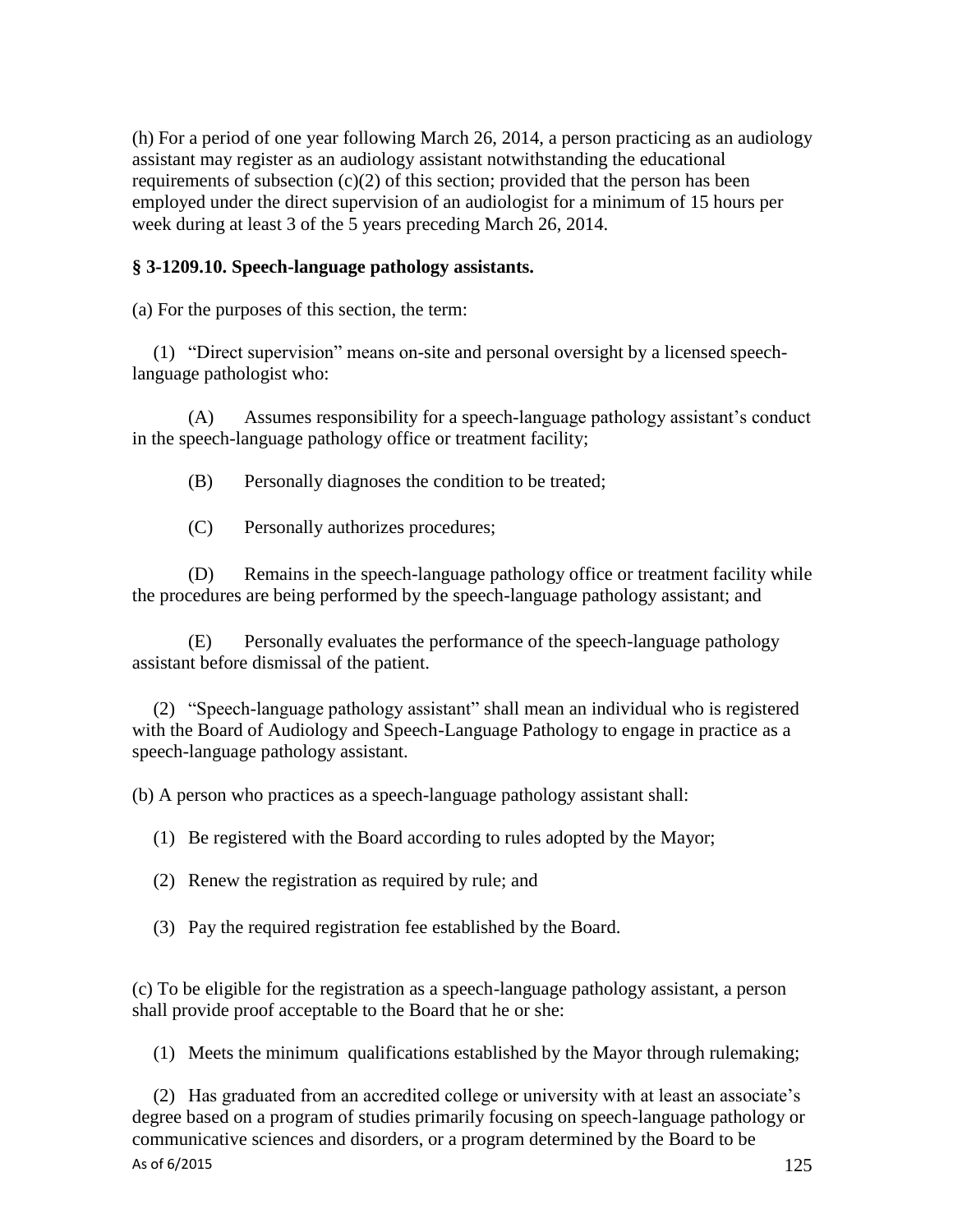(h) For a period of one year following March 26, 2014, a person practicing as an audiology assistant may register as an audiology assistant notwithstanding the educational requirements of subsection (c)(2) of this section; provided that the person has been employed under the direct supervision of an audiologist for a minimum of 15 hours per week during at least 3 of the 5 years preceding March 26, 2014.

**§ 3-1209.10. Speech-language pathology assistants.**

(a) For the purposes of this section, the term:

(1) "Direct supervision" means on-site and personal oversight by a licensed speech-language pathologist who:

(A) Assumes responsibility for a speech-language pathology assistant's conduct in the speech-language pathology office or treatment facility;

(B) Personally diagnoses the condition to be treated;

(C) Personally authorizes procedures;

(D) Remains in the speech-language pathology office or treatment facility while the procedures are being performed by the speech-language pathology assistant; and

(E) Personally evaluates the performance of the speech-language pathology assistant before dismissal of the patient.

(2) "Speech-language pathology assistant" shall mean an individual who is registered with the Board of Audiology and Speech-Language Pathology to engage in practice as a speech-language pathology assistant.

(b) A person who practices as a speech-language pathology assistant shall:

(1) Be registered with the Board according to rules adopted by the Mayor;

(2) Renew the registration as required by rule; and

(3) Pay the required registration fee established by the Board.

(c) To be eligible for the registration as a speech-language pathology assistant, a person shall provide proof acceptable to the Board that he or she:

(1) Meets the minimum qualifications established by the Mayor through rulemaking;

(2) Has graduated from an accredited college or university with at least an associate's degree based on a program of studies primarily focusing on speech-language pathology or communicative sciences and disorders, or a program determined by the Board to be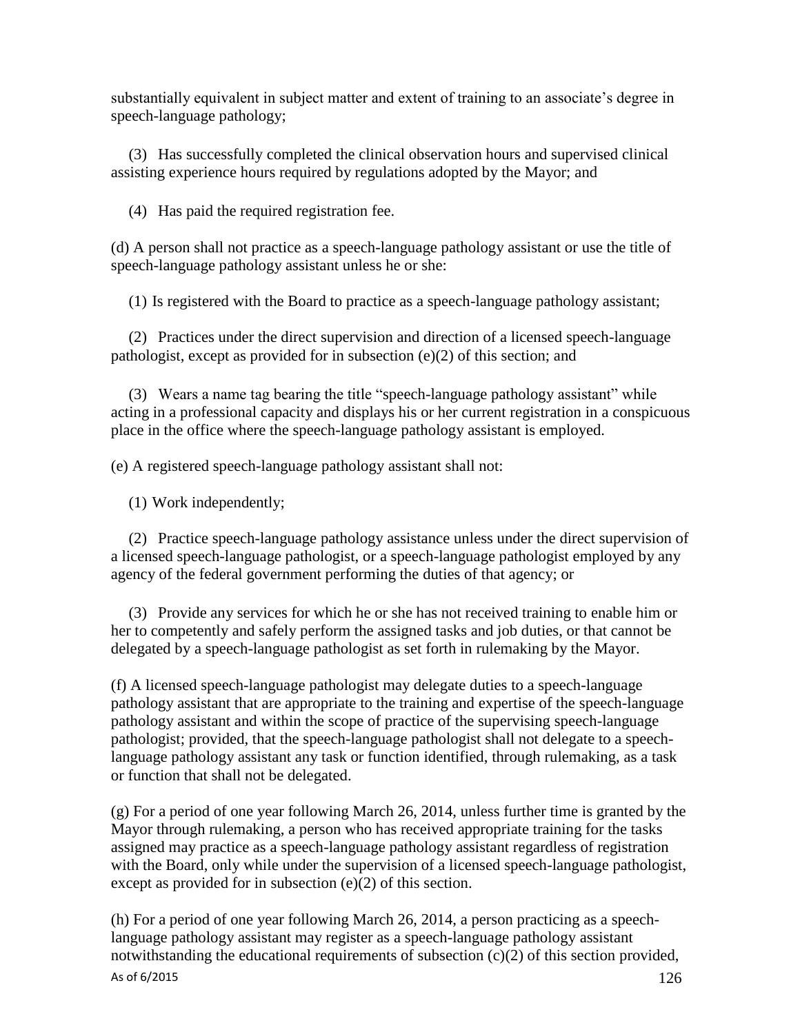substantially equivalent in subject matter and extent of training to an associate's degree in speech-language pathology;

(3) Has successfully completed the clinical observation hours and supervised clinical assisting experience hours required by regulations adopted by the Mayor; and

(4) Has paid the required registration fee.

(d) A person shall not practice as a speech-language pathology assistant or use the title of speech-language pathology assistant unless he or she:

(1) Is registered with the Board to practice as a speech-language pathology assistant;

(2) Practices under the direct supervision and direction of a licensed speech-language pathologist, except as provided for in subsection (e)(2) of this section; and

(3) Wears a name tag bearing the title "speech-language pathology assistant" while acting in a professional capacity and displays his or her current registration in a conspicuous place in the office where the speech-language pathology assistant is employed.

(e) A registered speech-language pathology assistant shall not:

(1) Work independently;

(2) Practice speech-language pathology assistance unless under the direct supervision of a licensed speech-language pathologist, or a speech-language pathologist employed by any agency of the federal government performing the duties of that agency; or

(3) Provide any services for which he or she has not received training to enable him or her to competently and safely perform the assigned tasks and job duties, or that cannot be delegated by a speech-language pathologist as set forth in rulemaking by the Mayor.

(f) A licensed speech-language pathologist may delegate duties to a speech-language pathology assistant that are appropriate to the training and expertise of the speech-language pathology assistant and within the scope of practice of the supervising speech-language pathologist; provided, that the speech-language pathologist shall not delegate to a speech-language pathology assistant any task or function identified, through rulemaking, as a task or function that shall not be delegated.

(g) For a period of one year following March 26, 2014, unless further time is granted by the Mayor through rulemaking, a person who has received appropriate training for the tasks assigned may practice as a speech-language pathology assistant regardless of registration with the Board, only while under the supervision of a licensed speech-language pathologist, except as provided for in subsection (e)(2) of this section.

(h) For a period of one year following March 26, 2014, a person practicing as a speech-language pathology assistant may register as a speech-language pathology assistant notwithstanding the educational requirements of subsection (c)(2) of this section provided,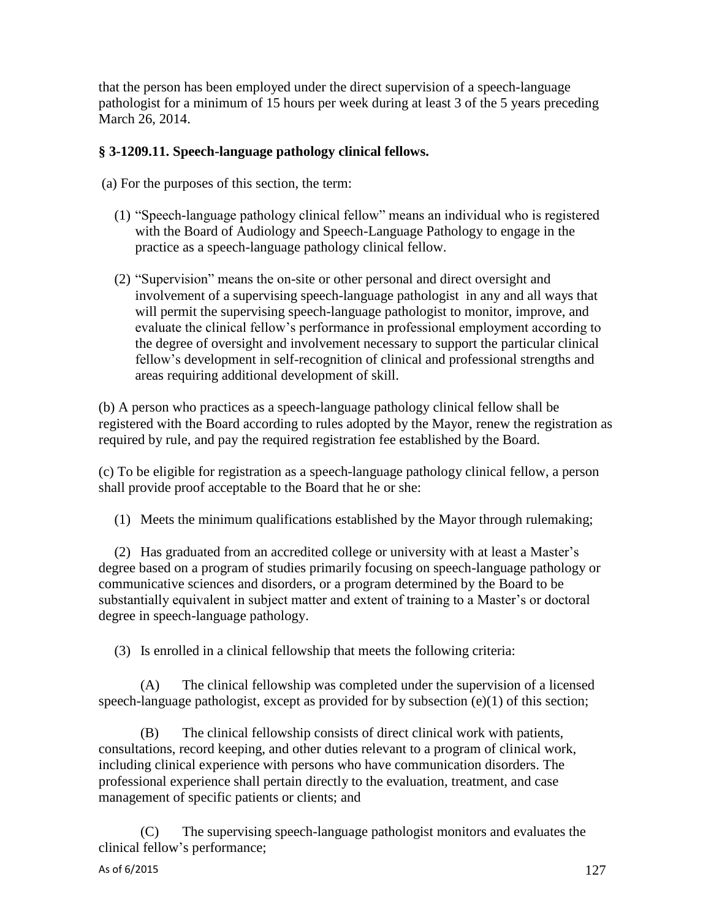that the person has been employed under the direct supervision of a speech-language pathologist for a minimum of 15 hours per week during at least 3 of the 5 years preceding March 26, 2014.

### § 3-1209.11. Speech-language pathology clinical fellows.

(a) For the purposes of this section, the term:

(1) "Speech-language pathology clinical fellow" means an individual who is registered with the Board of Audiology and Speech-Language Pathology to engage in the practice as a speech-language pathology clinical fellow.

(2) "Supervision" means the on-site or other personal and direct oversight and involvement of a supervising speech-language pathologist in any and all ways that will permit the supervising speech-language pathologist to monitor, improve, and evaluate the clinical fellow's performance in professional employment according to the degree of oversight and involvement necessary to support the particular clinical fellow's development in self-recognition of clinical and professional strengths and areas requiring additional development of skill.

(b) A person who practices as a speech-language pathology clinical fellow shall be registered with the Board according to rules adopted by the Mayor, renew the registration as required by rule, and pay the required registration fee established by the Board.

(c) To be eligible for registration as a speech-language pathology clinical fellow, a person shall provide proof acceptable to the Board that he or she:

(1) Meets the minimum qualifications established by the Mayor through rulemaking;

(2) Has graduated from an accredited college or university with at least a Master's degree based on a program of studies primarily focusing on speech-language pathology or communicative sciences and disorders, or a program determined by the Board to be substantially equivalent in subject matter and extent of training to a Master's or doctoral degree in speech-language pathology.

(3) Is enrolled in a clinical fellowship that meets the following criteria:

(A) The clinical fellowship was completed under the supervision of a licensed speech-language pathologist, except as provided for by subsection (e)(1) of this section;

(B) The clinical fellowship consists of direct clinical work with patients, consultations, record keeping, and other duties relevant to a program of clinical work, including clinical experience with persons who have communication disorders. The professional experience shall pertain directly to the evaluation, treatment, and case management of specific patients or clients; and

(C) The supervising speech-language pathologist monitors and evaluates the clinical fellow's performance;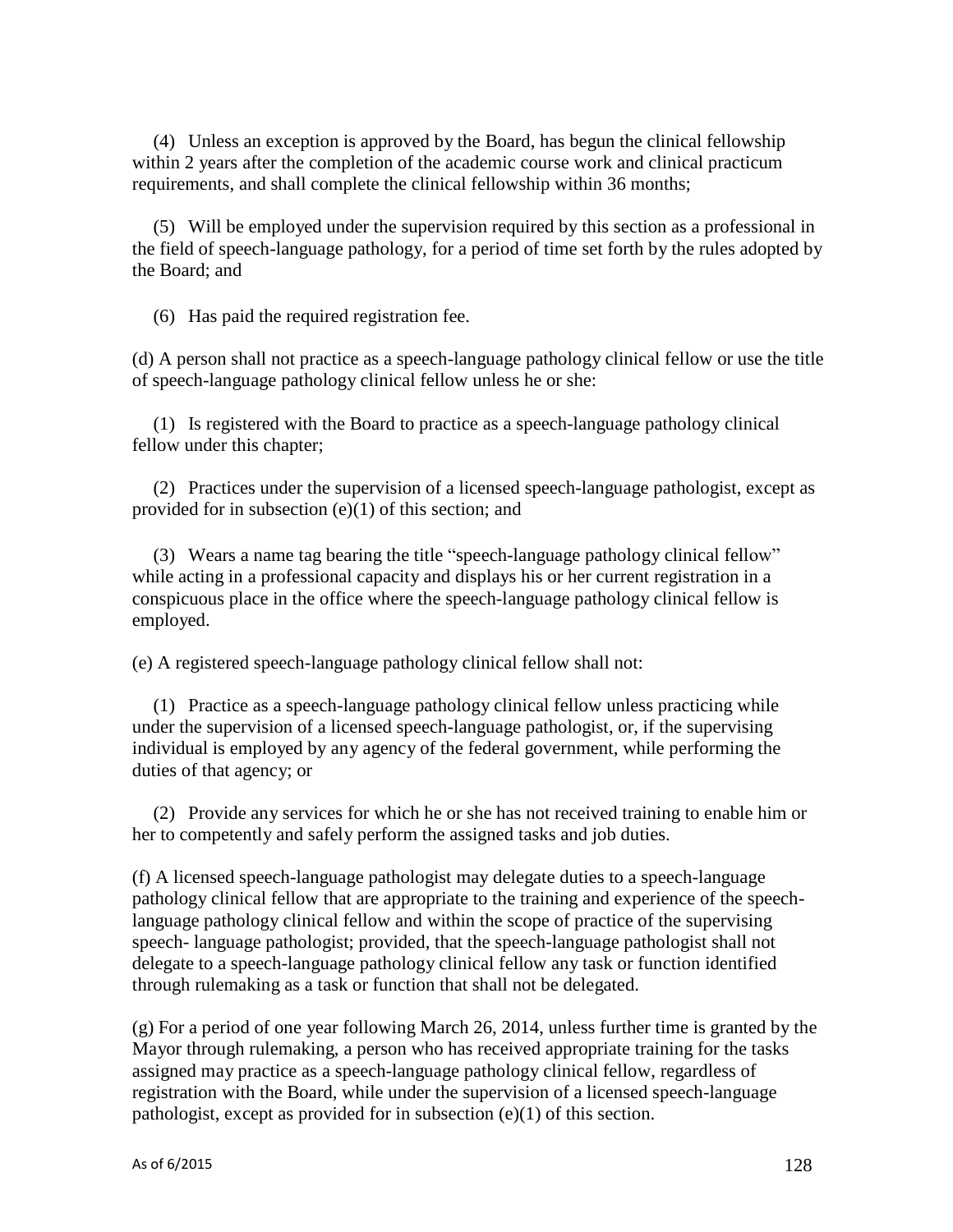(4) Unless an exception is approved by the Board, has begun the clinical fellowship within 2 years after the completion of the academic course work and clinical practicum requirements, and shall complete the clinical fellowship within 36 months;

(5) Will be employed under the supervision required by this section as a professional in the field of speech-language pathology, for a period of time set forth by the rules adopted by the Board; and

(6) Has paid the required registration fee.

(d) A person shall not practice as a speech-language pathology clinical fellow or use the title of speech-language pathology clinical fellow unless he or she:

(1) Is registered with the Board to practice as a speech-language pathology clinical fellow under this chapter;

(2) Practices under the supervision of a licensed speech-language pathologist, except as provided for in subsection (e)(1) of this section; and

(3) Wears a name tag bearing the title "speech-language pathology clinical fellow" while acting in a professional capacity and displays his or her current registration in a conspicuous place in the office where the speech-language pathology clinical fellow is employed.

(e) A registered speech-language pathology clinical fellow shall not:

(1) Practice as a speech-language pathology clinical fellow unless practicing while under the supervision of a licensed speech-language pathologist, or, if the supervising individual is employed by any agency of the federal government, while performing the duties of that agency; or

(2) Provide any services for which he or she has not received training to enable him or her to competently and safely perform the assigned tasks and job duties.

(f) A licensed speech-language pathologist may delegate duties to a speech-language pathology clinical fellow that are appropriate to the training and experience of the speech-language pathology clinical fellow and within the scope of practice of the supervising speech- language pathologist; provided, that the speech-language pathologist shall not delegate to a speech-language pathology clinical fellow any task or function identified through rulemaking as a task or function that shall not be delegated.

(g) For a period of one year following March 26, 2014, unless further time is granted by the Mayor through rulemaking, a person who has received appropriate training for the tasks assigned may practice as a speech-language pathology clinical fellow, regardless of registration with the Board, while under the supervision of a licensed speech-language pathologist, except as provided for in subsection (e)(1) of this section.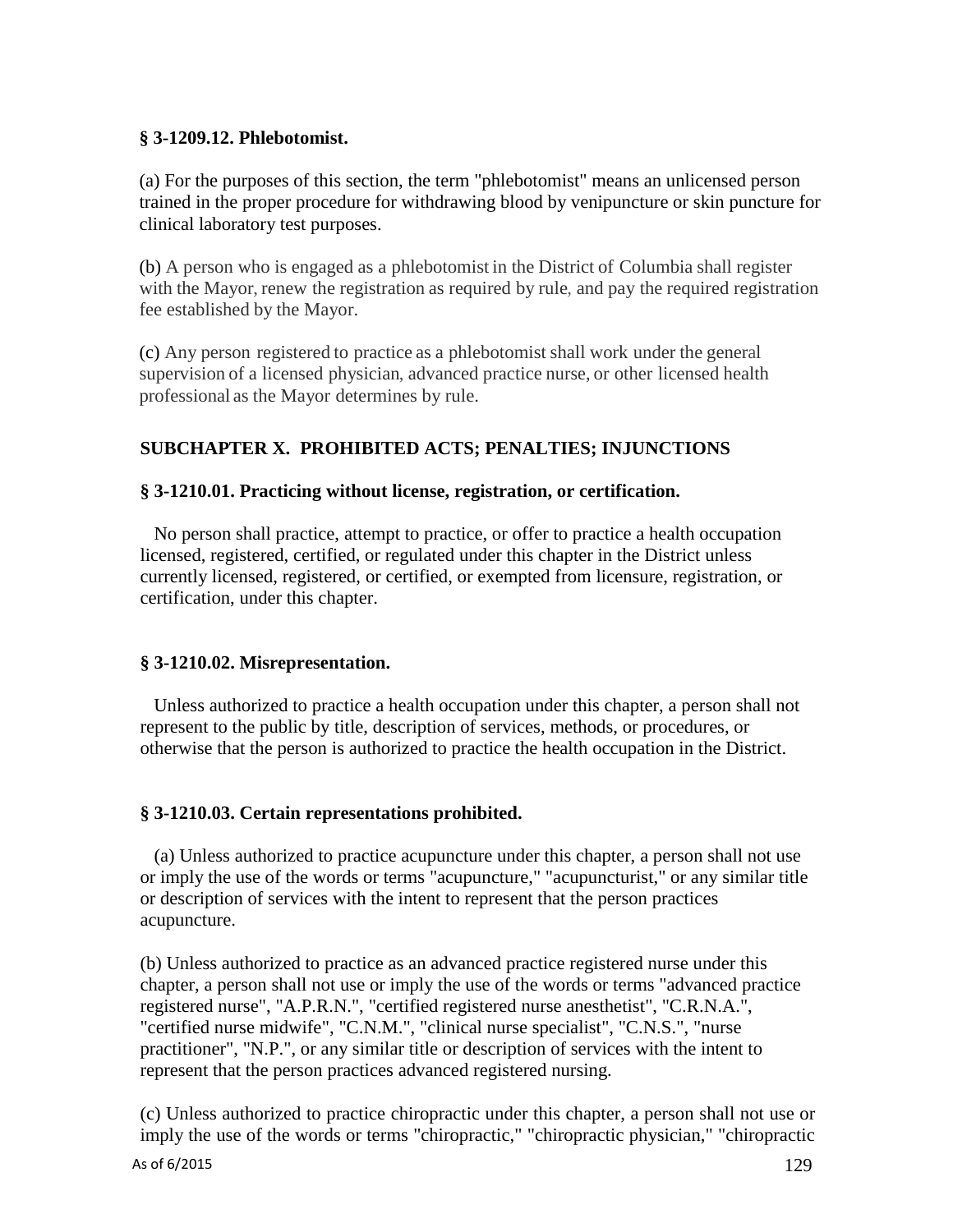**§ 3-1209.12. Phlebotomist.**

(a) For the purposes of this section, the term "phlebotomist" means an unlicensed person trained in the proper procedure for withdrawing blood by venipuncture or skin puncture for clinical laboratory test purposes.

(b) A person who is engaged as a phlebotomist in the District of Columbia shall register with the Mayor, renew the registration as required by rule, and pay the required registration fee established by the Mayor.

(c) Any person registered to practice as a phlebotomist shall work under the general supervision of a licensed physician, advanced practice nurse, or other licensed health professional as the Mayor determines by rule.

## SUBCHAPTER X. PROHIBITED ACTS; PENALTIES; INJUNCTIONS

**§ 3-1210.01. Practicing without license, registration, or certification.**

No person shall practice, attempt to practice, or offer to practice a health occupation licensed, registered, certified, or regulated under this chapter in the District unless currently licensed, registered, or certified, or exempted from licensure, registration, or certification, under this chapter.

**§ 3-1210.02. Misrepresentation.**

Unless authorized to practice a health occupation under this chapter, a person shall not represent to the public by title, description of services, methods, or procedures, or otherwise that the person is authorized to practice the health occupation in the District.

**§ 3-1210.03. Certain representations prohibited.**

(a) Unless authorized to practice acupuncture under this chapter, a person shall not use or imply the use of the words or terms "acupuncture," "acupuncturist," or any similar title or description of services with the intent to represent that the person practices acupuncture.

(b) Unless authorized to practice as an advanced practice registered nurse under this chapter, a person shall not use or imply the use of the words or terms "advanced practice registered nurse", "A.P.R.N.", "certified registered nurse anesthetist", "C.R.N.A.", "certified nurse midwife", "C.N.M.", "clinical nurse specialist", "C.N.S.", "nurse practitioner", "N.P.", or any similar title or description of services with the intent to represent that the person practices advanced registered nursing.

(c) Unless authorized to practice chiropractic under this chapter, a person shall not use or imply the use of the words or terms "chiropractic," "chiropractic physician," "chiropractic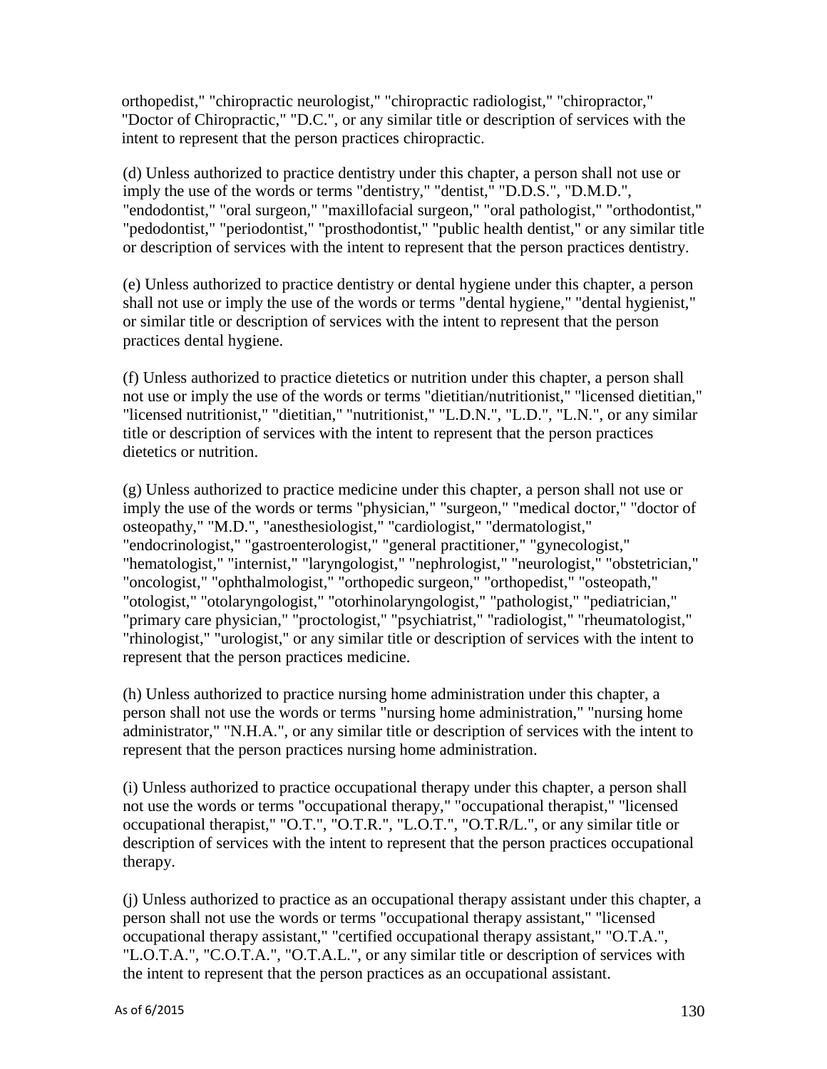orthopedist," "chiropractic neurologist," "chiropractic radiologist," "chiropractor," "Doctor of Chiropractic," "D.C.", or any similar title or description of services with the intent to represent that the person practices chiropractic.

(d) Unless authorized to practice dentistry under this chapter, a person shall not use or imply the use of the words or terms "dentistry," "dentist," "D.D.S.", "D.M.D.", "endodontist," "oral surgeon," "maxillofacial surgeon," "oral pathologist," "orthodontist," "pedodontist," "periodontist," "prosthodontist," "public health dentist," or any similar title or description of services with the intent to represent that the person practices dentistry.

(e) Unless authorized to practice dentistry or dental hygiene under this chapter, a person shall not use or imply the use of the words or terms "dental hygiene," "dental hygienist," or similar title or description of services with the intent to represent that the person practices dental hygiene.

(f) Unless authorized to practice dietetics or nutrition under this chapter, a person shall not use or imply the use of the words or terms "dietitian/nutritionist," "licensed dietitian," "licensed nutritionist," "dietitian," "nutritionist," "L.D.N.", "L.D.", "L.N.", or any similar title or description of services with the intent to represent that the person practices dietetics or nutrition.

(g) Unless authorized to practice medicine under this chapter, a person shall not use or imply the use of the words or terms "physician," "surgeon," "medical doctor," "doctor of osteopathy," "M.D.", "anesthesiologist," "cardiologist," "dermatologist," "endocrinologist," "gastroenterologist," "general practitioner," "gynecologist," "hematologist," "internist," "laryngologist," "nephrologist," "neurologist," "obstetrician," "oncologist," "ophthalmologist," "orthopedic surgeon," "orthopedist," "osteopath," "otologist," "otolaryngologist," "otorhinolaryngologist," "pathologist," "pediatrician," "primary care physician," "proctologist," "psychiatrist," "radiologist," "rheumatologist," "rhinologist," "urologist," or any similar title or description of services with the intent to represent that the person practices medicine.

(h) Unless authorized to practice nursing home administration under this chapter, a person shall not use the words or terms "nursing home administration," "nursing home administrator," "N.H.A.", or any similar title or description of services with the intent to represent that the person practices nursing home administration.

(i) Unless authorized to practice occupational therapy under this chapter, a person shall not use the words or terms "occupational therapy," "occupational therapist," "licensed occupational therapist," "O.T.", "O.T.R.", "L.O.T.", "O.T.R/L.", or any similar title or description of services with the intent to represent that the person practices occupational therapy.

(j) Unless authorized to practice as an occupational therapy assistant under this chapter, a person shall not use the words or terms "occupational therapy assistant," "licensed occupational therapy assistant," "certified occupational therapy assistant," "O.T.A.", "L.O.T.A.", "C.O.T.A.", "O.T.A.L.", or any similar title or description of services with the intent to represent that the person practices as an occupational assistant.

As of 6/2015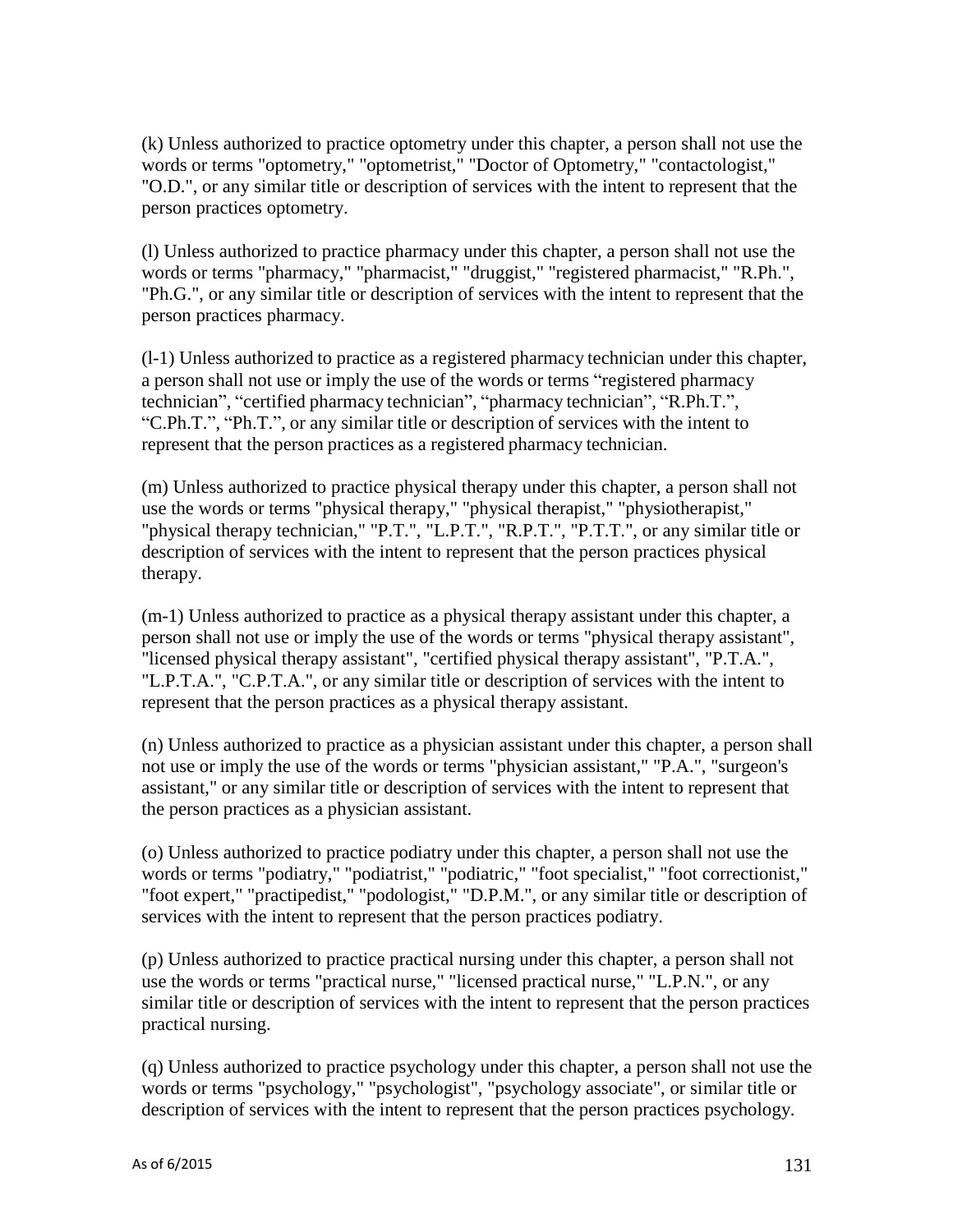(k) Unless authorized to practice optometry under this chapter, a person shall not use the words or terms "optometry," "optometrist," "Doctor of Optometry," "contactologist," "O.D.", or any similar title or description of services with the intent to represent that the person practices optometry.

(l) Unless authorized to practice pharmacy under this chapter, a person shall not use the words or terms "pharmacy," "pharmacist," "druggist," "registered pharmacist," "R.Ph.", "Ph.G.", or any similar title or description of services with the intent to represent that the person practices pharmacy.

(l-1) Unless authorized to practice as a registered pharmacy technician under this chapter, a person shall not use or imply the use of the words or terms “registered pharmacy technician”, “certified pharmacy technician”, “pharmacy technician”, “R.Ph.T.”, “C.Ph.T.”, “Ph.T.”, or any similar title or description of services with the intent to represent that the person practices as a registered pharmacy technician.

(m) Unless authorized to practice physical therapy under this chapter, a person shall not use the words or terms "physical therapy," "physical therapist," "physiotherapist," "physical therapy technician," "P.T.", "L.P.T.", "R.P.T.", "P.T.T.", or any similar title or description of services with the intent to represent that the person practices physical therapy.

(m-1) Unless authorized to practice as a physical therapy assistant under this chapter, a person shall not use or imply the use of the words or terms "physical therapy assistant", "licensed physical therapy assistant", "certified physical therapy assistant", "P.T.A.", "L.P.T.A.", "C.P.T.A.", or any similar title or description of services with the intent to represent that the person practices as a physical therapy assistant.

(n) Unless authorized to practice as a physician assistant under this chapter, a person shall not use or imply the use of the words or terms "physician assistant," "P.A.", "surgeon's assistant," or any similar title or description of services with the intent to represent that the person practices as a physician assistant.

(o) Unless authorized to practice podiatry under this chapter, a person shall not use the words or terms "podiatry," "podiatrist," "podiatric," "foot specialist," "foot correctionist," "foot expert," "practipedist," "podologist," "D.P.M.", or any similar title or description of services with the intent to represent that the person practices podiatry.

(p) Unless authorized to practice practical nursing under this chapter, a person shall not use the words or terms "practical nurse," "licensed practical nurse," "L.P.N.", or any similar title or description of services with the intent to represent that the person practices practical nursing.

(q) Unless authorized to practice psychology under this chapter, a person shall not use the words or terms "psychology," "psychologist", "psychology associate", or similar title or description of services with the intent to represent that the person practices psychology.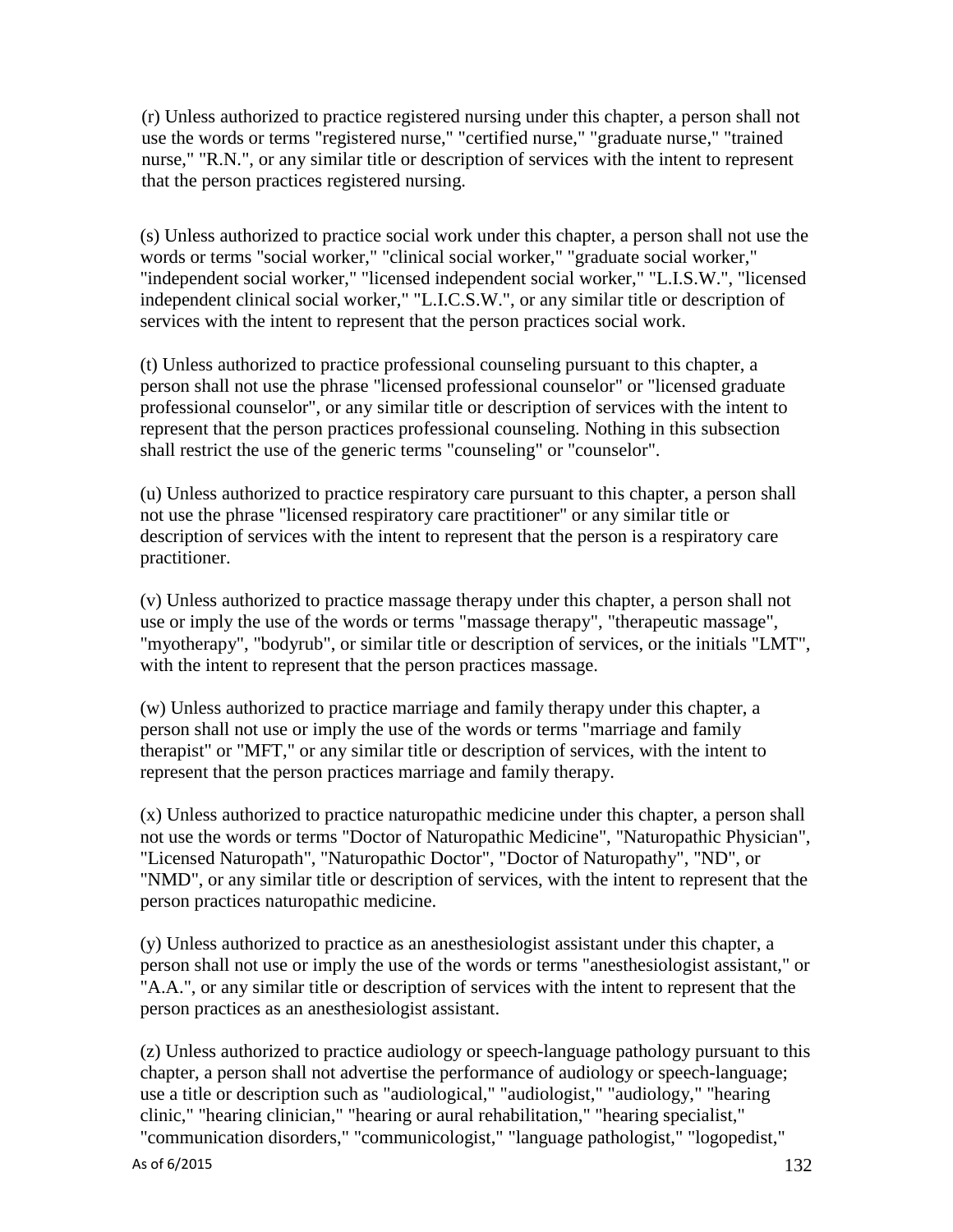(r) Unless authorized to practice registered nursing under this chapter, a person shall not use the words or terms "registered nurse," "certified nurse," "graduate nurse," "trained nurse," "R.N.", or any similar title or description of services with the intent to represent that the person practices registered nursing.

(s) Unless authorized to practice social work under this chapter, a person shall not use the words or terms "social worker," "clinical social worker," "graduate social worker," "independent social worker," "licensed independent social worker," "L.I.S.W.", "licensed independent clinical social worker," "L.I.C.S.W.", or any similar title or description of services with the intent to represent that the person practices social work.

(t) Unless authorized to practice professional counseling pursuant to this chapter, a person shall not use the phrase "licensed professional counselor" or "licensed graduate professional counselor", or any similar title or description of services with the intent to represent that the person practices professional counseling. Nothing in this subsection shall restrict the use of the generic terms "counseling" or "counselor".

(u) Unless authorized to practice respiratory care pursuant to this chapter, a person shall not use the phrase "licensed respiratory care practitioner" or any similar title or description of services with the intent to represent that the person is a respiratory care practitioner.

(v) Unless authorized to practice massage therapy under this chapter, a person shall not use or imply the use of the words or terms "massage therapy", "therapeutic massage", "myotherapy", "bodyrub", or similar title or description of services, or the initials "LMT", with the intent to represent that the person practices massage.

(w) Unless authorized to practice marriage and family therapy under this chapter, a person shall not use or imply the use of the words or terms "marriage and family therapist" or "MFT," or any similar title or description of services, with the intent to represent that the person practices marriage and family therapy.

(x) Unless authorized to practice naturopathic medicine under this chapter, a person shall not use the words or terms "Doctor of Naturopathic Medicine", "Naturopathic Physician", "Licensed Naturopath", "Naturopathic Doctor", "Doctor of Naturopathy", "ND", or "NMD", or any similar title or description of services, with the intent to represent that the person practices naturopathic medicine.

(y) Unless authorized to practice as an anesthesiologist assistant under this chapter, a person shall not use or imply the use of the words or terms "anesthesiologist assistant," or "A.A.", or any similar title or description of services with the intent to represent that the person practices as an anesthesiologist assistant.

(z) Unless authorized to practice audiology or speech-language pathology pursuant to this chapter, a person shall not advertise the performance of audiology or speech-language; use a title or description such as "audiological," "audiologist," "audiology," "hearing clinic," "hearing clinician," "hearing or aural rehabilitation," "hearing specialist," "communication disorders," "communicologist," "language pathologist," "logopedist,"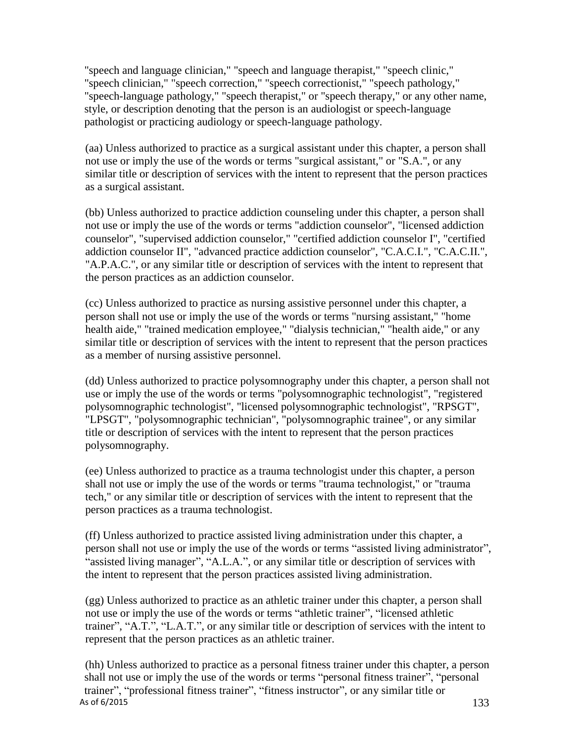"speech and language clinician," "speech and language therapist," "speech clinic," "speech clinician," "speech correction," "speech correctionist," "speech pathology," "speech-language pathology," "speech therapist," or "speech therapy," or any other name, style, or description denoting that the person is an audiologist or speech-language pathologist or practicing audiology or speech-language pathology.

(aa) Unless authorized to practice as a surgical assistant under this chapter, a person shall not use or imply the use of the words or terms "surgical assistant," or "S.A.", or any similar title or description of services with the intent to represent that the person practices as a surgical assistant.

(bb) Unless authorized to practice addiction counseling under this chapter, a person shall not use or imply the use of the words or terms "addiction counselor", "licensed addiction counselor", "supervised addiction counselor," "certified addiction counselor I", "certified addiction counselor II", "advanced practice addiction counselor", "C.A.C.I.", "C.A.C.II.", "A.P.A.C.", or any similar title or description of services with the intent to represent that the person practices as an addiction counselor.

(cc) Unless authorized to practice as nursing assistive personnel under this chapter, a person shall not use or imply the use of the words or terms "nursing assistant," "home health aide," "trained medication employee," "dialysis technician," "health aide," or any similar title or description of services with the intent to represent that the person practices as a member of nursing assistive personnel.

(dd) Unless authorized to practice polysomnography under this chapter, a person shall not use or imply the use of the words or terms "polysomnographic technologist", "registered polysomnographic technologist", "licensed polysomnographic technologist", "RPSGT", "LPSGT", "polysomnographic technician", "polysomnographic trainee", or any similar title or description of services with the intent to represent that the person practices polysomnography.

(ee) Unless authorized to practice as a trauma technologist under this chapter, a person shall not use or imply the use of the words or terms "trauma technologist," or "trauma tech," or any similar title or description of services with the intent to represent that the person practices as a trauma technologist.

(ff) Unless authorized to practice assisted living administration under this chapter, a person shall not use or imply the use of the words or terms “assisted living administrator”, “assisted living manager”, “A.L.A.”, or any similar title or description of services with the intent to represent that the person practices assisted living administration.

(gg) Unless authorized to practice as an athletic trainer under this chapter, a person shall not use or imply the use of the words or terms “athletic trainer”, “licensed athletic trainer”, “A.T.”, “L.A.T.”, or any similar title or description of services with the intent to represent that the person practices as an athletic trainer.

(hh) Unless authorized to practice as a personal fitness trainer under this chapter, a person shall not use or imply the use of the words or terms “personal fitness trainer”, “personal trainer”, “professional fitness trainer”, “fitness instructor”, or any similar title or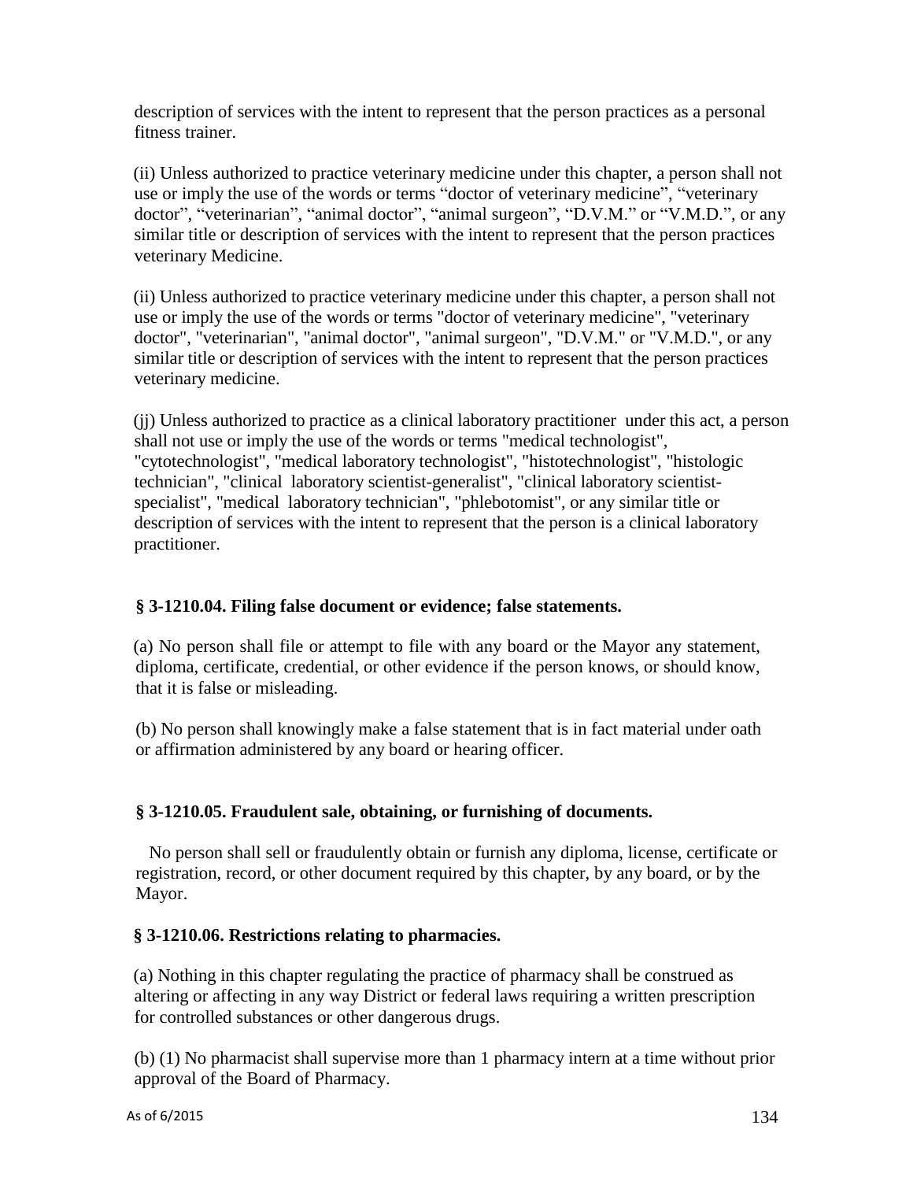description of services with the intent to represent that the person practices as a personal fitness trainer.

(ii) Unless authorized to practice veterinary medicine under this chapter, a person shall not use or imply the use of the words or terms “doctor of veterinary medicine”, “veterinary doctor”, “veterinarian”, “animal doctor”, “animal surgeon”, “D.V.M.” or “V.M.D.”, or any similar title or description of services with the intent to represent that the person practices veterinary Medicine.

(ii) Unless authorized to practice veterinary medicine under this chapter, a person shall not use or imply the use of the words or terms "doctor of veterinary medicine", "veterinary doctor", "veterinarian", "animal doctor", "animal surgeon", "D.V.M." or "V.M.D.", or any similar title or description of services with the intent to represent that the person practices veterinary medicine.

(jj) Unless authorized to practice as a clinical laboratory practitioner under this act, a person shall not use or imply the use of the words or terms "medical technologist", "cytotechnologist", "medical laboratory technologist", "histotechnologist", "histologic technician", "clinical laboratory scientist-generalist", "clinical laboratory scientist-specialist", "medical laboratory technician", "phlebotomist", or any similar title or description of services with the intent to represent that the person is a clinical laboratory practitioner.

### § 3-1210.04. Filing false document or evidence; false statements.

(a) No person shall file or attempt to file with any board or the Mayor any statement, diploma, certificate, credential, or other evidence if the person knows, or should know, that it is false or misleading.

(b) No person shall knowingly make a false statement that is in fact material under oath or affirmation administered by any board or hearing officer.

### § 3-1210.05. Fraudulent sale, obtaining, or furnishing of documents.

No person shall sell or fraudulently obtain or furnish any diploma, license, certificate or registration, record, or other document required by this chapter, by any board, or by the Mayor.

### § 3-1210.06. Restrictions relating to pharmacies.

(a) Nothing in this chapter regulating the practice of pharmacy shall be construed as altering or affecting in any way District or federal laws requiring a written prescription for controlled substances or other dangerous drugs.

(b) (1) No pharmacist shall supervise more than 1 pharmacy intern at a time without prior approval of the Board of Pharmacy.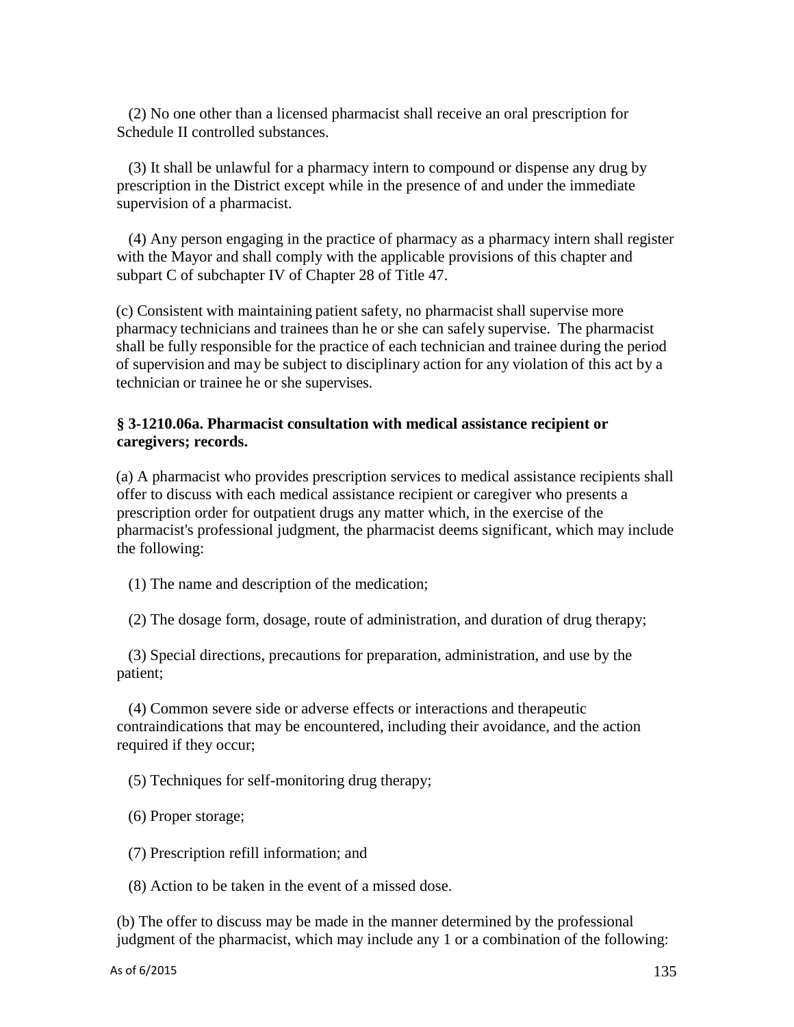(2) No one other than a licensed pharmacist shall receive an oral prescription for Schedule II controlled substances.

(3) It shall be unlawful for a pharmacy intern to compound or dispense any drug by prescription in the District except while in the presence of and under the immediate supervision of a pharmacist.

(4) Any person engaging in the practice of pharmacy as a pharmacy intern shall register with the Mayor and shall comply with the applicable provisions of this chapter and subpart C of subchapter IV of Chapter 28 of Title 47.

(c) Consistent with maintaining patient safety, no pharmacist shall supervise more pharmacy technicians and trainees than he or she can safely supervise. The pharmacist shall be fully responsible for the practice of each technician and trainee during the period of supervision and may be subject to disciplinary action for any violation of this act by a technician or trainee he or she supervises.

**§ 3-1210.06a. Pharmacist consultation with medical assistance recipient or caregivers; records.**

(a) A pharmacist who provides prescription services to medical assistance recipients shall offer to discuss with each medical assistance recipient or caregiver who presents a prescription order for outpatient drugs any matter which, in the exercise of the pharmacist's professional judgment, the pharmacist deems significant, which may include the following:

(1) The name and description of the medication;

(2) The dosage form, dosage, route of administration, and duration of drug therapy;

(3) Special directions, precautions for preparation, administration, and use by the patient;

(4) Common severe side or adverse effects or interactions and therapeutic contraindications that may be encountered, including their avoidance, and the action required if they occur;

(5) Techniques for self-monitoring drug therapy;

(6) Proper storage;

(7) Prescription refill information; and

(8) Action to be taken in the event of a missed dose.

(b) The offer to discuss may be made in the manner determined by the professional judgment of the pharmacist, which may include any 1 or a combination of the following: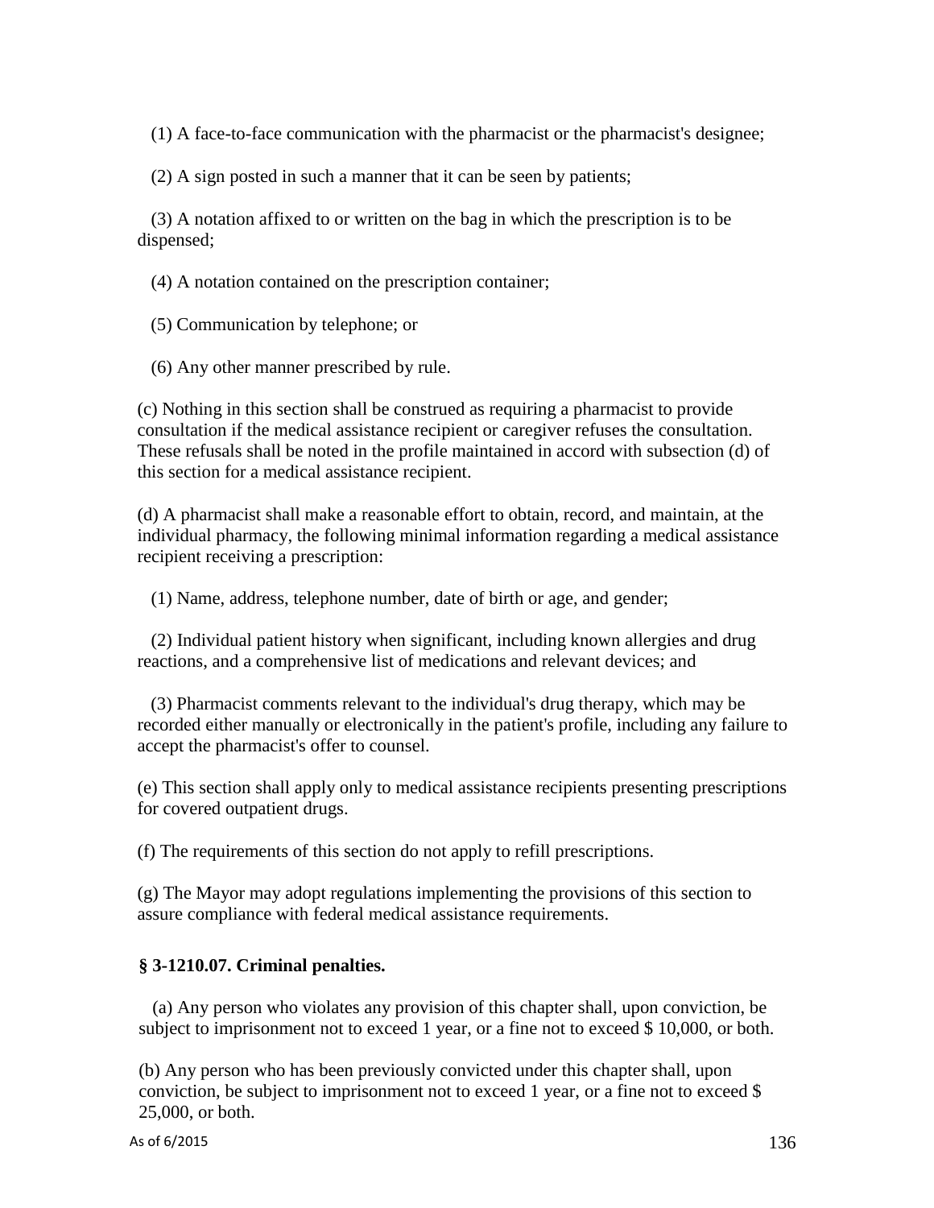(1) A face-to-face communication with the pharmacist or the pharmacist's designee;

(2) A sign posted in such a manner that it can be seen by patients;

(3) A notation affixed to or written on the bag in which the prescription is to be dispensed;

(4) A notation contained on the prescription container;

(5) Communication by telephone; or

(6) Any other manner prescribed by rule.

(c) Nothing in this section shall be construed as requiring a pharmacist to provide consultation if the medical assistance recipient or caregiver refuses the consultation. These refusals shall be noted in the profile maintained in accord with subsection (d) of this section for a medical assistance recipient.

(d) A pharmacist shall make a reasonable effort to obtain, record, and maintain, at the individual pharmacy, the following minimal information regarding a medical assistance recipient receiving a prescription:

(1) Name, address, telephone number, date of birth or age, and gender;

(2) Individual patient history when significant, including known allergies and drug reactions, and a comprehensive list of medications and relevant devices; and

(3) Pharmacist comments relevant to the individual's drug therapy, which may be recorded either manually or electronically in the patient's profile, including any failure to accept the pharmacist's offer to counsel.

(e) This section shall apply only to medical assistance recipients presenting prescriptions for covered outpatient drugs.

(f) The requirements of this section do not apply to refill prescriptions.

(g) The Mayor may adopt regulations implementing the provisions of this section to assure compliance with federal medical assistance requirements.

**§ 3-1210.07. Criminal penalties.**

(a) Any person who violates any provision of this chapter shall, upon conviction, be subject to imprisonment not to exceed 1 year, or a fine not to exceed $ 10,000, or both.

(b) Any person who has been previously convicted under this chapter shall, upon conviction, be subject to imprisonment not to exceed 1 year, or a fine not to exceed $ 25,000, or both.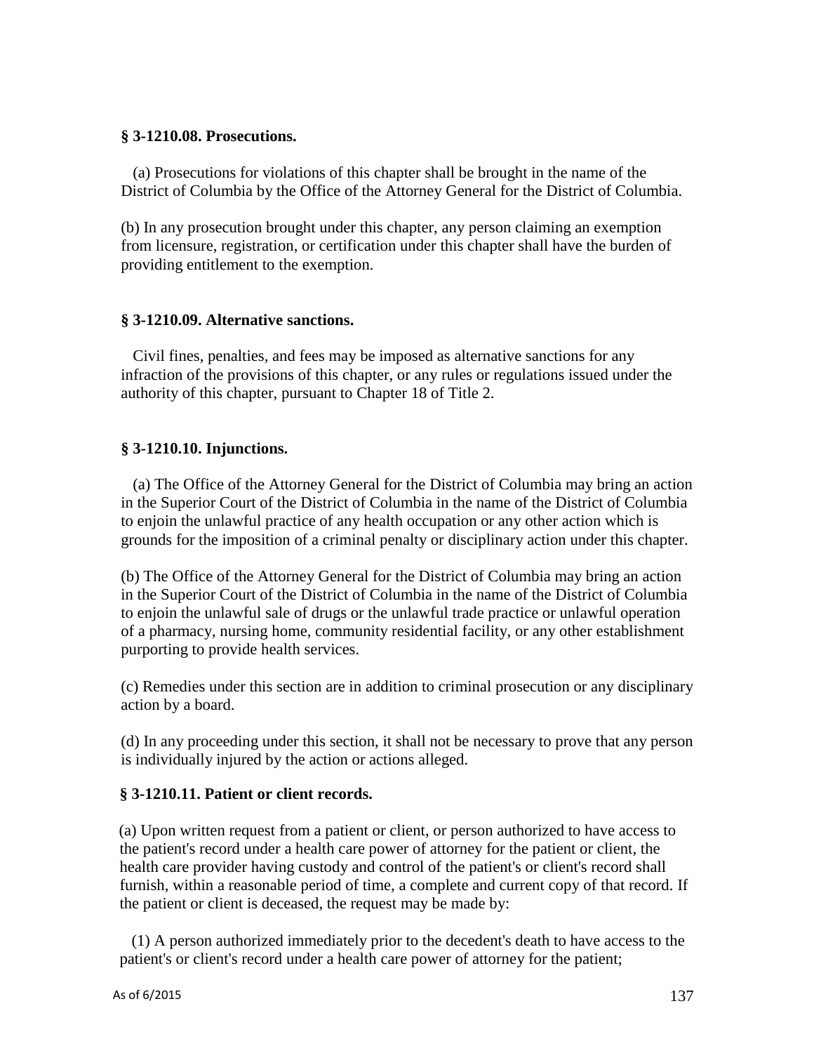**§ 3-1210.08. Prosecutions.**

(a) Prosecutions for violations of this chapter shall be brought in the name of the District of Columbia by the Office of the Attorney General for the District of Columbia.

(b) In any prosecution brought under this chapter, any person claiming an exemption from licensure, registration, or certification under this chapter shall have the burden of providing entitlement to the exemption.

**§ 3-1210.09. Alternative sanctions.**

Civil fines, penalties, and fees may be imposed as alternative sanctions for any infraction of the provisions of this chapter, or any rules or regulations issued under the authority of this chapter, pursuant to Chapter 18 of Title 2.

**§ 3-1210.10. Injunctions.**

(a) The Office of the Attorney General for the District of Columbia may bring an action in the Superior Court of the District of Columbia in the name of the District of Columbia to enjoin the unlawful practice of any health occupation or any other action which is grounds for the imposition of a criminal penalty or disciplinary action under this chapter.

(b) The Office of the Attorney General for the District of Columbia may bring an action in the Superior Court of the District of Columbia in the name of the District of Columbia to enjoin the unlawful sale of drugs or the unlawful trade practice or unlawful operation of a pharmacy, nursing home, community residential facility, or any other establishment purporting to provide health services.

(c) Remedies under this section are in addition to criminal prosecution or any disciplinary action by a board.

(d) In any proceeding under this section, it shall not be necessary to prove that any person is individually injured by the action or actions alleged.

**§ 3-1210.11. Patient or client records.**

(a) Upon written request from a patient or client, or person authorized to have access to the patient's record under a health care power of attorney for the patient or client, the health care provider having custody and control of the patient's or client's record shall furnish, within a reasonable period of time, a complete and current copy of that record. If the patient or client is deceased, the request may be made by:

(1) A person authorized immediately prior to the decedent's death to have access to the patient's or client's record under a health care power of attorney for the patient;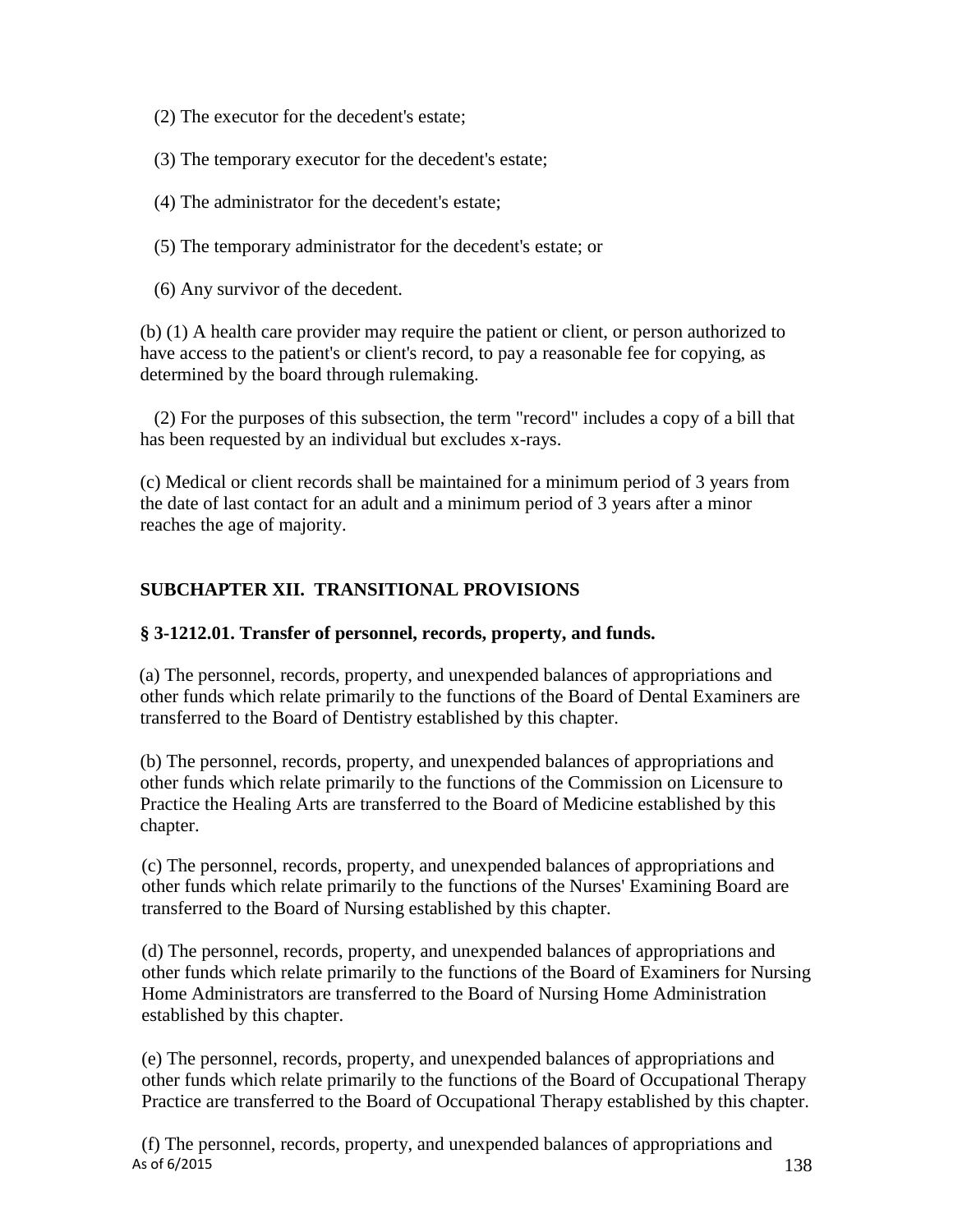(2) The executor for the decedent's estate;

(3) The temporary executor for the decedent's estate;

(4) The administrator for the decedent's estate;

(5) The temporary administrator for the decedent's estate; or

(6) Any survivor of the decedent.

(b) (1) A health care provider may require the patient or client, or person authorized to have access to the patient's or client's record, to pay a reasonable fee for copying, as determined by the board through rulemaking.

(2) For the purposes of this subsection, the term "record" includes a copy of a bill that has been requested by an individual but excludes x-rays.

(c) Medical or client records shall be maintained for a minimum period of 3 years from the date of last contact for an adult and a minimum period of 3 years after a minor reaches the age of majority.

## SUBCHAPTER XII. TRANSITIONAL PROVISIONS

### § 3-1212.01. Transfer of personnel, records, property, and funds.

(a) The personnel, records, property, and unexpended balances of appropriations and other funds which relate primarily to the functions of the Board of Dental Examiners are transferred to the Board of Dentistry established by this chapter.

(b) The personnel, records, property, and unexpended balances of appropriations and other funds which relate primarily to the functions of the Commission on Licensure to Practice the Healing Arts are transferred to the Board of Medicine established by this chapter.

(c) The personnel, records, property, and unexpended balances of appropriations and other funds which relate primarily to the functions of the Nurses' Examining Board are transferred to the Board of Nursing established by this chapter.

(d) The personnel, records, property, and unexpended balances of appropriations and other funds which relate primarily to the functions of the Board of Examiners for Nursing Home Administrators are transferred to the Board of Nursing Home Administration established by this chapter.

(e) The personnel, records, property, and unexpended balances of appropriations and other funds which relate primarily to the functions of the Board of Occupational Therapy Practice are transferred to the Board of Occupational Therapy established by this chapter.

(f) The personnel, records, property, and unexpended balances of appropriations and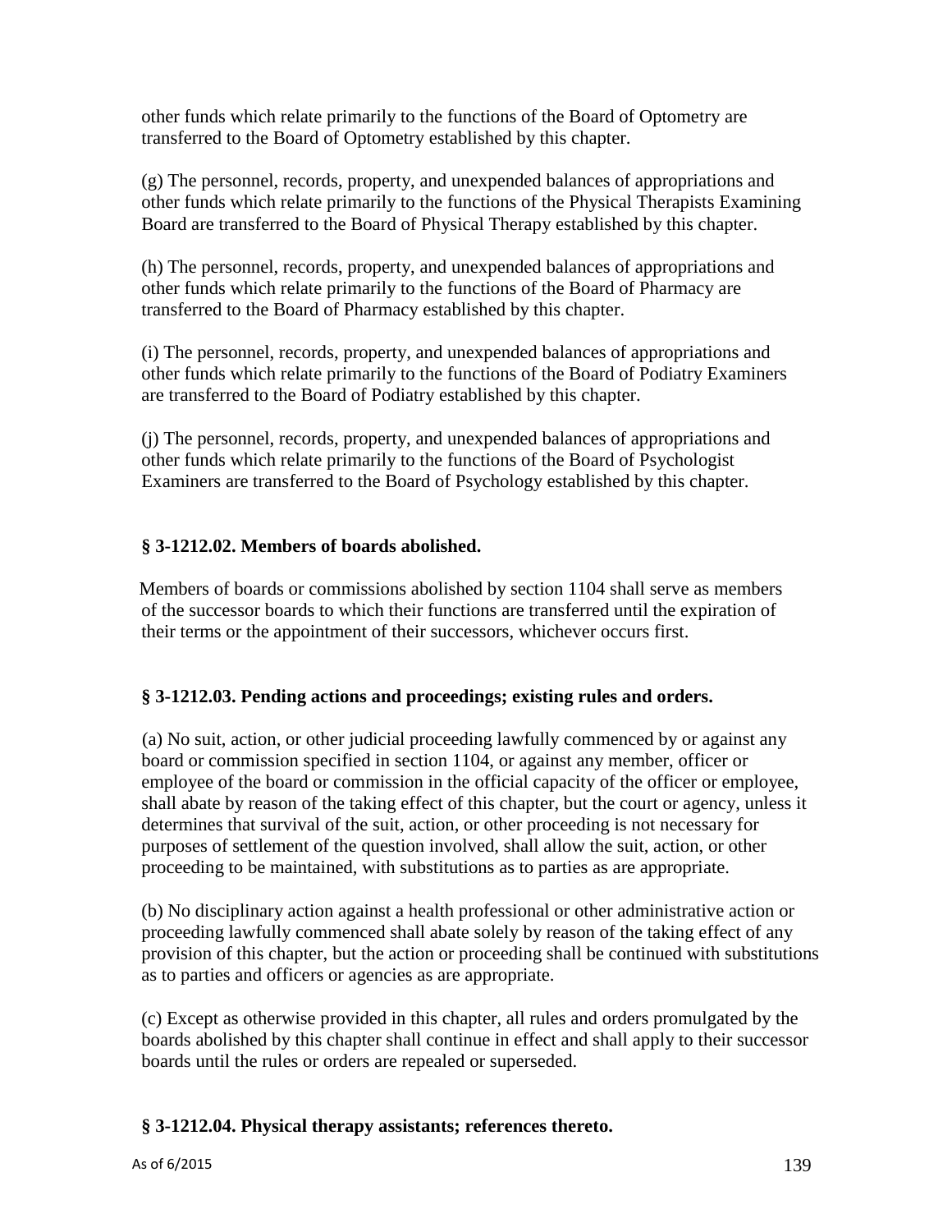other funds which relate primarily to the functions of the Board of Optometry are transferred to the Board of Optometry established by this chapter.

(g) The personnel, records, property, and unexpended balances of appropriations and other funds which relate primarily to the functions of the Physical Therapists Examining Board are transferred to the Board of Physical Therapy established by this chapter.

(h) The personnel, records, property, and unexpended balances of appropriations and other funds which relate primarily to the functions of the Board of Pharmacy are transferred to the Board of Pharmacy established by this chapter.

(i) The personnel, records, property, and unexpended balances of appropriations and other funds which relate primarily to the functions of the Board of Podiatry Examiners are transferred to the Board of Podiatry established by this chapter.

(j) The personnel, records, property, and unexpended balances of appropriations and other funds which relate primarily to the functions of the Board of Psychologist Examiners are transferred to the Board of Psychology established by this chapter.

### § 3-1212.02. Members of boards abolished.

Members of boards or commissions abolished by section 1104 shall serve as members of the successor boards to which their functions are transferred until the expiration of their terms or the appointment of their successors, whichever occurs first.

### § 3-1212.03. Pending actions and proceedings; existing rules and orders.

(a) No suit, action, or other judicial proceeding lawfully commenced by or against any board or commission specified in section 1104, or against any member, officer or employee of the board or commission in the official capacity of the officer or employee, shall abate by reason of the taking effect of this chapter, but the court or agency, unless it determines that survival of the suit, action, or other proceeding is not necessary for purposes of settlement of the question involved, shall allow the suit, action, or other proceeding to be maintained, with substitutions as to parties as are appropriate.

(b) No disciplinary action against a health professional or other administrative action or proceeding lawfully commenced shall abate solely by reason of the taking effect of any provision of this chapter, but the action or proceeding shall be continued with substitutions as to parties and officers or agencies as are appropriate.

(c) Except as otherwise provided in this chapter, all rules and orders promulgated by the boards abolished by this chapter shall continue in effect and shall apply to their successor boards until the rules or orders are repealed or superseded.

### § 3-1212.04. Physical therapy assistants; references thereto.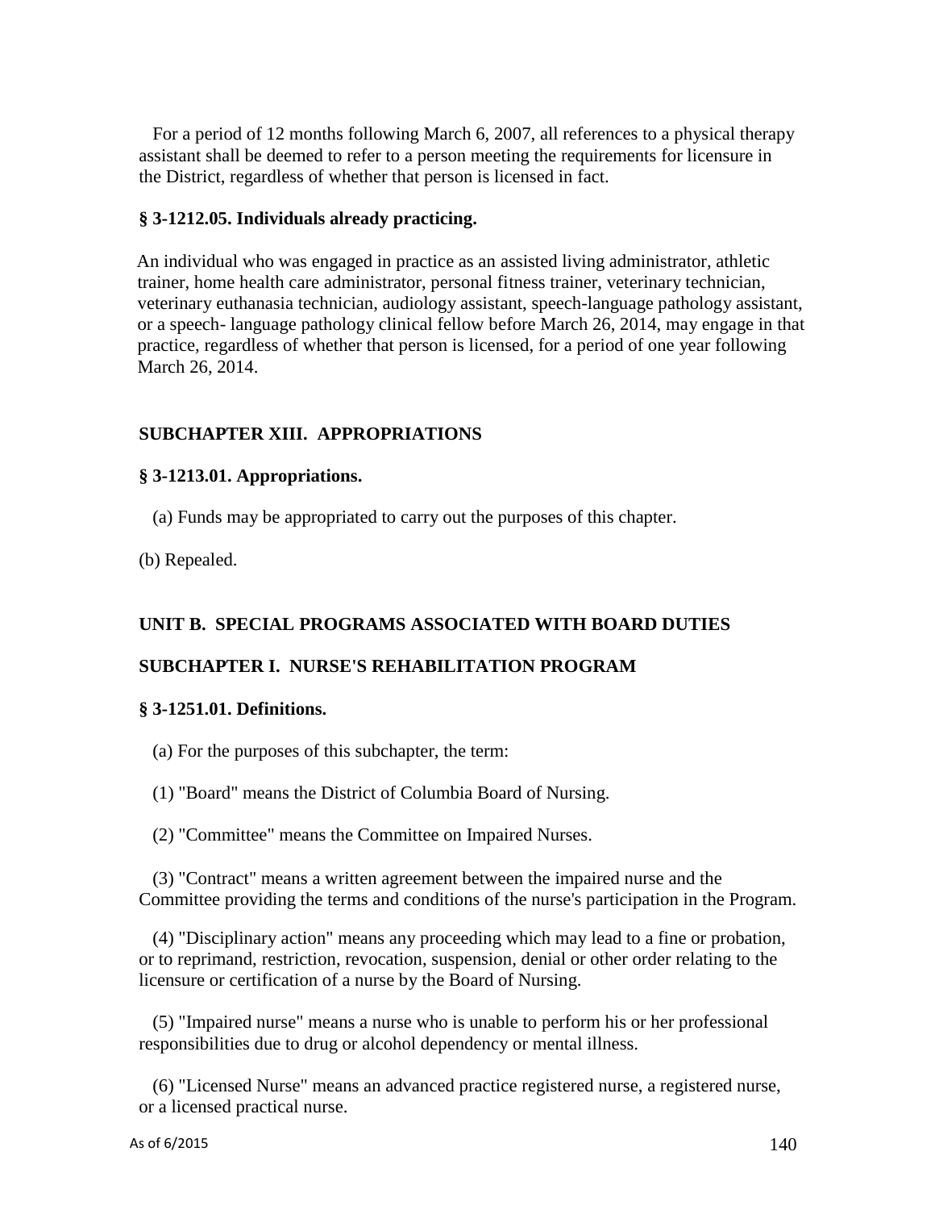For a period of 12 months following March 6, 2007, all references to a physical therapy assistant shall be deemed to refer to a person meeting the requirements for licensure in the District, regardless of whether that person is licensed in fact.

**§ 3-1212.05. Individuals already practicing.**

An individual who was engaged in practice as an assisted living administrator, athletic trainer, home health care administrator, personal fitness trainer, veterinary technician, veterinary euthanasia technician, audiology assistant, speech-language pathology assistant, or a speech- language pathology clinical fellow before March 26, 2014, may engage in that practice, regardless of whether that person is licensed, for a period of one year following March 26, 2014.

## SUBCHAPTER XIII. APPROPRIATIONS

**§ 3-1213.01. Appropriations.**

(a) Funds may be appropriated to carry out the purposes of this chapter.

(b) Repealed.

## UNIT B. SPECIAL PROGRAMS ASSOCIATED WITH BOARD DUTIES

## SUBCHAPTER I. NURSE'S REHABILITATION PROGRAM

**§ 3-1251.01. Definitions.**

(a) For the purposes of this subchapter, the term:

(1) "Board" means the District of Columbia Board of Nursing.

(2) "Committee" means the Committee on Impaired Nurses.

(3) "Contract" means a written agreement between the impaired nurse and the Committee providing the terms and conditions of the nurse's participation in the Program.

(4) "Disciplinary action" means any proceeding which may lead to a fine or probation, or to reprimand, restriction, revocation, suspension, denial or other order relating to the licensure or certification of a nurse by the Board of Nursing.

(5) "Impaired nurse" means a nurse who is unable to perform his or her professional responsibilities due to drug or alcohol dependency or mental illness.

(6) "Licensed Nurse" means an advanced practice registered nurse, a registered nurse, or a licensed practical nurse.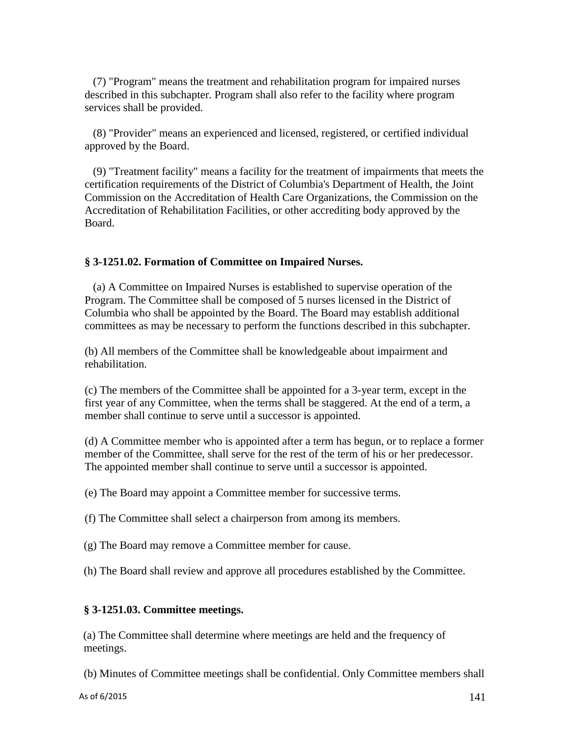(7) "Program" means the treatment and rehabilitation program for impaired nurses described in this subchapter. Program shall also refer to the facility where program services shall be provided.

(8) "Provider" means an experienced and licensed, registered, or certified individual approved by the Board.

(9) "Treatment facility" means a facility for the treatment of impairments that meets the certification requirements of the District of Columbia's Department of Health, the Joint Commission on the Accreditation of Health Care Organizations, the Commission on the Accreditation of Rehabilitation Facilities, or other accrediting body approved by the Board.

**§ 3-1251.02. Formation of Committee on Impaired Nurses.**

(a) A Committee on Impaired Nurses is established to supervise operation of the Program. The Committee shall be composed of 5 nurses licensed in the District of Columbia who shall be appointed by the Board. The Board may establish additional committees as may be necessary to perform the functions described in this subchapter.

(b) All members of the Committee shall be knowledgeable about impairment and rehabilitation.

(c) The members of the Committee shall be appointed for a 3-year term, except in the first year of any Committee, when the terms shall be staggered. At the end of a term, a member shall continue to serve until a successor is appointed.

(d) A Committee member who is appointed after a term has begun, or to replace a former member of the Committee, shall serve for the rest of the term of his or her predecessor. The appointed member shall continue to serve until a successor is appointed.

(e) The Board may appoint a Committee member for successive terms.

(f) The Committee shall select a chairperson from among its members.

(g) The Board may remove a Committee member for cause.

(h) The Board shall review and approve all procedures established by the Committee.

**§ 3-1251.03. Committee meetings.**

(a) The Committee shall determine where meetings are held and the frequency of meetings.

(b) Minutes of Committee meetings shall be confidential. Only Committee members shall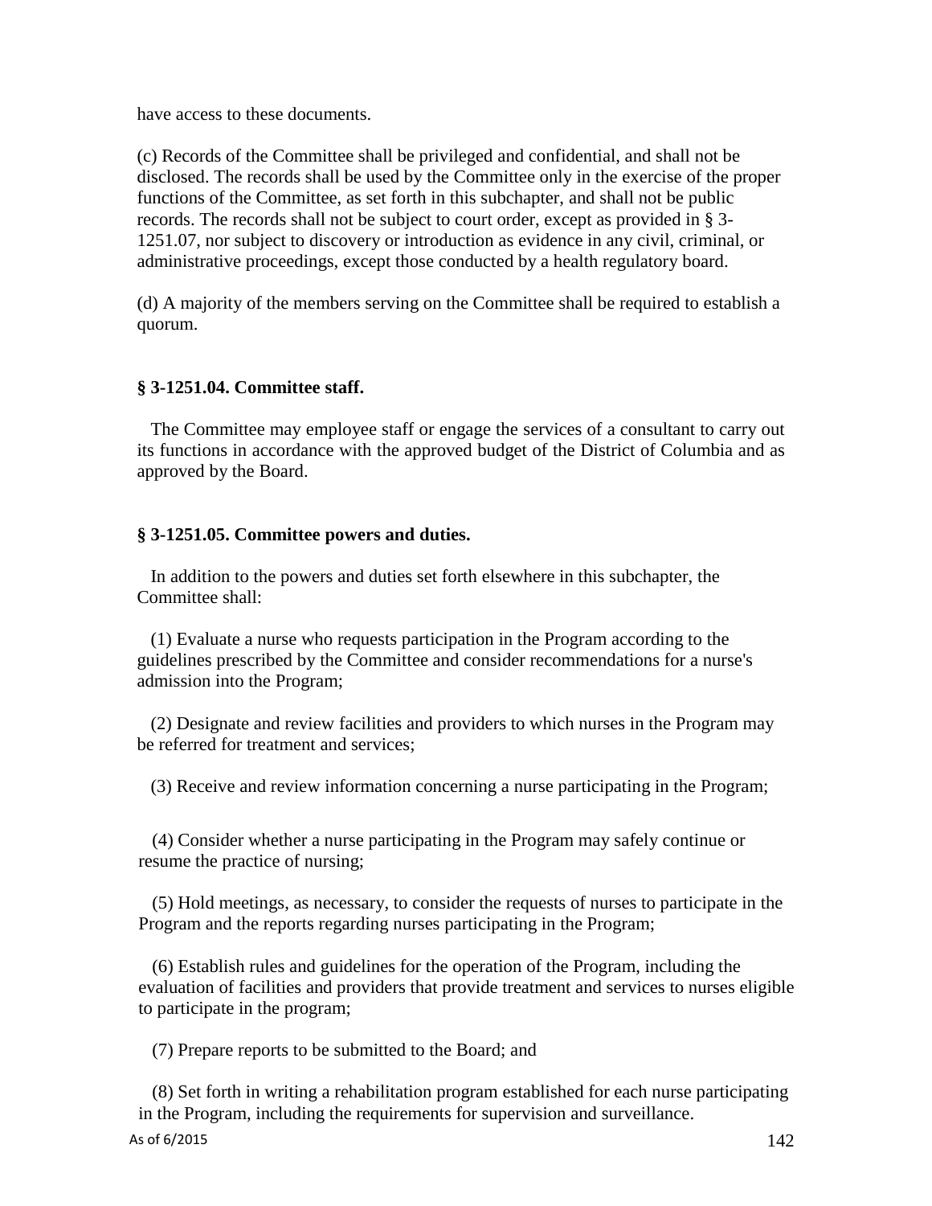have access to these documents.

(c) Records of the Committee shall be privileged and confidential, and shall not be disclosed. The records shall be used by the Committee only in the exercise of the proper functions of the Committee, as set forth in this subchapter, and shall not be public records. The records shall not be subject to court order, except as provided in § 3-1251.07, nor subject to discovery or introduction as evidence in any civil, criminal, or administrative proceedings, except those conducted by a health regulatory board.

(d) A majority of the members serving on the Committee shall be required to establish a quorum.

**§ 3-1251.04. Committee staff.**

The Committee may employee staff or engage the services of a consultant to carry out its functions in accordance with the approved budget of the District of Columbia and as approved by the Board.

**§ 3-1251.05. Committee powers and duties.**

In addition to the powers and duties set forth elsewhere in this subchapter, the Committee shall:

(1) Evaluate a nurse who requests participation in the Program according to the guidelines prescribed by the Committee and consider recommendations for a nurse's admission into the Program;

(2) Designate and review facilities and providers to which nurses in the Program may be referred for treatment and services;

(3) Receive and review information concerning a nurse participating in the Program;

(4) Consider whether a nurse participating in the Program may safely continue or resume the practice of nursing;

(5) Hold meetings, as necessary, to consider the requests of nurses to participate in the Program and the reports regarding nurses participating in the Program;

(6) Establish rules and guidelines for the operation of the Program, including the evaluation of facilities and providers that provide treatment and services to nurses eligible to participate in the program;

(7) Prepare reports to be submitted to the Board; and

(8) Set forth in writing a rehabilitation program established for each nurse participating in the Program, including the requirements for supervision and surveillance.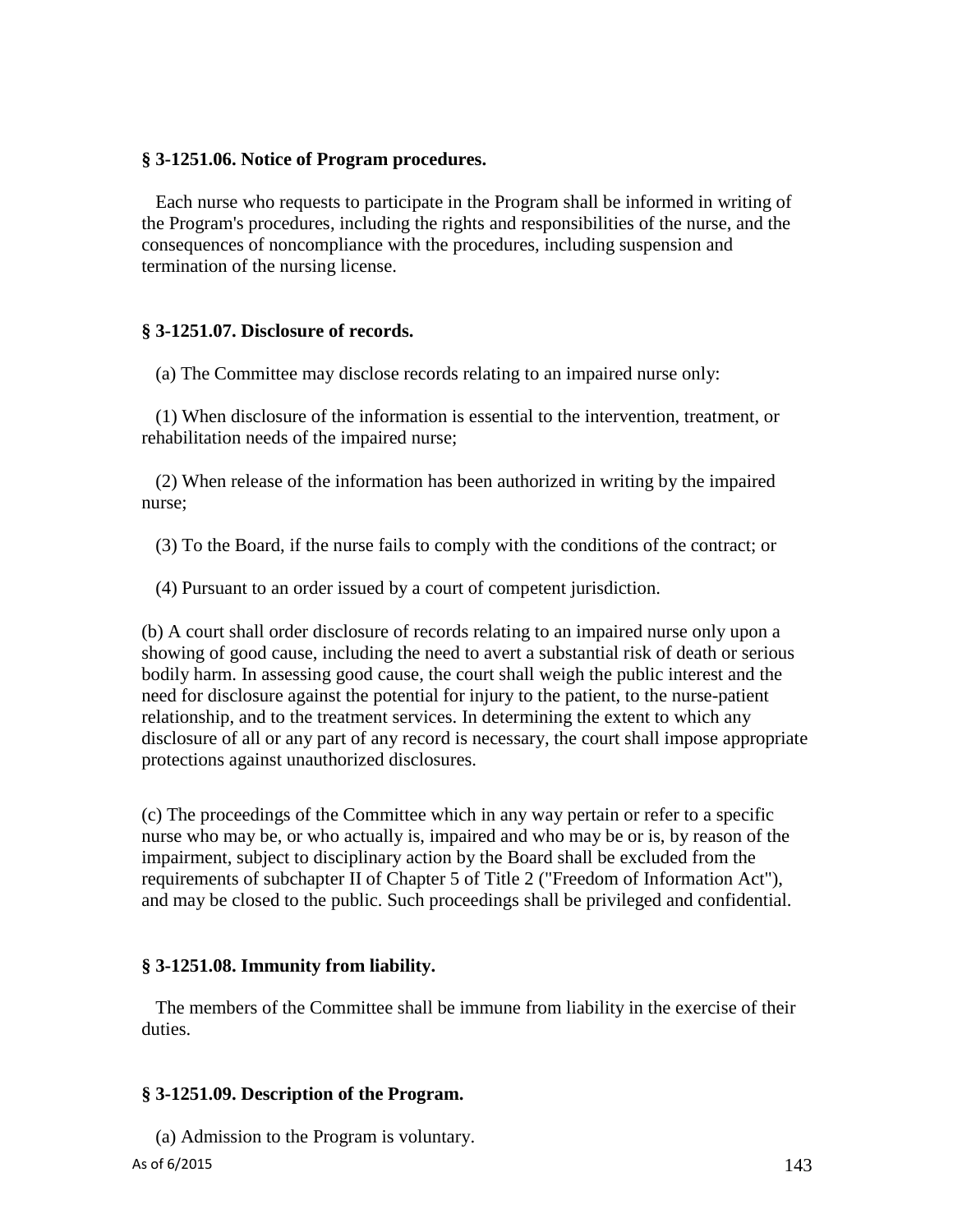**§ 3-1251.06. Notice of Program procedures.**

Each nurse who requests to participate in the Program shall be informed in writing of the Program's procedures, including the rights and responsibilities of the nurse, and the consequences of noncompliance with the procedures, including suspension and termination of the nursing license.

**§ 3-1251.07. Disclosure of records.**

(a) The Committee may disclose records relating to an impaired nurse only:

(1) When disclosure of the information is essential to the intervention, treatment, or rehabilitation needs of the impaired nurse;

(2) When release of the information has been authorized in writing by the impaired nurse;

(3) To the Board, if the nurse fails to comply with the conditions of the contract; or

(4) Pursuant to an order issued by a court of competent jurisdiction.

(b) A court shall order disclosure of records relating to an impaired nurse only upon a showing of good cause, including the need to avert a substantial risk of death or serious bodily harm. In assessing good cause, the court shall weigh the public interest and the need for disclosure against the potential for injury to the patient, to the nurse-patient relationship, and to the treatment services. In determining the extent to which any disclosure of all or any part of any record is necessary, the court shall impose appropriate protections against unauthorized disclosures.

(c) The proceedings of the Committee which in any way pertain or refer to a specific nurse who may be, or who actually is, impaired and who may be or is, by reason of the impairment, subject to disciplinary action by the Board shall be excluded from the requirements of subchapter II of Chapter 5 of Title 2 ("Freedom of Information Act"), and may be closed to the public. Such proceedings shall be privileged and confidential.

**§ 3-1251.08. Immunity from liability.**

The members of the Committee shall be immune from liability in the exercise of their duties.

**§ 3-1251.09. Description of the Program.**

(a) Admission to the Program is voluntary.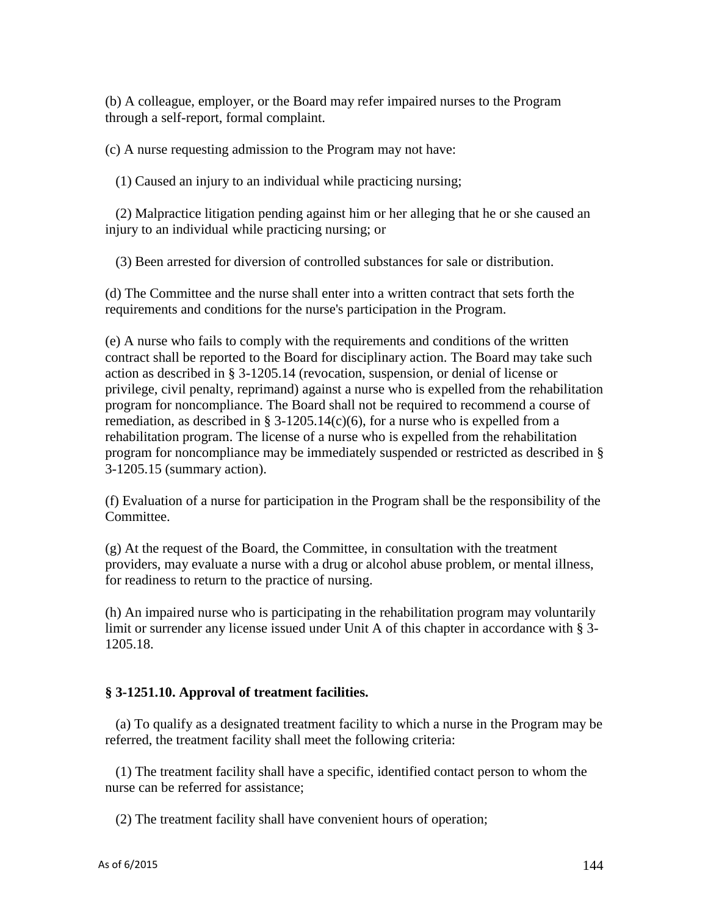(b) A colleague, employer, or the Board may refer impaired nurses to the Program through a self-report, formal complaint.

(c) A nurse requesting admission to the Program may not have:

(1) Caused an injury to an individual while practicing nursing;

(2) Malpractice litigation pending against him or her alleging that he or she caused an injury to an individual while practicing nursing; or

(3) Been arrested for diversion of controlled substances for sale or distribution.

(d) The Committee and the nurse shall enter into a written contract that sets forth the requirements and conditions for the nurse's participation in the Program.

(e) A nurse who fails to comply with the requirements and conditions of the written contract shall be reported to the Board for disciplinary action. The Board may take such action as described in § 3-1205.14 (revocation, suspension, or denial of license or privilege, civil penalty, reprimand) against a nurse who is expelled from the rehabilitation program for noncompliance. The Board shall not be required to recommend a course of remediation, as described in § 3-1205.14(c)(6), for a nurse who is expelled from a rehabilitation program. The license of a nurse who is expelled from the rehabilitation program for noncompliance may be immediately suspended or restricted as described in § 3-1205.15 (summary action).

(f) Evaluation of a nurse for participation in the Program shall be the responsibility of the Committee.

(g) At the request of the Board, the Committee, in consultation with the treatment providers, may evaluate a nurse with a drug or alcohol abuse problem, or mental illness, for readiness to return to the practice of nursing.

(h) An impaired nurse who is participating in the rehabilitation program may voluntarily limit or surrender any license issued under Unit A of this chapter in accordance with § 3-1205.18.

### § 3-1251.10. Approval of treatment facilities.

(a) To qualify as a designated treatment facility to which a nurse in the Program may be referred, the treatment facility shall meet the following criteria:

(1) The treatment facility shall have a specific, identified contact person to whom the nurse can be referred for assistance;

(2) The treatment facility shall have convenient hours of operation;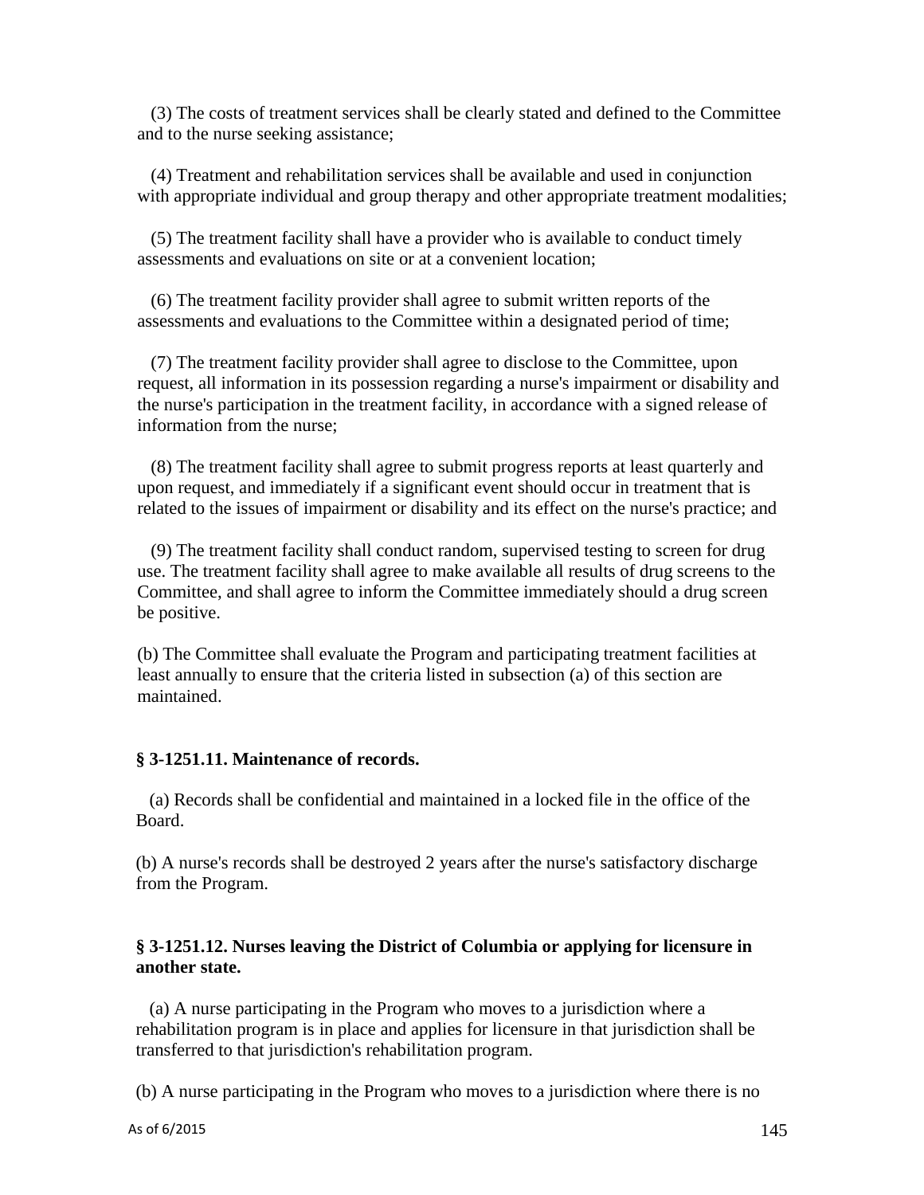(3) The costs of treatment services shall be clearly stated and defined to the Committee and to the nurse seeking assistance;

(4) Treatment and rehabilitation services shall be available and used in conjunction with appropriate individual and group therapy and other appropriate treatment modalities;

(5) The treatment facility shall have a provider who is available to conduct timely assessments and evaluations on site or at a convenient location;

(6) The treatment facility provider shall agree to submit written reports of the assessments and evaluations to the Committee within a designated period of time;

(7) The treatment facility provider shall agree to disclose to the Committee, upon request, all information in its possession regarding a nurse's impairment or disability and the nurse's participation in the treatment facility, in accordance with a signed release of information from the nurse;

(8) The treatment facility shall agree to submit progress reports at least quarterly and upon request, and immediately if a significant event should occur in treatment that is related to the issues of impairment or disability and its effect on the nurse's practice; and

(9) The treatment facility shall conduct random, supervised testing to screen for drug use. The treatment facility shall agree to make available all results of drug screens to the Committee, and shall agree to inform the Committee immediately should a drug screen be positive.

(b) The Committee shall evaluate the Program and participating treatment facilities at least annually to ensure that the criteria listed in subsection (a) of this section are maintained.

**§ 3-1251.11. Maintenance of records.**

(a) Records shall be confidential and maintained in a locked file in the office of the Board.

(b) A nurse's records shall be destroyed 2 years after the nurse's satisfactory discharge from the Program.

**§ 3-1251.12. Nurses leaving the District of Columbia or applying for licensure in another state.**

(a) A nurse participating in the Program who moves to a jurisdiction where a rehabilitation program is in place and applies for licensure in that jurisdiction shall be transferred to that jurisdiction's rehabilitation program.

(b) A nurse participating in the Program who moves to a jurisdiction where there is no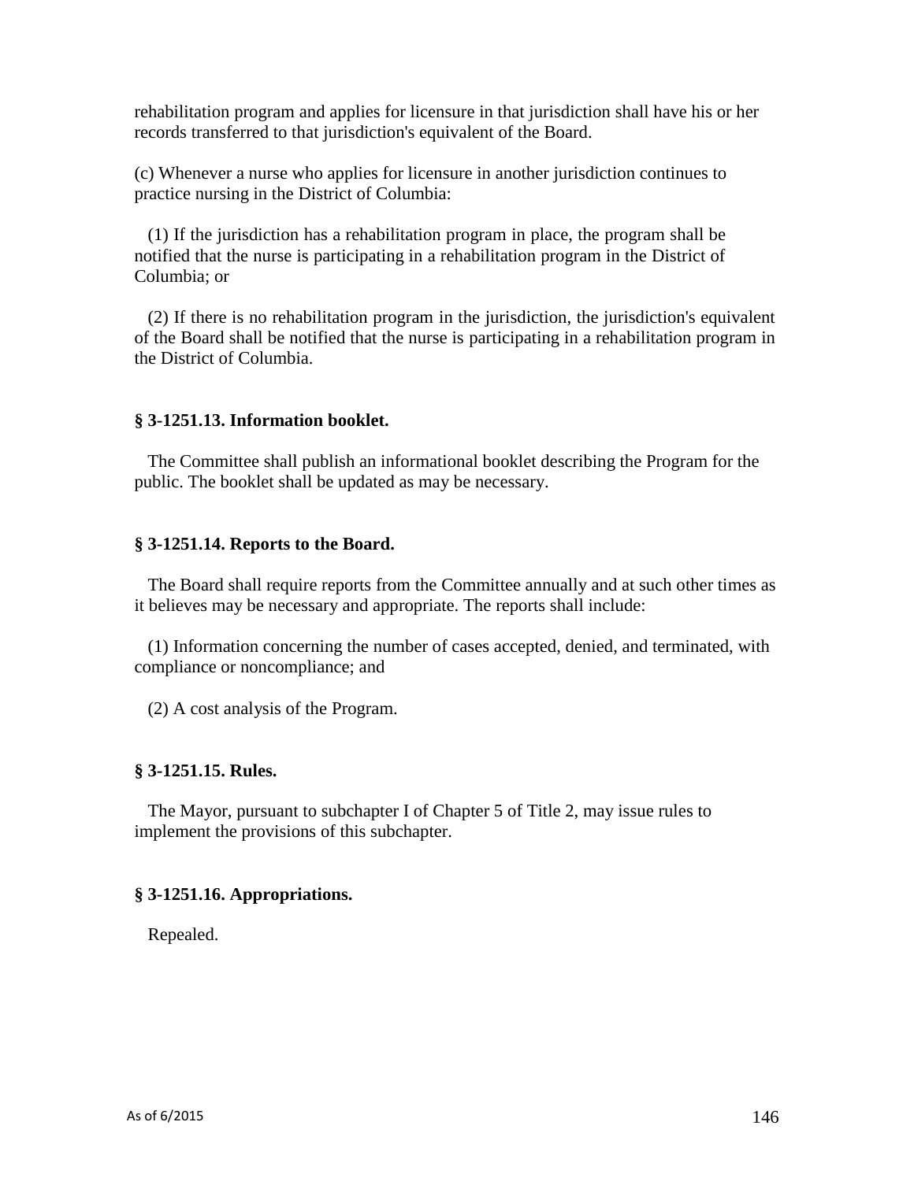rehabilitation program and applies for licensure in that jurisdiction shall have his or her records transferred to that jurisdiction's equivalent of the Board.

(c) Whenever a nurse who applies for licensure in another jurisdiction continues to practice nursing in the District of Columbia:

(1) If the jurisdiction has a rehabilitation program in place, the program shall be notified that the nurse is participating in a rehabilitation program in the District of Columbia; or

(2) If there is no rehabilitation program in the jurisdiction, the jurisdiction's equivalent of the Board shall be notified that the nurse is participating in a rehabilitation program in the District of Columbia.

### § 3-1251.13. Information booklet.

The Committee shall publish an informational booklet describing the Program for the public. The booklet shall be updated as may be necessary.

### § 3-1251.14. Reports to the Board.

The Board shall require reports from the Committee annually and at such other times as it believes may be necessary and appropriate. The reports shall include:

(1) Information concerning the number of cases accepted, denied, and terminated, with compliance or noncompliance; and

(2) A cost analysis of the Program.

### § 3-1251.15. Rules.

The Mayor, pursuant to subchapter I of Chapter 5 of Title 2, may issue rules to implement the provisions of this subchapter.

### § 3-1251.16. Appropriations.

Repealed.